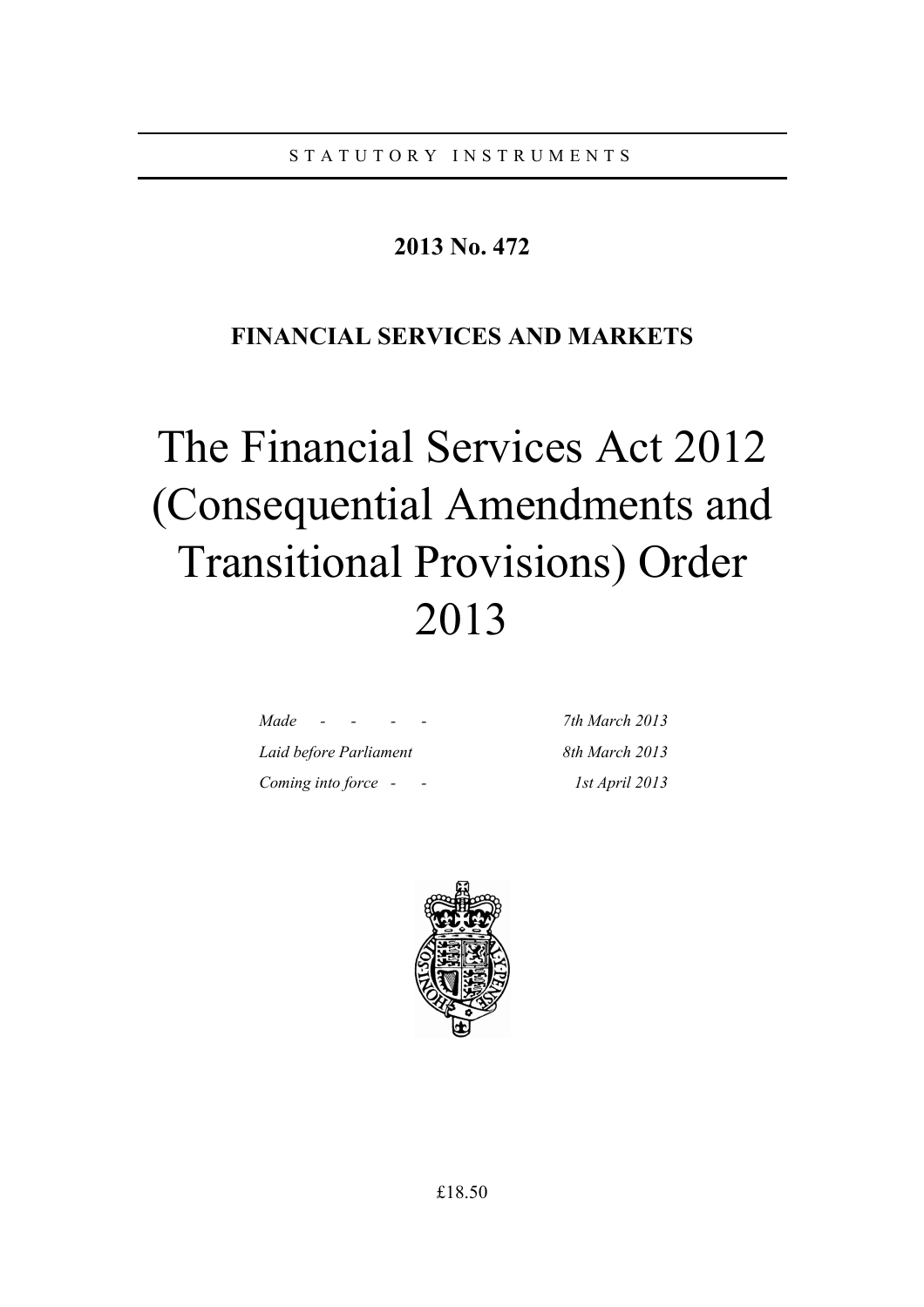STATUTORY INSTRUMENTS

**2013 No. 472**

**FINANCIAL SERVICES AND MARKETS**

# The Financial Services Act 2012 (Consequential Amendments and Transitional Provisions) Order 2013

| | |
|---|---|
| *Made - - - -* | *7th March 2013* |
| *Laid before Parliament* | *8th March 2013* |
| *Coming into force - -* | *1st April 2013* |

£18.50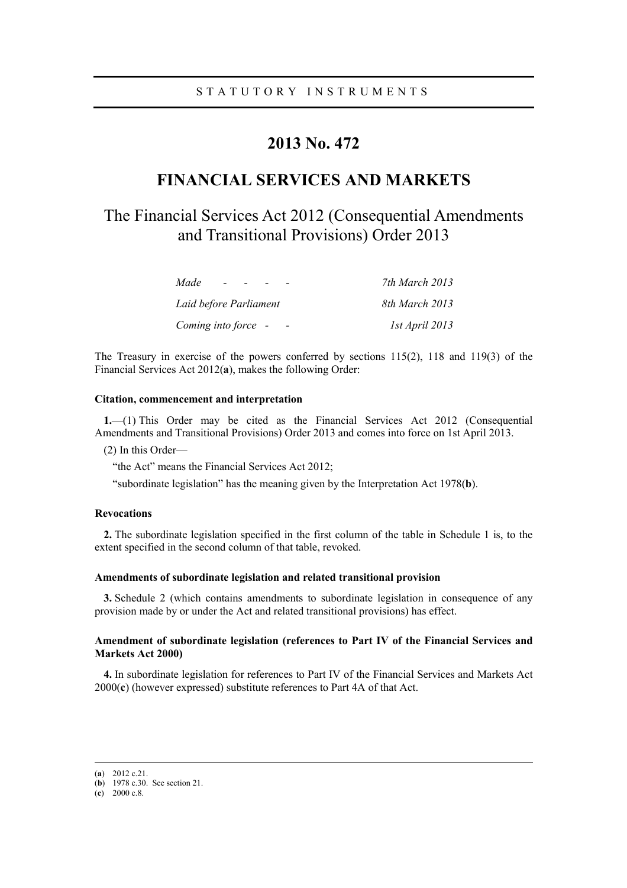STATUTORY INSTRUMENTS

# 2013 No. 472

# FINANCIAL SERVICES AND MARKETS

## The Financial Services Act 2012 (Consequential Amendments and Transitional Provisions) Order 2013

| | |
|---|---|
| *Made - - - -* | *7th March 2013* |
| *Laid before Parliament* | *8th March 2013* |
| *Coming into force - -* | *1st April 2013* |

The Treasury in exercise of the powers conferred by sections 115(2), 118 and 119(3) of the Financial Services Act 2012(**a**), makes the following Order:

**Citation, commencement and interpretation**

**1.**—(1) This Order may be cited as the Financial Services Act 2012 (Consequential Amendments and Transitional Provisions) Order 2013 and comes into force on 1st April 2013.

(2) In this Order—

"the Act" means the Financial Services Act 2012;

"subordinate legislation" has the meaning given by the Interpretation Act 1978(**b**).

**Revocations**

**2.** The subordinate legislation specified in the first column of the table in Schedule 1 is, to the extent specified in the second column of that table, revoked.

**Amendments of subordinate legislation and related transitional provision**

**3.** Schedule 2 (which contains amendments to subordinate legislation in consequence of any provision made by or under the Act and related transitional provisions) has effect.

**Amendment of subordinate legislation (references to Part IV of the Financial Services and Markets Act 2000)**

**4.** In subordinate legislation for references to Part IV of the Financial Services and Markets Act 2000(**c**) (however expressed) substitute references to Part 4A of that Act.

---

(**a**) 2012 c.21.
(**b**) 1978 c.30. See section 21.
(**c**) 2000 c.8.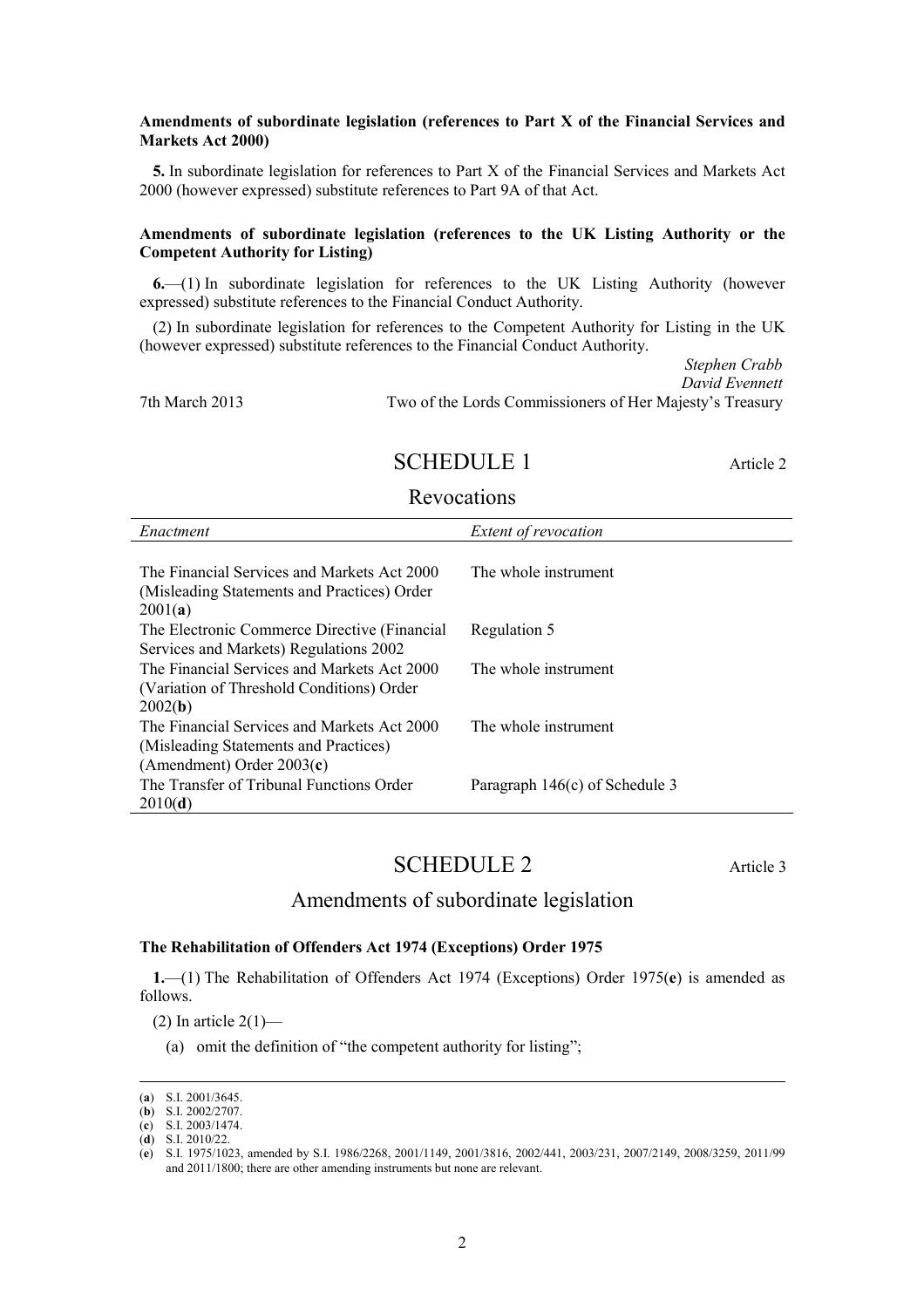**Amendments of subordinate legislation (references to Part X of the Financial Services and Markets Act 2000)**

**5.** In subordinate legislation for references to Part X of the Financial Services and Markets Act 2000 (however expressed) substitute references to Part 9A of that Act.

**Amendments of subordinate legislation (references to the UK Listing Authority or the Competent Authority for Listing)**

**6.**—(1) In subordinate legislation for references to the UK Listing Authority (however expressed) substitute references to the Financial Conduct Authority.

(2) In subordinate legislation for references to the Competent Authority for Listing in the UK (however expressed) substitute references to the Financial Conduct Authority.

*Stephen Crabb*
*David Evennett*
7th March 2013 Two of the Lords Commissioners of Her Majesty's Treasury

## SCHEDULE 1

Article 2

### Revocations

| *Enactment* | *Extent of revocation* |
|---|---|
| The Financial Services and Markets Act 2000 (Misleading Statements and Practices) Order 2001(**a**) | The whole instrument |
| The Electronic Commerce Directive (Financial Services and Markets) Regulations 2002 | Regulation 5 |
| The Financial Services and Markets Act 2000 (Variation of Threshold Conditions) Order 2002(**b**) | The whole instrument |
| The Financial Services and Markets Act 2000 (Misleading Statements and Practices) (Amendment) Order 2003(**c**) | The whole instrument |
| The Transfer of Tribunal Functions Order 2010(**d**) | Paragraph 146(c) of Schedule 3 |

## SCHEDULE 2

Article 3

### Amendments of subordinate legislation

**The Rehabilitation of Offenders Act 1974 (Exceptions) Order 1975**

**1.**—(1) The Rehabilitation of Offenders Act 1974 (Exceptions) Order 1975(**e**) is amended as follows.

(2) In article 2(1)—

(a) omit the definition of "the competent authority for listing";

---

(**a**) S.I. 2001/3645.
(**b**) S.I. 2002/2707.
(**c**) S.I. 2003/1474.
(**d**) S.I. 2010/22.
(**e**) S.I. 1975/1023, amended by S.I. 1986/2268, 2001/1149, 2001/3816, 2002/441, 2003/231, 2007/2149, 2008/3259, 2011/99 and 2011/1800; there are other amending instruments but none are relevant.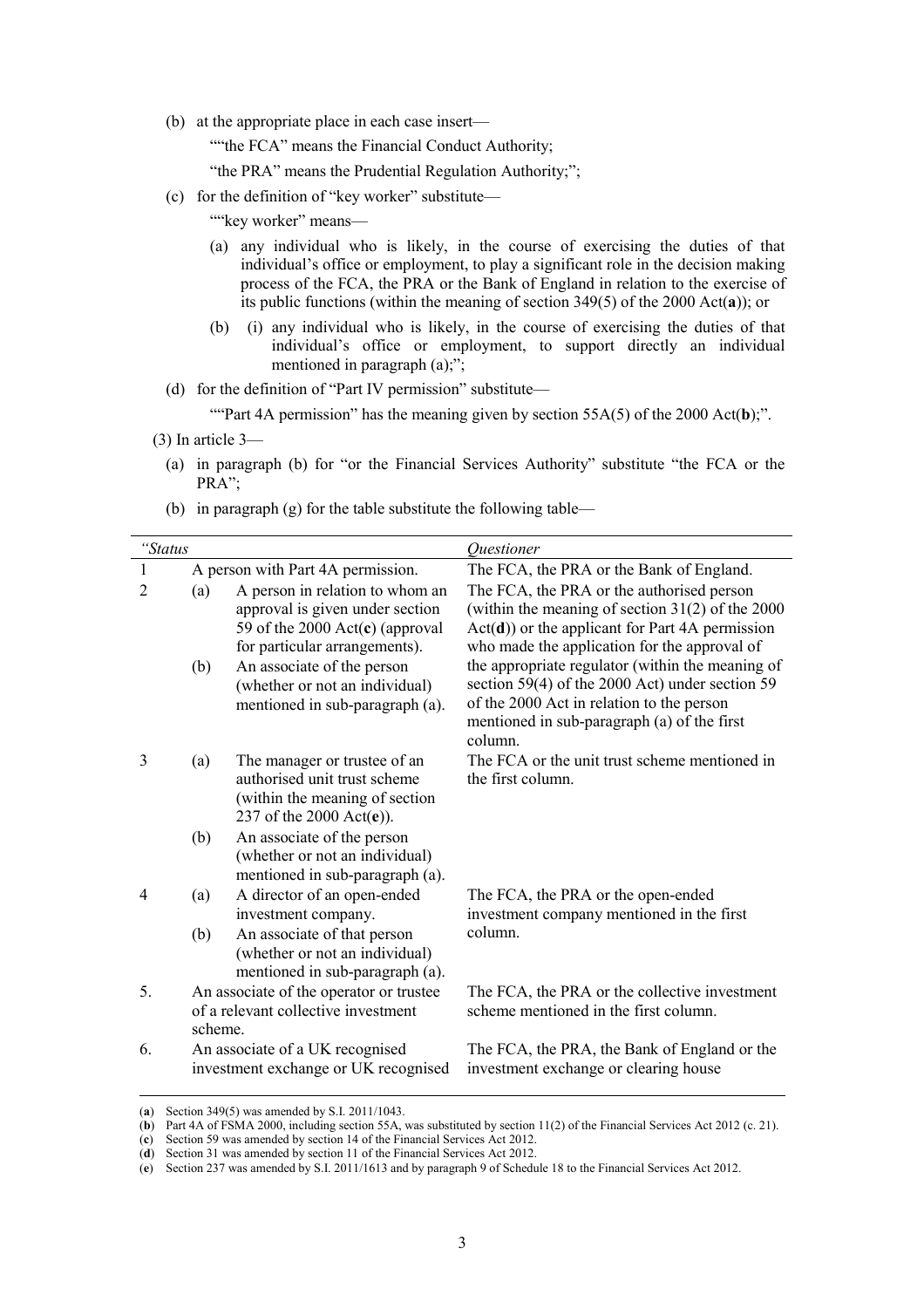(b) at the appropriate place in each case insert—

""the FCA" means the Financial Conduct Authority;

"the PRA" means the Prudential Regulation Authority;";

(c) for the definition of "key worker" substitute—

""key worker" means—

(a) any individual who is likely, in the course of exercising the duties of that individual's office or employment, to play a significant role in the decision making process of the FCA, the PRA or the Bank of England in relation to the exercise of its public functions (within the meaning of section 349(5) of the 2000 Act(**a**)); or

(b) (i) any individual who is likely, in the course of exercising the duties of that individual's office or employment, to support directly an individual mentioned in paragraph (a);";

(d) for the definition of "Part IV permission" substitute—

""Part 4A permission" has the meaning given by section 55A(5) of the 2000 Act(**b**);".

(3) In article 3—

(a) in paragraph (b) for "or the Financial Services Authority" substitute "the FCA or the PRA";

(b) in paragraph (g) for the table substitute the following table—

| *"Status* | | | *Questioner* |
|---|---|---|---|
| 1 | | A person with Part 4A permission. | The FCA, the PRA or the Bank of England. |
| 2 | (a) | A person in relation to whom an approval is given under section 59 of the 2000 Act(**c**) (approval for particular arrangements). | The FCA, the PRA or the authorised person (within the meaning of section 31(2) of the 2000 Act(**d**)) or the applicant for Part 4A permission who made the application for the approval of the appropriate regulator (within the meaning of section 59(4) of the 2000 Act) under section 59 of the 2000 Act in relation to the person mentioned in sub-paragraph (a) of the first column. |
| | (b) | An associate of the person (whether or not an individual) mentioned in sub-paragraph (a). | |
| 3 | (a) | The manager or trustee of an authorised unit trust scheme (within the meaning of section 237 of the 2000 Act(**e**)). | The FCA or the unit trust scheme mentioned in the first column. |
| | (b) | An associate of the person (whether or not an individual) mentioned in sub-paragraph (a). | |
| 4 | (a) | A director of an open-ended investment company. | The FCA, the PRA or the open-ended investment company mentioned in the first column. |
| | (b) | An associate of that person (whether or not an individual) mentioned in sub-paragraph (a). | |
| 5. | | An associate of the operator or trustee of a relevant collective investment scheme. | The FCA, the PRA or the collective investment scheme mentioned in the first column. |
| 6. | | An associate of a UK recognised investment exchange or UK recognised | The FCA, the PRA, the Bank of England or the investment exchange or clearing house |

(**a**) Section 349(5) was amended by S.I. 2011/1043.

(**b**) Part 4A of FSMA 2000, including section 55A, was substituted by section 11(2) of the Financial Services Act 2012 (c. 21).

(**c**) Section 59 was amended by section 14 of the Financial Services Act 2012.

(**d**) Section 31 was amended by section 11 of the Financial Services Act 2012.

(**e**) Section 237 was amended by S.I. 2011/1613 and by paragraph 9 of Schedule 18 to the Financial Services Act 2012.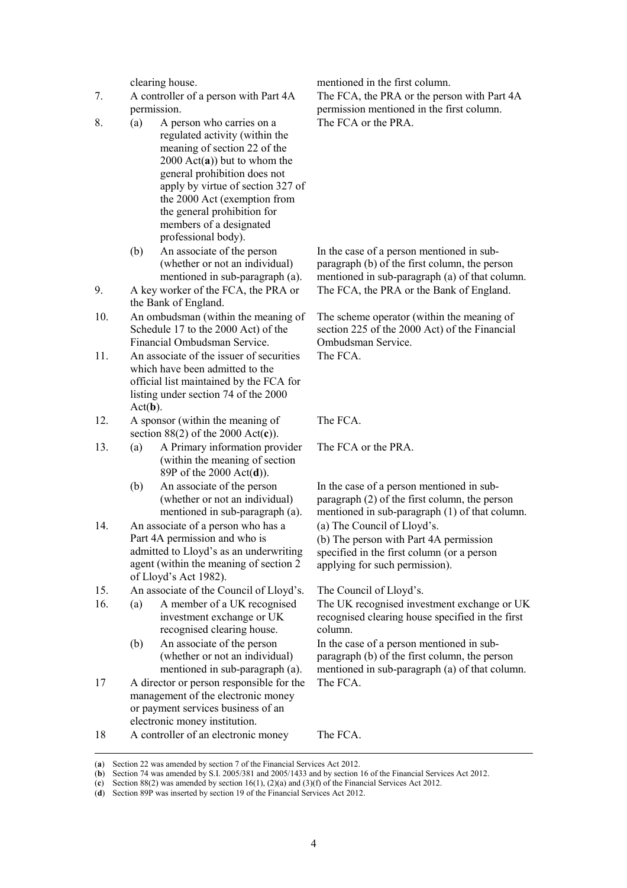| | | |
|---|---|---|
| | clearing house. | mentioned in the first column. |
| 7. | A controller of a person with Part 4A permission. | The FCA, the PRA or the person with Part 4A permission mentioned in the first column. |
| 8. | (a) A person who carries on a regulated activity (within the meaning of section 22 of the 2000 Act(**a**)) but to whom the general prohibition does not apply by virtue of section 327 of the 2000 Act (exemption from the general prohibition for members of a designated professional body). | The FCA or the PRA. |
| | (b) An associate of the person (whether or not an individual) mentioned in sub-paragraph (a). | In the case of a person mentioned in sub-paragraph (b) of the first column, the person mentioned in sub-paragraph (a) of that column. |
| 9. | A key worker of the FCA, the PRA or the Bank of England. | The FCA, the PRA or the Bank of England. |
| 10. | An ombudsman (within the meaning of Schedule 17 to the 2000 Act) of the Financial Ombudsman Service. | The scheme operator (within the meaning of section 225 of the 2000 Act) of the Financial Ombudsman Service. |
| 11. | An associate of the issuer of securities which have been admitted to the official list maintained by the FCA for listing under section 74 of the 2000 Act(**b**). | The FCA. |
| 12. | A sponsor (within the meaning of section 88(2) of the 2000 Act(**c**)). | The FCA. |
| 13. | (a) A Primary information provider (within the meaning of section 89P of the 2000 Act(**d**)). | The FCA or the PRA. |
| | (b) An associate of the person (whether or not an individual) mentioned in sub-paragraph (a). | In the case of a person mentioned in sub-paragraph (2) of the first column, the person mentioned in sub-paragraph (1) of that column. |
| 14. | An associate of a person who has a Part 4A permission and who is admitted to Lloyd's as an underwriting agent (within the meaning of section 2 of Lloyd's Act 1982). | (a) The Council of Lloyd's.<br>(b) The person with Part 4A permission specified in the first column (or a person applying for such permission). |
| 15. | An associate of the Council of Lloyd's. | The Council of Lloyd's. |
| 16. | (a) A member of a UK recognised investment exchange or UK recognised clearing house. | The UK recognised investment exchange or UK recognised clearing house specified in the first column. |
| | (b) An associate of the person (whether or not an individual) mentioned in sub-paragraph (a). | In the case of a person mentioned in sub-paragraph (b) of the first column, the person mentioned in sub-paragraph (a) of that column. |
| 17 | A director or person responsible for the management of the electronic money or payment services business of an electronic money institution. | The FCA. |
| 18 | A controller of an electronic money | The FCA. |

(**a**) Section 22 was amended by section 7 of the Financial Services Act 2012.
(**b**) Section 74 was amended by S.I. 2005/381 and 2005/1433 and by section 16 of the Financial Services Act 2012.
(**c**) Section 88(2) was amended by section 16(1), (2)(a) and (3)(f) of the Financial Services Act 2012.
(**d**) Section 89P was inserted by section 19 of the Financial Services Act 2012.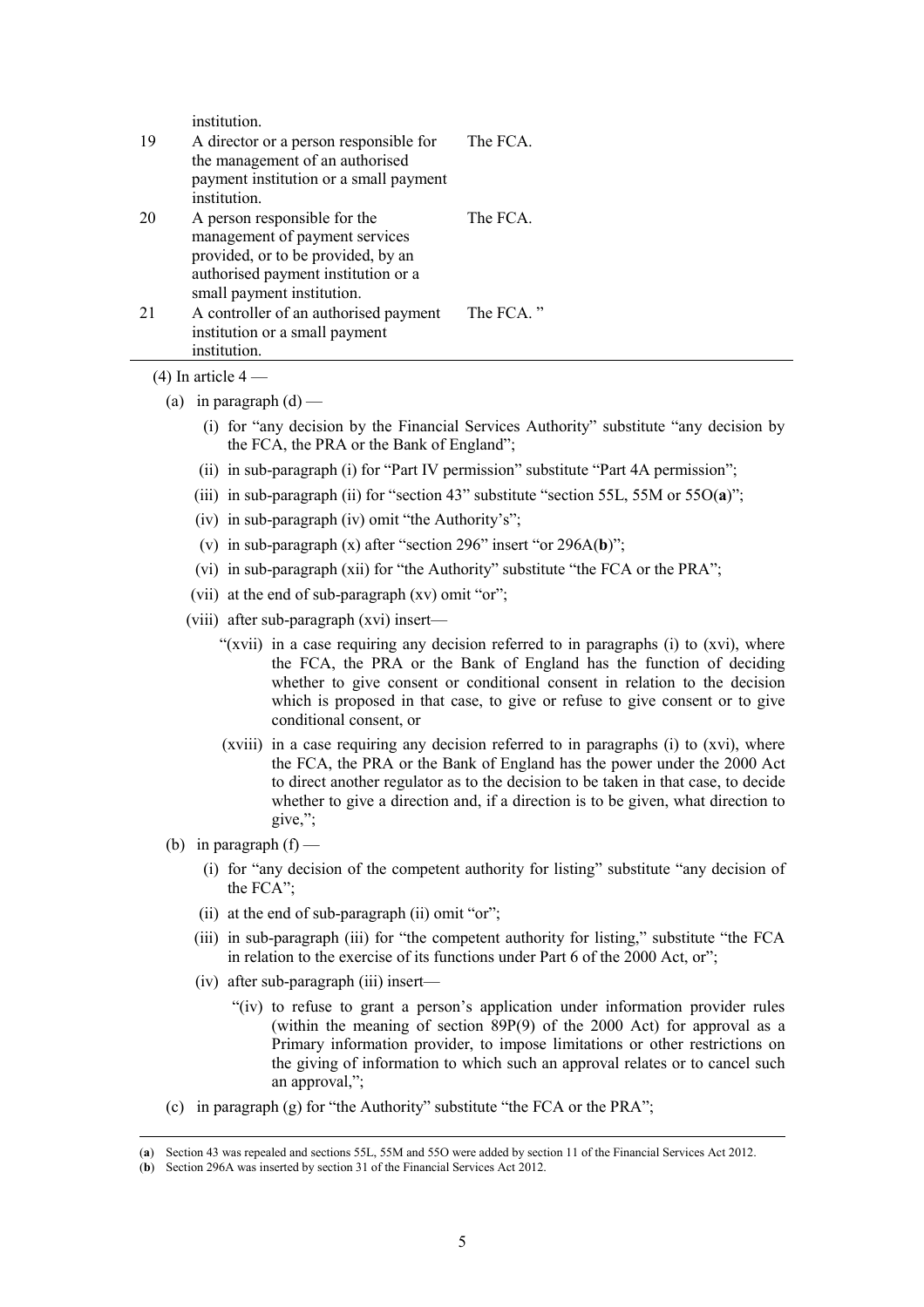| | | |
|---|---|---|
| | institution. | |
| 19 | A director or a person responsible for the management of an authorised payment institution or a small payment institution. | The FCA. |
| 20 | A person responsible for the management of payment services provided, or to be provided, by an authorised payment institution or a small payment institution. | The FCA. |
| 21 | A controller of an authorised payment institution or a small payment institution. | The FCA. ” |

(4) In article 4 —

(a) in paragraph (d) —

(i) for “any decision by the Financial Services Authority” substitute “any decision by the FCA, the PRA or the Bank of England”;

(ii) in sub-paragraph (i) for “Part IV permission” substitute “Part 4A permission”;

(iii) in sub-paragraph (ii) for “section 43” substitute “section 55L, 55M or 55O(**a**)”;

(iv) in sub-paragraph (iv) omit “the Authority’s”;

(v) in sub-paragraph (x) after “section 296” insert “or 296A(**b**)”;

(vi) in sub-paragraph (xii) for “the Authority” substitute “the FCA or the PRA”;

(vii) at the end of sub-paragraph (xv) omit “or”;

(viii) after sub-paragraph (xvi) insert—

“(xvii) in a case requiring any decision referred to in paragraphs (i) to (xvi), where the FCA, the PRA or the Bank of England has the function of deciding whether to give consent or conditional consent in relation to the decision which is proposed in that case, to give or refuse to give consent or to give conditional consent, or

(xviii) in a case requiring any decision referred to in paragraphs (i) to (xvi), where the FCA, the PRA or the Bank of England has the power under the 2000 Act to direct another regulator as to the decision to be taken in that case, to decide whether to give a direction and, if a direction is to be given, what direction to give,”;

(b) in paragraph (f) —

(i) for “any decision of the competent authority for listing” substitute “any decision of the FCA”;

(ii) at the end of sub-paragraph (ii) omit “or”;

(iii) in sub-paragraph (iii) for “the competent authority for listing,” substitute “the FCA in relation to the exercise of its functions under Part 6 of the 2000 Act, or”;

(iv) after sub-paragraph (iii) insert—

“(iv) to refuse to grant a person’s application under information provider rules (within the meaning of section 89P(9) of the 2000 Act) for approval as a Primary information provider, to impose limitations or other restrictions on the giving of information to which such an approval relates or to cancel such an approval,”;

(c) in paragraph (g) for “the Authority” substitute “the FCA or the PRA”;

---

(**a**) Section 43 was repealed and sections 55L, 55M and 55O were added by section 11 of the Financial Services Act 2012.

(**b**) Section 296A was inserted by section 31 of the Financial Services Act 2012.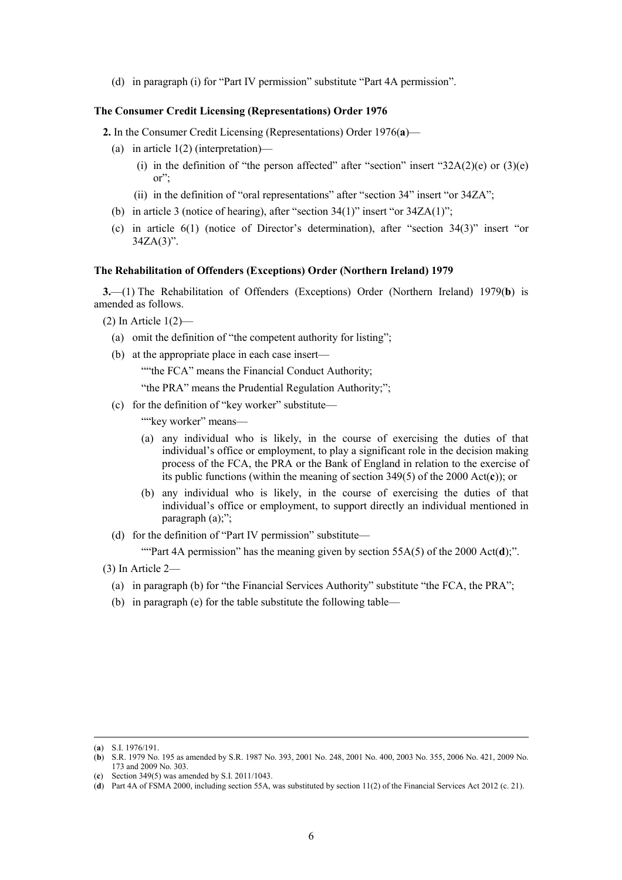(d) in paragraph (i) for "Part IV permission" substitute "Part 4A permission".

### The Consumer Credit Licensing (Representations) Order 1976

**2.** In the Consumer Credit Licensing (Representations) Order 1976(**a**)—

- (a) in article 1(2) (interpretation)—
  - (i) in the definition of "the person affected" after "section" insert "32A(2)(e) or (3)(e) or";
  - (ii) in the definition of "oral representations" after "section 34" insert "or 34ZA";
- (b) in article 3 (notice of hearing), after "section 34(1)" insert "or 34ZA(1)";
- (c) in article 6(1) (notice of Director's determination), after "section 34(3)" insert "or 34ZA(3)".

### The Rehabilitation of Offenders (Exceptions) Order (Northern Ireland) 1979

**3.**—(1) The Rehabilitation of Offenders (Exceptions) Order (Northern Ireland) 1979(**b**) is amended as follows.

(2) In Article 1(2)—

- (a) omit the definition of "the competent authority for listing";
- (b) at the appropriate place in each case insert—

  ""the FCA" means the Financial Conduct Authority;

  "the PRA" means the Prudential Regulation Authority;";
- (c) for the definition of "key worker" substitute—

  ""key worker" means—

  - (a) any individual who is likely, in the course of exercising the duties of that individual's office or employment, to play a significant role in the decision making process of the FCA, the PRA or the Bank of England in relation to the exercise of its public functions (within the meaning of section 349(5) of the 2000 Act(**c**)); or
  - (b) any individual who is likely, in the course of exercising the duties of that individual's office or employment, to support directly an individual mentioned in paragraph (a);";
- (d) for the definition of "Part IV permission" substitute—

  ""Part 4A permission" has the meaning given by section 55A(5) of the 2000 Act(**d**);".

(3) In Article 2—

- (a) in paragraph (b) for "the Financial Services Authority" substitute "the FCA, the PRA";
- (b) in paragraph (e) for the table substitute the following table—

---

(**a**) S.I. 1976/191.

(**b**) S.R. 1979 No. 195 as amended by S.R. 1987 No. 393, 2001 No. 248, 2001 No. 400, 2003 No. 355, 2006 No. 421, 2009 No. 173 and 2009 No. 303.

(**c**) Section 349(5) was amended by S.I. 2011/1043.

(**d**) Part 4A of FSMA 2000, including section 55A, was substituted by section 11(2) of the Financial Services Act 2012 (c. 21).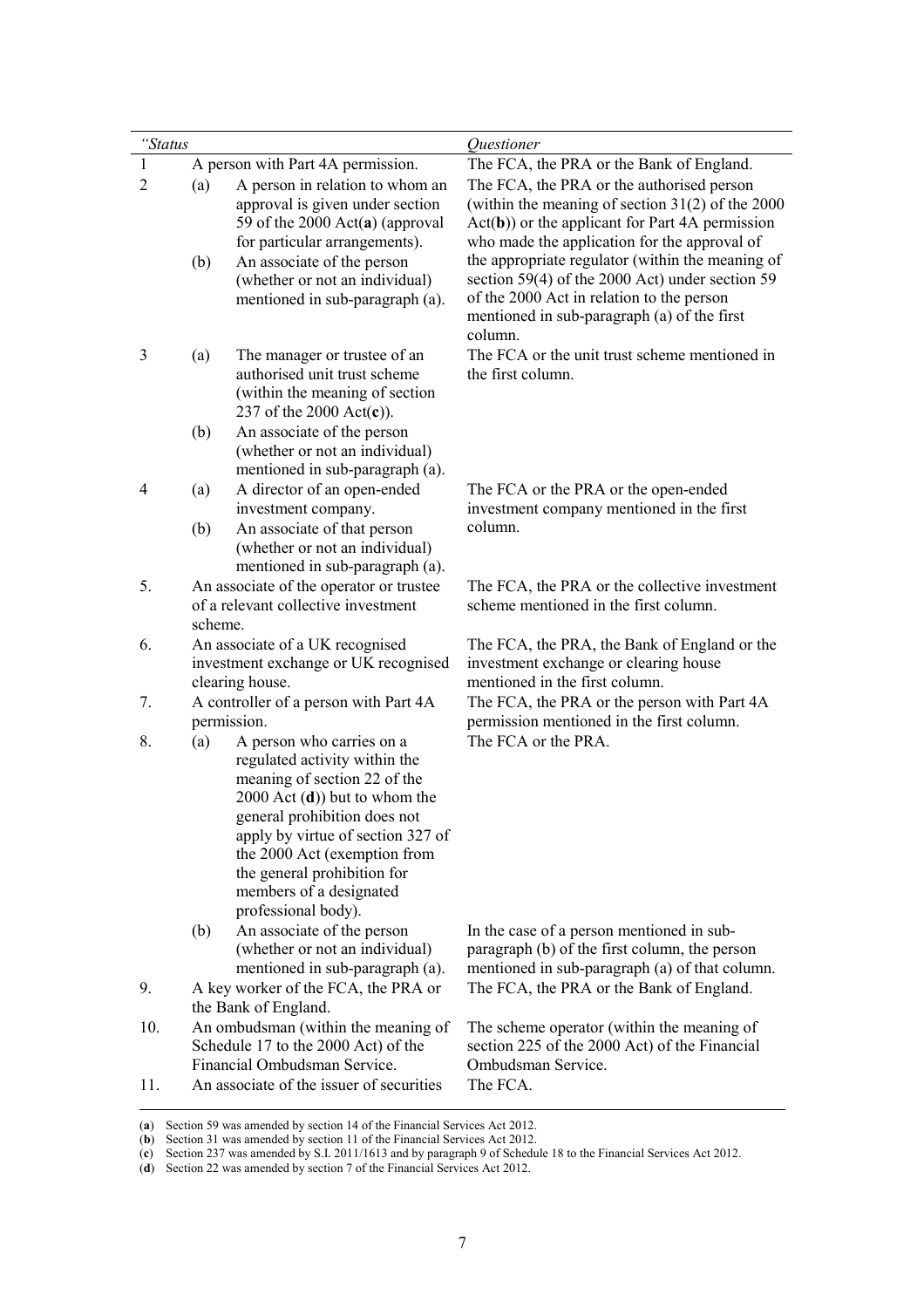| “Status | | Questioner |
|---|---|---|
| 1 | A person with Part 4A permission. | The FCA, the PRA or the Bank of England. |
| 2 | (a) A person in relation to whom an approval is given under section 59 of the 2000 Act(**a**) (approval for particular arrangements).<br>(b) An associate of the person (whether or not an individual) mentioned in sub-paragraph (a). | The FCA, the PRA or the authorised person (within the meaning of section 31(2) of the 2000 Act(**b**)) or the applicant for Part 4A permission who made the application for the approval of the appropriate regulator (within the meaning of section 59(4) of the 2000 Act) under section 59 of the 2000 Act in relation to the person mentioned in sub-paragraph (a) of the first column. |
| 3 | (a) The manager or trustee of an authorised unit trust scheme (within the meaning of section 237 of the 2000 Act(**c**)).<br>(b) An associate of the person (whether or not an individual) mentioned in sub-paragraph (a). | The FCA or the unit trust scheme mentioned in the first column. |
| 4 | (a) A director of an open-ended investment company.<br>(b) An associate of that person (whether or not an individual) mentioned in sub-paragraph (a). | The FCA or the PRA or the open-ended investment company mentioned in the first column. |
| 5. | An associate of the operator or trustee of a relevant collective investment scheme. | The FCA, the PRA or the collective investment scheme mentioned in the first column. |
| 6. | An associate of a UK recognised investment exchange or UK recognised clearing house. | The FCA, the PRA, the Bank of England or the investment exchange or clearing house mentioned in the first column. |
| 7. | A controller of a person with Part 4A permission. | The FCA, the PRA or the person with Part 4A permission mentioned in the first column. |
| 8. | (a) A person who carries on a regulated activity within the meaning of section 22 of the 2000 Act (**d**)) but to whom the general prohibition does not apply by virtue of section 327 of the 2000 Act (exemption from the general prohibition for members of a designated professional body). | The FCA or the PRA. |
| | (b) An associate of the person (whether or not an individual) mentioned in sub-paragraph (a). | In the case of a person mentioned in sub-paragraph (b) of the first column, the person mentioned in sub-paragraph (a) of that column. |
| 9. | A key worker of the FCA, the PRA or the Bank of England. | The FCA, the PRA or the Bank of England. |
| 10. | An ombudsman (within the meaning of Schedule 17 to the 2000 Act) of the Financial Ombudsman Service. | The scheme operator (within the meaning of section 225 of the 2000 Act) of the Financial Ombudsman Service. |
| 11. | An associate of the issuer of securities | The FCA. |

(**a**) Section 59 was amended by section 14 of the Financial Services Act 2012.
(**b**) Section 31 was amended by section 11 of the Financial Services Act 2012.
(**c**) Section 237 was amended by S.I. 2011/1613 and by paragraph 9 of Schedule 18 to the Financial Services Act 2012.
(**d**) Section 22 was amended by section 7 of the Financial Services Act 2012.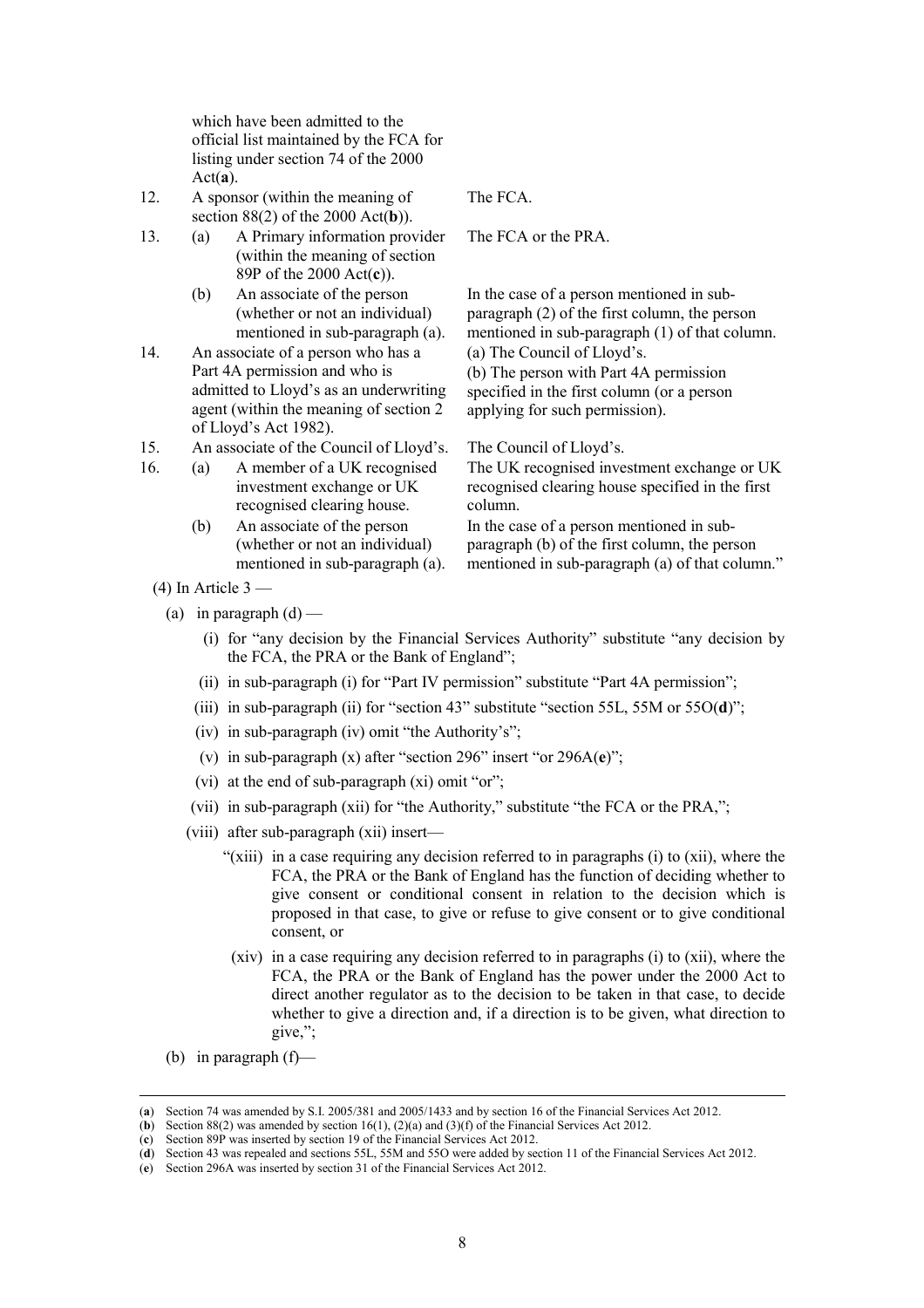| | | |
|---|---|---|
| | which have been admitted to the official list maintained by the FCA for listing under section 74 of the 2000 Act(**a**). | |
| 12. | A sponsor (within the meaning of section 88(2) of the 2000 Act(**b**)). | The FCA. |
| 13. | (a) A Primary information provider (within the meaning of section 89P of the 2000 Act(**c**)). | The FCA or the PRA. |
| | (b) An associate of the person (whether or not an individual) mentioned in sub-paragraph (a). | In the case of a person mentioned in sub-paragraph (2) of the first column, the person mentioned in sub-paragraph (1) of that column. |
| 14. | An associate of a person who has a Part 4A permission and who is admitted to Lloyd's as an underwriting agent (within the meaning of section 2 of Lloyd's Act 1982). | (a) The Council of Lloyd's.<br>(b) The person with Part 4A permission specified in the first column (or a person applying for such permission). |
| 15. | An associate of the Council of Lloyd's. | The Council of Lloyd's. |
| 16. | (a) A member of a UK recognised investment exchange or UK recognised clearing house. | The UK recognised investment exchange or UK recognised clearing house specified in the first column. |
| | (b) An associate of the person (whether or not an individual) mentioned in sub-paragraph (a). | In the case of a person mentioned in sub-paragraph (b) of the first column, the person mentioned in sub-paragraph (a) of that column." |

(4) In Article 3 —

(a) in paragraph (d) —

(i) for "any decision by the Financial Services Authority" substitute "any decision by the FCA, the PRA or the Bank of England";

(ii) in sub-paragraph (i) for "Part IV permission" substitute "Part 4A permission";

(iii) in sub-paragraph (ii) for "section 43" substitute "section 55L, 55M or 55O(**d**)";

(iv) in sub-paragraph (iv) omit "the Authority's";

(v) in sub-paragraph (x) after "section 296" insert "or 296A(**e**)";

(vi) at the end of sub-paragraph (xi) omit "or";

(vii) in sub-paragraph (xii) for "the Authority," substitute "the FCA or the PRA,";

(viii) after sub-paragraph (xii) insert—

"(xiii) in a case requiring any decision referred to in paragraphs (i) to (xii), where the FCA, the PRA or the Bank of England has the function of deciding whether to give consent or conditional consent in relation to the decision which is proposed in that case, to give or refuse to give consent or to give conditional consent, or

(xiv) in a case requiring any decision referred to in paragraphs (i) to (xii), where the FCA, the PRA or the Bank of England has the power under the 2000 Act to direct another regulator as to the decision to be taken in that case, to decide whether to give a direction and, if a direction is to be given, what direction to give,";

(b) in paragraph (f)—

---

(**a**) Section 74 was amended by S.I. 2005/381 and 2005/1433 and by section 16 of the Financial Services Act 2012.
(**b**) Section 88(2) was amended by section 16(1), (2)(a) and (3)(f) of the Financial Services Act 2012.
(**c**) Section 89P was inserted by section 19 of the Financial Services Act 2012.
(**d**) Section 43 was repealed and sections 55L, 55M and 55O were added by section 11 of the Financial Services Act 2012.
(**e**) Section 296A was inserted by section 31 of the Financial Services Act 2012.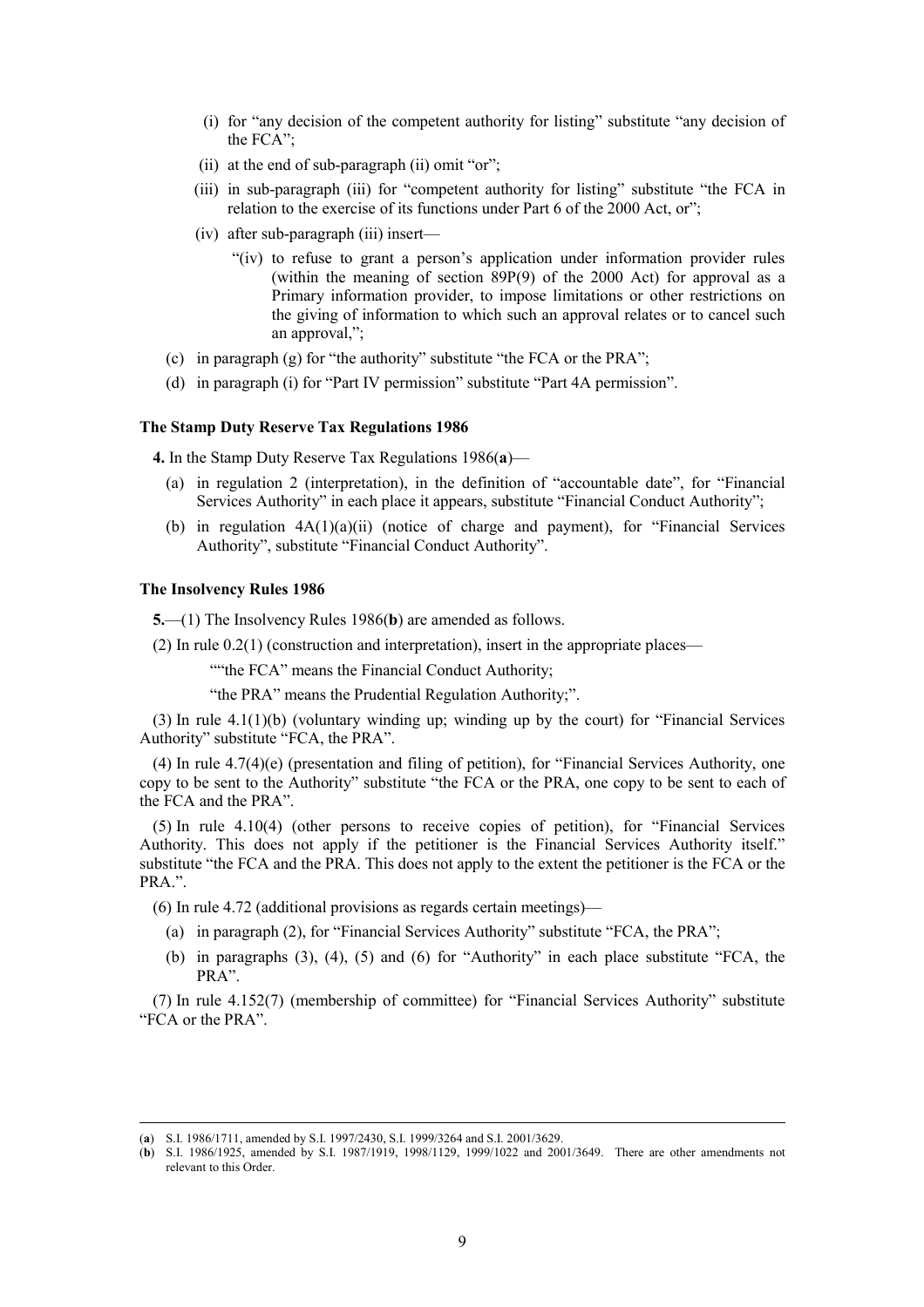(i) for "any decision of the competent authority for listing" substitute "any decision of the FCA";

(ii) at the end of sub-paragraph (ii) omit "or";

(iii) in sub-paragraph (iii) for "competent authority for listing" substitute "the FCA in relation to the exercise of its functions under Part 6 of the 2000 Act, or";

(iv) after sub-paragraph (iii) insert—

"(iv) to refuse to grant a person's application under information provider rules (within the meaning of section 89P(9) of the 2000 Act) for approval as a Primary information provider, to impose limitations or other restrictions on the giving of information to which such an approval relates or to cancel such an approval,";

(c) in paragraph (g) for "the authority" substitute "the FCA or the PRA";

(d) in paragraph (i) for "Part IV permission" substitute "Part 4A permission".

**The Stamp Duty Reserve Tax Regulations 1986**

**4.** In the Stamp Duty Reserve Tax Regulations 1986(**a**)—

(a) in regulation 2 (interpretation), in the definition of "accountable date", for "Financial Services Authority" in each place it appears, substitute "Financial Conduct Authority";

(b) in regulation 4A(1)(a)(ii) (notice of charge and payment), for "Financial Services Authority", substitute "Financial Conduct Authority".

**The Insolvency Rules 1986**

**5.**—(1) The Insolvency Rules 1986(**b**) are amended as follows.

(2) In rule 0.2(1) (construction and interpretation), insert in the appropriate places—

""the FCA" means the Financial Conduct Authority;

"the PRA" means the Prudential Regulation Authority;".

(3) In rule 4.1(1)(b) (voluntary winding up; winding up by the court) for "Financial Services Authority" substitute "FCA, the PRA".

(4) In rule 4.7(4)(e) (presentation and filing of petition), for "Financial Services Authority, one copy to be sent to the Authority" substitute "the FCA or the PRA, one copy to be sent to each of the FCA and the PRA".

(5) In rule 4.10(4) (other persons to receive copies of petition), for "Financial Services Authority. This does not apply if the petitioner is the Financial Services Authority itself." substitute "the FCA and the PRA. This does not apply to the extent the petitioner is the FCA or the PRA.".

(6) In rule 4.72 (additional provisions as regards certain meetings)—

(a) in paragraph (2), for "Financial Services Authority" substitute "FCA, the PRA";

(b) in paragraphs (3), (4), (5) and (6) for "Authority" in each place substitute "FCA, the PRA".

(7) In rule 4.152(7) (membership of committee) for "Financial Services Authority" substitute "FCA or the PRA".

---

(**a**) S.I. 1986/1711, amended by S.I. 1997/2430, S.I. 1999/3264 and S.I. 2001/3629.

(**b**) S.I. 1986/1925, amended by S.I. 1987/1919, 1998/1129, 1999/1022 and 2001/3649. There are other amendments not relevant to this Order.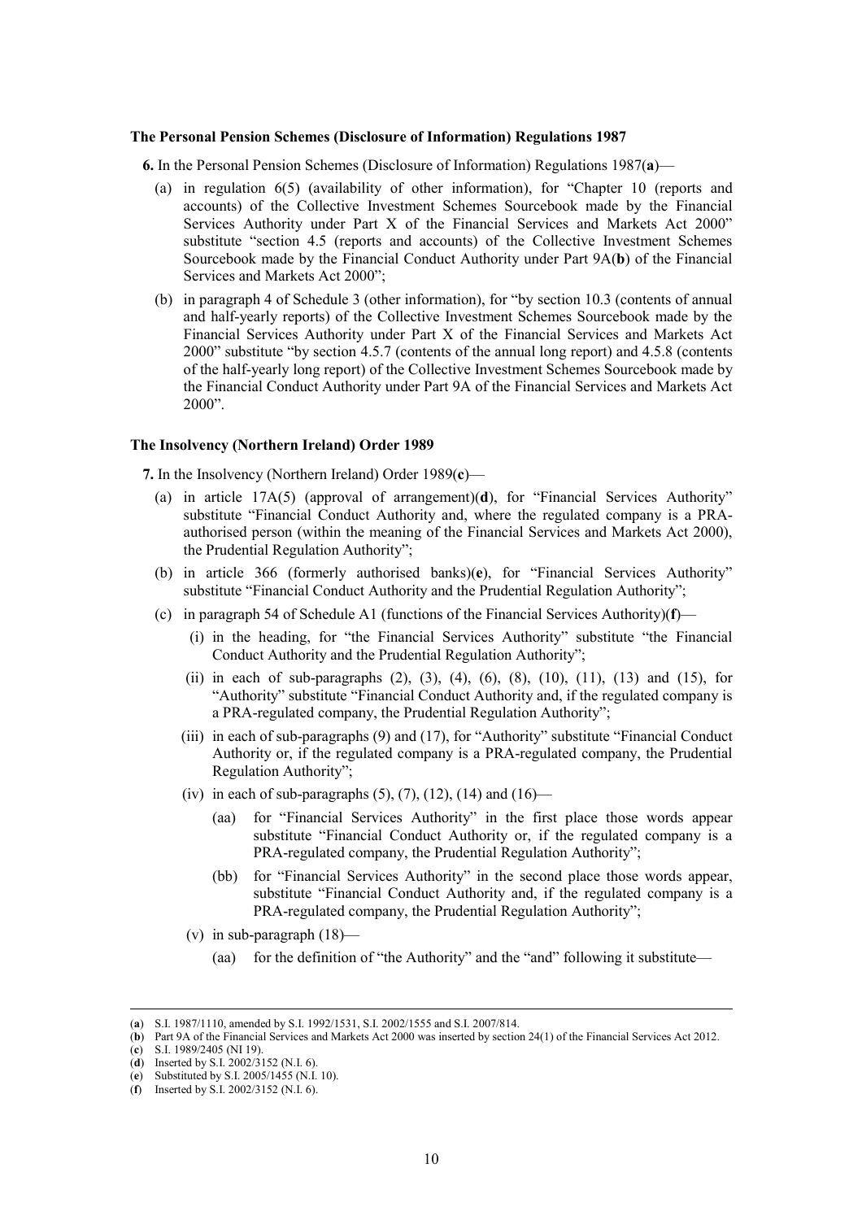### The Personal Pension Schemes (Disclosure of Information) Regulations 1987

**6.** In the Personal Pension Schemes (Disclosure of Information) Regulations 1987(**a**)—

- (a) in regulation 6(5) (availability of other information), for "Chapter 10 (reports and accounts) of the Collective Investment Schemes Sourcebook made by the Financial Services Authority under Part X of the Financial Services and Markets Act 2000" substitute "section 4.5 (reports and accounts) of the Collective Investment Schemes Sourcebook made by the Financial Conduct Authority under Part 9A(**b**) of the Financial Services and Markets Act 2000";
- (b) in paragraph 4 of Schedule 3 (other information), for "by section 10.3 (contents of annual and half-yearly reports) of the Collective Investment Schemes Sourcebook made by the Financial Services Authority under Part X of the Financial Services and Markets Act 2000" substitute "by section 4.5.7 (contents of the annual long report) and 4.5.8 (contents of the half-yearly long report) of the Collective Investment Schemes Sourcebook made by the Financial Conduct Authority under Part 9A of the Financial Services and Markets Act 2000".

### The Insolvency (Northern Ireland) Order 1989

**7.** In the Insolvency (Northern Ireland) Order 1989(**c**)—

- (a) in article 17A(5) (approval of arrangement)(**d**), for "Financial Services Authority" substitute "Financial Conduct Authority and, where the regulated company is a PRA-authorised person (within the meaning of the Financial Services and Markets Act 2000), the Prudential Regulation Authority";
- (b) in article 366 (formerly authorised banks)(**e**), for "Financial Services Authority" substitute "Financial Conduct Authority and the Prudential Regulation Authority";
- (c) in paragraph 54 of Schedule A1 (functions of the Financial Services Authority)(**f**)—
  - (i) in the heading, for "the Financial Services Authority" substitute "the Financial Conduct Authority and the Prudential Regulation Authority";
  - (ii) in each of sub-paragraphs (2), (3), (4), (6), (8), (10), (11), (13) and (15), for "Authority" substitute "Financial Conduct Authority and, if the regulated company is a PRA-regulated company, the Prudential Regulation Authority";
  - (iii) in each of sub-paragraphs (9) and (17), for "Authority" substitute "Financial Conduct Authority or, if the regulated company is a PRA-regulated company, the Prudential Regulation Authority";
  - (iv) in each of sub-paragraphs (5), (7), (12), (14) and (16)—
    - (aa) for "Financial Services Authority" in the first place those words appear substitute "Financial Conduct Authority or, if the regulated company is a PRA-regulated company, the Prudential Regulation Authority";
    - (bb) for "Financial Services Authority" in the second place those words appear, substitute "Financial Conduct Authority and, if the regulated company is a PRA-regulated company, the Prudential Regulation Authority";
  - (v) in sub-paragraph (18)—
    - (aa) for the definition of "the Authority" and the "and" following it substitute—

---

(**a**) S.I. 1987/1110, amended by S.I. 1992/1531, S.I. 2002/1555 and S.I. 2007/814.
(**b**) Part 9A of the Financial Services and Markets Act 2000 was inserted by section 24(1) of the Financial Services Act 2012.
(**c**) S.I. 1989/2405 (NI 19).
(**d**) Inserted by S.I. 2002/3152 (N.I. 6).
(**e**) Substituted by S.I. 2005/1455 (N.I. 10).
(**f**) Inserted by S.I. 2002/3152 (N.I. 6).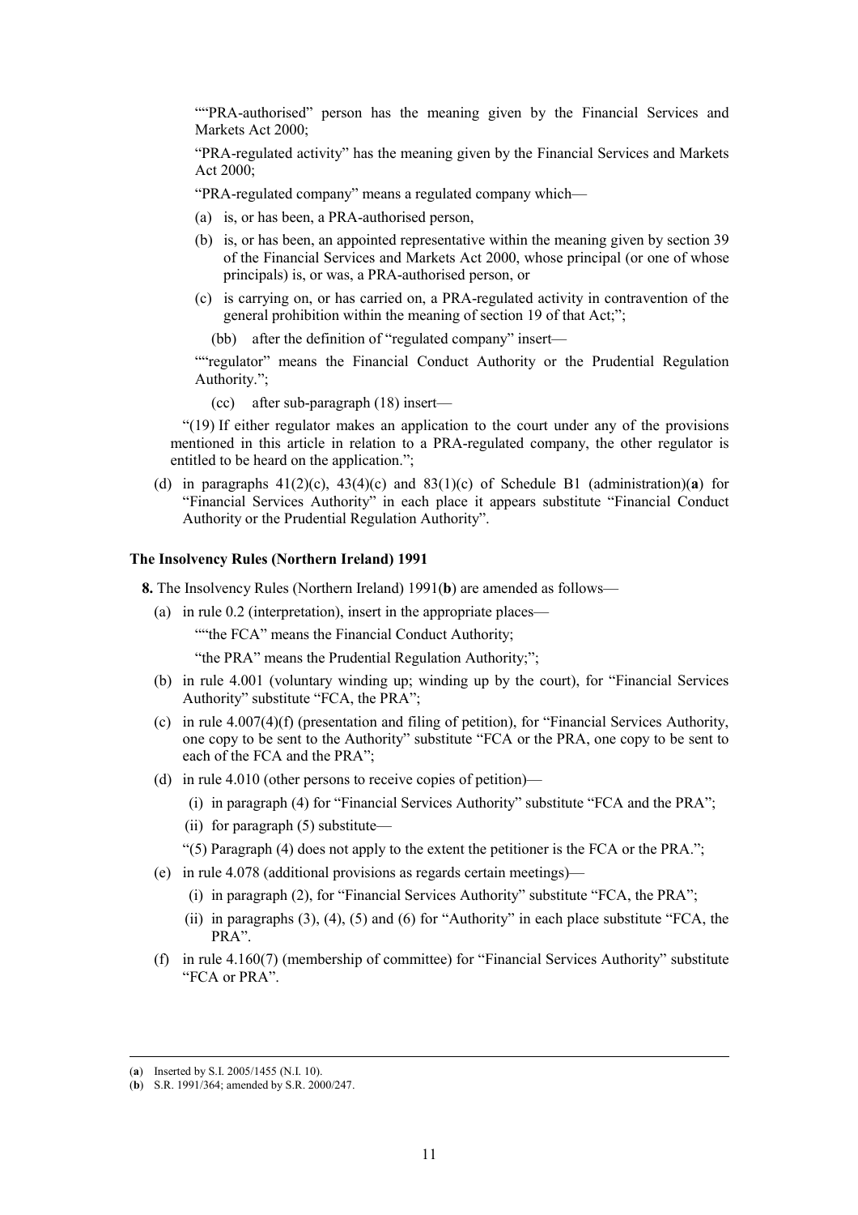"“PRA-authorised” person has the meaning given by the Financial Services and Markets Act 2000;

“PRA-regulated activity” has the meaning given by the Financial Services and Markets Act 2000;

“PRA-regulated company” means a regulated company which—

(a) is, or has been, a PRA-authorised person,

(b) is, or has been, an appointed representative within the meaning given by section 39 of the Financial Services and Markets Act 2000, whose principal (or one of whose principals) is, or was, a PRA-authorised person, or

(c) is carrying on, or has carried on, a PRA-regulated activity in contravention of the general prohibition within the meaning of section 19 of that Act;”;

(bb) after the definition of “regulated company” insert—

"“regulator” means the Financial Conduct Authority or the Prudential Regulation Authority.”;

(cc) after sub-paragraph (18) insert—

“(19) If either regulator makes an application to the court under any of the provisions mentioned in this article in relation to a PRA-regulated company, the other regulator is entitled to be heard on the application.”;

(d) in paragraphs 41(2)(c), 43(4)(c) and 83(1)(c) of Schedule B1 (administration)(**a**) for “Financial Services Authority” in each place it appears substitute “Financial Conduct Authority or the Prudential Regulation Authority”.

**The Insolvency Rules (Northern Ireland) 1991**

**8.** The Insolvency Rules (Northern Ireland) 1991(**b**) are amended as follows—

(a) in rule 0.2 (interpretation), insert in the appropriate places—

"“the FCA” means the Financial Conduct Authority;

“the PRA” means the Prudential Regulation Authority;”;

(b) in rule 4.001 (voluntary winding up; winding up by the court), for “Financial Services Authority” substitute “FCA, the PRA”;

(c) in rule 4.007(4)(f) (presentation and filing of petition), for “Financial Services Authority, one copy to be sent to the Authority” substitute “FCA or the PRA, one copy to be sent to each of the FCA and the PRA”;

(d) in rule 4.010 (other persons to receive copies of petition)—

(i) in paragraph (4) for “Financial Services Authority” substitute “FCA and the PRA”;

(ii) for paragraph (5) substitute—

“(5) Paragraph (4) does not apply to the extent the petitioner is the FCA or the PRA.”;

(e) in rule 4.078 (additional provisions as regards certain meetings)—

(i) in paragraph (2), for “Financial Services Authority” substitute “FCA, the PRA”;

(ii) in paragraphs (3), (4), (5) and (6) for “Authority” in each place substitute “FCA, the PRA”.

(f) in rule 4.160(7) (membership of committee) for “Financial Services Authority” substitute “FCA or PRA”.

---

(**a**) Inserted by S.I. 2005/1455 (N.I. 10).

(**b**) S.R. 1991/364; amended by S.R. 2000/247.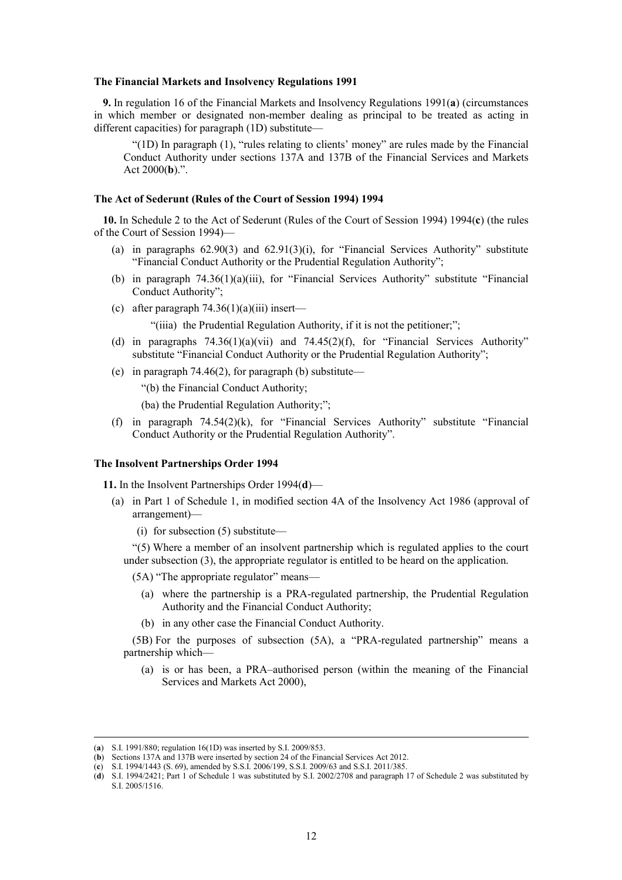**The Financial Markets and Insolvency Regulations 1991**

**9.** In regulation 16 of the Financial Markets and Insolvency Regulations 1991(**a**) (circumstances in which member or designated non-member dealing as principal to be treated as acting in different capacities) for paragraph (1D) substitute—

"(1D) In paragraph (1), "rules relating to clients' money" are rules made by the Financial Conduct Authority under sections 137A and 137B of the Financial Services and Markets Act 2000(**b**).".

**The Act of Sederunt (Rules of the Court of Session 1994) 1994**

**10.** In Schedule 2 to the Act of Sederunt (Rules of the Court of Session 1994) 1994(**c**) (the rules of the Court of Session 1994)—

- (a) in paragraphs 62.90(3) and 62.91(3)(i), for "Financial Services Authority" substitute "Financial Conduct Authority or the Prudential Regulation Authority";
- (b) in paragraph 74.36(1)(a)(iii), for "Financial Services Authority" substitute "Financial Conduct Authority";
- (c) after paragraph 74.36(1)(a)(iii) insert—

  "(iiia) the Prudential Regulation Authority, if it is not the petitioner;";
- (d) in paragraphs 74.36(1)(a)(vii) and 74.45(2)(f), for "Financial Services Authority" substitute "Financial Conduct Authority or the Prudential Regulation Authority";
- (e) in paragraph 74.46(2), for paragraph (b) substitute—

  "(b) the Financial Conduct Authority;

  (ba) the Prudential Regulation Authority;";
- (f) in paragraph 74.54(2)(k), for "Financial Services Authority" substitute "Financial Conduct Authority or the Prudential Regulation Authority".

**The Insolvent Partnerships Order 1994**

**11.** In the Insolvent Partnerships Order 1994(**d**)—

- (a) in Part 1 of Schedule 1, in modified section 4A of the Insolvency Act 1986 (approval of arrangement)—
  - (i) for subsection (5) substitute—

"(5) Where a member of an insolvent partnership which is regulated applies to the court under subsection (3), the appropriate regulator is entitled to be heard on the application.

(5A) "The appropriate regulator" means—

- (a) where the partnership is a PRA-regulated partnership, the Prudential Regulation Authority and the Financial Conduct Authority;
- (b) in any other case the Financial Conduct Authority.

(5B) For the purposes of subsection (5A), a "PRA-regulated partnership" means a partnership which—

- (a) is or has been, a PRA–authorised person (within the meaning of the Financial Services and Markets Act 2000),

---

(**a**) S.I. 1991/880; regulation 16(1D) was inserted by S.I. 2009/853.
(**b**) Sections 137A and 137B were inserted by section 24 of the Financial Services Act 2012.
(**c**) S.I. 1994/1443 (S. 69), amended by S.S.I. 2006/199, S.S.I. 2009/63 and S.S.I. 2011/385.
(**d**) S.I. 1994/2421; Part 1 of Schedule 1 was substituted by S.I. 2002/2708 and paragraph 17 of Schedule 2 was substituted by S.I. 2005/1516.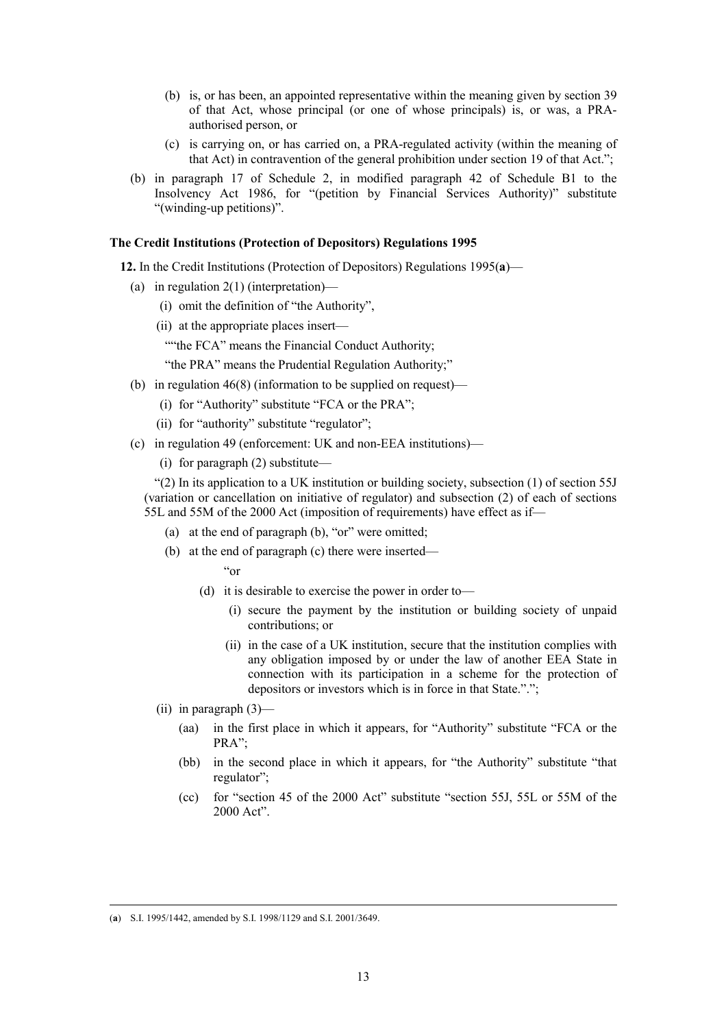(b) is, or has been, an appointed representative within the meaning given by section 39 of that Act, whose principal (or one of whose principals) is, or was, a PRA-authorised person, or

(c) is carrying on, or has carried on, a PRA-regulated activity (within the meaning of that Act) in contravention of the general prohibition under section 19 of that Act.";

(b) in paragraph 17 of Schedule 2, in modified paragraph 42 of Schedule B1 to the Insolvency Act 1986, for "(petition by Financial Services Authority)" substitute "(winding-up petitions)".

**The Credit Institutions (Protection of Depositors) Regulations 1995**

**12.** In the Credit Institutions (Protection of Depositors) Regulations 1995(**a**)—

(a) in regulation 2(1) (interpretation)—

(i) omit the definition of "the Authority",

(ii) at the appropriate places insert—

""the FCA" means the Financial Conduct Authority;

"the PRA" means the Prudential Regulation Authority;"

(b) in regulation 46(8) (information to be supplied on request)—

(i) for "Authority" substitute "FCA or the PRA";

(ii) for "authority" substitute "regulator";

(c) in regulation 49 (enforcement: UK and non-EEA institutions)—

(i) for paragraph (2) substitute—

"(2) In its application to a UK institution or building society, subsection (1) of section 55J (variation or cancellation on initiative of regulator) and subsection (2) of each of sections 55L and 55M of the 2000 Act (imposition of requirements) have effect as if—

(a) at the end of paragraph (b), "or" were omitted;

(b) at the end of paragraph (c) there were inserted—

"or

(d) it is desirable to exercise the power in order to—

(i) secure the payment by the institution or building society of unpaid contributions; or

(ii) in the case of a UK institution, secure that the institution complies with any obligation imposed by or under the law of another EEA State in connection with its participation in a scheme for the protection of depositors or investors which is in force in that State."."; 

(ii) in paragraph (3)—

(aa) in the first place in which it appears, for "Authority" substitute "FCA or the PRA";

(bb) in the second place in which it appears, for "the Authority" substitute "that regulator";

(cc) for "section 45 of the 2000 Act" substitute "section 55J, 55L or 55M of the 2000 Act".

---

(**a**) S.I. 1995/1442, amended by S.I. 1998/1129 and S.I. 2001/3649.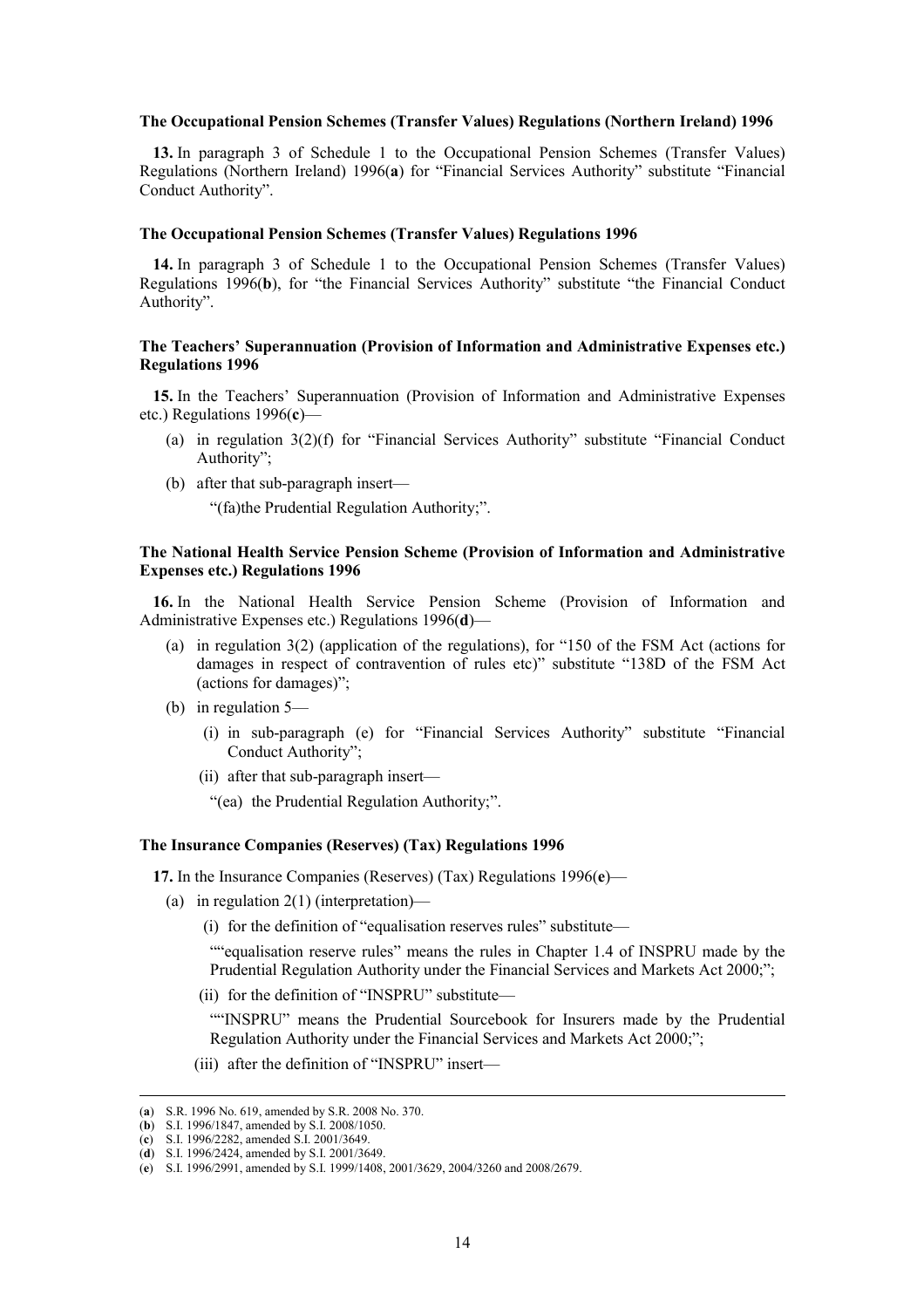**The Occupational Pension Schemes (Transfer Values) Regulations (Northern Ireland) 1996**

**13.** In paragraph 3 of Schedule 1 to the Occupational Pension Schemes (Transfer Values) Regulations (Northern Ireland) 1996(**a**) for "Financial Services Authority" substitute "Financial Conduct Authority".

**The Occupational Pension Schemes (Transfer Values) Regulations 1996**

**14.** In paragraph 3 of Schedule 1 to the Occupational Pension Schemes (Transfer Values) Regulations 1996(**b**), for "the Financial Services Authority" substitute "the Financial Conduct Authority".

**The Teachers' Superannuation (Provision of Information and Administrative Expenses etc.) Regulations 1996**

**15.** In the Teachers' Superannuation (Provision of Information and Administrative Expenses etc.) Regulations 1996(**c**)—

(a) in regulation 3(2)(f) for "Financial Services Authority" substitute "Financial Conduct Authority";

(b) after that sub-paragraph insert—

"(fa)the Prudential Regulation Authority;".

**The National Health Service Pension Scheme (Provision of Information and Administrative Expenses etc.) Regulations 1996**

**16.** In the National Health Service Pension Scheme (Provision of Information and Administrative Expenses etc.) Regulations 1996(**d**)—

(a) in regulation 3(2) (application of the regulations), for "150 of the FSM Act (actions for damages in respect of contravention of rules etc)" substitute "138D of the FSM Act (actions for damages)";

(b) in regulation 5—

(i) in sub-paragraph (e) for "Financial Services Authority" substitute "Financial Conduct Authority";

(ii) after that sub-paragraph insert—

"(ea) the Prudential Regulation Authority;".

**The Insurance Companies (Reserves) (Tax) Regulations 1996**

**17.** In the Insurance Companies (Reserves) (Tax) Regulations 1996(**e**)—

(a) in regulation 2(1) (interpretation)—

(i) for the definition of "equalisation reserves rules" substitute—

""equalisation reserve rules" means the rules in Chapter 1.4 of INSPRU made by the Prudential Regulation Authority under the Financial Services and Markets Act 2000;";

(ii) for the definition of "INSPRU" substitute—

""INSPRU" means the Prudential Sourcebook for Insurers made by the Prudential Regulation Authority under the Financial Services and Markets Act 2000;";

(iii) after the definition of "INSPRU" insert—

---

(**a**) S.R. 1996 No. 619, amended by S.R. 2008 No. 370.

(**b**) S.I. 1996/1847, amended by S.I. 2008/1050.

(**c**) S.I. 1996/2282, amended S.I. 2001/3649.

(**d**) S.I. 1996/2424, amended by S.I. 2001/3649.

(**e**) S.I. 1996/2991, amended by S.I. 1999/1408, 2001/3629, 2004/3260 and 2008/2679.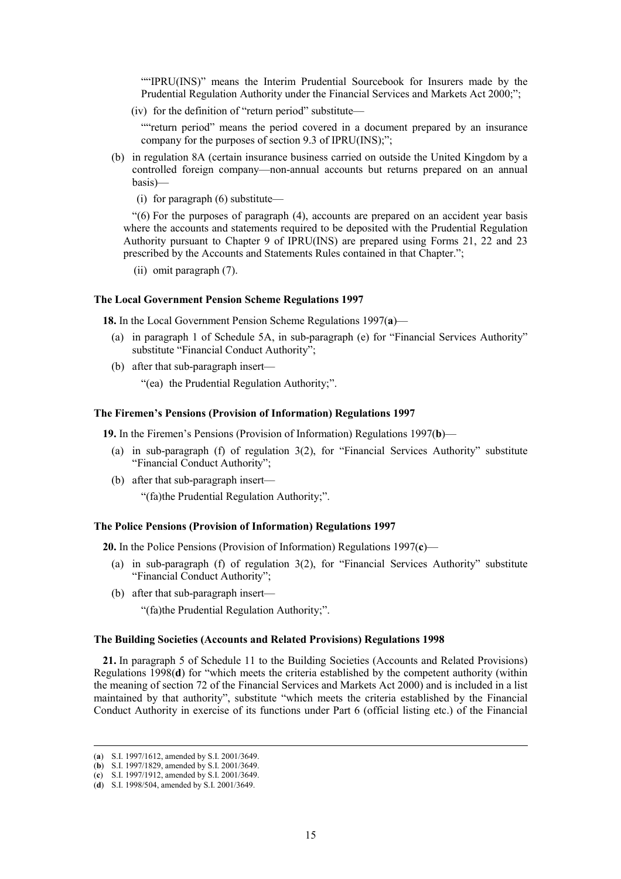""IPRU(INS)" means the Interim Prudential Sourcebook for Insurers made by the Prudential Regulation Authority under the Financial Services and Markets Act 2000;";

(iv) for the definition of "return period" substitute—

""return period" means the period covered in a document prepared by an insurance company for the purposes of section 9.3 of IPRU(INS);";

(b) in regulation 8A (certain insurance business carried on outside the United Kingdom by a controlled foreign company—non-annual accounts but returns prepared on an annual basis)—

(i) for paragraph (6) substitute—

"(6) For the purposes of paragraph (4), accounts are prepared on an accident year basis where the accounts and statements required to be deposited with the Prudential Regulation Authority pursuant to Chapter 9 of IPRU(INS) are prepared using Forms 21, 22 and 23 prescribed by the Accounts and Statements Rules contained in that Chapter.";

(ii) omit paragraph (7).

**The Local Government Pension Scheme Regulations 1997**

**18.** In the Local Government Pension Scheme Regulations 1997(**a**)—

(a) in paragraph 1 of Schedule 5A, in sub-paragraph (e) for "Financial Services Authority" substitute "Financial Conduct Authority";

(b) after that sub-paragraph insert—

"(ea) the Prudential Regulation Authority;".

**The Firemen's Pensions (Provision of Information) Regulations 1997**

**19.** In the Firemen's Pensions (Provision of Information) Regulations 1997(**b**)—

(a) in sub-paragraph (f) of regulation 3(2), for "Financial Services Authority" substitute "Financial Conduct Authority";

(b) after that sub-paragraph insert—

"(fa)the Prudential Regulation Authority;".

**The Police Pensions (Provision of Information) Regulations 1997**

**20.** In the Police Pensions (Provision of Information) Regulations 1997(**c**)—

(a) in sub-paragraph (f) of regulation 3(2), for "Financial Services Authority" substitute "Financial Conduct Authority";

(b) after that sub-paragraph insert—

"(fa)the Prudential Regulation Authority;".

**The Building Societies (Accounts and Related Provisions) Regulations 1998**

**21.** In paragraph 5 of Schedule 11 to the Building Societies (Accounts and Related Provisions) Regulations 1998(**d**) for "which meets the criteria established by the competent authority (within the meaning of section 72 of the Financial Services and Markets Act 2000) and is included in a list maintained by that authority", substitute "which meets the criteria established by the Financial Conduct Authority in exercise of its functions under Part 6 (official listing etc.) of the Financial

---

(**a**) S.I. 1997/1612, amended by S.I. 2001/3649.
(**b**) S.I. 1997/1829, amended by S.I. 2001/3649.
(**c**) S.I. 1997/1912, amended by S.I. 2001/3649.
(**d**) S.I. 1998/504, amended by S.I. 2001/3649.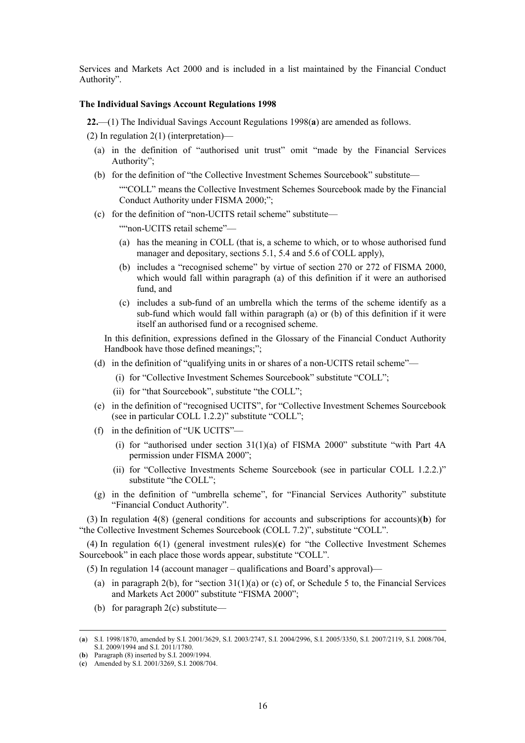Services and Markets Act 2000 and is included in a list maintained by the Financial Conduct Authority".

**The Individual Savings Account Regulations 1998**

**22.**—(1) The Individual Savings Account Regulations 1998(**a**) are amended as follows.

(2) In regulation 2(1) (interpretation)—

- (a) in the definition of "authorised unit trust" omit "made by the Financial Services Authority";
- (b) for the definition of "the Collective Investment Schemes Sourcebook" substitute—

  ""COLL" means the Collective Investment Schemes Sourcebook made by the Financial Conduct Authority under FISMA 2000;";

- (c) for the definition of "non-UCITS retail scheme" substitute—

  ""non-UCITS retail scheme"—

  - (a) has the meaning in COLL (that is, a scheme to which, or to whose authorised fund manager and depositary, sections 5.1, 5.4 and 5.6 of COLL apply),
  - (b) includes a "recognised scheme" by virtue of section 270 or 272 of FISMA 2000, which would fall within paragraph (a) of this definition if it were an authorised fund, and
  - (c) includes a sub-fund of an umbrella which the terms of the scheme identify as a sub-fund which would fall within paragraph (a) or (b) of this definition if it were itself an authorised fund or a recognised scheme.

  In this definition, expressions defined in the Glossary of the Financial Conduct Authority Handbook have those defined meanings;";

- (d) in the definition of "qualifying units in or shares of a non-UCITS retail scheme"—
  - (i) for "Collective Investment Schemes Sourcebook" substitute "COLL";
  - (ii) for "that Sourcebook", substitute "the COLL";
- (e) in the definition of "recognised UCITS", for "Collective Investment Schemes Sourcebook (see in particular COLL 1.2.2)" substitute "COLL";
- (f) in the definition of "UK UCITS"—
  - (i) for "authorised under section 31(1)(a) of FISMA 2000" substitute "with Part 4A permission under FISMA 2000";
  - (ii) for "Collective Investments Scheme Sourcebook (see in particular COLL 1.2.2.)" substitute "the COLL";
- (g) in the definition of "umbrella scheme", for "Financial Services Authority" substitute "Financial Conduct Authority".

(3) In regulation 4(8) (general conditions for accounts and subscriptions for accounts)(**b**) for "the Collective Investment Schemes Sourcebook (COLL 7.2)", substitute "COLL".

(4) In regulation 6(1) (general investment rules)(**c**) for "the Collective Investment Schemes Sourcebook" in each place those words appear, substitute "COLL".

(5) In regulation 14 (account manager – qualifications and Board's approval)—

- (a) in paragraph 2(b), for "section 31(1)(a) or (c) of, or Schedule 5 to, the Financial Services and Markets Act 2000" substitute "FISMA 2000";
- (b) for paragraph 2(c) substitute—

---

(**a**) S.I. 1998/1870, amended by S.I. 2001/3629, S.I. 2003/2747, S.I. 2004/2996, S.I. 2005/3350, S.I. 2007/2119, S.I. 2008/704, S.I. 2009/1994 and S.I. 2011/1780.

(**b**) Paragraph (8) inserted by S.I. 2009/1994.

(**c**) Amended by S.I. 2001/3269, S.I. 2008/704.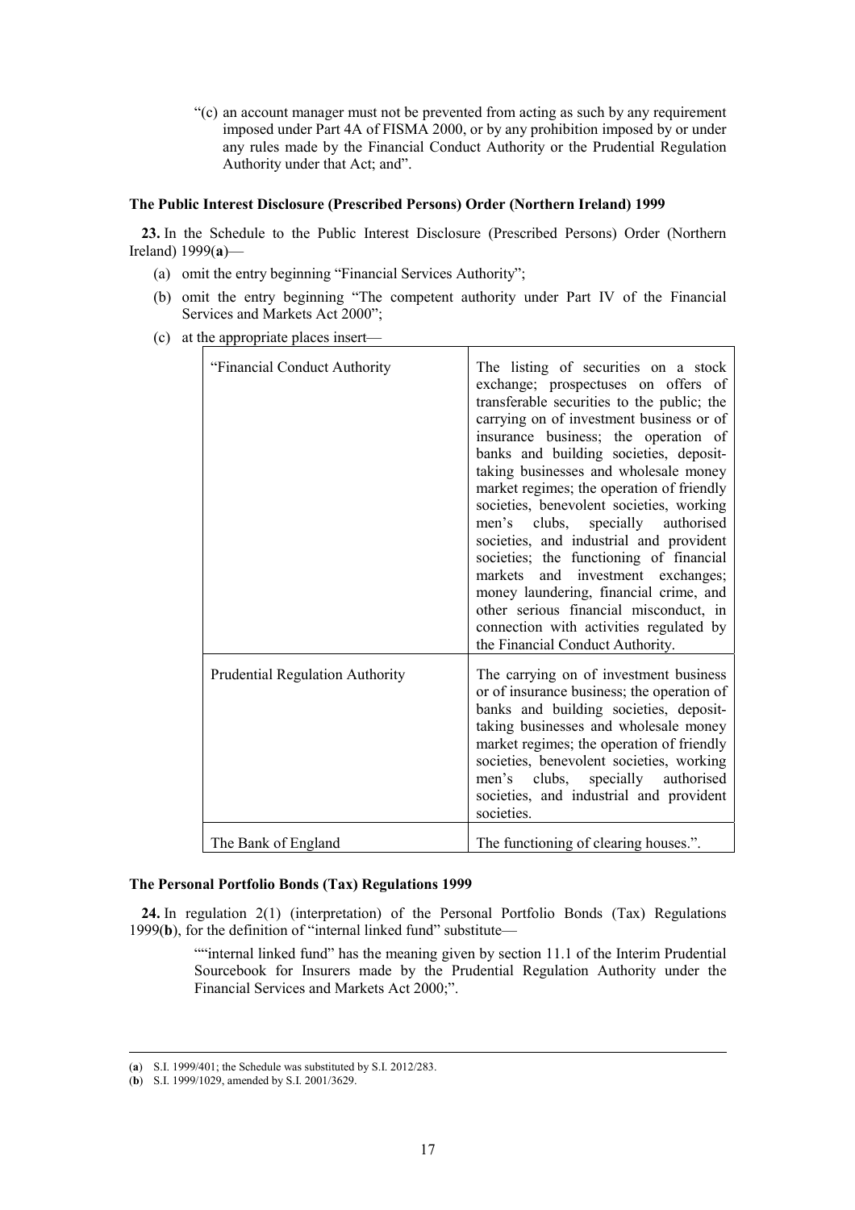"(c) an account manager must not be prevented from acting as such by any requirement imposed under Part 4A of FISMA 2000, or by any prohibition imposed by or under any rules made by the Financial Conduct Authority or the Prudential Regulation Authority under that Act; and".

**The Public Interest Disclosure (Prescribed Persons) Order (Northern Ireland) 1999**

**23.** In the Schedule to the Public Interest Disclosure (Prescribed Persons) Order (Northern Ireland) 1999(**a**)—

(a) omit the entry beginning "Financial Services Authority";

(b) omit the entry beginning "The competent authority under Part IV of the Financial Services and Markets Act 2000";

(c) at the appropriate places insert—

| | |
|---|---|
| "Financial Conduct Authority | The listing of securities on a stock exchange; prospectuses on offers of transferable securities to the public; the carrying on of investment business or of insurance business; the operation of banks and building societies, deposit-taking businesses and wholesale money market regimes; the operation of friendly societies, benevolent societies, working men's clubs, specially authorised societies, and industrial and provident societies; the functioning of financial markets and investment exchanges; money laundering, financial crime, and other serious financial misconduct, in connection with activities regulated by the Financial Conduct Authority. |
| Prudential Regulation Authority | The carrying on of investment business or of insurance business; the operation of banks and building societies, deposit-taking businesses and wholesale money market regimes; the operation of friendly societies, benevolent societies, working men's clubs, specially authorised societies, and industrial and provident societies. |
| The Bank of England | The functioning of clearing houses.". |

**The Personal Portfolio Bonds (Tax) Regulations 1999**

**24.** In regulation 2(1) (interpretation) of the Personal Portfolio Bonds (Tax) Regulations 1999(**b**), for the definition of "internal linked fund" substitute—

""internal linked fund" has the meaning given by section 11.1 of the Interim Prudential Sourcebook for Insurers made by the Prudential Regulation Authority under the Financial Services and Markets Act 2000;".

(**a**) S.I. 1999/401; the Schedule was substituted by S.I. 2012/283.

(**b**) S.I. 1999/1029, amended by S.I. 2001/3629.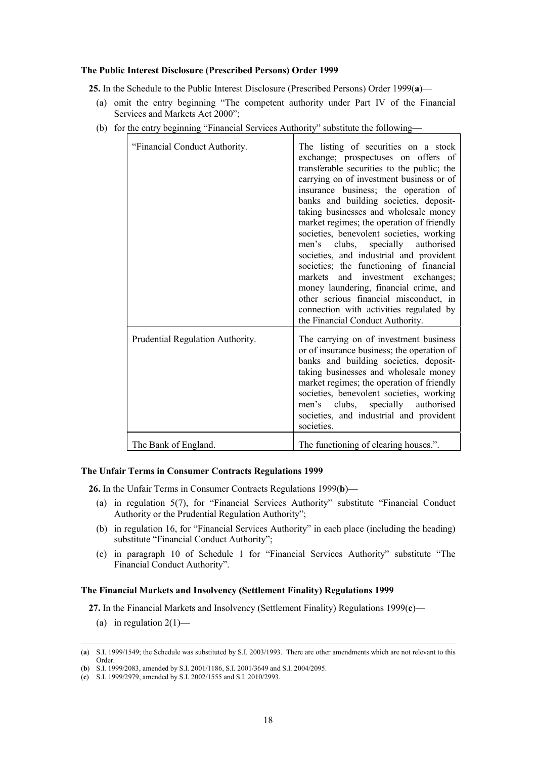**The Public Interest Disclosure (Prescribed Persons) Order 1999**

**25.** In the Schedule to the Public Interest Disclosure (Prescribed Persons) Order 1999(**a**)—

(a) omit the entry beginning "The competent authority under Part IV of the Financial Services and Markets Act 2000";

(b) for the entry beginning "Financial Services Authority" substitute the following—

| | |
|---|---|
| "Financial Conduct Authority. | The listing of securities on a stock exchange; prospectuses on offers of transferable securities to the public; the carrying on of investment business or of insurance business; the operation of banks and building societies, deposit-taking businesses and wholesale money market regimes; the operation of friendly societies, benevolent societies, working men's clubs, specially authorised societies, and industrial and provident societies; the functioning of financial markets and investment exchanges; money laundering, financial crime, and other serious financial misconduct, in connection with activities regulated by the Financial Conduct Authority. |
| Prudential Regulation Authority. | The carrying on of investment business or of insurance business; the operation of banks and building societies, deposit-taking businesses and wholesale money market regimes; the operation of friendly societies, benevolent societies, working men's clubs, specially authorised societies, and industrial and provident societies. |
| The Bank of England. | The functioning of clearing houses.". |

**The Unfair Terms in Consumer Contracts Regulations 1999**

**26.** In the Unfair Terms in Consumer Contracts Regulations 1999(**b**)—

(a) in regulation 5(7), for "Financial Services Authority" substitute "Financial Conduct Authority or the Prudential Regulation Authority";

(b) in regulation 16, for "Financial Services Authority" in each place (including the heading) substitute "Financial Conduct Authority";

(c) in paragraph 10 of Schedule 1 for "Financial Services Authority" substitute "The Financial Conduct Authority".

**The Financial Markets and Insolvency (Settlement Finality) Regulations 1999**

**27.** In the Financial Markets and Insolvency (Settlement Finality) Regulations 1999(**c**)—

(a) in regulation 2(1)—

---

(**a**) S.I. 1999/1549; the Schedule was substituted by S.I. 2003/1993. There are other amendments which are not relevant to this Order.

(**b**) S.I. 1999/2083, amended by S.I. 2001/1186, S.I. 2001/3649 and S.I. 2004/2095.

(**c**) S.I. 1999/2979, amended by S.I. 2002/1555 and S.I. 2010/2993.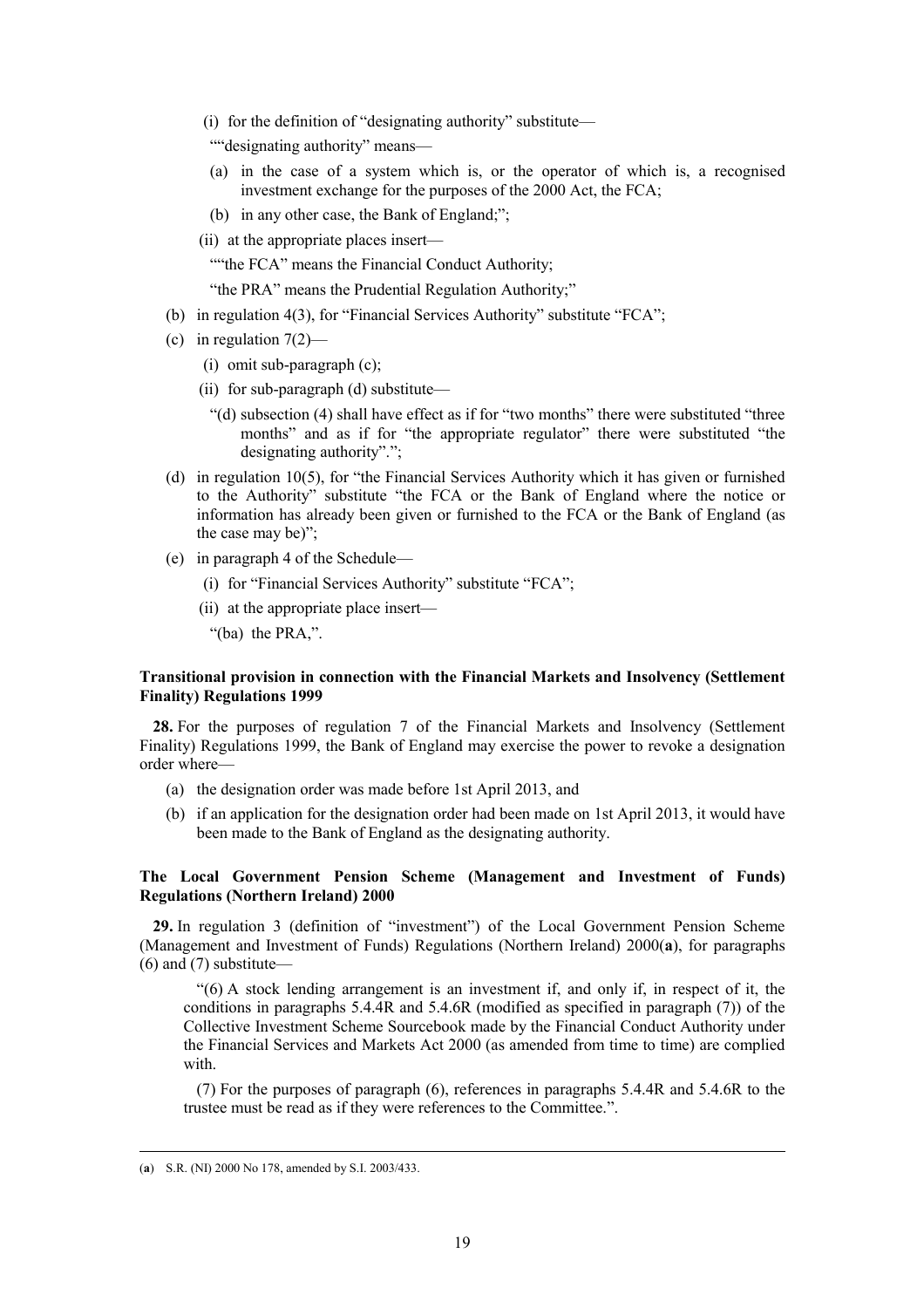(i) for the definition of "designating authority" substitute—

""designating authority" means—

(a) in the case of a system which is, or the operator of which is, a recognised investment exchange for the purposes of the 2000 Act, the FCA;

(b) in any other case, the Bank of England;";

(ii) at the appropriate places insert—

""the FCA" means the Financial Conduct Authority;

"the PRA" means the Prudential Regulation Authority;"

(b) in regulation 4(3), for "Financial Services Authority" substitute "FCA";

(c) in regulation 7(2)—

(i) omit sub-paragraph (c);

(ii) for sub-paragraph (d) substitute—

"(d) subsection (4) shall have effect as if for "two months" there were substituted "three months" and as if for "the appropriate regulator" there were substituted "the designating authority".";

(d) in regulation 10(5), for "the Financial Services Authority which it has given or furnished to the Authority" substitute "the FCA or the Bank of England where the notice or information has already been given or furnished to the FCA or the Bank of England (as the case may be)";

(e) in paragraph 4 of the Schedule—

(i) for "Financial Services Authority" substitute "FCA";

(ii) at the appropriate place insert—

"(ba) the PRA,".

**Transitional provision in connection with the Financial Markets and Insolvency (Settlement Finality) Regulations 1999**

**28.** For the purposes of regulation 7 of the Financial Markets and Insolvency (Settlement Finality) Regulations 1999, the Bank of England may exercise the power to revoke a designation order where—

(a) the designation order was made before 1st April 2013, and

(b) if an application for the designation order had been made on 1st April 2013, it would have been made to the Bank of England as the designating authority.

**The Local Government Pension Scheme (Management and Investment of Funds) Regulations (Northern Ireland) 2000**

**29.** In regulation 3 (definition of "investment") of the Local Government Pension Scheme (Management and Investment of Funds) Regulations (Northern Ireland) 2000(**a**), for paragraphs (6) and (7) substitute—

"(6) A stock lending arrangement is an investment if, and only if, in respect of it, the conditions in paragraphs 5.4.4R and 5.4.6R (modified as specified in paragraph (7)) of the Collective Investment Scheme Sourcebook made by the Financial Conduct Authority under the Financial Services and Markets Act 2000 (as amended from time to time) are complied with.

(7) For the purposes of paragraph (6), references in paragraphs 5.4.4R and 5.4.6R to the trustee must be read as if they were references to the Committee.".

---

(**a**) S.R. (NI) 2000 No 178, amended by S.I. 2003/433.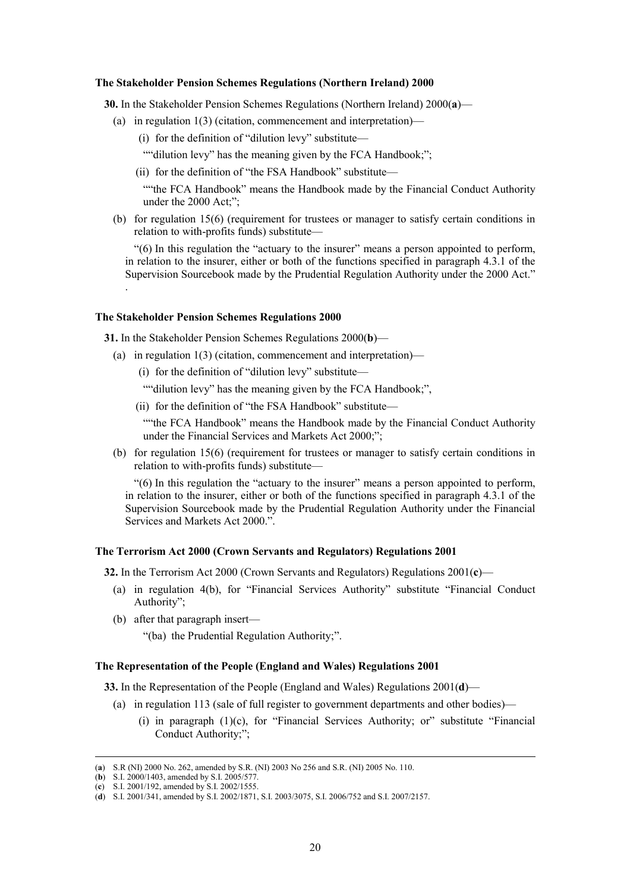**The Stakeholder Pension Schemes Regulations (Northern Ireland) 2000**

**30.** In the Stakeholder Pension Schemes Regulations (Northern Ireland) 2000(**a**)—

(a) in regulation 1(3) (citation, commencement and interpretation)—

(i) for the definition of "dilution levy" substitute—

""dilution levy" has the meaning given by the FCA Handbook;";

(ii) for the definition of "the FSA Handbook" substitute—

""the FCA Handbook" means the Handbook made by the Financial Conduct Authority under the 2000 Act;";

(b) for regulation 15(6) (requirement for trustees or manager to satisfy certain conditions in relation to with-profits funds) substitute—

"(6) In this regulation the "actuary to the insurer" means a person appointed to perform, in relation to the insurer, either or both of the functions specified in paragraph 4.3.1 of the Supervision Sourcebook made by the Prudential Regulation Authority under the 2000 Act."

.

**The Stakeholder Pension Schemes Regulations 2000**

**31.** In the Stakeholder Pension Schemes Regulations 2000(**b**)—

(a) in regulation 1(3) (citation, commencement and interpretation)—

(i) for the definition of "dilution levy" substitute—

""dilution levy" has the meaning given by the FCA Handbook;",

(ii) for the definition of "the FSA Handbook" substitute—

""the FCA Handbook" means the Handbook made by the Financial Conduct Authority under the Financial Services and Markets Act 2000;";

(b) for regulation 15(6) (requirement for trustees or manager to satisfy certain conditions in relation to with-profits funds) substitute—

"(6) In this regulation the "actuary to the insurer" means a person appointed to perform, in relation to the insurer, either or both of the functions specified in paragraph 4.3.1 of the Supervision Sourcebook made by the Prudential Regulation Authority under the Financial Services and Markets Act 2000.".

**The Terrorism Act 2000 (Crown Servants and Regulators) Regulations 2001**

**32.** In the Terrorism Act 2000 (Crown Servants and Regulators) Regulations 2001(**c**)—

(a) in regulation 4(b), for "Financial Services Authority" substitute "Financial Conduct Authority";

(b) after that paragraph insert—

"(ba) the Prudential Regulation Authority;".

**The Representation of the People (England and Wales) Regulations 2001**

**33.** In the Representation of the People (England and Wales) Regulations 2001(**d**)—

(a) in regulation 113 (sale of full register to government departments and other bodies)—

(i) in paragraph (1)(c), for "Financial Services Authority; or" substitute "Financial Conduct Authority;";

---

(**a**) S.R (NI) 2000 No. 262, amended by S.R. (NI) 2003 No 256 and S.R. (NI) 2005 No. 110.
(**b**) S.I. 2000/1403, amended by S.I. 2005/577.
(**c**) S.I. 2001/192, amended by S.I. 2002/1555.
(**d**) S.I. 2001/341, amended by S.I. 2002/1871, S.I. 2003/3075, S.I. 2006/752 and S.I. 2007/2157.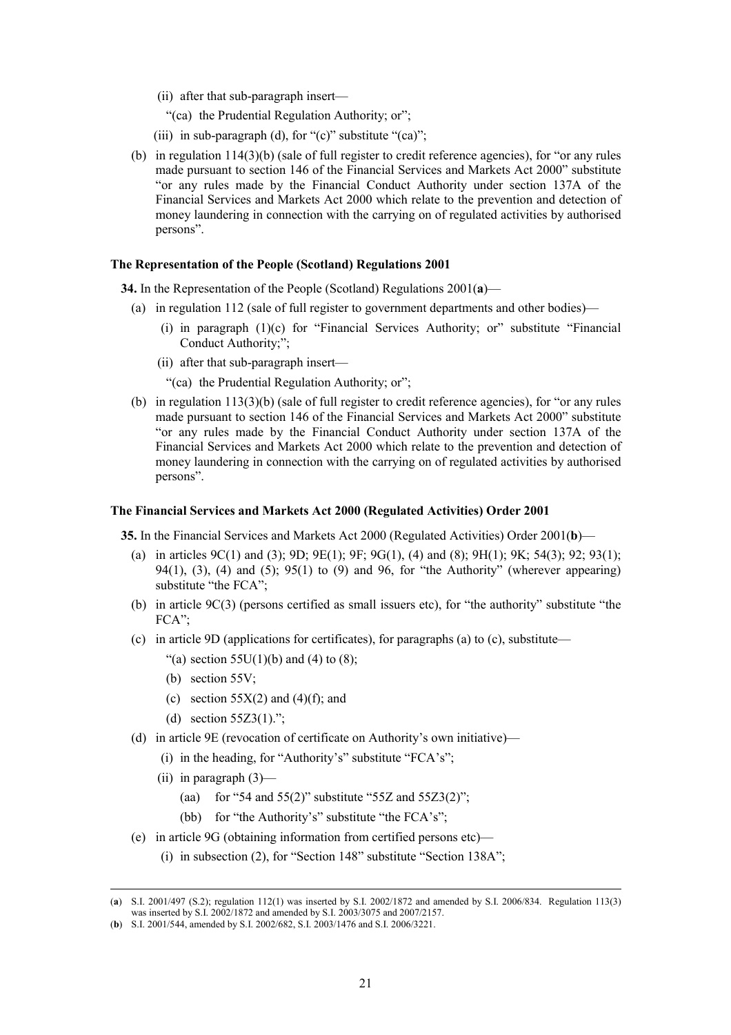(ii) after that sub-paragraph insert—

"(ca) the Prudential Regulation Authority; or";

(iii) in sub-paragraph (d), for "(c)" substitute "(ca)";

(b) in regulation 114(3)(b) (sale of full register to credit reference agencies), for "or any rules made pursuant to section 146 of the Financial Services and Markets Act 2000" substitute "or any rules made by the Financial Conduct Authority under section 137A of the Financial Services and Markets Act 2000 which relate to the prevention and detection of money laundering in connection with the carrying on of regulated activities by authorised persons".

**The Representation of the People (Scotland) Regulations 2001**

**34.** In the Representation of the People (Scotland) Regulations 2001(**a**)—

(a) in regulation 112 (sale of full register to government departments and other bodies)—

(i) in paragraph (1)(c) for "Financial Services Authority; or" substitute "Financial Conduct Authority;";

(ii) after that sub-paragraph insert—

"(ca) the Prudential Regulation Authority; or";

(b) in regulation 113(3)(b) (sale of full register to credit reference agencies), for "or any rules made pursuant to section 146 of the Financial Services and Markets Act 2000" substitute "or any rules made by the Financial Conduct Authority under section 137A of the Financial Services and Markets Act 2000 which relate to the prevention and detection of money laundering in connection with the carrying on of regulated activities by authorised persons".

**The Financial Services and Markets Act 2000 (Regulated Activities) Order 2001**

**35.** In the Financial Services and Markets Act 2000 (Regulated Activities) Order 2001(**b**)—

(a) in articles 9C(1) and (3); 9D; 9E(1); 9F; 9G(1), (4) and (8); 9H(1); 9K; 54(3); 92; 93(1); 94(1), (3), (4) and (5); 95(1) to (9) and 96, for "the Authority" (wherever appearing) substitute "the FCA";

(b) in article 9C(3) (persons certified as small issuers etc), for "the authority" substitute "the FCA";

(c) in article 9D (applications for certificates), for paragraphs (a) to (c), substitute—

"(a) section 55U(1)(b) and (4) to (8);

(b) section 55V;

(c) section 55X(2) and (4)(f); and

(d) section 55Z3(1).";

(d) in article 9E (revocation of certificate on Authority's own initiative)—

(i) in the heading, for "Authority's" substitute "FCA's";

(ii) in paragraph (3)—

(aa) for "54 and 55(2)" substitute "55Z and 55Z3(2)";

(bb) for "the Authority's" substitute "the FCA's";

(e) in article 9G (obtaining information from certified persons etc)—

(i) in subsection (2), for "Section 148" substitute "Section 138A";

---

(**a**) S.I. 2001/497 (S.2); regulation 112(1) was inserted by S.I. 2002/1872 and amended by S.I. 2006/834. Regulation 113(3) was inserted by S.I. 2002/1872 and amended by S.I. 2003/3075 and 2007/2157.

(**b**) S.I. 2001/544, amended by S.I. 2002/682, S.I. 2003/1476 and S.I. 2006/3221.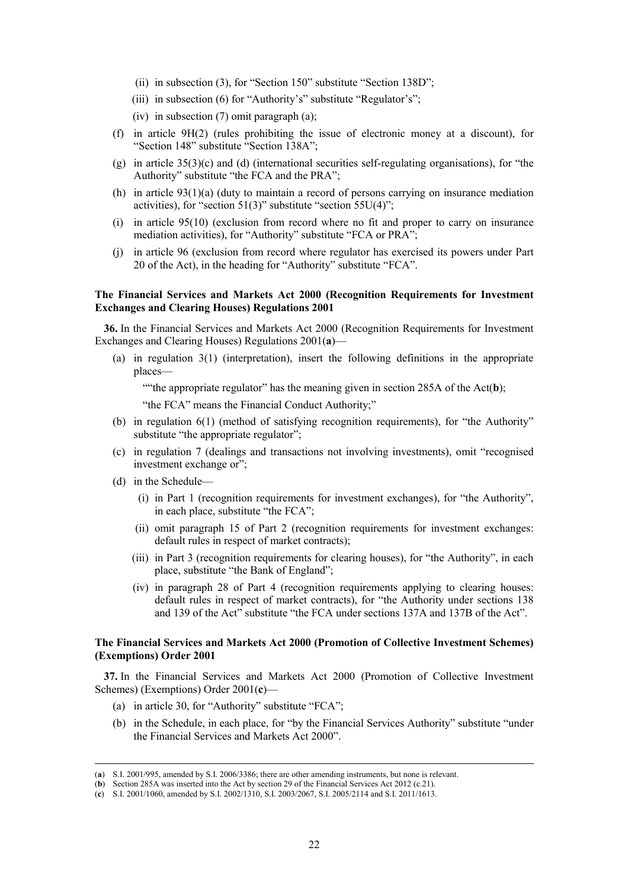(ii) in subsection (3), for "Section 150" substitute "Section 138D";

(iii) in subsection (6) for "Authority's" substitute "Regulator's";

(iv) in subsection (7) omit paragraph (a);

(f) in article 9H(2) (rules prohibiting the issue of electronic money at a discount), for "Section 148" substitute "Section 138A";

(g) in article 35(3)(c) and (d) (international securities self-regulating organisations), for "the Authority" substitute "the FCA and the PRA";

(h) in article 93(1)(a) (duty to maintain a record of persons carrying on insurance mediation activities), for "section 51(3)" substitute "section 55U(4)";

(i) in article 95(10) (exclusion from record where no fit and proper to carry on insurance mediation activities), for "Authority" substitute "FCA or PRA";

(j) in article 96 (exclusion from record where regulator has exercised its powers under Part 20 of the Act), in the heading for "Authority" substitute "FCA".

**The Financial Services and Markets Act 2000 (Recognition Requirements for Investment Exchanges and Clearing Houses) Regulations 2001**

**36.** In the Financial Services and Markets Act 2000 (Recognition Requirements for Investment Exchanges and Clearing Houses) Regulations 2001(**a**)—

(a) in regulation 3(1) (interpretation), insert the following definitions in the appropriate places—

""the appropriate regulator" has the meaning given in section 285A of the Act(**b**);

"the FCA" means the Financial Conduct Authority;"

(b) in regulation 6(1) (method of satisfying recognition requirements), for "the Authority" substitute "the appropriate regulator";

(c) in regulation 7 (dealings and transactions not involving investments), omit "recognised investment exchange or";

(d) in the Schedule—

(i) in Part 1 (recognition requirements for investment exchanges), for "the Authority", in each place, substitute "the FCA";

(ii) omit paragraph 15 of Part 2 (recognition requirements for investment exchanges: default rules in respect of market contracts);

(iii) in Part 3 (recognition requirements for clearing houses), for "the Authority", in each place, substitute "the Bank of England";

(iv) in paragraph 28 of Part 4 (recognition requirements applying to clearing houses: default rules in respect of market contracts), for "the Authority under sections 138 and 139 of the Act" substitute "the FCA under sections 137A and 137B of the Act".

**The Financial Services and Markets Act 2000 (Promotion of Collective Investment Schemes) (Exemptions) Order 2001**

**37.** In the Financial Services and Markets Act 2000 (Promotion of Collective Investment Schemes) (Exemptions) Order 2001(**c**)—

(a) in article 30, for "Authority" substitute "FCA";

(b) in the Schedule, in each place, for "by the Financial Services Authority" substitute "under the Financial Services and Markets Act 2000".

---

(**a**) S.I. 2001/995, amended by S.I. 2006/3386; there are other amending instruments, but none is relevant.

(**b**) Section 285A was inserted into the Act by section 29 of the Financial Services Act 2012 (c.21).

(**c**) S.I. 2001/1060, amended by S.I. 2002/1310, S.I. 2003/2067, S.I. 2005/2114 and S.I. 2011/1613.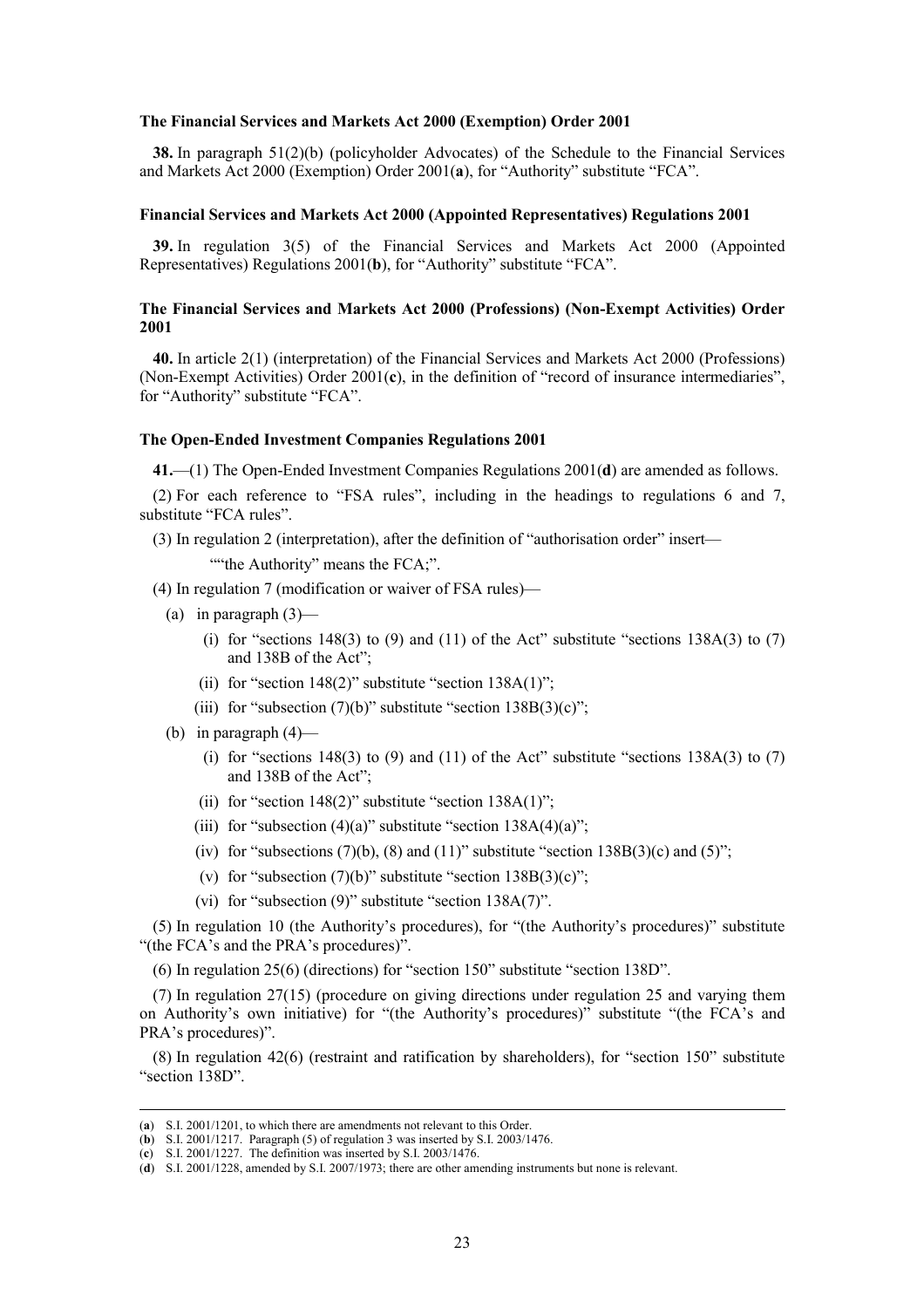**The Financial Services and Markets Act 2000 (Exemption) Order 2001**

**38.** In paragraph 51(2)(b) (policyholder Advocates) of the Schedule to the Financial Services and Markets Act 2000 (Exemption) Order 2001(**a**), for "Authority" substitute "FCA".

**Financial Services and Markets Act 2000 (Appointed Representatives) Regulations 2001**

**39.** In regulation 3(5) of the Financial Services and Markets Act 2000 (Appointed Representatives) Regulations 2001(**b**), for "Authority" substitute "FCA".

**The Financial Services and Markets Act 2000 (Professions) (Non-Exempt Activities) Order 2001**

**40.** In article 2(1) (interpretation) of the Financial Services and Markets Act 2000 (Professions) (Non-Exempt Activities) Order 2001(**c**), in the definition of "record of insurance intermediaries", for "Authority" substitute "FCA".

**The Open-Ended Investment Companies Regulations 2001**

**41.**—(1) The Open-Ended Investment Companies Regulations 2001(**d**) are amended as follows.

(2) For each reference to "FSA rules", including in the headings to regulations 6 and 7, substitute "FCA rules".

(3) In regulation 2 (interpretation), after the definition of "authorisation order" insert—

""the Authority" means the FCA;".

(4) In regulation 7 (modification or waiver of FSA rules)—

(a) in paragraph (3)—

(i) for "sections 148(3) to (9) and (11) of the Act" substitute "sections 138A(3) to (7) and 138B of the Act";

(ii) for "section 148(2)" substitute "section 138A(1)";

(iii) for "subsection (7)(b)" substitute "section 138B(3)(c)";

(b) in paragraph (4)—

(i) for "sections 148(3) to (9) and (11) of the Act" substitute "sections 138A(3) to (7) and 138B of the Act";

(ii) for "section 148(2)" substitute "section 138A(1)";

(iii) for "subsection (4)(a)" substitute "section 138A(4)(a)";

(iv) for "subsections (7)(b), (8) and (11)" substitute "section 138B(3)(c) and (5)";

(v) for "subsection (7)(b)" substitute "section 138B(3)(c)";

(vi) for "subsection (9)" substitute "section 138A(7)".

(5) In regulation 10 (the Authority's procedures), for "(the Authority's procedures)" substitute "(the FCA's and the PRA's procedures)".

(6) In regulation 25(6) (directions) for "section 150" substitute "section 138D".

(7) In regulation 27(15) (procedure on giving directions under regulation 25 and varying them on Authority's own initiative) for "(the Authority's procedures)" substitute "(the FCA's and PRA's procedures)".

(8) In regulation 42(6) (restraint and ratification by shareholders), for "section 150" substitute "section 138D".

---

(**a**) S.I. 2001/1201, to which there are amendments not relevant to this Order.
(**b**) S.I. 2001/1217. Paragraph (5) of regulation 3 was inserted by S.I. 2003/1476.
(**c**) S.I. 2001/1227. The definition was inserted by S.I. 2003/1476.
(**d**) S.I. 2001/1228, amended by S.I. 2007/1973; there are other amending instruments but none is relevant.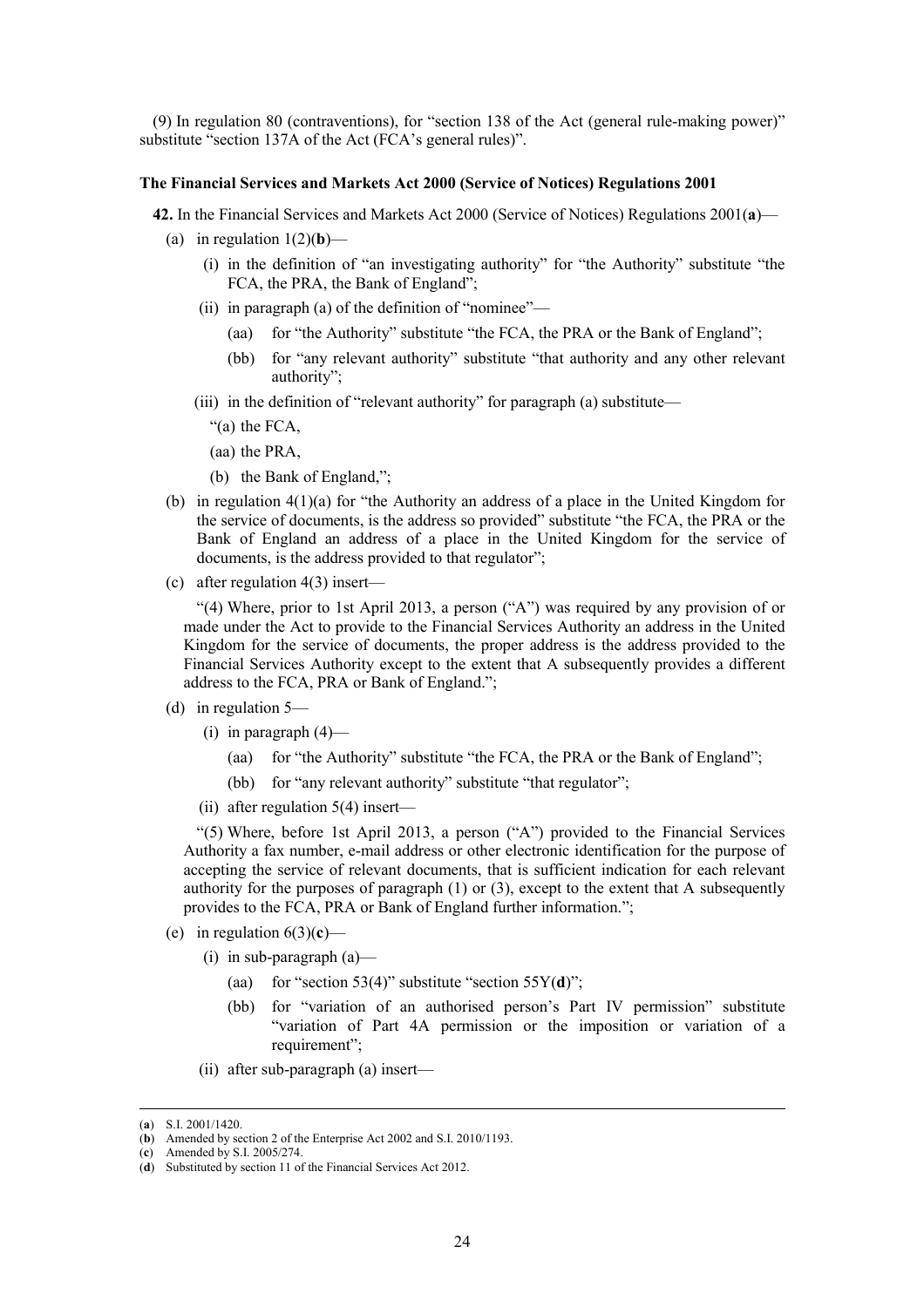(9) In regulation 80 (contraventions), for "section 138 of the Act (general rule-making power)" substitute "section 137A of the Act (FCA's general rules)".

**The Financial Services and Markets Act 2000 (Service of Notices) Regulations 2001**

**42.** In the Financial Services and Markets Act 2000 (Service of Notices) Regulations 2001(**a**)—

(a) in regulation 1(2)(**b**)—

(i) in the definition of "an investigating authority" for "the Authority" substitute "the FCA, the PRA, the Bank of England";

(ii) in paragraph (a) of the definition of "nominee"—

(aa) for "the Authority" substitute "the FCA, the PRA or the Bank of England";

(bb) for "any relevant authority" substitute "that authority and any other relevant authority";

(iii) in the definition of "relevant authority" for paragraph (a) substitute—

"(a) the FCA,

(aa) the PRA,

(b) the Bank of England,";

(b) in regulation 4(1)(a) for "the Authority an address of a place in the United Kingdom for the service of documents, is the address so provided" substitute "the FCA, the PRA or the Bank of England an address of a place in the United Kingdom for the service of documents, is the address provided to that regulator";

(c) after regulation 4(3) insert—

"(4) Where, prior to 1st April 2013, a person ("A") was required by any provision of or made under the Act to provide to the Financial Services Authority an address in the United Kingdom for the service of documents, the proper address is the address provided to the Financial Services Authority except to the extent that A subsequently provides a different address to the FCA, PRA or Bank of England.";

(d) in regulation 5—

(i) in paragraph (4)—

(aa) for "the Authority" substitute "the FCA, the PRA or the Bank of England";

(bb) for "any relevant authority" substitute "that regulator";

(ii) after regulation 5(4) insert—

"(5) Where, before 1st April 2013, a person ("A") provided to the Financial Services Authority a fax number, e-mail address or other electronic identification for the purpose of accepting the service of relevant documents, that is sufficient indication for each relevant authority for the purposes of paragraph (1) or (3), except to the extent that A subsequently provides to the FCA, PRA or Bank of England further information.";

(e) in regulation 6(3)(**c**)—

(i) in sub-paragraph (a)—

(aa) for "section 53(4)" substitute "section 55Y(**d**)";

(bb) for "variation of an authorised person's Part IV permission" substitute "variation of Part 4A permission or the imposition or variation of a requirement";

(ii) after sub-paragraph (a) insert—

---

(**a**) S.I. 2001/1420.

(**b**) Amended by section 2 of the Enterprise Act 2002 and S.I. 2010/1193.

(**c**) Amended by S.I. 2005/274.

(**d**) Substituted by section 11 of the Financial Services Act 2012.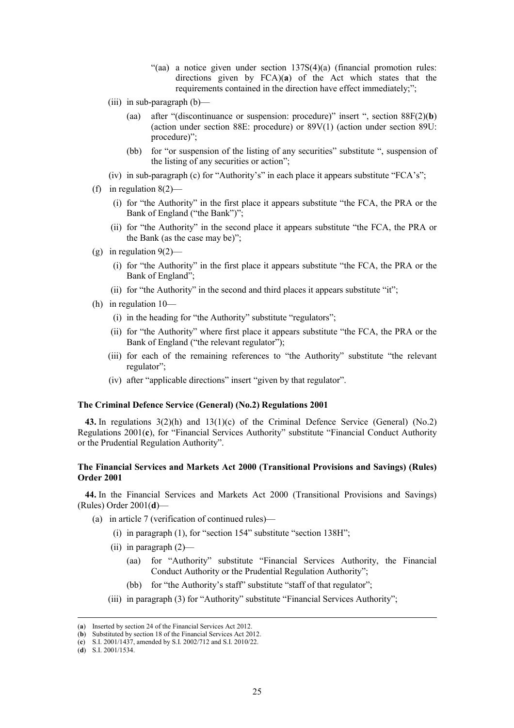"(aa) a notice given under section 137S(4)(a) (financial promotion rules: directions given by FCA)(**a**) of the Act which states that the requirements contained in the direction have effect immediately;";

(iii) in sub-paragraph (b)—

(aa) after "(discontinuance or suspension: procedure)" insert ", section 88F(2)(**b**) (action under section 88E: procedure) or 89V(1) (action under section 89U: procedure)";

(bb) for "or suspension of the listing of any securities" substitute ", suspension of the listing of any securities or action";

(iv) in sub-paragraph (c) for "Authority's" in each place it appears substitute "FCA's";

(f) in regulation 8(2)—

(i) for "the Authority" in the first place it appears substitute "the FCA, the PRA or the Bank of England ("the Bank")";

(ii) for "the Authority" in the second place it appears substitute "the FCA, the PRA or the Bank (as the case may be)";

(g) in regulation 9(2)—

(i) for "the Authority" in the first place it appears substitute "the FCA, the PRA or the Bank of England";

(ii) for "the Authority" in the second and third places it appears substitute "it";

(h) in regulation 10—

(i) in the heading for "the Authority" substitute "regulators";

(ii) for "the Authority" where first place it appears substitute "the FCA, the PRA or the Bank of England ("the relevant regulator");

(iii) for each of the remaining references to "the Authority" substitute "the relevant regulator";

(iv) after "applicable directions" insert "given by that regulator".

**The Criminal Defence Service (General) (No.2) Regulations 2001**

**43.** In regulations 3(2)(h) and 13(1)(c) of the Criminal Defence Service (General) (No.2) Regulations 2001(**c**), for "Financial Services Authority" substitute "Financial Conduct Authority or the Prudential Regulation Authority".

**The Financial Services and Markets Act 2000 (Transitional Provisions and Savings) (Rules) Order 2001**

**44.** In the Financial Services and Markets Act 2000 (Transitional Provisions and Savings) (Rules) Order 2001(**d**)—

(a) in article 7 (verification of continued rules)—

(i) in paragraph (1), for "section 154" substitute "section 138H";

(ii) in paragraph (2)—

(aa) for "Authority" substitute "Financial Services Authority, the Financial Conduct Authority or the Prudential Regulation Authority";

(bb) for "the Authority's staff" substitute "staff of that regulator";

(iii) in paragraph (3) for "Authority" substitute "Financial Services Authority";

---

(**a**) Inserted by section 24 of the Financial Services Act 2012.

(**b**) Substituted by section 18 of the Financial Services Act 2012.

(**c**) S.I. 2001/1437, amended by S.I. 2002/712 and S.I. 2010/22.

(**d**) S.I. 2001/1534.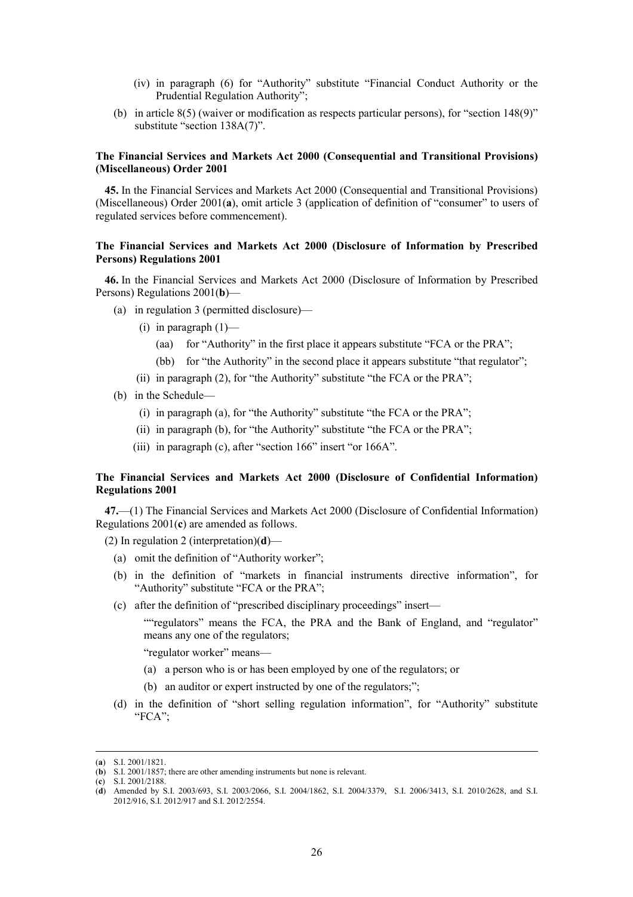(iv) in paragraph (6) for "Authority" substitute "Financial Conduct Authority or the Prudential Regulation Authority";

(b) in article 8(5) (waiver or modification as respects particular persons), for "section 148(9)" substitute "section 138A(7)".

**The Financial Services and Markets Act 2000 (Consequential and Transitional Provisions) (Miscellaneous) Order 2001**

**45.** In the Financial Services and Markets Act 2000 (Consequential and Transitional Provisions) (Miscellaneous) Order 2001(**a**), omit article 3 (application of definition of "consumer" to users of regulated services before commencement).

**The Financial Services and Markets Act 2000 (Disclosure of Information by Prescribed Persons) Regulations 2001**

**46.** In the Financial Services and Markets Act 2000 (Disclosure of Information by Prescribed Persons) Regulations 2001(**b**)—

(a) in regulation 3 (permitted disclosure)—

(i) in paragraph (1)—

(aa) for "Authority" in the first place it appears substitute "FCA or the PRA";

(bb) for "the Authority" in the second place it appears substitute "that regulator";

(ii) in paragraph (2), for "the Authority" substitute "the FCA or the PRA";

(b) in the Schedule—

(i) in paragraph (a), for "the Authority" substitute "the FCA or the PRA";

(ii) in paragraph (b), for "the Authority" substitute "the FCA or the PRA";

(iii) in paragraph (c), after "section 166" insert "or 166A".

**The Financial Services and Markets Act 2000 (Disclosure of Confidential Information) Regulations 2001**

**47.**—(1) The Financial Services and Markets Act 2000 (Disclosure of Confidential Information) Regulations 2001(**c**) are amended as follows.

(2) In regulation 2 (interpretation)(**d**)—

(a) omit the definition of "Authority worker";

(b) in the definition of "markets in financial instruments directive information", for "Authority" substitute "FCA or the PRA";

(c) after the definition of "prescribed disciplinary proceedings" insert—

""regulators" means the FCA, the PRA and the Bank of England, and "regulator" means any one of the regulators;

"regulator worker" means—

(a) a person who is or has been employed by one of the regulators; or

(b) an auditor or expert instructed by one of the regulators;";

(d) in the definition of "short selling regulation information", for "Authority" substitute "FCA";

---

(**a**) S.I. 2001/1821.
(**b**) S.I. 2001/1857; there are other amending instruments but none is relevant.
(**c**) S.I. 2001/2188.
(**d**) Amended by S.I. 2003/693, S.I. 2003/2066, S.I. 2004/1862, S.I. 2004/3379, S.I. 2006/3413, S.I. 2010/2628, and S.I. 2012/916, S.I. 2012/917 and S.I. 2012/2554.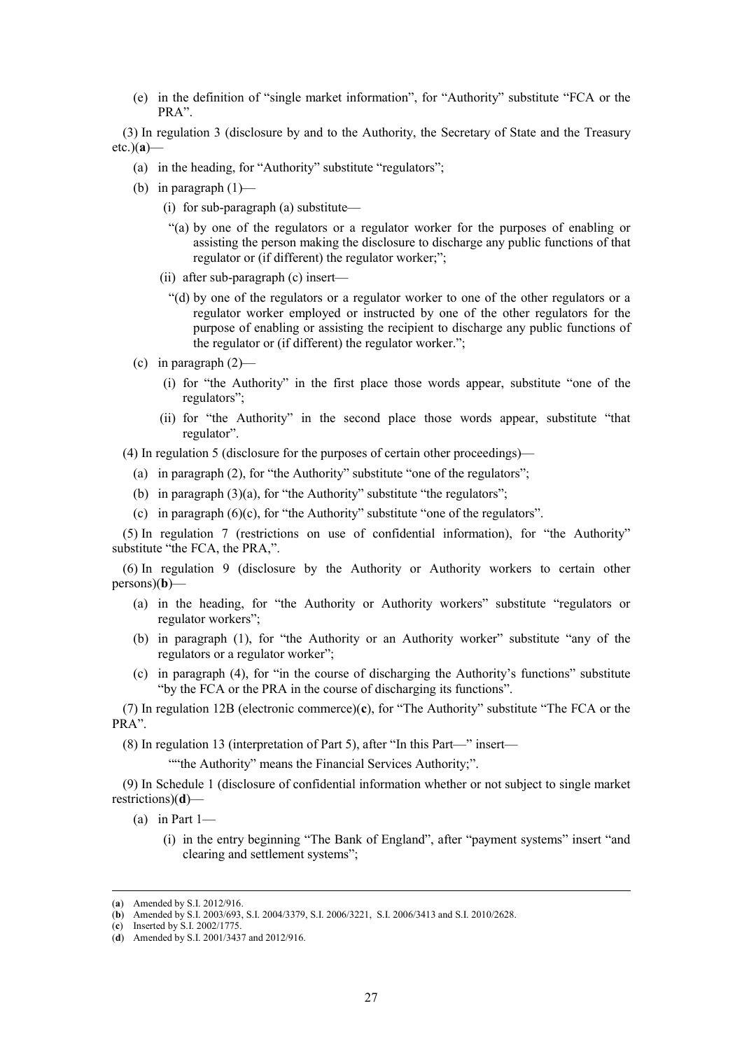(e) in the definition of "single market information", for "Authority" substitute "FCA or the PRA".

(3) In regulation 3 (disclosure by and to the Authority, the Secretary of State and the Treasury etc.)(**a**)—

(a) in the heading, for "Authority" substitute "regulators";

(b) in paragraph (1)—

(i) for sub-paragraph (a) substitute—

"(a) by one of the regulators or a regulator worker for the purposes of enabling or assisting the person making the disclosure to discharge any public functions of that regulator or (if different) the regulator worker;";

(ii) after sub-paragraph (c) insert—

"(d) by one of the regulators or a regulator worker to one of the other regulators or a regulator worker employed or instructed by one of the other regulators for the purpose of enabling or assisting the recipient to discharge any public functions of the regulator or (if different) the regulator worker.";

(c) in paragraph (2)—

(i) for "the Authority" in the first place those words appear, substitute "one of the regulators";

(ii) for "the Authority" in the second place those words appear, substitute "that regulator".

(4) In regulation 5 (disclosure for the purposes of certain other proceedings)—

(a) in paragraph (2), for "the Authority" substitute "one of the regulators";

(b) in paragraph (3)(a), for "the Authority" substitute "the regulators";

(c) in paragraph (6)(c), for "the Authority" substitute "one of the regulators".

(5) In regulation 7 (restrictions on use of confidential information), for "the Authority" substitute "the FCA, the PRA,".

(6) In regulation 9 (disclosure by the Authority or Authority workers to certain other persons)(**b**)—

(a) in the heading, for "the Authority or Authority workers" substitute "regulators or regulator workers";

(b) in paragraph (1), for "the Authority or an Authority worker" substitute "any of the regulators or a regulator worker";

(c) in paragraph (4), for "in the course of discharging the Authority's functions" substitute "by the FCA or the PRA in the course of discharging its functions".

(7) In regulation 12B (electronic commerce)(**c**), for "The Authority" substitute "The FCA or the PRA".

(8) In regulation 13 (interpretation of Part 5), after "In this Part—" insert—

""the Authority" means the Financial Services Authority;".

(9) In Schedule 1 (disclosure of confidential information whether or not subject to single market restrictions)(**d**)—

(a) in Part 1—

(i) in the entry beginning "The Bank of England", after "payment systems" insert "and clearing and settlement systems";

---

(**a**) Amended by S.I. 2012/916.
(**b**) Amended by S.I. 2003/693, S.I. 2004/3379, S.I. 2006/3221, S.I. 2006/3413 and S.I. 2010/2628.
(**c**) Inserted by S.I. 2002/1775.
(**d**) Amended by S.I. 2001/3437 and 2012/916.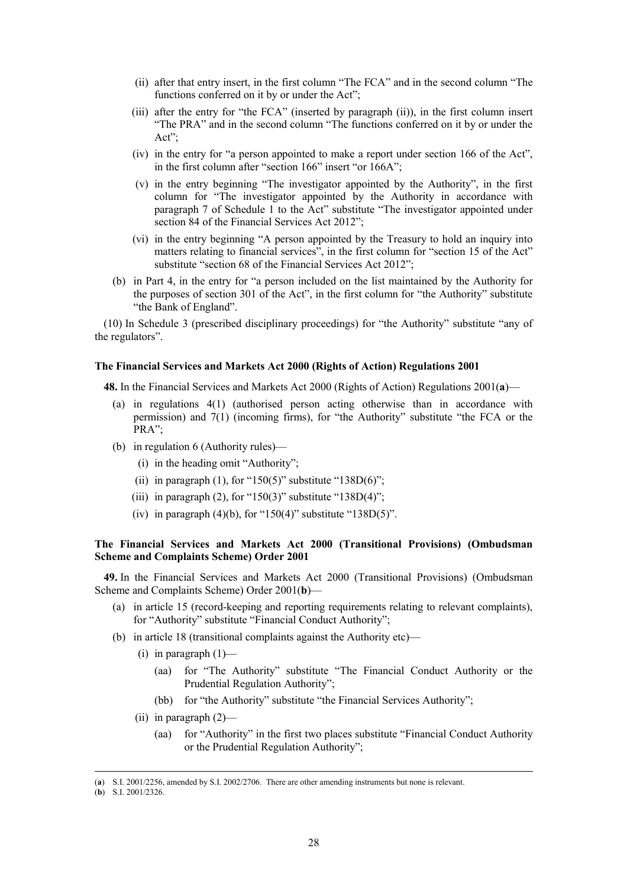(ii) after that entry insert, in the first column "The FCA" and in the second column "The functions conferred on it by or under the Act";

(iii) after the entry for "the FCA" (inserted by paragraph (ii)), in the first column insert "The PRA" and in the second column "The functions conferred on it by or under the Act";

(iv) in the entry for "a person appointed to make a report under section 166 of the Act", in the first column after "section 166" insert "or 166A";

(v) in the entry beginning "The investigator appointed by the Authority", in the first column for "The investigator appointed by the Authority in accordance with paragraph 7 of Schedule 1 to the Act" substitute "The investigator appointed under section 84 of the Financial Services Act 2012";

(vi) in the entry beginning "A person appointed by the Treasury to hold an inquiry into matters relating to financial services", in the first column for "section 15 of the Act" substitute "section 68 of the Financial Services Act 2012";

(b) in Part 4, in the entry for "a person included on the list maintained by the Authority for the purposes of section 301 of the Act", in the first column for "the Authority" substitute "the Bank of England".

(10) In Schedule 3 (prescribed disciplinary proceedings) for "the Authority" substitute "any of the regulators".

**The Financial Services and Markets Act 2000 (Rights of Action) Regulations 2001**

**48.** In the Financial Services and Markets Act 2000 (Rights of Action) Regulations 2001(**a**)—

(a) in regulations 4(1) (authorised person acting otherwise than in accordance with permission) and 7(1) (incoming firms), for "the Authority" substitute "the FCA or the PRA";

(b) in regulation 6 (Authority rules)—

(i) in the heading omit "Authority";

(ii) in paragraph (1), for "150(5)" substitute "138D(6)";

(iii) in paragraph (2), for "150(3)" substitute "138D(4)";

(iv) in paragraph (4)(b), for "150(4)" substitute "138D(5)".

**The Financial Services and Markets Act 2000 (Transitional Provisions) (Ombudsman Scheme and Complaints Scheme) Order 2001**

**49.** In the Financial Services and Markets Act 2000 (Transitional Provisions) (Ombudsman Scheme and Complaints Scheme) Order 2001(**b**)—

(a) in article 15 (record-keeping and reporting requirements relating to relevant complaints), for "Authority" substitute "Financial Conduct Authority";

(b) in article 18 (transitional complaints against the Authority etc)—

(i) in paragraph (1)—

(aa) for "The Authority" substitute "The Financial Conduct Authority or the Prudential Regulation Authority";

(bb) for "the Authority" substitute "the Financial Services Authority";

(ii) in paragraph (2)—

(aa) for "Authority" in the first two places substitute "Financial Conduct Authority or the Prudential Regulation Authority";

---

(**a**) S.I. 2001/2256, amended by S.I. 2002/2706. There are other amending instruments but none is relevant.

(**b**) S.I. 2001/2326.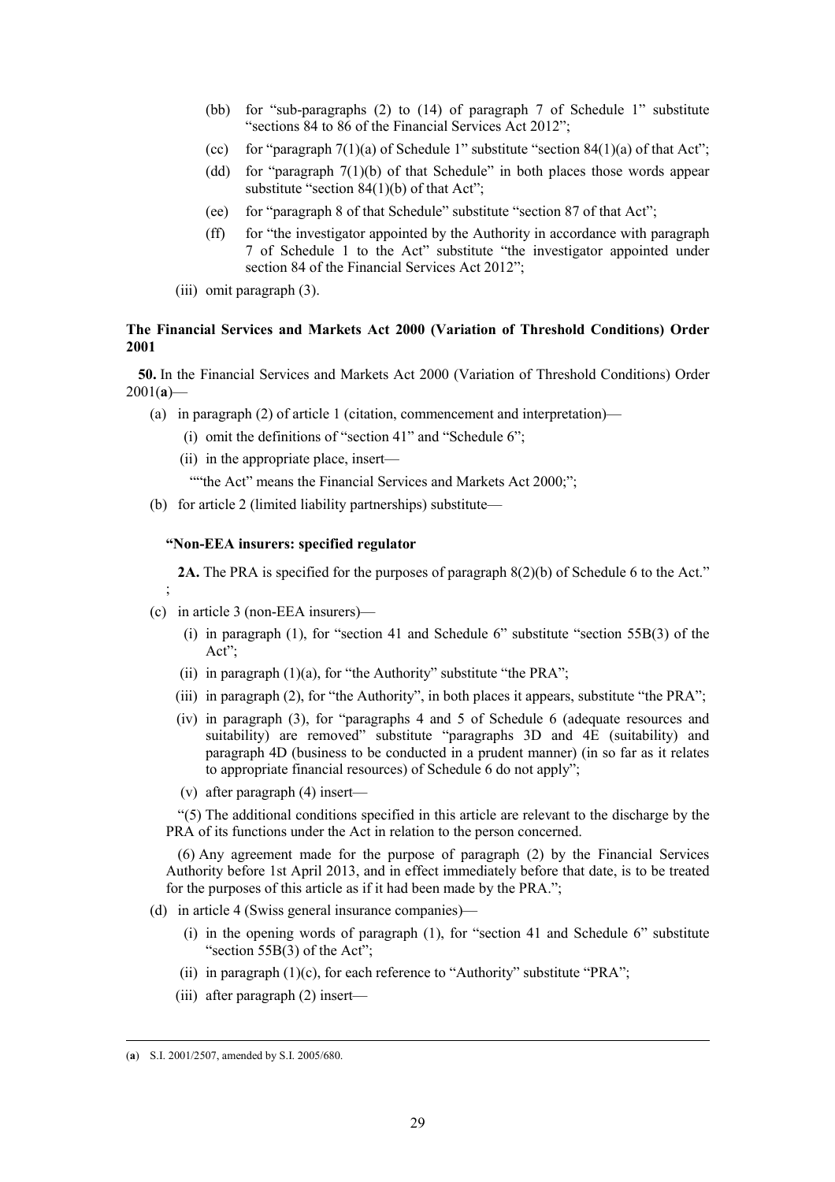(bb) for "sub-paragraphs (2) to (14) of paragraph 7 of Schedule 1" substitute "sections 84 to 86 of the Financial Services Act 2012";

(cc) for "paragraph 7(1)(a) of Schedule 1" substitute "section 84(1)(a) of that Act";

(dd) for "paragraph 7(1)(b) of that Schedule" in both places those words appear substitute "section 84(1)(b) of that Act";

(ee) for "paragraph 8 of that Schedule" substitute "section 87 of that Act";

(ff) for "the investigator appointed by the Authority in accordance with paragraph 7 of Schedule 1 to the Act" substitute "the investigator appointed under section 84 of the Financial Services Act 2012";

(iii) omit paragraph (3).

**The Financial Services and Markets Act 2000 (Variation of Threshold Conditions) Order 2001**

**50.** In the Financial Services and Markets Act 2000 (Variation of Threshold Conditions) Order 2001(**a**)—

(a) in paragraph (2) of article 1 (citation, commencement and interpretation)—

(i) omit the definitions of "section 41" and "Schedule 6";

(ii) in the appropriate place, insert—

""the Act" means the Financial Services and Markets Act 2000;";

(b) for article 2 (limited liability partnerships) substitute—

**"Non-EEA insurers: specified regulator**

**2A.** The PRA is specified for the purposes of paragraph 8(2)(b) of Schedule 6 to the Act."

;

(c) in article 3 (non-EEA insurers)—

(i) in paragraph (1), for "section 41 and Schedule 6" substitute "section 55B(3) of the Act";

(ii) in paragraph (1)(a), for "the Authority" substitute "the PRA";

(iii) in paragraph (2), for "the Authority", in both places it appears, substitute "the PRA";

(iv) in paragraph (3), for "paragraphs 4 and 5 of Schedule 6 (adequate resources and suitability) are removed" substitute "paragraphs 3D and 4E (suitability) and paragraph 4D (business to be conducted in a prudent manner) (in so far as it relates to appropriate financial resources) of Schedule 6 do not apply";

(v) after paragraph (4) insert—

"(5) The additional conditions specified in this article are relevant to the discharge by the PRA of its functions under the Act in relation to the person concerned.

(6) Any agreement made for the purpose of paragraph (2) by the Financial Services Authority before 1st April 2013, and in effect immediately before that date, is to be treated for the purposes of this article as if it had been made by the PRA.";

(d) in article 4 (Swiss general insurance companies)—

(i) in the opening words of paragraph (1), for "section 41 and Schedule 6" substitute "section 55B(3) of the Act";

(ii) in paragraph (1)(c), for each reference to "Authority" substitute "PRA";

(iii) after paragraph (2) insert—

---

(**a**) S.I. 2001/2507, amended by S.I. 2005/680.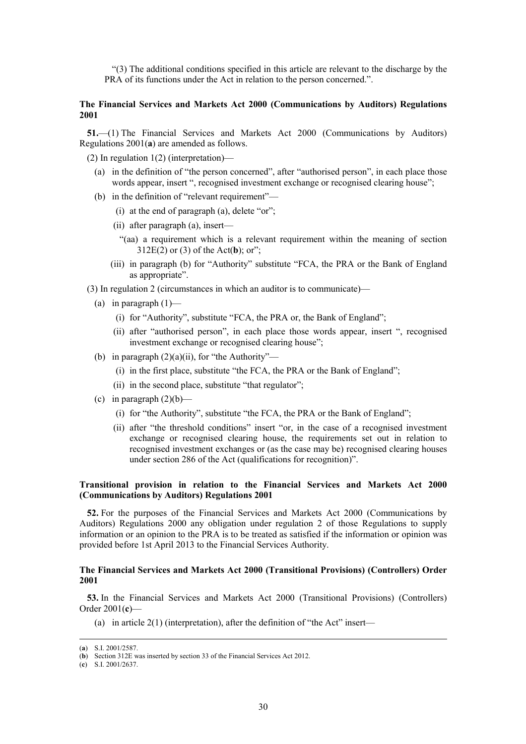"(3) The additional conditions specified in this article are relevant to the discharge by the PRA of its functions under the Act in relation to the person concerned.".

**The Financial Services and Markets Act 2000 (Communications by Auditors) Regulations 2001**

**51.**—(1) The Financial Services and Markets Act 2000 (Communications by Auditors) Regulations 2001(**a**) are amended as follows.

(2) In regulation 1(2) (interpretation)—

- (a) in the definition of "the person concerned", after "authorised person", in each place those words appear, insert ", recognised investment exchange or recognised clearing house";
- (b) in the definition of "relevant requirement"—
  - (i) at the end of paragraph (a), delete "or";
  - (ii) after paragraph (a), insert—
    - "(aa) a requirement which is a relevant requirement within the meaning of section 312E(2) or (3) of the Act(**b**); or";
  - (iii) in paragraph (b) for "Authority" substitute "FCA, the PRA or the Bank of England as appropriate".

(3) In regulation 2 (circumstances in which an auditor is to communicate)—

- (a) in paragraph (1)—
  - (i) for "Authority", substitute "FCA, the PRA or, the Bank of England";
  - (ii) after "authorised person", in each place those words appear, insert ", recognised investment exchange or recognised clearing house";
- (b) in paragraph (2)(a)(ii), for "the Authority"—
  - (i) in the first place, substitute "the FCA, the PRA or the Bank of England";
  - (ii) in the second place, substitute "that regulator";
- (c) in paragraph (2)(b)—
  - (i) for "the Authority", substitute "the FCA, the PRA or the Bank of England";
  - (ii) after "the threshold conditions" insert "or, in the case of a recognised investment exchange or recognised clearing house, the requirements set out in relation to recognised investment exchanges or (as the case may be) recognised clearing houses under section 286 of the Act (qualifications for recognition)".

**Transitional provision in relation to the Financial Services and Markets Act 2000 (Communications by Auditors) Regulations 2001**

**52.** For the purposes of the Financial Services and Markets Act 2000 (Communications by Auditors) Regulations 2000 any obligation under regulation 2 of those Regulations to supply information or an opinion to the PRA is to be treated as satisfied if the information or opinion was provided before 1st April 2013 to the Financial Services Authority.

**The Financial Services and Markets Act 2000 (Transitional Provisions) (Controllers) Order 2001**

**53.** In the Financial Services and Markets Act 2000 (Transitional Provisions) (Controllers) Order 2001(**c**)—

- (a) in article 2(1) (interpretation), after the definition of "the Act" insert—

---

(**a**) S.I. 2001/2587.

(**b**) Section 312E was inserted by section 33 of the Financial Services Act 2012.

(**c**) S.I. 2001/2637.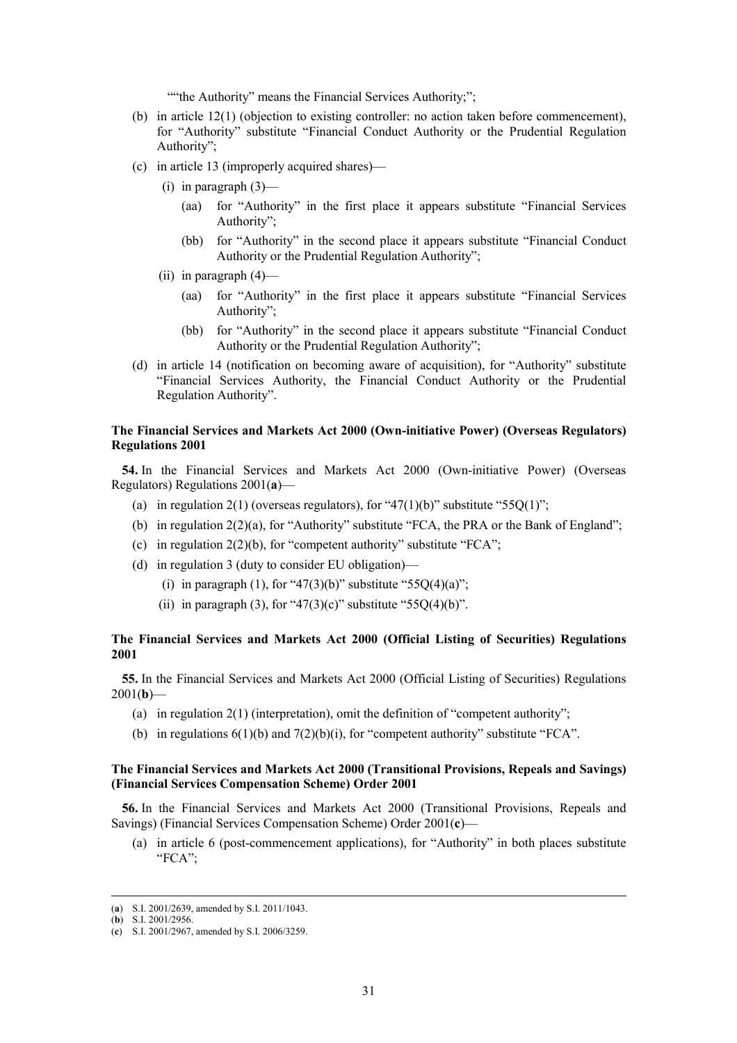""the Authority" means the Financial Services Authority;";

(b) in article 12(1) (objection to existing controller: no action taken before commencement), for "Authority" substitute "Financial Conduct Authority or the Prudential Regulation Authority";

(c) in article 13 (improperly acquired shares)—

  (i) in paragraph (3)—

    (aa) for "Authority" in the first place it appears substitute "Financial Services Authority";

    (bb) for "Authority" in the second place it appears substitute "Financial Conduct Authority or the Prudential Regulation Authority";

  (ii) in paragraph (4)—

    (aa) for "Authority" in the first place it appears substitute "Financial Services Authority";

    (bb) for "Authority" in the second place it appears substitute "Financial Conduct Authority or the Prudential Regulation Authority";

(d) in article 14 (notification on becoming aware of acquisition), for "Authority" substitute "Financial Services Authority, the Financial Conduct Authority or the Prudential Regulation Authority".

**The Financial Services and Markets Act 2000 (Own-initiative Power) (Overseas Regulators) Regulations 2001**

**54.** In the Financial Services and Markets Act 2000 (Own-initiative Power) (Overseas Regulators) Regulations 2001(**a**)—

(a) in regulation 2(1) (overseas regulators), for "47(1)(b)" substitute "55Q(1)";

(b) in regulation 2(2)(a), for "Authority" substitute "FCA, the PRA or the Bank of England";

(c) in regulation 2(2)(b), for "competent authority" substitute "FCA";

(d) in regulation 3 (duty to consider EU obligation)—

  (i) in paragraph (1), for "47(3)(b)" substitute "55Q(4)(a)";

  (ii) in paragraph (3), for "47(3)(c)" substitute "55Q(4)(b)".

**The Financial Services and Markets Act 2000 (Official Listing of Securities) Regulations 2001**

**55.** In the Financial Services and Markets Act 2000 (Official Listing of Securities) Regulations 2001(**b**)—

(a) in regulation 2(1) (interpretation), omit the definition of "competent authority";

(b) in regulations 6(1)(b) and 7(2)(b)(i), for "competent authority" substitute "FCA".

**The Financial Services and Markets Act 2000 (Transitional Provisions, Repeals and Savings) (Financial Services Compensation Scheme) Order 2001**

**56.** In the Financial Services and Markets Act 2000 (Transitional Provisions, Repeals and Savings) (Financial Services Compensation Scheme) Order 2001(**c**)—

(a) in article 6 (post-commencement applications), for "Authority" in both places substitute "FCA";

---

(**a**) S.I. 2001/2639, amended by S.I. 2011/1043.
(**b**) S.I. 2001/2956.
(**c**) S.I. 2001/2967, amended by S.I. 2006/3259.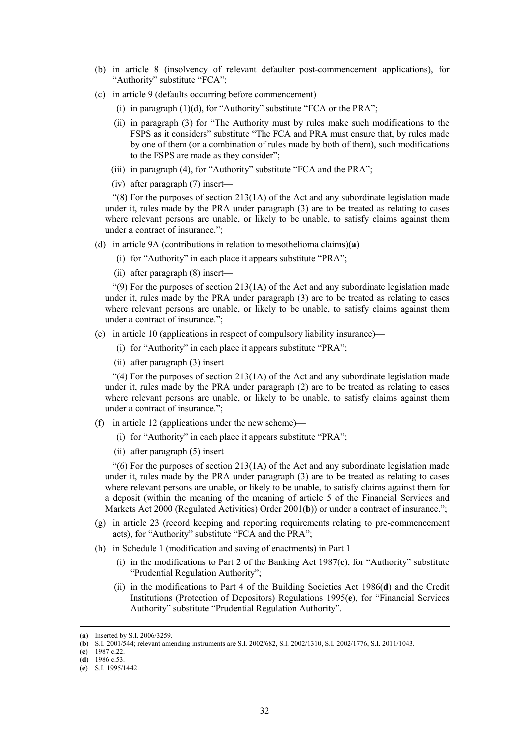(b) in article 8 (insolvency of relevant defaulter–post-commencement applications), for "Authority" substitute "FCA";

(c) in article 9 (defaults occurring before commencement)—

  (i) in paragraph (1)(d), for "Authority" substitute "FCA or the PRA";

  (ii) in paragraph (3) for "The Authority must by rules make such modifications to the FSPS as it considers" substitute "The FCA and PRA must ensure that, by rules made by one of them (or a combination of rules made by both of them), such modifications to the FSPS are made as they consider";

  (iii) in paragraph (4), for "Authority" substitute "FCA and the PRA";

  (iv) after paragraph (7) insert—

"(8) For the purposes of section 213(1A) of the Act and any subordinate legislation made under it, rules made by the PRA under paragraph (3) are to be treated as relating to cases where relevant persons are unable, or likely to be unable, to satisfy claims against them under a contract of insurance.";

(d) in article 9A (contributions in relation to mesothelioma claims)(**a**)—

  (i) for "Authority" in each place it appears substitute "PRA";

  (ii) after paragraph (8) insert—

"(9) For the purposes of section 213(1A) of the Act and any subordinate legislation made under it, rules made by the PRA under paragraph (3) are to be treated as relating to cases where relevant persons are unable, or likely to be unable, to satisfy claims against them under a contract of insurance.";

(e) in article 10 (applications in respect of compulsory liability insurance)—

  (i) for "Authority" in each place it appears substitute "PRA";

  (ii) after paragraph (3) insert—

"(4) For the purposes of section 213(1A) of the Act and any subordinate legislation made under it, rules made by the PRA under paragraph (2) are to be treated as relating to cases where relevant persons are unable, or likely to be unable, to satisfy claims against them under a contract of insurance.";

(f) in article 12 (applications under the new scheme)—

  (i) for "Authority" in each place it appears substitute "PRA";

  (ii) after paragraph (5) insert—

"(6) For the purposes of section 213(1A) of the Act and any subordinate legislation made under it, rules made by the PRA under paragraph (3) are to be treated as relating to cases where relevant persons are unable, or likely to be unable, to satisfy claims against them for a deposit (within the meaning of the meaning of article 5 of the Financial Services and Markets Act 2000 (Regulated Activities) Order 2001(**b**)) or under a contract of insurance.";

(g) in article 23 (record keeping and reporting requirements relating to pre-commencement acts), for "Authority" substitute "FCA and the PRA";

(h) in Schedule 1 (modification and saving of enactments) in Part 1—

  (i) in the modifications to Part 2 of the Banking Act 1987(**c**), for "Authority" substitute "Prudential Regulation Authority";

  (ii) in the modifications to Part 4 of the Building Societies Act 1986(**d**) and the Credit Institutions (Protection of Depositors) Regulations 1995(**e**), for "Financial Services Authority" substitute "Prudential Regulation Authority".

---

(**a**) Inserted by S.I. 2006/3259.

(**b**) S.I. 2001/544; relevant amending instruments are S.I. 2002/682, S.I. 2002/1310, S.I. 2002/1776, S.I. 2011/1043.

(**c**) 1987 c.22.

(**d**) 1986 c.53.

(**e**) S.I. 1995/1442.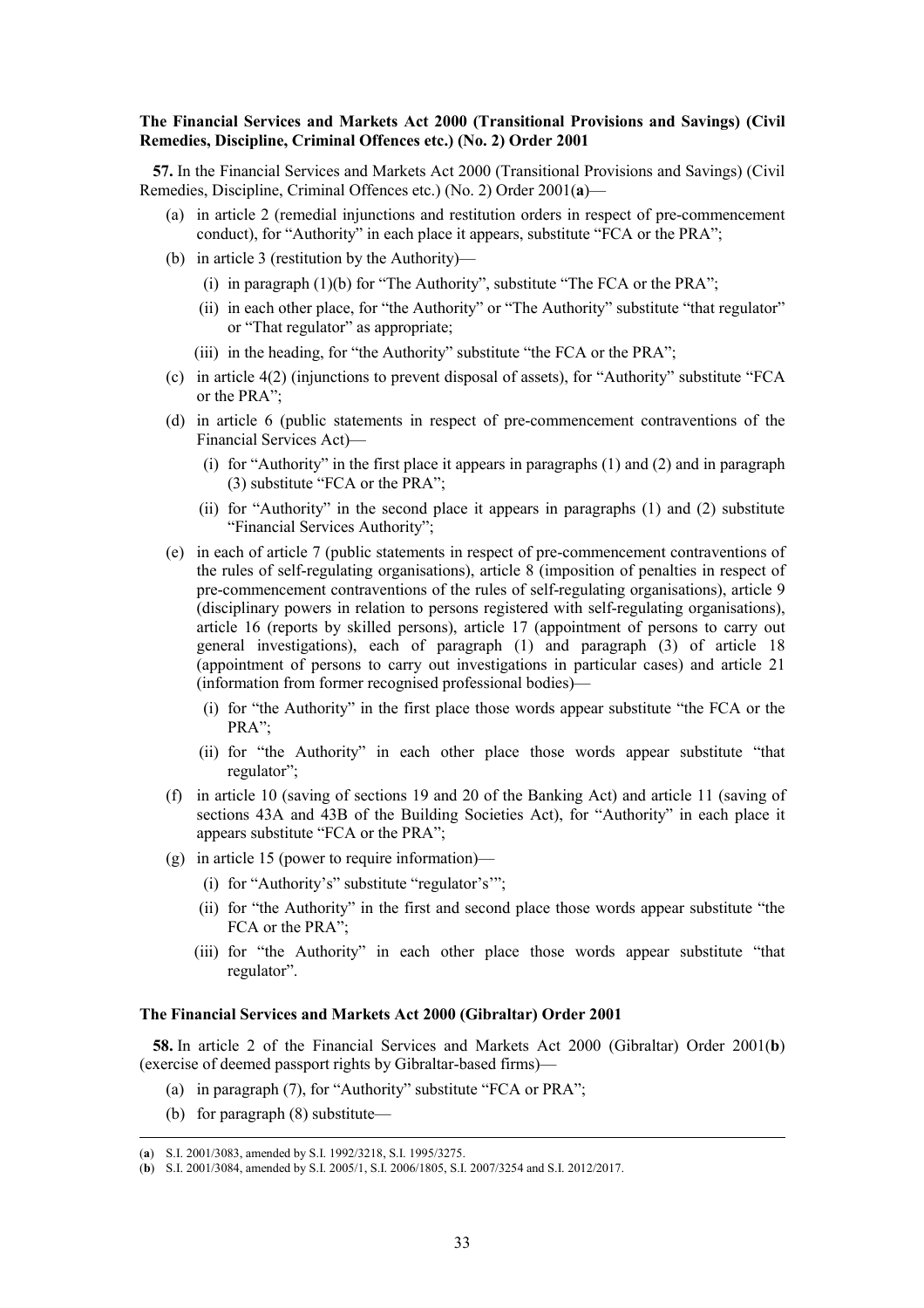**The Financial Services and Markets Act 2000 (Transitional Provisions and Savings) (Civil Remedies, Discipline, Criminal Offences etc.) (No. 2) Order 2001**

**57.** In the Financial Services and Markets Act 2000 (Transitional Provisions and Savings) (Civil Remedies, Discipline, Criminal Offences etc.) (No. 2) Order 2001(**a**)—

- (a) in article 2 (remedial injunctions and restitution orders in respect of pre-commencement conduct), for "Authority" in each place it appears, substitute "FCA or the PRA";
- (b) in article 3 (restitution by the Authority)—
  - (i) in paragraph (1)(b) for "The Authority", substitute "The FCA or the PRA";
  - (ii) in each other place, for "the Authority" or "The Authority" substitute "that regulator" or "That regulator" as appropriate;
  - (iii) in the heading, for "the Authority" substitute "the FCA or the PRA";
- (c) in article 4(2) (injunctions to prevent disposal of assets), for "Authority" substitute "FCA or the PRA";
- (d) in article 6 (public statements in respect of pre-commencement contraventions of the Financial Services Act)—
  - (i) for "Authority" in the first place it appears in paragraphs (1) and (2) and in paragraph (3) substitute "FCA or the PRA";
  - (ii) for "Authority" in the second place it appears in paragraphs (1) and (2) substitute "Financial Services Authority";
- (e) in each of article 7 (public statements in respect of pre-commencement contraventions of the rules of self-regulating organisations), article 8 (imposition of penalties in respect of pre-commencement contraventions of the rules of self-regulating organisations), article 9 (disciplinary powers in relation to persons registered with self-regulating organisations), article 16 (reports by skilled persons), article 17 (appointment of persons to carry out general investigations), each of paragraph (1) and paragraph (3) of article 18 (appointment of persons to carry out investigations in particular cases) and article 21 (information from former recognised professional bodies)—
  - (i) for "the Authority" in the first place those words appear substitute "the FCA or the PRA";
  - (ii) for "the Authority" in each other place those words appear substitute "that regulator";
- (f) in article 10 (saving of sections 19 and 20 of the Banking Act) and article 11 (saving of sections 43A and 43B of the Building Societies Act), for "Authority" in each place it appears substitute "FCA or the PRA";
- (g) in article 15 (power to require information)—
  - (i) for "Authority's" substitute "regulator's'";
  - (ii) for "the Authority" in the first and second place those words appear substitute "the FCA or the PRA";
  - (iii) for "the Authority" in each other place those words appear substitute "that regulator".

**The Financial Services and Markets Act 2000 (Gibraltar) Order 2001**

**58.** In article 2 of the Financial Services and Markets Act 2000 (Gibraltar) Order 2001(**b**) (exercise of deemed passport rights by Gibraltar-based firms)—

- (a) in paragraph (7), for "Authority" substitute "FCA or PRA";
- (b) for paragraph (8) substitute—

---

(**a**) S.I. 2001/3083, amended by S.I. 1992/3218, S.I. 1995/3275.

(**b**) S.I. 2001/3084, amended by S.I. 2005/1, S.I. 2006/1805, S.I. 2007/3254 and S.I. 2012/2017.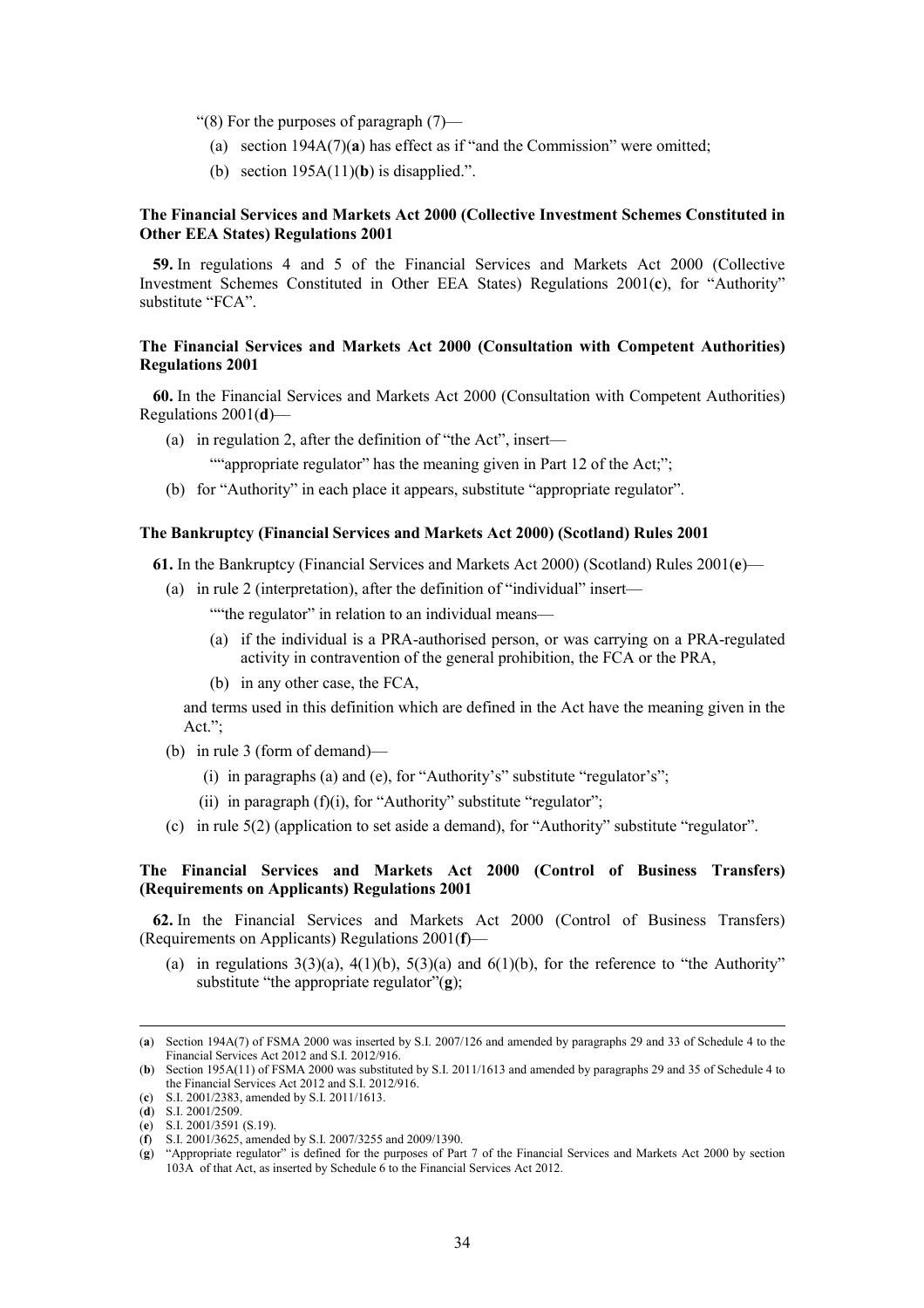"(8) For the purposes of paragraph (7)—

(a) section 194A(7)(**a**) has effect as if "and the Commission" were omitted;

(b) section 195A(11)(**b**) is disapplied.".

**The Financial Services and Markets Act 2000 (Collective Investment Schemes Constituted in Other EEA States) Regulations 2001**

**59.** In regulations 4 and 5 of the Financial Services and Markets Act 2000 (Collective Investment Schemes Constituted in Other EEA States) Regulations 2001(**c**), for "Authority" substitute "FCA".

**The Financial Services and Markets Act 2000 (Consultation with Competent Authorities) Regulations 2001**

**60.** In the Financial Services and Markets Act 2000 (Consultation with Competent Authorities) Regulations 2001(**d**)—

(a) in regulation 2, after the definition of "the Act", insert—

""appropriate regulator" has the meaning given in Part 12 of the Act;";

(b) for "Authority" in each place it appears, substitute "appropriate regulator".

**The Bankruptcy (Financial Services and Markets Act 2000) (Scotland) Rules 2001**

**61.** In the Bankruptcy (Financial Services and Markets Act 2000) (Scotland) Rules 2001(**e**)—

(a) in rule 2 (interpretation), after the definition of "individual" insert—

""the regulator" in relation to an individual means—

(a) if the individual is a PRA-authorised person, or was carrying on a PRA-regulated activity in contravention of the general prohibition, the FCA or the PRA,

(b) in any other case, the FCA,

and terms used in this definition which are defined in the Act have the meaning given in the Act.";

(b) in rule 3 (form of demand)—

(i) in paragraphs (a) and (e), for "Authority's" substitute "regulator's";

(ii) in paragraph (f)(i), for "Authority" substitute "regulator";

(c) in rule 5(2) (application to set aside a demand), for "Authority" substitute "regulator".

**The Financial Services and Markets Act 2000 (Control of Business Transfers) (Requirements on Applicants) Regulations 2001**

**62.** In the Financial Services and Markets Act 2000 (Control of Business Transfers) (Requirements on Applicants) Regulations 2001(**f**)—

(a) in regulations 3(3)(a), 4(1)(b), 5(3)(a) and 6(1)(b), for the reference to "the Authority" substitute "the appropriate regulator"(**g**);

---

(**a**) Section 194A(7) of FSMA 2000 was inserted by S.I. 2007/126 and amended by paragraphs 29 and 33 of Schedule 4 to the Financial Services Act 2012 and S.I. 2012/916.

(**b**) Section 195A(11) of FSMA 2000 was substituted by S.I. 2011/1613 and amended by paragraphs 29 and 35 of Schedule 4 to the Financial Services Act 2012 and S.I. 2012/916.

(**c**) S.I. 2001/2383, amended by S.I. 2011/1613.

(**d**) S.I. 2001/2509.

(**e**) S.I. 2001/3591 (S.19).

(**f**) S.I. 2001/3625, amended by S.I. 2007/3255 and 2009/1390.

(**g**) "Appropriate regulator" is defined for the purposes of Part 7 of the Financial Services and Markets Act 2000 by section 103A of that Act, as inserted by Schedule 6 to the Financial Services Act 2012.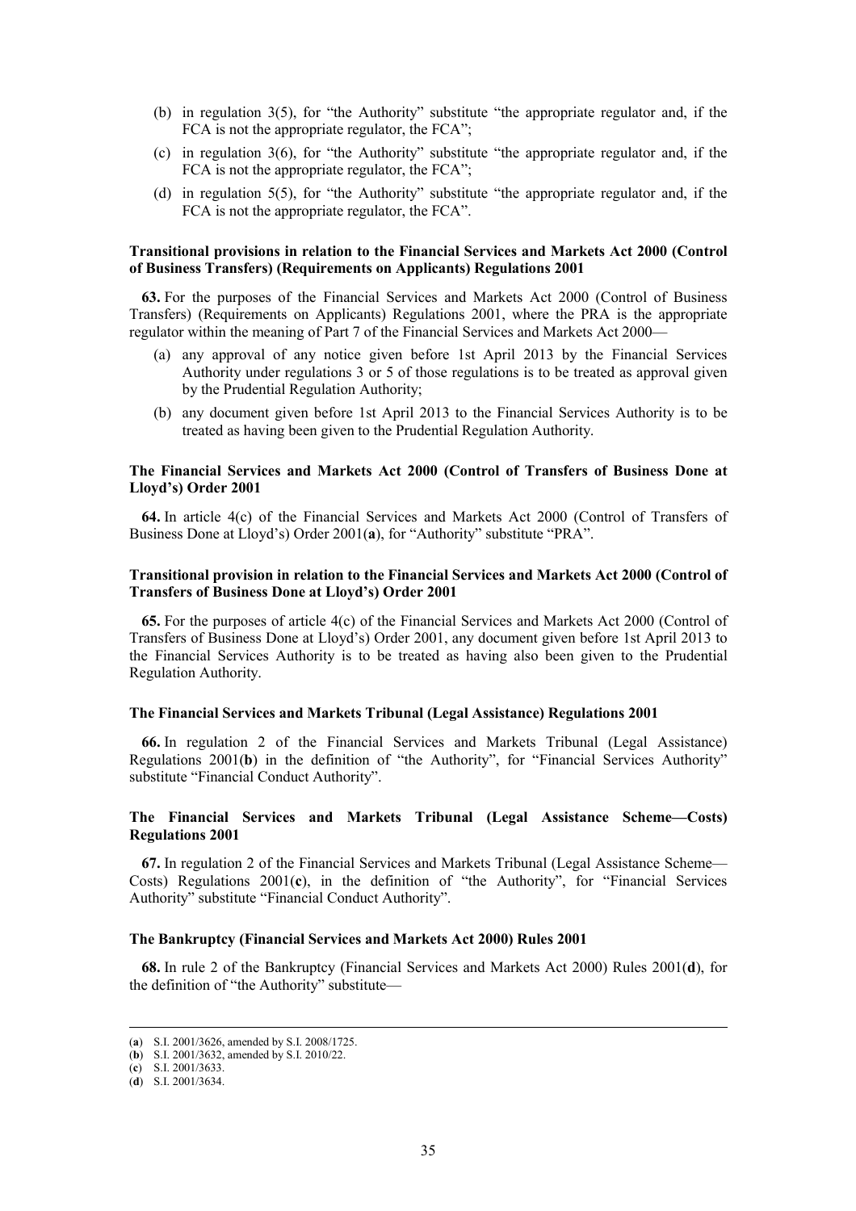(b) in regulation 3(5), for "the Authority" substitute "the appropriate regulator and, if the FCA is not the appropriate regulator, the FCA";

(c) in regulation 3(6), for "the Authority" substitute "the appropriate regulator and, if the FCA is not the appropriate regulator, the FCA";

(d) in regulation 5(5), for "the Authority" substitute "the appropriate regulator and, if the FCA is not the appropriate regulator, the FCA".

**Transitional provisions in relation to the Financial Services and Markets Act 2000 (Control of Business Transfers) (Requirements on Applicants) Regulations 2001**

**63.** For the purposes of the Financial Services and Markets Act 2000 (Control of Business Transfers) (Requirements on Applicants) Regulations 2001, where the PRA is the appropriate regulator within the meaning of Part 7 of the Financial Services and Markets Act 2000—

(a) any approval of any notice given before 1st April 2013 by the Financial Services Authority under regulations 3 or 5 of those regulations is to be treated as approval given by the Prudential Regulation Authority;

(b) any document given before 1st April 2013 to the Financial Services Authority is to be treated as having been given to the Prudential Regulation Authority.

**The Financial Services and Markets Act 2000 (Control of Transfers of Business Done at Lloyd's) Order 2001**

**64.** In article 4(c) of the Financial Services and Markets Act 2000 (Control of Transfers of Business Done at Lloyd's) Order 2001(**a**), for "Authority" substitute "PRA".

**Transitional provision in relation to the Financial Services and Markets Act 2000 (Control of Transfers of Business Done at Lloyd's) Order 2001**

**65.** For the purposes of article 4(c) of the Financial Services and Markets Act 2000 (Control of Transfers of Business Done at Lloyd's) Order 2001, any document given before 1st April 2013 to the Financial Services Authority is to be treated as having also been given to the Prudential Regulation Authority.

**The Financial Services and Markets Tribunal (Legal Assistance) Regulations 2001**

**66.** In regulation 2 of the Financial Services and Markets Tribunal (Legal Assistance) Regulations 2001(**b**) in the definition of "the Authority", for "Financial Services Authority" substitute "Financial Conduct Authority".

**The Financial Services and Markets Tribunal (Legal Assistance Scheme—Costs) Regulations 2001**

**67.** In regulation 2 of the Financial Services and Markets Tribunal (Legal Assistance Scheme—Costs) Regulations 2001(**c**), in the definition of "the Authority", for "Financial Services Authority" substitute "Financial Conduct Authority".

**The Bankruptcy (Financial Services and Markets Act 2000) Rules 2001**

**68.** In rule 2 of the Bankruptcy (Financial Services and Markets Act 2000) Rules 2001(**d**), for the definition of "the Authority" substitute—

---

(**a**) S.I. 2001/3626, amended by S.I. 2008/1725.
(**b**) S.I. 2001/3632, amended by S.I. 2010/22.
(**c**) S.I. 2001/3633.
(**d**) S.I. 2001/3634.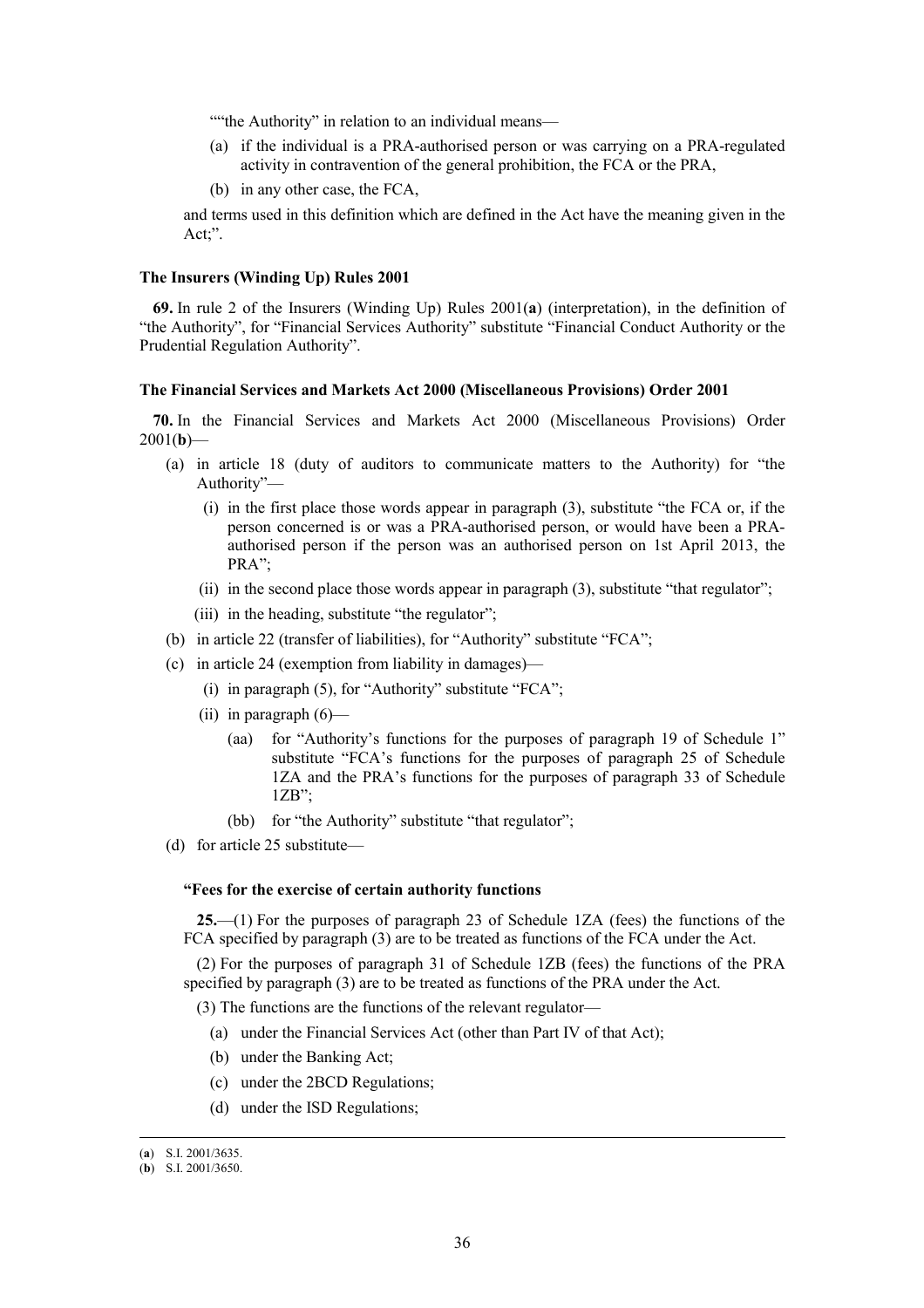““the Authority” in relation to an individual means—

(a) if the individual is a PRA-authorised person or was carrying on a PRA-regulated activity in contravention of the general prohibition, the FCA or the PRA,

(b) in any other case, the FCA,

and terms used in this definition which are defined in the Act have the meaning given in the Act;”.

**The Insurers (Winding Up) Rules 2001**

**69.** In rule 2 of the Insurers (Winding Up) Rules 2001(**a**) (interpretation), in the definition of “the Authority”, for “Financial Services Authority” substitute “Financial Conduct Authority or the Prudential Regulation Authority”.

**The Financial Services and Markets Act 2000 (Miscellaneous Provisions) Order 2001**

**70.** In the Financial Services and Markets Act 2000 (Miscellaneous Provisions) Order 2001(**b**)—

(a) in article 18 (duty of auditors to communicate matters to the Authority) for “the Authority”—

(i) in the first place those words appear in paragraph (3), substitute “the FCA or, if the person concerned is or was a PRA-authorised person, or would have been a PRA-authorised person if the person was an authorised person on 1st April 2013, the PRA”;

(ii) in the second place those words appear in paragraph (3), substitute “that regulator”;

(iii) in the heading, substitute “the regulator”;

(b) in article 22 (transfer of liabilities), for “Authority” substitute “FCA”;

(c) in article 24 (exemption from liability in damages)—

(i) in paragraph (5), for “Authority” substitute “FCA”;

(ii) in paragraph (6)—

(aa) for “Authority’s functions for the purposes of paragraph 19 of Schedule 1” substitute “FCA’s functions for the purposes of paragraph 25 of Schedule 1ZA and the PRA’s functions for the purposes of paragraph 33 of Schedule 1ZB”;

(bb) for “the Authority” substitute “that regulator”;

(d) for article 25 substitute—

**“Fees for the exercise of certain authority functions**

**25.**—(1) For the purposes of paragraph 23 of Schedule 1ZA (fees) the functions of the FCA specified by paragraph (3) are to be treated as functions of the FCA under the Act.

(2) For the purposes of paragraph 31 of Schedule 1ZB (fees) the functions of the PRA specified by paragraph (3) are to be treated as functions of the PRA under the Act.

(3) The functions are the functions of the relevant regulator—

(a) under the Financial Services Act (other than Part IV of that Act);

(b) under the Banking Act;

(c) under the 2BCD Regulations;

(d) under the ISD Regulations;

---

(**a**) S.I. 2001/3635.

(**b**) S.I. 2001/3650.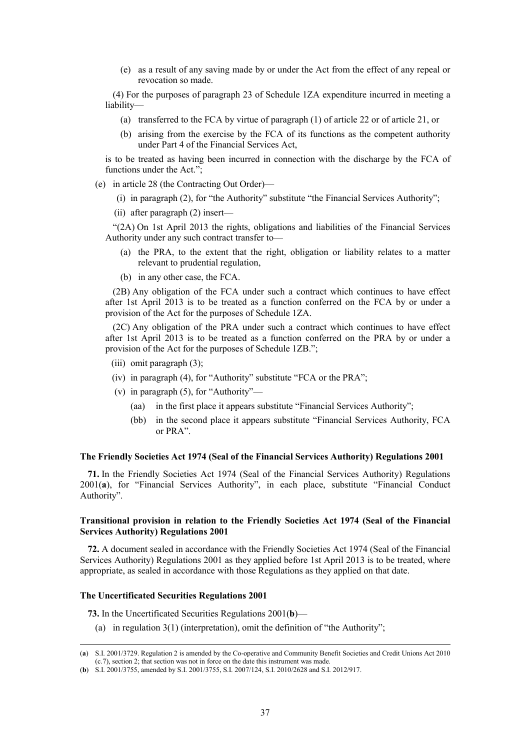(e) as a result of any saving made by or under the Act from the effect of any repeal or revocation so made.

(4) For the purposes of paragraph 23 of Schedule 1ZA expenditure incurred in meeting a liability—

(a) transferred to the FCA by virtue of paragraph (1) of article 22 or of article 21, or

(b) arising from the exercise by the FCA of its functions as the competent authority under Part 4 of the Financial Services Act,

is to be treated as having been incurred in connection with the discharge by the FCA of functions under the Act.";

(e) in article 28 (the Contracting Out Order)—

(i) in paragraph (2), for "the Authority" substitute "the Financial Services Authority";

(ii) after paragraph (2) insert—

"(2A) On 1st April 2013 the rights, obligations and liabilities of the Financial Services Authority under any such contract transfer to—

(a) the PRA, to the extent that the right, obligation or liability relates to a matter relevant to prudential regulation,

(b) in any other case, the FCA.

(2B) Any obligation of the FCA under such a contract which continues to have effect after 1st April 2013 is to be treated as a function conferred on the FCA by or under a provision of the Act for the purposes of Schedule 1ZA.

(2C) Any obligation of the PRA under such a contract which continues to have effect after 1st April 2013 is to be treated as a function conferred on the PRA by or under a provision of the Act for the purposes of Schedule 1ZB.";

(iii) omit paragraph (3);

(iv) in paragraph (4), for "Authority" substitute "FCA or the PRA";

(v) in paragraph (5), for "Authority"—

(aa) in the first place it appears substitute "Financial Services Authority";

(bb) in the second place it appears substitute "Financial Services Authority, FCA or PRA".

**The Friendly Societies Act 1974 (Seal of the Financial Services Authority) Regulations 2001**

**71.** In the Friendly Societies Act 1974 (Seal of the Financial Services Authority) Regulations 2001(**a**), for "Financial Services Authority", in each place, substitute "Financial Conduct Authority".

**Transitional provision in relation to the Friendly Societies Act 1974 (Seal of the Financial Services Authority) Regulations 2001**

**72.** A document sealed in accordance with the Friendly Societies Act 1974 (Seal of the Financial Services Authority) Regulations 2001 as they applied before 1st April 2013 is to be treated, where appropriate, as sealed in accordance with those Regulations as they applied on that date.

**The Uncertificated Securities Regulations 2001**

**73.** In the Uncertificated Securities Regulations 2001(**b**)—

(a) in regulation 3(1) (interpretation), omit the definition of "the Authority";

---

(**a**) S.I. 2001/3729. Regulation 2 is amended by the Co-operative and Community Benefit Societies and Credit Unions Act 2010 (c.7), section 2; that section was not in force on the date this instrument was made.

(**b**) S.I. 2001/3755, amended by S.I. 2001/3755, S.I. 2007/124, S.I. 2010/2628 and S.I. 2012/917.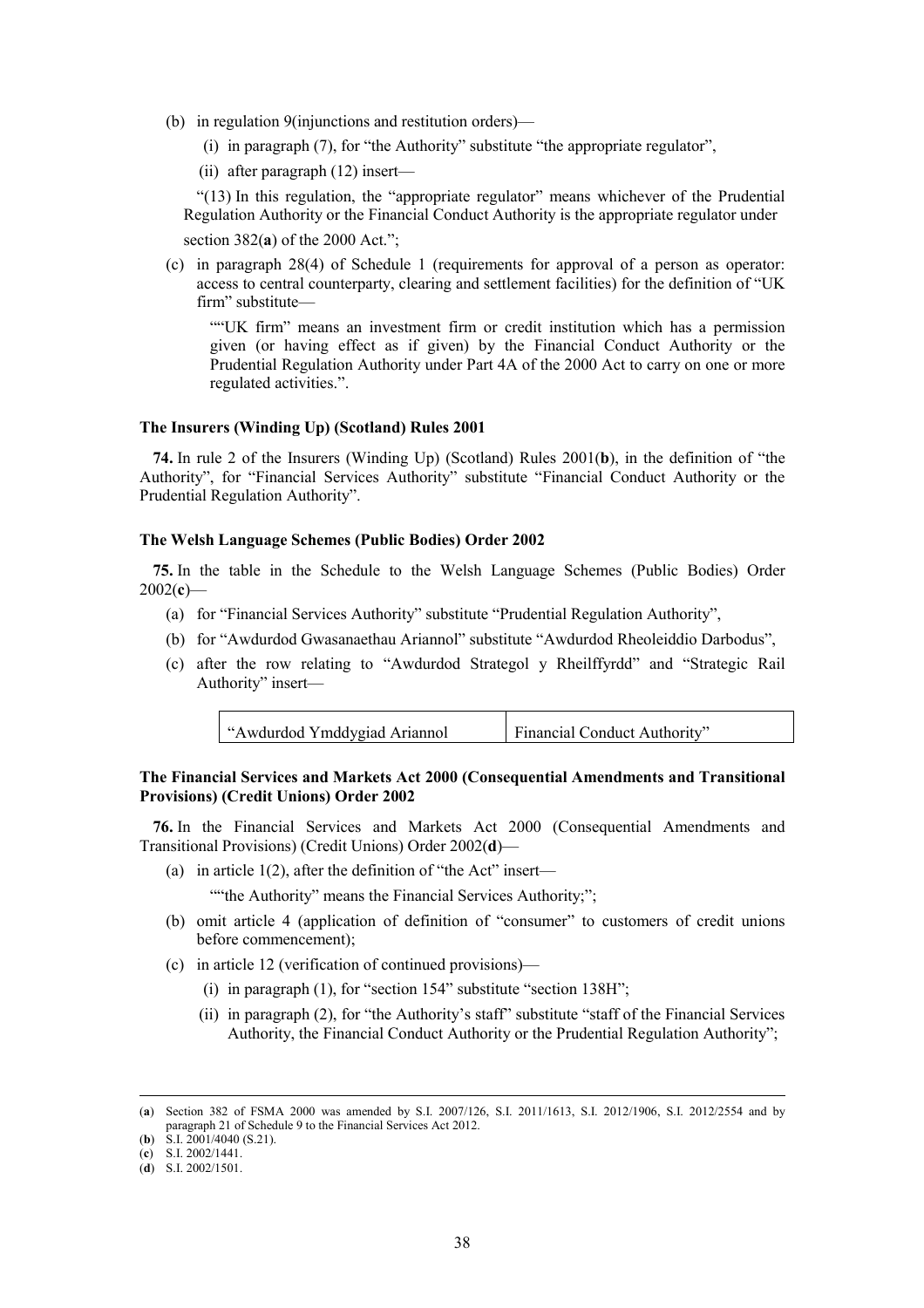(b) in regulation 9(injunctions and restitution orders)—

(i) in paragraph (7), for "the Authority" substitute "the appropriate regulator",

(ii) after paragraph (12) insert—

"(13) In this regulation, the "appropriate regulator" means whichever of the Prudential Regulation Authority or the Financial Conduct Authority is the appropriate regulator under section 382(**a**) of the 2000 Act.";

(c) in paragraph 28(4) of Schedule 1 (requirements for approval of a person as operator: access to central counterparty, clearing and settlement facilities) for the definition of "UK firm" substitute—

""UK firm" means an investment firm or credit institution which has a permission given (or having effect as if given) by the Financial Conduct Authority or the Prudential Regulation Authority under Part 4A of the 2000 Act to carry on one or more regulated activities.".

**The Insurers (Winding Up) (Scotland) Rules 2001**

**74.** In rule 2 of the Insurers (Winding Up) (Scotland) Rules 2001(**b**), in the definition of "the Authority", for "Financial Services Authority" substitute "Financial Conduct Authority or the Prudential Regulation Authority".

**The Welsh Language Schemes (Public Bodies) Order 2002**

**75.** In the table in the Schedule to the Welsh Language Schemes (Public Bodies) Order 2002(**c**)—

(a) for "Financial Services Authority" substitute "Prudential Regulation Authority",

(b) for "Awdurdod Gwasanaethau Ariannol" substitute "Awdurdod Rheoleiddio Darbodus",

(c) after the row relating to "Awdurdod Strategol y Rheilffyrdd" and "Strategic Rail Authority" insert—

| "Awdurdod Ymddygiad Ariannol | Financial Conduct Authority" |
|---|---|

**The Financial Services and Markets Act 2000 (Consequential Amendments and Transitional Provisions) (Credit Unions) Order 2002**

**76.** In the Financial Services and Markets Act 2000 (Consequential Amendments and Transitional Provisions) (Credit Unions) Order 2002(**d**)—

(a) in article 1(2), after the definition of "the Act" insert—

""the Authority" means the Financial Services Authority;";

(b) omit article 4 (application of definition of "consumer" to customers of credit unions before commencement);

(c) in article 12 (verification of continued provisions)—

(i) in paragraph (1), for "section 154" substitute "section 138H";

(ii) in paragraph (2), for "the Authority's staff" substitute "staff of the Financial Services Authority, the Financial Conduct Authority or the Prudential Regulation Authority";

---

(**a**) Section 382 of FSMA 2000 was amended by S.I. 2007/126, S.I. 2011/1613, S.I. 2012/1906, S.I. 2012/2554 and by paragraph 21 of Schedule 9 to the Financial Services Act 2012.

(**b**) S.I. 2001/4040 (S.21).

(**c**) S.I. 2002/1441.

(**d**) S.I. 2002/1501.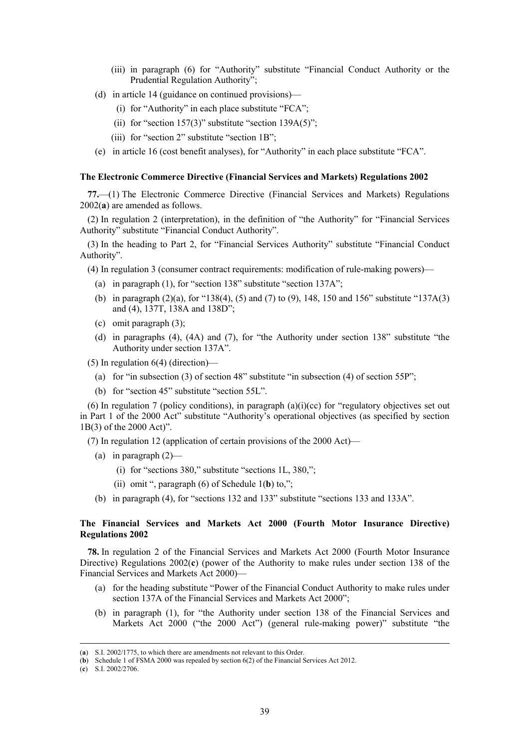(iii) in paragraph (6) for "Authority" substitute "Financial Conduct Authority or the Prudential Regulation Authority";

(d) in article 14 (guidance on continued provisions)—

(i) for "Authority" in each place substitute "FCA";

(ii) for "section 157(3)" substitute "section 139A(5)";

(iii) for "section 2" substitute "section 1B";

(e) in article 16 (cost benefit analyses), for "Authority" in each place substitute "FCA".

**The Electronic Commerce Directive (Financial Services and Markets) Regulations 2002**

**77.**—(1) The Electronic Commerce Directive (Financial Services and Markets) Regulations 2002(**a**) are amended as follows.

(2) In regulation 2 (interpretation), in the definition of "the Authority" for "Financial Services Authority" substitute "Financial Conduct Authority".

(3) In the heading to Part 2, for "Financial Services Authority" substitute "Financial Conduct Authority".

(4) In regulation 3 (consumer contract requirements: modification of rule-making powers)—

(a) in paragraph (1), for "section 138" substitute "section 137A";

(b) in paragraph (2)(a), for "138(4), (5) and (7) to (9), 148, 150 and 156" substitute "137A(3) and (4), 137T, 138A and 138D";

(c) omit paragraph (3);

(d) in paragraphs (4), (4A) and (7), for "the Authority under section 138" substitute "the Authority under section 137A".

(5) In regulation 6(4) (direction)—

(a) for "in subsection (3) of section 48" substitute "in subsection (4) of section 55P";

(b) for "section 45" substitute "section 55L".

(6) In regulation 7 (policy conditions), in paragraph (a)(i)(cc) for "regulatory objectives set out in Part 1 of the 2000 Act" substitute "Authority's operational objectives (as specified by section 1B(3) of the 2000 Act)".

(7) In regulation 12 (application of certain provisions of the 2000 Act)—

(a) in paragraph (2)—

(i) for "sections 380," substitute "sections 1L, 380,";

(ii) omit ", paragraph (6) of Schedule 1(**b**) to,";

(b) in paragraph (4), for "sections 132 and 133" substitute "sections 133 and 133A".

**The Financial Services and Markets Act 2000 (Fourth Motor Insurance Directive) Regulations 2002**

**78.** In regulation 2 of the Financial Services and Markets Act 2000 (Fourth Motor Insurance Directive) Regulations 2002(**c**) (power of the Authority to make rules under section 138 of the Financial Services and Markets Act 2000)—

(a) for the heading substitute "Power of the Financial Conduct Authority to make rules under section 137A of the Financial Services and Markets Act 2000";

(b) in paragraph (1), for "the Authority under section 138 of the Financial Services and Markets Act 2000 ("the 2000 Act") (general rule-making power)" substitute "the

---

(**a**) S.I. 2002/1775, to which there are amendments not relevant to this Order.

(**b**) Schedule 1 of FSMA 2000 was repealed by section 6(2) of the Financial Services Act 2012.

(**c**) S.I. 2002/2706.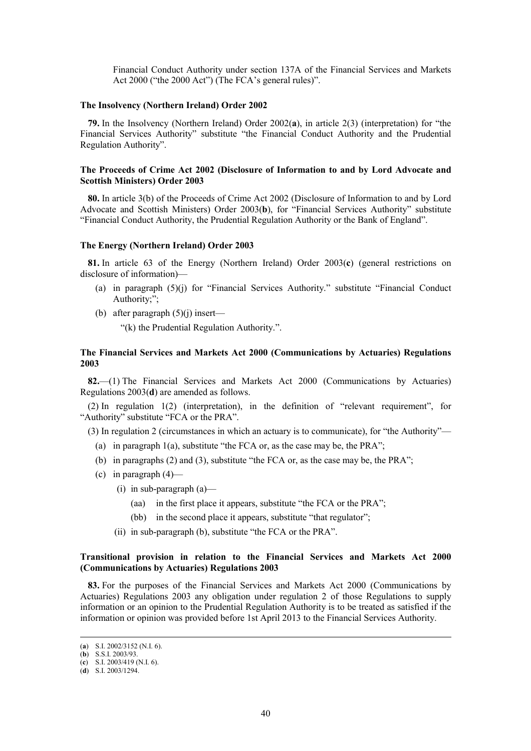Financial Conduct Authority under section 137A of the Financial Services and Markets Act 2000 ("the 2000 Act") (The FCA's general rules)".

**The Insolvency (Northern Ireland) Order 2002**

**79.** In the Insolvency (Northern Ireland) Order 2002(**a**), in article 2(3) (interpretation) for "the Financial Services Authority" substitute "the Financial Conduct Authority and the Prudential Regulation Authority".

**The Proceeds of Crime Act 2002 (Disclosure of Information to and by Lord Advocate and Scottish Ministers) Order 2003**

**80.** In article 3(b) of the Proceeds of Crime Act 2002 (Disclosure of Information to and by Lord Advocate and Scottish Ministers) Order 2003(**b**), for "Financial Services Authority" substitute "Financial Conduct Authority, the Prudential Regulation Authority or the Bank of England".

**The Energy (Northern Ireland) Order 2003**

**81.** In article 63 of the Energy (Northern Ireland) Order 2003(**c**) (general restrictions on disclosure of information)—

(a) in paragraph (5)(j) for "Financial Services Authority." substitute "Financial Conduct Authority;";

(b) after paragraph (5)(j) insert—

"(k) the Prudential Regulation Authority.".

**The Financial Services and Markets Act 2000 (Communications by Actuaries) Regulations 2003**

**82.**—(1) The Financial Services and Markets Act 2000 (Communications by Actuaries) Regulations 2003(**d**) are amended as follows.

(2) In regulation 1(2) (interpretation), in the definition of "relevant requirement", for "Authority" substitute "FCA or the PRA".

(3) In regulation 2 (circumstances in which an actuary is to communicate), for "the Authority"—

(a) in paragraph 1(a), substitute "the FCA or, as the case may be, the PRA";

(b) in paragraphs (2) and (3), substitute "the FCA or, as the case may be, the PRA";

(c) in paragraph (4)—

(i) in sub-paragraph (a)—

(aa) in the first place it appears, substitute "the FCA or the PRA";

(bb) in the second place it appears, substitute "that regulator";

(ii) in sub-paragraph (b), substitute "the FCA or the PRA".

**Transitional provision in relation to the Financial Services and Markets Act 2000 (Communications by Actuaries) Regulations 2003**

**83.** For the purposes of the Financial Services and Markets Act 2000 (Communications by Actuaries) Regulations 2003 any obligation under regulation 2 of those Regulations to supply information or an opinion to the Prudential Regulation Authority is to be treated as satisfied if the information or opinion was provided before 1st April 2013 to the Financial Services Authority.

---

(**a**) S.I. 2002/3152 (N.I. 6).
(**b**) S.S.I. 2003/93.
(**c**) S.I. 2003/419 (N.I. 6).
(**d**) S.I. 2003/1294.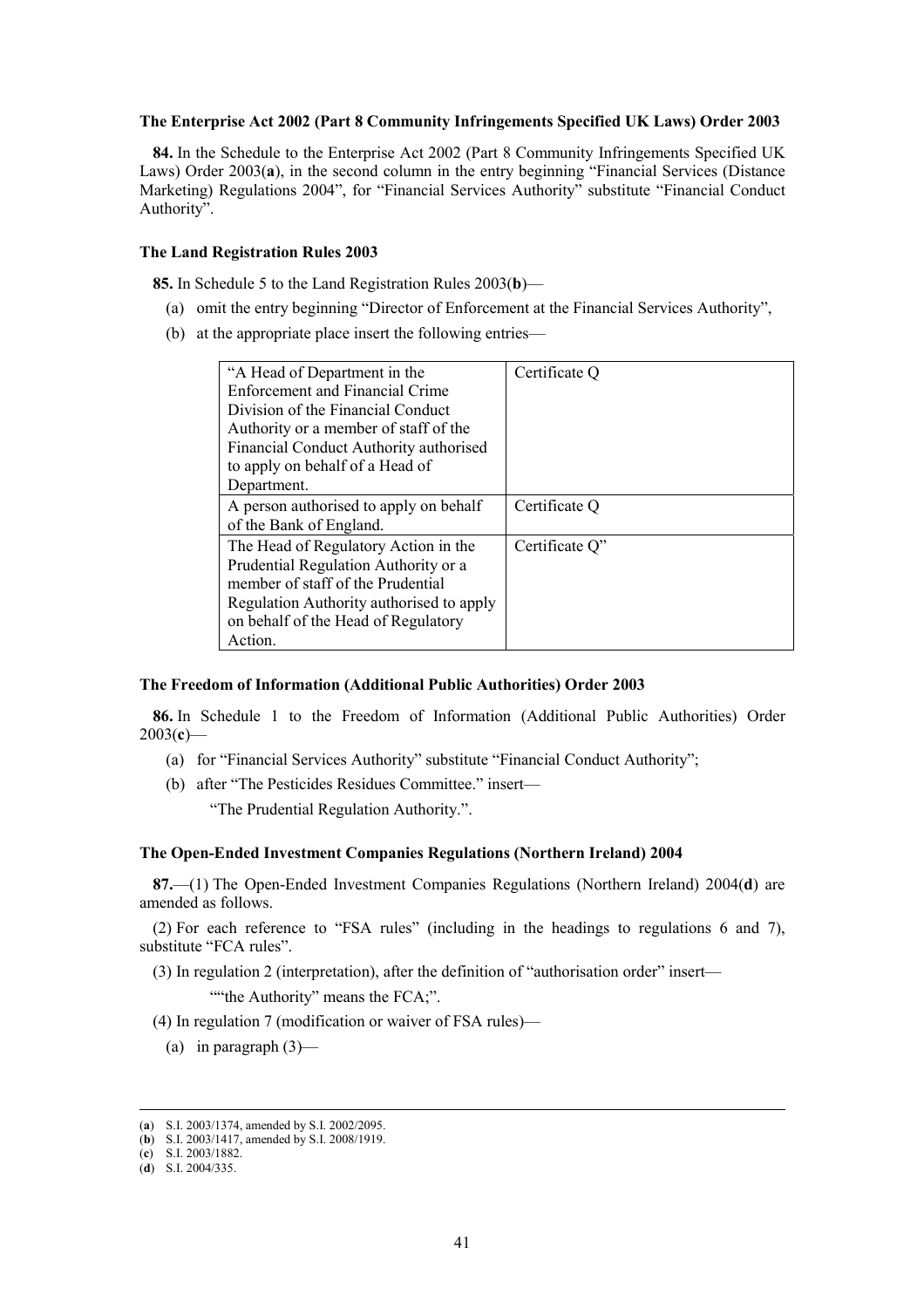**The Enterprise Act 2002 (Part 8 Community Infringements Specified UK Laws) Order 2003**

**84.** In the Schedule to the Enterprise Act 2002 (Part 8 Community Infringements Specified UK Laws) Order 2003(**a**), in the second column in the entry beginning "Financial Services (Distance Marketing) Regulations 2004", for "Financial Services Authority" substitute "Financial Conduct Authority".

**The Land Registration Rules 2003**

**85.** In Schedule 5 to the Land Registration Rules 2003(**b**)—

(a) omit the entry beginning "Director of Enforcement at the Financial Services Authority",

(b) at the appropriate place insert the following entries—

| | |
|---|---|
| "A Head of Department in the Enforcement and Financial Crime Division of the Financial Conduct Authority or a member of staff of the Financial Conduct Authority authorised to apply on behalf of a Head of Department. | Certificate Q |
| A person authorised to apply on behalf of the Bank of England. | Certificate Q |
| The Head of Regulatory Action in the Prudential Regulation Authority or a member of staff of the Prudential Regulation Authority authorised to apply on behalf of the Head of Regulatory Action. | Certificate Q" |

**The Freedom of Information (Additional Public Authorities) Order 2003**

**86.** In Schedule 1 to the Freedom of Information (Additional Public Authorities) Order 2003(**c**)—

(a) for "Financial Services Authority" substitute "Financial Conduct Authority";

(b) after "The Pesticides Residues Committee." insert—

"The Prudential Regulation Authority.".

**The Open-Ended Investment Companies Regulations (Northern Ireland) 2004**

**87.**—(1) The Open-Ended Investment Companies Regulations (Northern Ireland) 2004(**d**) are amended as follows.

(2) For each reference to "FSA rules" (including in the headings to regulations 6 and 7), substitute "FCA rules".

(3) In regulation 2 (interpretation), after the definition of "authorisation order" insert—

""the Authority" means the FCA;".

(4) In regulation 7 (modification or waiver of FSA rules)—

(a) in paragraph (3)—

---

(**a**) S.I. 2003/1374, amended by S.I. 2002/2095.
(**b**) S.I. 2003/1417, amended by S.I. 2008/1919.
(**c**) S.I. 2003/1882.
(**d**) S.I. 2004/335.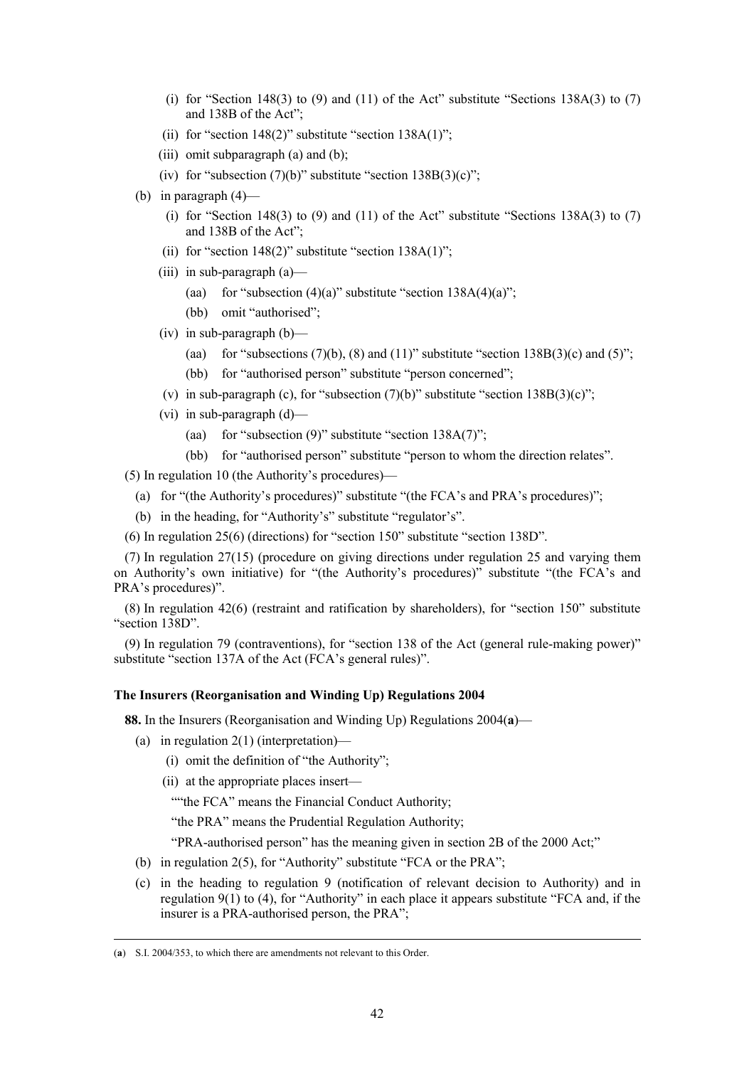(i) for "Section 148(3) to (9) and (11) of the Act" substitute "Sections 138A(3) to (7) and 138B of the Act";

(ii) for "section 148(2)" substitute "section 138A(1)";

(iii) omit subparagraph (a) and (b);

(iv) for "subsection (7)(b)" substitute "section 138B(3)(c)";

(b) in paragraph (4)—

(i) for "Section 148(3) to (9) and (11) of the Act" substitute "Sections 138A(3) to (7) and 138B of the Act";

(ii) for "section 148(2)" substitute "section 138A(1)";

(iii) in sub-paragraph (a)—

(aa) for "subsection (4)(a)" substitute "section 138A(4)(a)";

(bb) omit "authorised";

(iv) in sub-paragraph (b)—

(aa) for "subsections (7)(b), (8) and (11)" substitute "section 138B(3)(c) and (5)";

(bb) for "authorised person" substitute "person concerned";

(v) in sub-paragraph (c), for "subsection (7)(b)" substitute "section 138B(3)(c)";

(vi) in sub-paragraph (d)—

(aa) for "subsection (9)" substitute "section 138A(7)";

(bb) for "authorised person" substitute "person to whom the direction relates".

(5) In regulation 10 (the Authority's procedures)—

(a) for "(the Authority's procedures)" substitute "(the FCA's and PRA's procedures)";

(b) in the heading, for "Authority's" substitute "regulator's".

(6) In regulation 25(6) (directions) for "section 150" substitute "section 138D".

(7) In regulation 27(15) (procedure on giving directions under regulation 25 and varying them on Authority's own initiative) for "(the Authority's procedures)" substitute "(the FCA's and PRA's procedures)".

(8) In regulation 42(6) (restraint and ratification by shareholders), for "section 150" substitute "section 138D".

(9) In regulation 79 (contraventions), for "section 138 of the Act (general rule-making power)" substitute "section 137A of the Act (FCA's general rules)".

**The Insurers (Reorganisation and Winding Up) Regulations 2004**

**88.** In the Insurers (Reorganisation and Winding Up) Regulations 2004(**a**)—

(a) in regulation 2(1) (interpretation)—

(i) omit the definition of "the Authority";

(ii) at the appropriate places insert—

""the FCA" means the Financial Conduct Authority;

"the PRA" means the Prudential Regulation Authority;

"PRA-authorised person" has the meaning given in section 2B of the 2000 Act;"

(b) in regulation 2(5), for "Authority" substitute "FCA or the PRA";

(c) in the heading to regulation 9 (notification of relevant decision to Authority) and in regulation 9(1) to (4), for "Authority" in each place it appears substitute "FCA and, if the insurer is a PRA-authorised person, the PRA";

---

(**a**) S.I. 2004/353, to which there are amendments not relevant to this Order.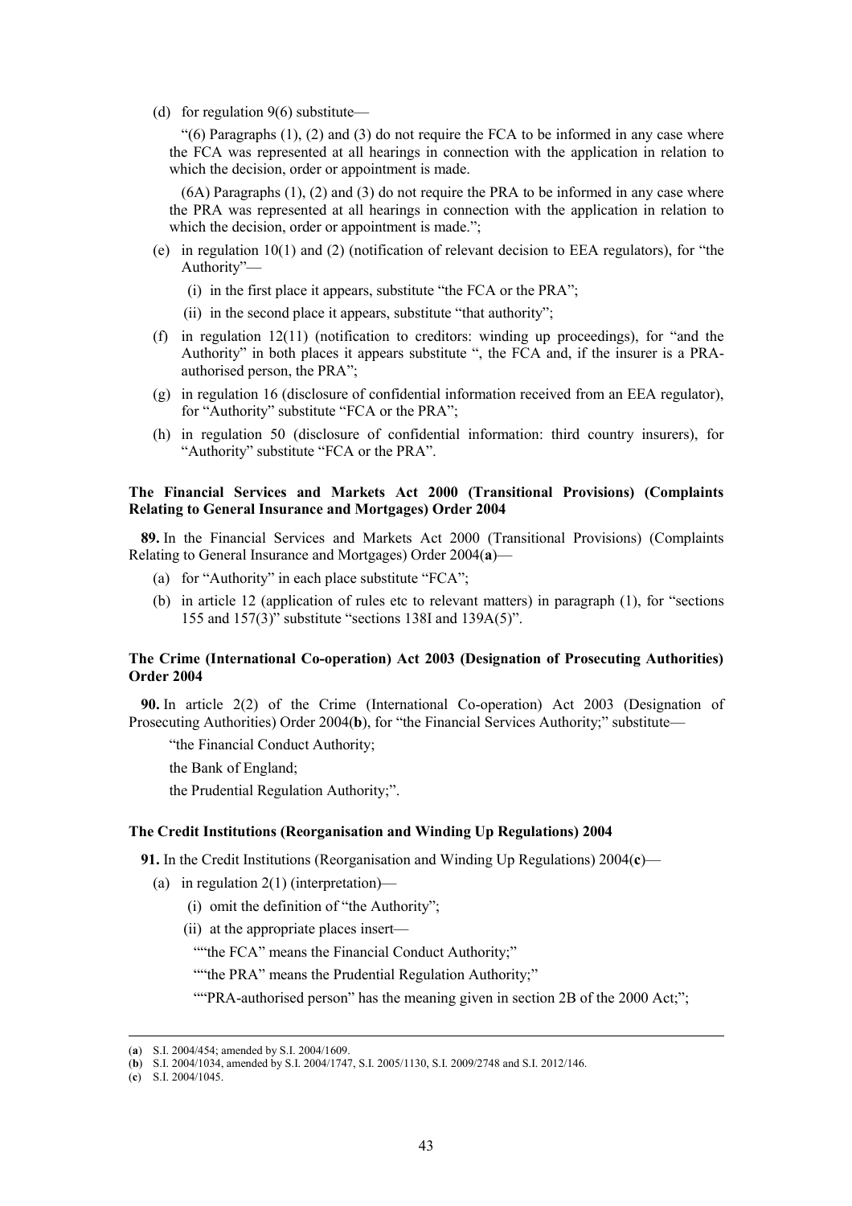(d) for regulation 9(6) substitute—

"(6) Paragraphs (1), (2) and (3) do not require the FCA to be informed in any case where the FCA was represented at all hearings in connection with the application in relation to which the decision, order or appointment is made.

(6A) Paragraphs (1), (2) and (3) do not require the PRA to be informed in any case where the PRA was represented at all hearings in connection with the application in relation to which the decision, order or appointment is made.";

(e) in regulation 10(1) and (2) (notification of relevant decision to EEA regulators), for "the Authority"—

(i) in the first place it appears, substitute "the FCA or the PRA";

(ii) in the second place it appears, substitute "that authority";

(f) in regulation 12(11) (notification to creditors: winding up proceedings), for "and the Authority" in both places it appears substitute ", the FCA and, if the insurer is a PRA-authorised person, the PRA";

(g) in regulation 16 (disclosure of confidential information received from an EEA regulator), for "Authority" substitute "FCA or the PRA";

(h) in regulation 50 (disclosure of confidential information: third country insurers), for "Authority" substitute "FCA or the PRA".

**The Financial Services and Markets Act 2000 (Transitional Provisions) (Complaints Relating to General Insurance and Mortgages) Order 2004**

**89.** In the Financial Services and Markets Act 2000 (Transitional Provisions) (Complaints Relating to General Insurance and Mortgages) Order 2004(**a**)—

(a) for "Authority" in each place substitute "FCA";

(b) in article 12 (application of rules etc to relevant matters) in paragraph (1), for "sections 155 and 157(3)" substitute "sections 138I and 139A(5)".

**The Crime (International Co-operation) Act 2003 (Designation of Prosecuting Authorities) Order 2004**

**90.** In article 2(2) of the Crime (International Co-operation) Act 2003 (Designation of Prosecuting Authorities) Order 2004(**b**), for "the Financial Services Authority;" substitute—

"the Financial Conduct Authority;

the Bank of England;

the Prudential Regulation Authority;".

**The Credit Institutions (Reorganisation and Winding Up Regulations) 2004**

**91.** In the Credit Institutions (Reorganisation and Winding Up Regulations) 2004(**c**)—

(a) in regulation 2(1) (interpretation)—

(i) omit the definition of "the Authority";

(ii) at the appropriate places insert—

""the FCA" means the Financial Conduct Authority;"

""the PRA" means the Prudential Regulation Authority;"

""PRA-authorised person" has the meaning given in section 2B of the 2000 Act;";

---

(**a**) S.I. 2004/454; amended by S.I. 2004/1609.

(**b**) S.I. 2004/1034, amended by S.I. 2004/1747, S.I. 2005/1130, S.I. 2009/2748 and S.I. 2012/146.

(**c**) S.I. 2004/1045.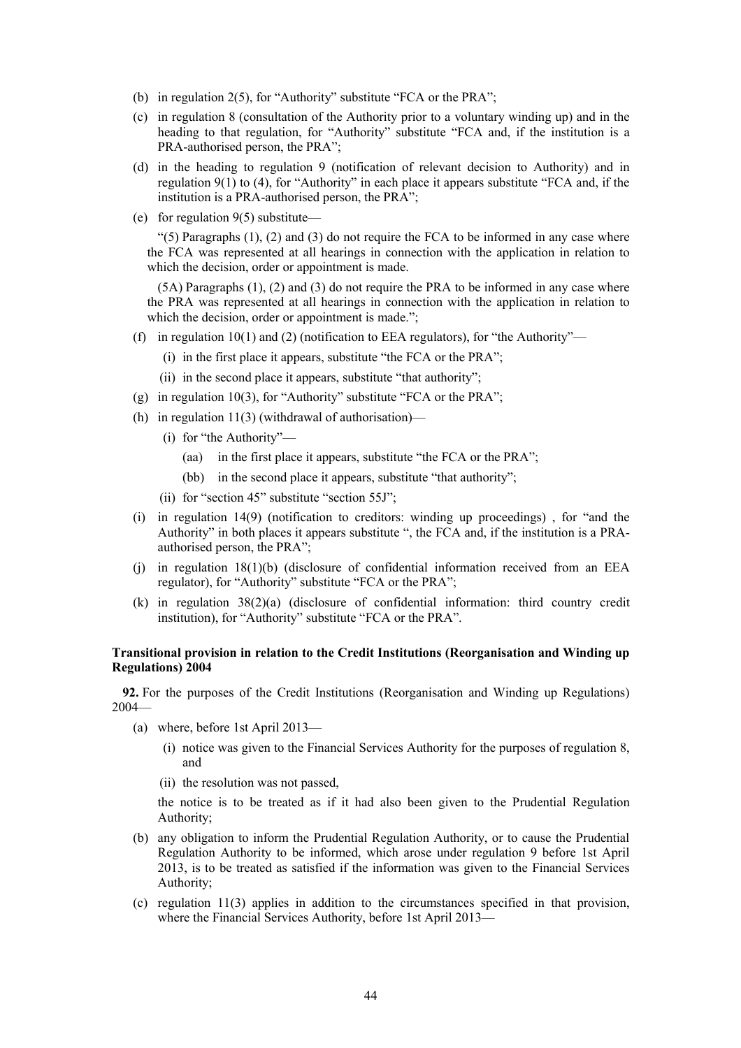(b) in regulation 2(5), for "Authority" substitute "FCA or the PRA";

(c) in regulation 8 (consultation of the Authority prior to a voluntary winding up) and in the heading to that regulation, for "Authority" substitute "FCA and, if the institution is a PRA-authorised person, the PRA";

(d) in the heading to regulation 9 (notification of relevant decision to Authority) and in regulation 9(1) to (4), for "Authority" in each place it appears substitute "FCA and, if the institution is a PRA-authorised person, the PRA";

(e) for regulation 9(5) substitute—

"(5) Paragraphs (1), (2) and (3) do not require the FCA to be informed in any case where the FCA was represented at all hearings in connection with the application in relation to which the decision, order or appointment is made.

(5A) Paragraphs (1), (2) and (3) do not require the PRA to be informed in any case where the PRA was represented at all hearings in connection with the application in relation to which the decision, order or appointment is made.";

(f) in regulation 10(1) and (2) (notification to EEA regulators), for "the Authority"—

(i) in the first place it appears, substitute "the FCA or the PRA";

(ii) in the second place it appears, substitute "that authority";

(g) in regulation 10(3), for "Authority" substitute "FCA or the PRA";

(h) in regulation 11(3) (withdrawal of authorisation)—

(i) for "the Authority"—

(aa) in the first place it appears, substitute "the FCA or the PRA";

(bb) in the second place it appears, substitute "that authority";

(ii) for "section 45" substitute "section 55J";

(i) in regulation 14(9) (notification to creditors: winding up proceedings) , for "and the Authority" in both places it appears substitute ", the FCA and, if the institution is a PRA-authorised person, the PRA";

(j) in regulation 18(1)(b) (disclosure of confidential information received from an EEA regulator), for "Authority" substitute "FCA or the PRA";

(k) in regulation 38(2)(a) (disclosure of confidential information: third country credit institution), for "Authority" substitute "FCA or the PRA".

**Transitional provision in relation to the Credit Institutions (Reorganisation and Winding up Regulations) 2004**

**92.** For the purposes of the Credit Institutions (Reorganisation and Winding up Regulations) 2004—

(a) where, before 1st April 2013—

(i) notice was given to the Financial Services Authority for the purposes of regulation 8, and

(ii) the resolution was not passed,

the notice is to be treated as if it had also been given to the Prudential Regulation Authority;

(b) any obligation to inform the Prudential Regulation Authority, or to cause the Prudential Regulation Authority to be informed, which arose under regulation 9 before 1st April 2013, is to be treated as satisfied if the information was given to the Financial Services Authority;

(c) regulation 11(3) applies in addition to the circumstances specified in that provision, where the Financial Services Authority, before 1st April 2013—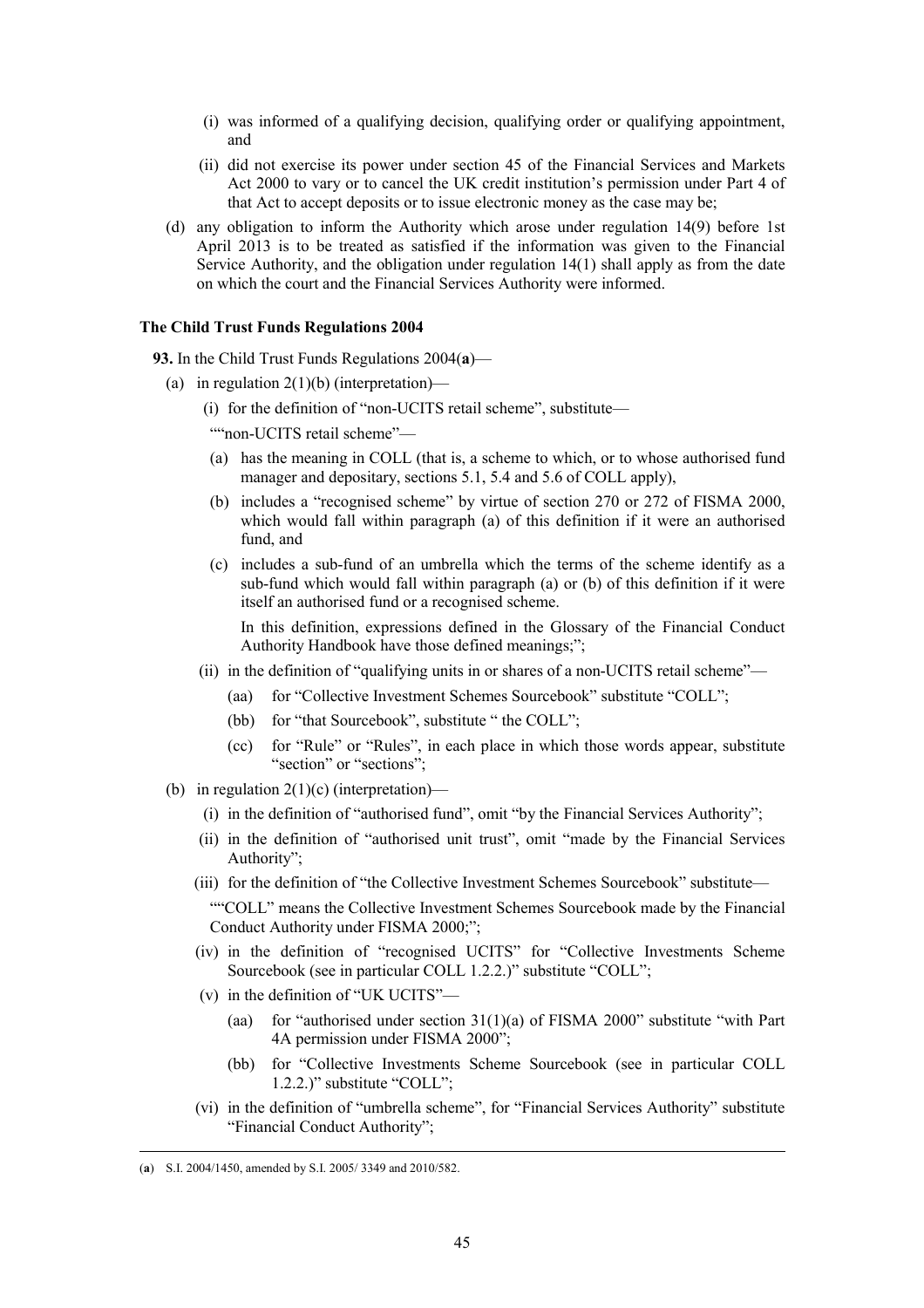(i) was informed of a qualifying decision, qualifying order or qualifying appointment, and

(ii) did not exercise its power under section 45 of the Financial Services and Markets Act 2000 to vary or to cancel the UK credit institution's permission under Part 4 of that Act to accept deposits or to issue electronic money as the case may be;

(d) any obligation to inform the Authority which arose under regulation 14(9) before 1st April 2013 is to be treated as satisfied if the information was given to the Financial Service Authority, and the obligation under regulation 14(1) shall apply as from the date on which the court and the Financial Services Authority were informed.

**The Child Trust Funds Regulations 2004**

**93.** In the Child Trust Funds Regulations 2004(**a**)—

(a) in regulation 2(1)(b) (interpretation)—

(i) for the definition of "non-UCITS retail scheme", substitute—

""non-UCITS retail scheme"—

(a) has the meaning in COLL (that is, a scheme to which, or to whose authorised fund manager and depositary, sections 5.1, 5.4 and 5.6 of COLL apply),

(b) includes a "recognised scheme" by virtue of section 270 or 272 of FISMA 2000, which would fall within paragraph (a) of this definition if it were an authorised fund, and

(c) includes a sub-fund of an umbrella which the terms of the scheme identify as a sub-fund which would fall within paragraph (a) or (b) of this definition if it were itself an authorised fund or a recognised scheme.

In this definition, expressions defined in the Glossary of the Financial Conduct Authority Handbook have those defined meanings;";

(ii) in the definition of "qualifying units in or shares of a non-UCITS retail scheme"—

(aa) for "Collective Investment Schemes Sourcebook" substitute "COLL";

(bb) for "that Sourcebook", substitute " the COLL";

(cc) for "Rule" or "Rules", in each place in which those words appear, substitute "section" or "sections";

(b) in regulation 2(1)(c) (interpretation)—

(i) in the definition of "authorised fund", omit "by the Financial Services Authority";

(ii) in the definition of "authorised unit trust", omit "made by the Financial Services Authority";

(iii) for the definition of "the Collective Investment Schemes Sourcebook" substitute—

""COLL" means the Collective Investment Schemes Sourcebook made by the Financial Conduct Authority under FISMA 2000;";

(iv) in the definition of "recognised UCITS" for "Collective Investments Scheme Sourcebook (see in particular COLL 1.2.2.)" substitute "COLL";

(v) in the definition of "UK UCITS"—

(aa) for "authorised under section 31(1)(a) of FISMA 2000" substitute "with Part 4A permission under FISMA 2000";

(bb) for "Collective Investments Scheme Sourcebook (see in particular COLL 1.2.2.)" substitute "COLL";

(vi) in the definition of "umbrella scheme", for "Financial Services Authority" substitute "Financial Conduct Authority";

---

(**a**) S.I. 2004/1450, amended by S.I. 2005/ 3349 and 2010/582.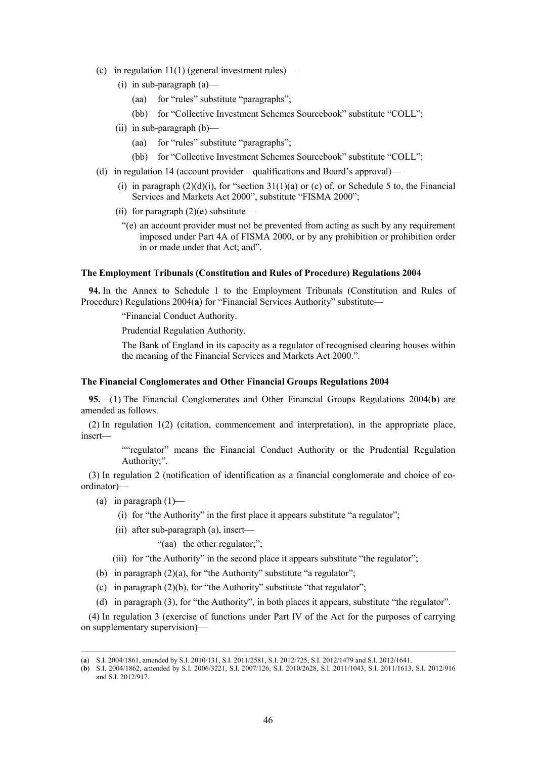(c) in regulation 11(1) (general investment rules)—

  (i) in sub-paragraph (a)—

    (aa) for "rules" substitute "paragraphs";

    (bb) for "Collective Investment Schemes Sourcebook" substitute "COLL";

  (ii) in sub-paragraph (b)—

    (aa) for "rules" substitute "paragraphs";

    (bb) for "Collective Investment Schemes Sourcebook" substitute "COLL";

(d) in regulation 14 (account provider – qualifications and Board's approval)—

  (i) in paragraph (2)(d)(i), for "section 31(1)(a) or (c) of, or Schedule 5 to, the Financial Services and Markets Act 2000", substitute "FISMA 2000";

  (ii) for paragraph (2)(e) substitute—

    "(e) an account provider must not be prevented from acting as such by any requirement imposed under Part 4A of FISMA 2000, or by any prohibition or prohibition order in or made under that Act; and".

#### The Employment Tribunals (Constitution and Rules of Procedure) Regulations 2004

**94.** In the Annex to Schedule 1 to the Employment Tribunals (Constitution and Rules of Procedure) Regulations 2004(**a**) for "Financial Services Authority" substitute—

"Financial Conduct Authority.

Prudential Regulation Authority.

The Bank of England in its capacity as a regulator of recognised clearing houses within the meaning of the Financial Services and Markets Act 2000.".

#### The Financial Conglomerates and Other Financial Groups Regulations 2004

**95.**—(1) The Financial Conglomerates and Other Financial Groups Regulations 2004(**b**) are amended as follows.

(2) In regulation 1(2) (citation, commencement and interpretation), in the appropriate place, insert—

""regulator" means the Financial Conduct Authority or the Prudential Regulation Authority;".

(3) In regulation 2 (notification of identification as a financial conglomerate and choice of co-ordinator)—

(a) in paragraph (1)—

  (i) for "the Authority" in the first place it appears substitute "a regulator";

  (ii) after sub-paragraph (a), insert—

    "(aa) the other regulator;";

  (iii) for "the Authority" in the second place it appears substitute "the regulator";

(b) in paragraph (2)(a), for "the Authority" substitute "a regulator";

(c) in paragraph (2)(b), for "the Authority" substitute "that regulator";

(d) in paragraph (3), for "the Authority", in both places it appears, substitute "the regulator".

(4) In regulation 3 (exercise of functions under Part IV of the Act for the purposes of carrying on supplementary supervision)—

---

(**a**) S.I. 2004/1861, amended by S.I. 2010/131, S.I. 2011/2581, S.I. 2012/725, S.I. 2012/1479 and S.I. 2012/1641.

(**b**) S.I. 2004/1862, amended by S.I. 2006/3221, S.I. 2007/126, S.I. 2010/2628, S.I. 2011/1043, S.I. 2011/1613, S.I. 2012/916 and S.I. 2012/917.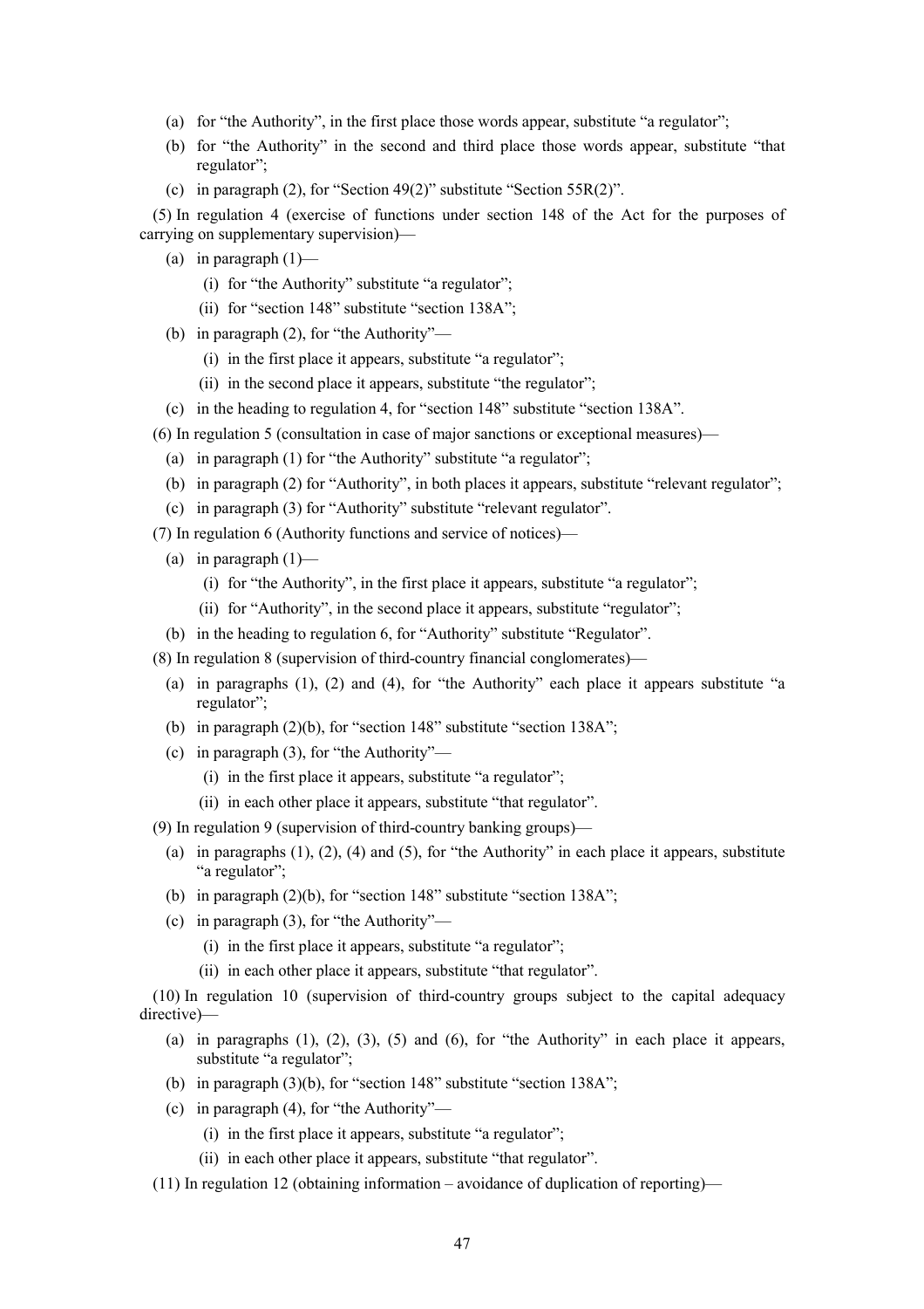(a) for "the Authority", in the first place those words appear, substitute "a regulator";

(b) for "the Authority" in the second and third place those words appear, substitute "that regulator";

(c) in paragraph (2), for "Section 49(2)" substitute "Section 55R(2)".

(5) In regulation 4 (exercise of functions under section 148 of the Act for the purposes of carrying on supplementary supervision)—

(a) in paragraph (1)—

(i) for "the Authority" substitute "a regulator";

(ii) for "section 148" substitute "section 138A";

(b) in paragraph (2), for "the Authority"—

(i) in the first place it appears, substitute "a regulator";

(ii) in the second place it appears, substitute "the regulator";

(c) in the heading to regulation 4, for "section 148" substitute "section 138A".

(6) In regulation 5 (consultation in case of major sanctions or exceptional measures)—

(a) in paragraph (1) for "the Authority" substitute "a regulator";

(b) in paragraph (2) for "Authority", in both places it appears, substitute "relevant regulator";

(c) in paragraph (3) for "Authority" substitute "relevant regulator".

(7) In regulation 6 (Authority functions and service of notices)—

(a) in paragraph (1)—

(i) for "the Authority", in the first place it appears, substitute "a regulator";

(ii) for "Authority", in the second place it appears, substitute "regulator";

(b) in the heading to regulation 6, for "Authority" substitute "Regulator".

(8) In regulation 8 (supervision of third-country financial conglomerates)—

(a) in paragraphs (1), (2) and (4), for "the Authority" each place it appears substitute "a regulator";

(b) in paragraph (2)(b), for "section 148" substitute "section 138A";

(c) in paragraph (3), for "the Authority"—

(i) in the first place it appears, substitute "a regulator";

(ii) in each other place it appears, substitute "that regulator".

(9) In regulation 9 (supervision of third-country banking groups)—

(a) in paragraphs (1), (2), (4) and (5), for "the Authority" in each place it appears, substitute "a regulator";

(b) in paragraph (2)(b), for "section 148" substitute "section 138A";

(c) in paragraph (3), for "the Authority"—

(i) in the first place it appears, substitute "a regulator";

(ii) in each other place it appears, substitute "that regulator".

(10) In regulation 10 (supervision of third-country groups subject to the capital adequacy directive)—

(a) in paragraphs (1), (2), (3), (5) and (6), for "the Authority" in each place it appears, substitute "a regulator";

(b) in paragraph (3)(b), for "section 148" substitute "section 138A";

(c) in paragraph (4), for "the Authority"—

(i) in the first place it appears, substitute "a regulator";

(ii) in each other place it appears, substitute "that regulator".

(11) In regulation 12 (obtaining information – avoidance of duplication of reporting)—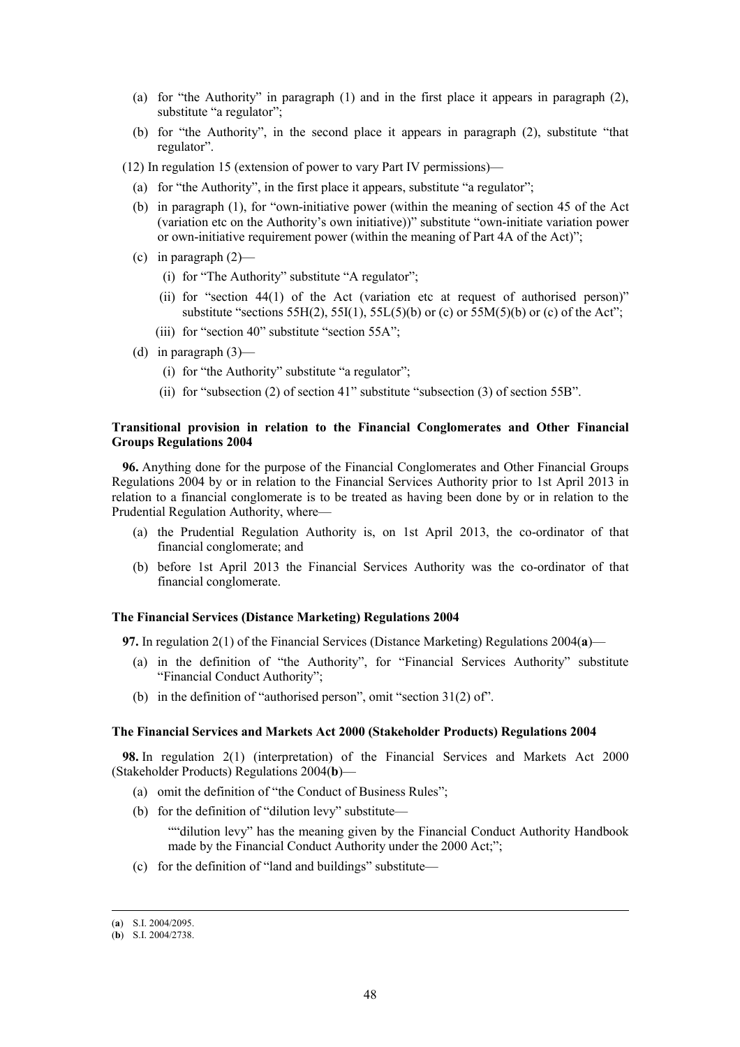(a) for "the Authority" in paragraph (1) and in the first place it appears in paragraph (2), substitute "a regulator";

(b) for "the Authority", in the second place it appears in paragraph (2), substitute "that regulator".

(12) In regulation 15 (extension of power to vary Part IV permissions)—

(a) for "the Authority", in the first place it appears, substitute "a regulator";

(b) in paragraph (1), for "own-initiative power (within the meaning of section 45 of the Act (variation etc on the Authority's own initiative))" substitute "own-initiate variation power or own-initiative requirement power (within the meaning of Part 4A of the Act)";

(c) in paragraph (2)—

(i) for "The Authority" substitute "A regulator";

(ii) for "section 44(1) of the Act (variation etc at request of authorised person)" substitute "sections 55H(2), 55I(1), 55L(5)(b) or (c) or 55M(5)(b) or (c) of the Act";

(iii) for "section 40" substitute "section 55A";

(d) in paragraph (3)—

(i) for "the Authority" substitute "a regulator";

(ii) for "subsection (2) of section 41" substitute "subsection (3) of section 55B".

**Transitional provision in relation to the Financial Conglomerates and Other Financial Groups Regulations 2004**

**96.** Anything done for the purpose of the Financial Conglomerates and Other Financial Groups Regulations 2004 by or in relation to the Financial Services Authority prior to 1st April 2013 in relation to a financial conglomerate is to be treated as having been done by or in relation to the Prudential Regulation Authority, where—

(a) the Prudential Regulation Authority is, on 1st April 2013, the co-ordinator of that financial conglomerate; and

(b) before 1st April 2013 the Financial Services Authority was the co-ordinator of that financial conglomerate.

**The Financial Services (Distance Marketing) Regulations 2004**

**97.** In regulation 2(1) of the Financial Services (Distance Marketing) Regulations 2004(**a**)—

(a) in the definition of "the Authority", for "Financial Services Authority" substitute "Financial Conduct Authority";

(b) in the definition of "authorised person", omit "section 31(2) of".

**The Financial Services and Markets Act 2000 (Stakeholder Products) Regulations 2004**

**98.** In regulation 2(1) (interpretation) of the Financial Services and Markets Act 2000 (Stakeholder Products) Regulations 2004(**b**)—

(a) omit the definition of "the Conduct of Business Rules";

(b) for the definition of "dilution levy" substitute—

""dilution levy" has the meaning given by the Financial Conduct Authority Handbook made by the Financial Conduct Authority under the 2000 Act;";

(c) for the definition of "land and buildings" substitute—

---

(**a**) S.I. 2004/2095.

(**b**) S.I. 2004/2738.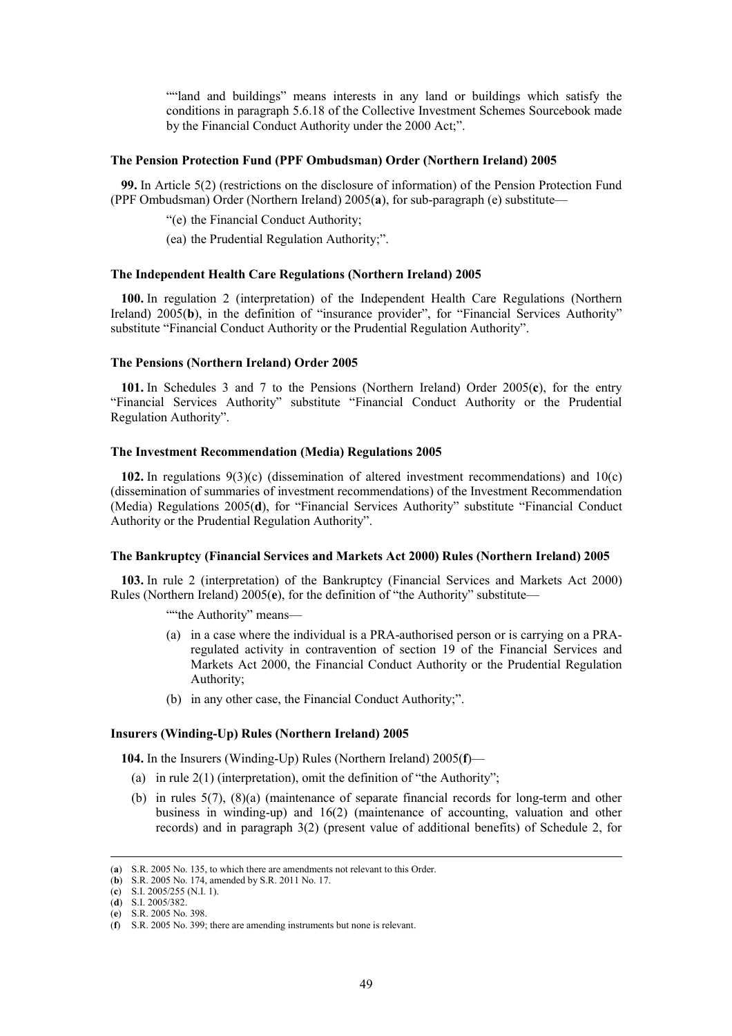""land and buildings" means interests in any land or buildings which satisfy the conditions in paragraph 5.6.18 of the Collective Investment Schemes Sourcebook made by the Financial Conduct Authority under the 2000 Act;".

**The Pension Protection Fund (PPF Ombudsman) Order (Northern Ireland) 2005**

**99.** In Article 5(2) (restrictions on the disclosure of information) of the Pension Protection Fund (PPF Ombudsman) Order (Northern Ireland) 2005(**a**), for sub-paragraph (e) substitute—

"(e) the Financial Conduct Authority;

(ea) the Prudential Regulation Authority;".

**The Independent Health Care Regulations (Northern Ireland) 2005**

**100.** In regulation 2 (interpretation) of the Independent Health Care Regulations (Northern Ireland) 2005(**b**), in the definition of "insurance provider", for "Financial Services Authority" substitute "Financial Conduct Authority or the Prudential Regulation Authority".

**The Pensions (Northern Ireland) Order 2005**

**101.** In Schedules 3 and 7 to the Pensions (Northern Ireland) Order 2005(**c**), for the entry "Financial Services Authority" substitute "Financial Conduct Authority or the Prudential Regulation Authority".

**The Investment Recommendation (Media) Regulations 2005**

**102.** In regulations 9(3)(c) (dissemination of altered investment recommendations) and 10(c) (dissemination of summaries of investment recommendations) of the Investment Recommendation (Media) Regulations 2005(**d**), for "Financial Services Authority" substitute "Financial Conduct Authority or the Prudential Regulation Authority".

**The Bankruptcy (Financial Services and Markets Act 2000) Rules (Northern Ireland) 2005**

**103.** In rule 2 (interpretation) of the Bankruptcy (Financial Services and Markets Act 2000) Rules (Northern Ireland) 2005(**e**), for the definition of "the Authority" substitute—

""the Authority" means—

(a) in a case where the individual is a PRA-authorised person or is carrying on a PRA-regulated activity in contravention of section 19 of the Financial Services and Markets Act 2000, the Financial Conduct Authority or the Prudential Regulation Authority;

(b) in any other case, the Financial Conduct Authority;".

**Insurers (Winding-Up) Rules (Northern Ireland) 2005**

**104.** In the Insurers (Winding-Up) Rules (Northern Ireland) 2005(**f**)—

(a) in rule 2(1) (interpretation), omit the definition of "the Authority";

(b) in rules 5(7), (8)(a) (maintenance of separate financial records for long-term and other business in winding-up) and 16(2) (maintenance of accounting, valuation and other records) and in paragraph 3(2) (present value of additional benefits) of Schedule 2, for

---

(**a**) S.R. 2005 No. 135, to which there are amendments not relevant to this Order.
(**b**) S.R. 2005 No. 174, amended by S.R. 2011 No. 17.
(**c**) S.I. 2005/255 (N.I. 1).
(**d**) S.I. 2005/382.
(**e**) S.R. 2005 No. 398.
(**f**) S.R. 2005 No. 399; there are amending instruments but none is relevant.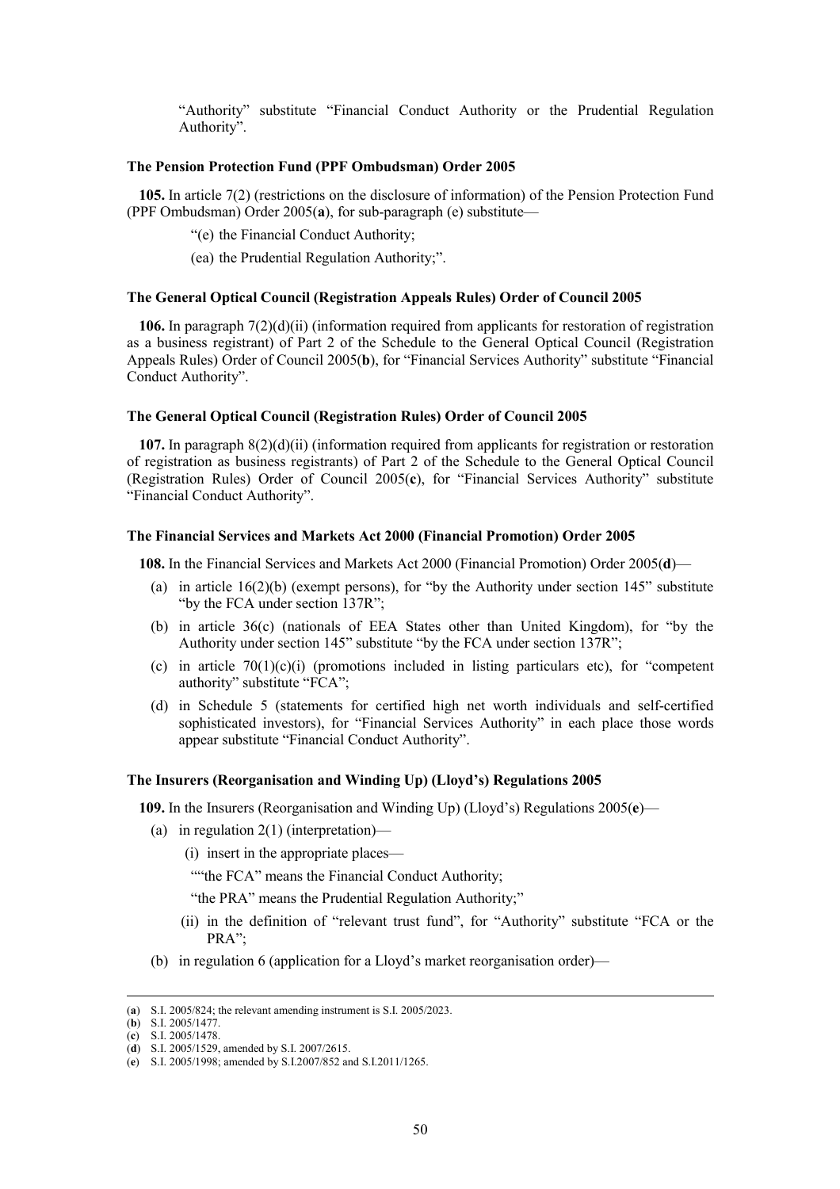"Authority" substitute "Financial Conduct Authority or the Prudential Regulation Authority".

### The Pension Protection Fund (PPF Ombudsman) Order 2005

**105.** In article 7(2) (restrictions on the disclosure of information) of the Pension Protection Fund (PPF Ombudsman) Order 2005(**a**), for sub-paragraph (e) substitute—

"(e) the Financial Conduct Authority;

(ea) the Prudential Regulation Authority;".

### The General Optical Council (Registration Appeals Rules) Order of Council 2005

**106.** In paragraph 7(2)(d)(ii) (information required from applicants for restoration of registration as a business registrant) of Part 2 of the Schedule to the General Optical Council (Registration Appeals Rules) Order of Council 2005(**b**), for "Financial Services Authority" substitute "Financial Conduct Authority".

### The General Optical Council (Registration Rules) Order of Council 2005

**107.** In paragraph 8(2)(d)(ii) (information required from applicants for registration or restoration of registration as business registrants) of Part 2 of the Schedule to the General Optical Council (Registration Rules) Order of Council 2005(**c**), for "Financial Services Authority" substitute "Financial Conduct Authority".

### The Financial Services and Markets Act 2000 (Financial Promotion) Order 2005

**108.** In the Financial Services and Markets Act 2000 (Financial Promotion) Order 2005(**d**)—

(a) in article 16(2)(b) (exempt persons), for "by the Authority under section 145" substitute "by the FCA under section 137R";

(b) in article 36(c) (nationals of EEA States other than United Kingdom), for "by the Authority under section 145" substitute "by the FCA under section 137R";

(c) in article 70(1)(c)(i) (promotions included in listing particulars etc), for "competent authority" substitute "FCA";

(d) in Schedule 5 (statements for certified high net worth individuals and self-certified sophisticated investors), for "Financial Services Authority" in each place those words appear substitute "Financial Conduct Authority".

### The Insurers (Reorganisation and Winding Up) (Lloyd's) Regulations 2005

**109.** In the Insurers (Reorganisation and Winding Up) (Lloyd's) Regulations 2005(**e**)—

(a) in regulation 2(1) (interpretation)—

(i) insert in the appropriate places—

""the FCA" means the Financial Conduct Authority;

"the PRA" means the Prudential Regulation Authority;"

(ii) in the definition of "relevant trust fund", for "Authority" substitute "FCA or the PRA";

(b) in regulation 6 (application for a Lloyd's market reorganisation order)—

---

(**a**) S.I. 2005/824; the relevant amending instrument is S.I. 2005/2023.
(**b**) S.I. 2005/1477.
(**c**) S.I. 2005/1478.
(**d**) S.I. 2005/1529, amended by S.I. 2007/2615.
(**e**) S.I. 2005/1998; amended by S.I.2007/852 and S.I.2011/1265.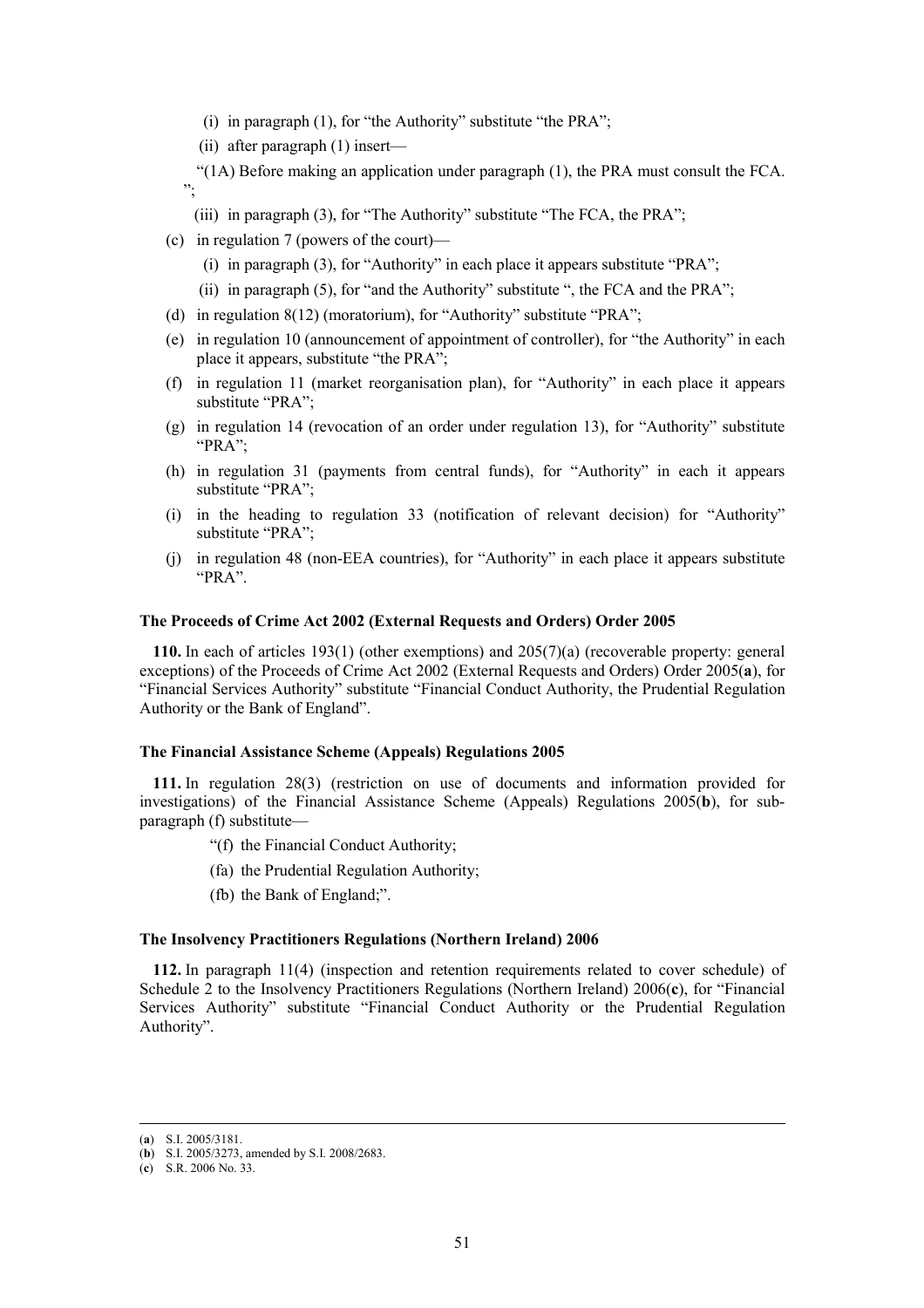(i) in paragraph (1), for "the Authority" substitute "the PRA";

(ii) after paragraph (1) insert—

"(1A) Before making an application under paragraph (1), the PRA must consult the FCA. ";

(iii) in paragraph (3), for "The Authority" substitute "The FCA, the PRA";

(c) in regulation 7 (powers of the court)—

(i) in paragraph (3), for "Authority" in each place it appears substitute "PRA";

(ii) in paragraph (5), for "and the Authority" substitute ", the FCA and the PRA";

(d) in regulation 8(12) (moratorium), for "Authority" substitute "PRA";

(e) in regulation 10 (announcement of appointment of controller), for "the Authority" in each place it appears, substitute "the PRA";

(f) in regulation 11 (market reorganisation plan), for "Authority" in each place it appears substitute "PRA";

(g) in regulation 14 (revocation of an order under regulation 13), for "Authority" substitute "PRA";

(h) in regulation 31 (payments from central funds), for "Authority" in each it appears substitute "PRA";

(i) in the heading to regulation 33 (notification of relevant decision) for "Authority" substitute "PRA";

(j) in regulation 48 (non-EEA countries), for "Authority" in each place it appears substitute "PRA".

### The Proceeds of Crime Act 2002 (External Requests and Orders) Order 2005

**110.** In each of articles 193(1) (other exemptions) and 205(7)(a) (recoverable property: general exceptions) of the Proceeds of Crime Act 2002 (External Requests and Orders) Order 2005(**a**), for "Financial Services Authority" substitute "Financial Conduct Authority, the Prudential Regulation Authority or the Bank of England".

### The Financial Assistance Scheme (Appeals) Regulations 2005

**111.** In regulation 28(3) (restriction on use of documents and information provided for investigations) of the Financial Assistance Scheme (Appeals) Regulations 2005(**b**), for sub-paragraph (f) substitute—

"(f) the Financial Conduct Authority;

(fa) the Prudential Regulation Authority;

(fb) the Bank of England;".

### The Insolvency Practitioners Regulations (Northern Ireland) 2006

**112.** In paragraph 11(4) (inspection and retention requirements related to cover schedule) of Schedule 2 to the Insolvency Practitioners Regulations (Northern Ireland) 2006(**c**), for "Financial Services Authority" substitute "Financial Conduct Authority or the Prudential Regulation Authority".

---

(**a**) S.I. 2005/3181.
(**b**) S.I. 2005/3273, amended by S.I. 2008/2683.
(**c**) S.R. 2006 No. 33.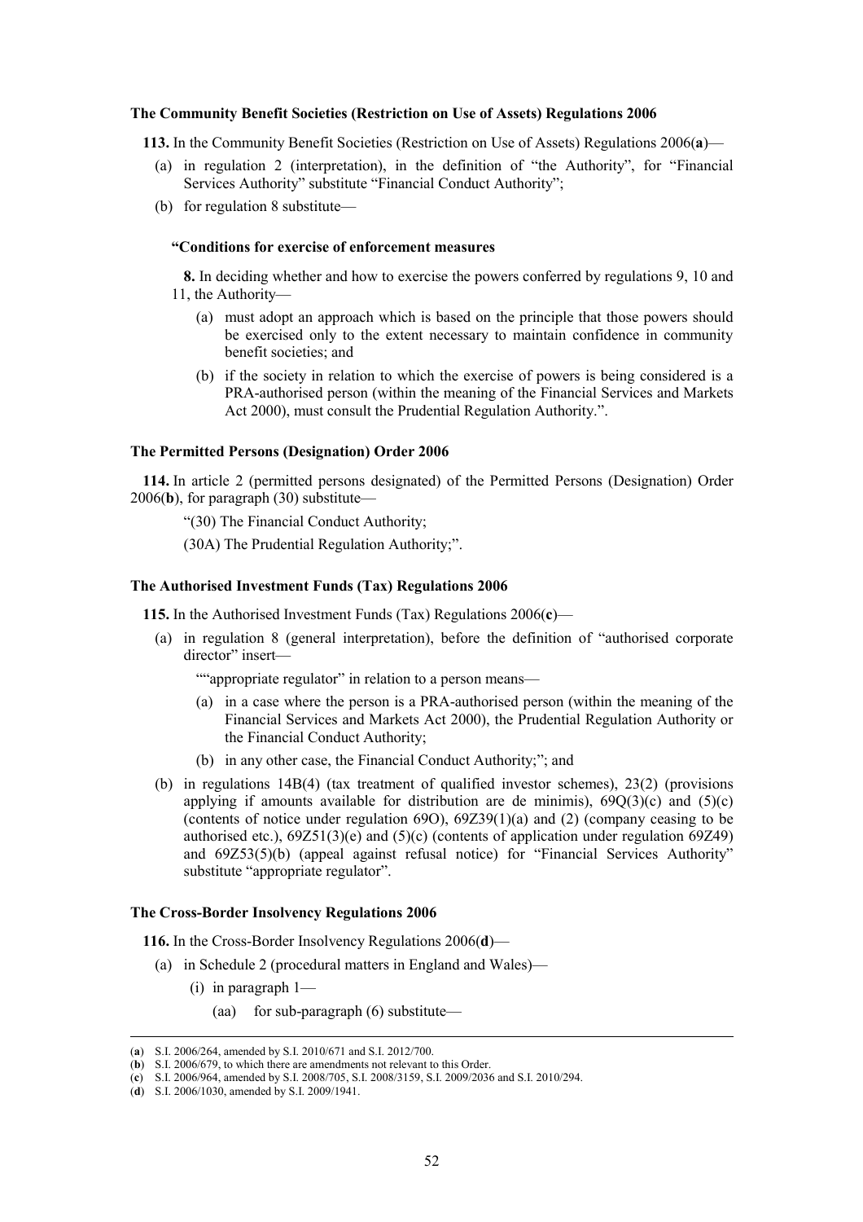**The Community Benefit Societies (Restriction on Use of Assets) Regulations 2006**

**113.** In the Community Benefit Societies (Restriction on Use of Assets) Regulations 2006(**a**)—

(a) in regulation 2 (interpretation), in the definition of "the Authority", for "Financial Services Authority" substitute "Financial Conduct Authority";

(b) for regulation 8 substitute—

> **"Conditions for exercise of enforcement measures**
>
> **8.** In deciding whether and how to exercise the powers conferred by regulations 9, 10 and 11, the Authority—
>
> (a) must adopt an approach which is based on the principle that those powers should be exercised only to the extent necessary to maintain confidence in community benefit societies; and
>
> (b) if the society in relation to which the exercise of powers is being considered is a PRA-authorised person (within the meaning of the Financial Services and Markets Act 2000), must consult the Prudential Regulation Authority.".

**The Permitted Persons (Designation) Order 2006**

**114.** In article 2 (permitted persons designated) of the Permitted Persons (Designation) Order 2006(**b**), for paragraph (30) substitute—

> "(30) The Financial Conduct Authority;
>
> (30A) The Prudential Regulation Authority;".

**The Authorised Investment Funds (Tax) Regulations 2006**

**115.** In the Authorised Investment Funds (Tax) Regulations 2006(**c**)—

(a) in regulation 8 (general interpretation), before the definition of "authorised corporate director" insert—

> ""appropriate regulator" in relation to a person means—
>
> (a) in a case where the person is a PRA-authorised person (within the meaning of the Financial Services and Markets Act 2000), the Prudential Regulation Authority or the Financial Conduct Authority;
>
> (b) in any other case, the Financial Conduct Authority;"; and

(b) in regulations 14B(4) (tax treatment of qualified investor schemes), 23(2) (provisions applying if amounts available for distribution are de minimis), 69Q(3)(c) and (5)(c) (contents of notice under regulation 69O), 69Z39(1)(a) and (2) (company ceasing to be authorised etc.), 69Z51(3)(e) and (5)(c) (contents of application under regulation 69Z49) and 69Z53(5)(b) (appeal against refusal notice) for "Financial Services Authority" substitute "appropriate regulator".

**The Cross-Border Insolvency Regulations 2006**

**116.** In the Cross-Border Insolvency Regulations 2006(**d**)—

(a) in Schedule 2 (procedural matters in England and Wales)—

(i) in paragraph 1—

(aa) for sub-paragraph (6) substitute—

---

(**a**) S.I. 2006/264, amended by S.I. 2010/671 and S.I. 2012/700.

(**b**) S.I. 2006/679, to which there are amendments not relevant to this Order.

(**c**) S.I. 2006/964, amended by S.I. 2008/705, S.I. 2008/3159, S.I. 2009/2036 and S.I. 2010/294.

(**d**) S.I. 2006/1030, amended by S.I. 2009/1941.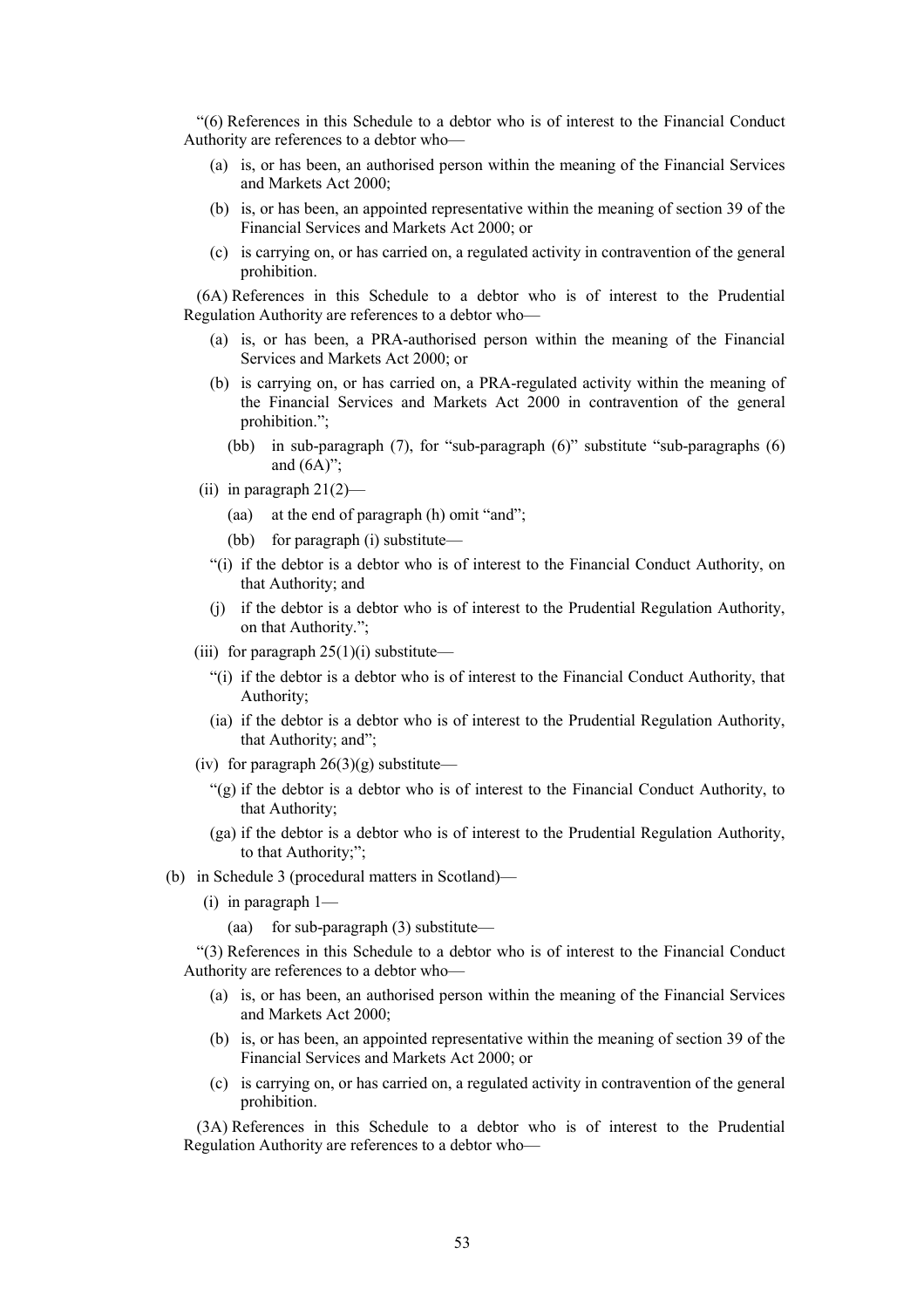"(6) References in this Schedule to a debtor who is of interest to the Financial Conduct Authority are references to a debtor who—

(a) is, or has been, an authorised person within the meaning of the Financial Services and Markets Act 2000;

(b) is, or has been, an appointed representative within the meaning of section 39 of the Financial Services and Markets Act 2000; or

(c) is carrying on, or has carried on, a regulated activity in contravention of the general prohibition.

(6A) References in this Schedule to a debtor who is of interest to the Prudential Regulation Authority are references to a debtor who—

(a) is, or has been, a PRA-authorised person within the meaning of the Financial Services and Markets Act 2000; or

(b) is carrying on, or has carried on, a PRA-regulated activity within the meaning of the Financial Services and Markets Act 2000 in contravention of the general prohibition.";

(bb) in sub-paragraph (7), for "sub-paragraph (6)" substitute "sub-paragraphs (6) and (6A)";

(ii) in paragraph 21(2)—

(aa) at the end of paragraph (h) omit "and";

(bb) for paragraph (i) substitute—

"(i) if the debtor is a debtor who is of interest to the Financial Conduct Authority, on that Authority; and

(j) if the debtor is a debtor who is of interest to the Prudential Regulation Authority, on that Authority.";

(iii) for paragraph 25(1)(i) substitute—

"(i) if the debtor is a debtor who is of interest to the Financial Conduct Authority, that Authority;

(ia) if the debtor is a debtor who is of interest to the Prudential Regulation Authority, that Authority; and";

(iv) for paragraph 26(3)(g) substitute—

"(g) if the debtor is a debtor who is of interest to the Financial Conduct Authority, to that Authority;

(ga) if the debtor is a debtor who is of interest to the Prudential Regulation Authority, to that Authority;";

(b) in Schedule 3 (procedural matters in Scotland)—

(i) in paragraph 1—

(aa) for sub-paragraph (3) substitute—

"(3) References in this Schedule to a debtor who is of interest to the Financial Conduct Authority are references to a debtor who—

(a) is, or has been, an authorised person within the meaning of the Financial Services and Markets Act 2000;

(b) is, or has been, an appointed representative within the meaning of section 39 of the Financial Services and Markets Act 2000; or

(c) is carrying on, or has carried on, a regulated activity in contravention of the general prohibition.

(3A) References in this Schedule to a debtor who is of interest to the Prudential Regulation Authority are references to a debtor who—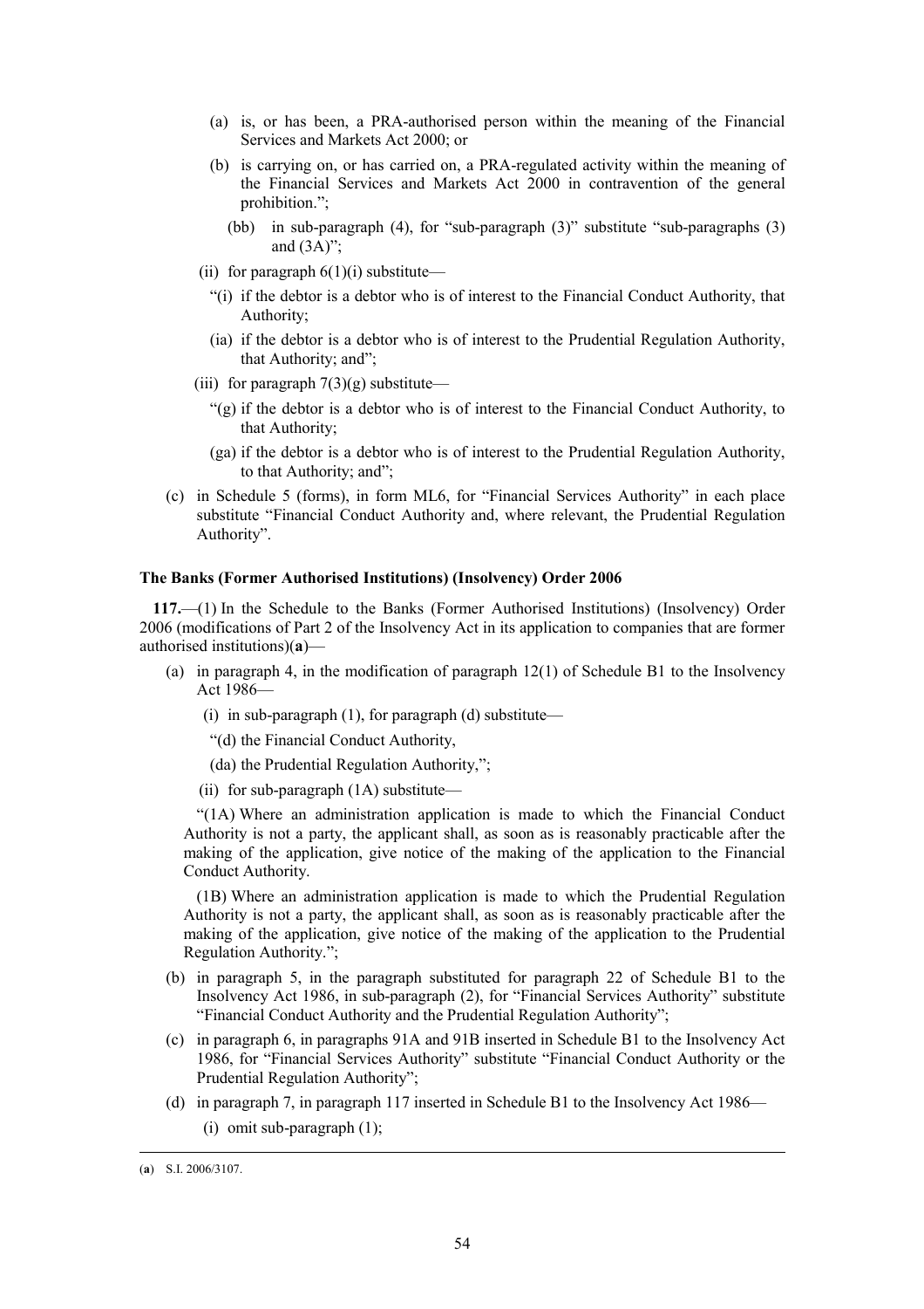(a) is, or has been, a PRA-authorised person within the meaning of the Financial Services and Markets Act 2000; or

(b) is carrying on, or has carried on, a PRA-regulated activity within the meaning of the Financial Services and Markets Act 2000 in contravention of the general prohibition.";

(bb) in sub-paragraph (4), for "sub-paragraph (3)" substitute "sub-paragraphs (3) and (3A)";

(ii) for paragraph 6(1)(i) substitute—

"(i) if the debtor is a debtor who is of interest to the Financial Conduct Authority, that Authority;

(ia) if the debtor is a debtor who is of interest to the Prudential Regulation Authority, that Authority; and";

(iii) for paragraph 7(3)(g) substitute—

"(g) if the debtor is a debtor who is of interest to the Financial Conduct Authority, to that Authority;

(ga) if the debtor is a debtor who is of interest to the Prudential Regulation Authority, to that Authority; and";

(c) in Schedule 5 (forms), in form ML6, for "Financial Services Authority" in each place substitute "Financial Conduct Authority and, where relevant, the Prudential Regulation Authority".

**The Banks (Former Authorised Institutions) (Insolvency) Order 2006**

**117.**—(1) In the Schedule to the Banks (Former Authorised Institutions) (Insolvency) Order 2006 (modifications of Part 2 of the Insolvency Act in its application to companies that are former authorised institutions)(**a**)—

(a) in paragraph 4, in the modification of paragraph 12(1) of Schedule B1 to the Insolvency Act 1986—

(i) in sub-paragraph (1), for paragraph (d) substitute—

"(d) the Financial Conduct Authority,

(da) the Prudential Regulation Authority,";

(ii) for sub-paragraph (1A) substitute—

"(1A) Where an administration application is made to which the Financial Conduct Authority is not a party, the applicant shall, as soon as is reasonably practicable after the making of the application, give notice of the making of the application to the Financial Conduct Authority.

(1B) Where an administration application is made to which the Prudential Regulation Authority is not a party, the applicant shall, as soon as is reasonably practicable after the making of the application, give notice of the making of the application to the Prudential Regulation Authority.";

(b) in paragraph 5, in the paragraph substituted for paragraph 22 of Schedule B1 to the Insolvency Act 1986, in sub-paragraph (2), for "Financial Services Authority" substitute "Financial Conduct Authority and the Prudential Regulation Authority";

(c) in paragraph 6, in paragraphs 91A and 91B inserted in Schedule B1 to the Insolvency Act 1986, for "Financial Services Authority" substitute "Financial Conduct Authority or the Prudential Regulation Authority";

(d) in paragraph 7, in paragraph 117 inserted in Schedule B1 to the Insolvency Act 1986—

(i) omit sub-paragraph (1);

---

(**a**) S.I. 2006/3107.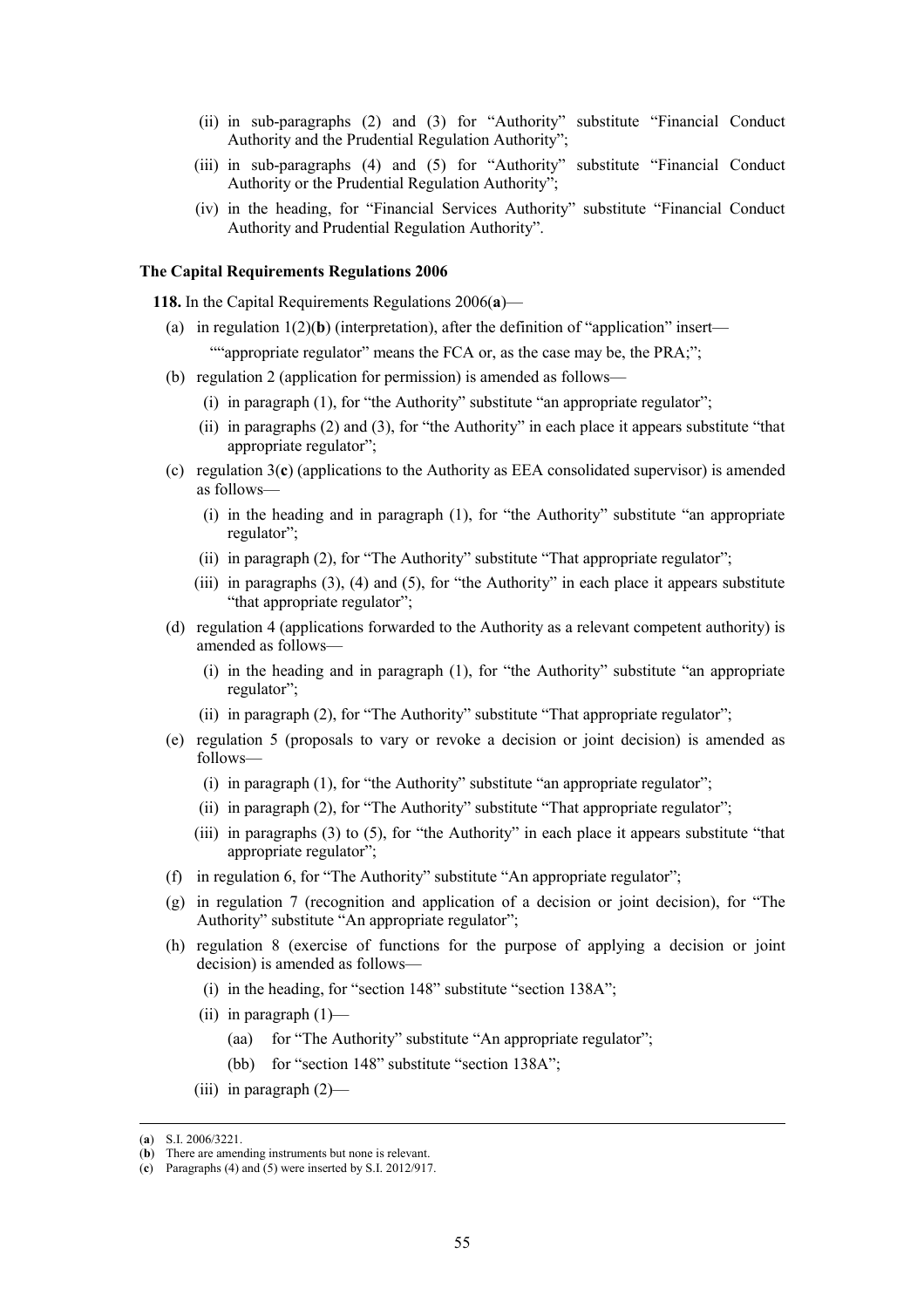(ii) in sub-paragraphs (2) and (3) for "Authority" substitute "Financial Conduct Authority and the Prudential Regulation Authority";

(iii) in sub-paragraphs (4) and (5) for "Authority" substitute "Financial Conduct Authority or the Prudential Regulation Authority";

(iv) in the heading, for "Financial Services Authority" substitute "Financial Conduct Authority and Prudential Regulation Authority".

**The Capital Requirements Regulations 2006**

**118.** In the Capital Requirements Regulations 2006(**a**)—

(a) in regulation 1(2)(**b**) (interpretation), after the definition of "application" insert—

""appropriate regulator" means the FCA or, as the case may be, the PRA;";

(b) regulation 2 (application for permission) is amended as follows—

(i) in paragraph (1), for "the Authority" substitute "an appropriate regulator";

(ii) in paragraphs (2) and (3), for "the Authority" in each place it appears substitute "that appropriate regulator";

(c) regulation 3(**c**) (applications to the Authority as EEA consolidated supervisor) is amended as follows—

(i) in the heading and in paragraph (1), for "the Authority" substitute "an appropriate regulator";

(ii) in paragraph (2), for "The Authority" substitute "That appropriate regulator";

(iii) in paragraphs (3), (4) and (5), for "the Authority" in each place it appears substitute "that appropriate regulator";

(d) regulation 4 (applications forwarded to the Authority as a relevant competent authority) is amended as follows—

(i) in the heading and in paragraph (1), for "the Authority" substitute "an appropriate regulator";

(ii) in paragraph (2), for "The Authority" substitute "That appropriate regulator";

(e) regulation 5 (proposals to vary or revoke a decision or joint decision) is amended as follows—

(i) in paragraph (1), for "the Authority" substitute "an appropriate regulator";

(ii) in paragraph (2), for "The Authority" substitute "That appropriate regulator";

(iii) in paragraphs (3) to (5), for "the Authority" in each place it appears substitute "that appropriate regulator";

(f) in regulation 6, for "The Authority" substitute "An appropriate regulator";

(g) in regulation 7 (recognition and application of a decision or joint decision), for "The Authority" substitute "An appropriate regulator";

(h) regulation 8 (exercise of functions for the purpose of applying a decision or joint decision) is amended as follows—

(i) in the heading, for "section 148" substitute "section 138A";

(ii) in paragraph (1)—

(aa) for "The Authority" substitute "An appropriate regulator";

(bb) for "section 148" substitute "section 138A";

(iii) in paragraph (2)—

---

(**a**) S.I. 2006/3221.

(**b**) There are amending instruments but none is relevant.

(**c**) Paragraphs (4) and (5) were inserted by S.I. 2012/917.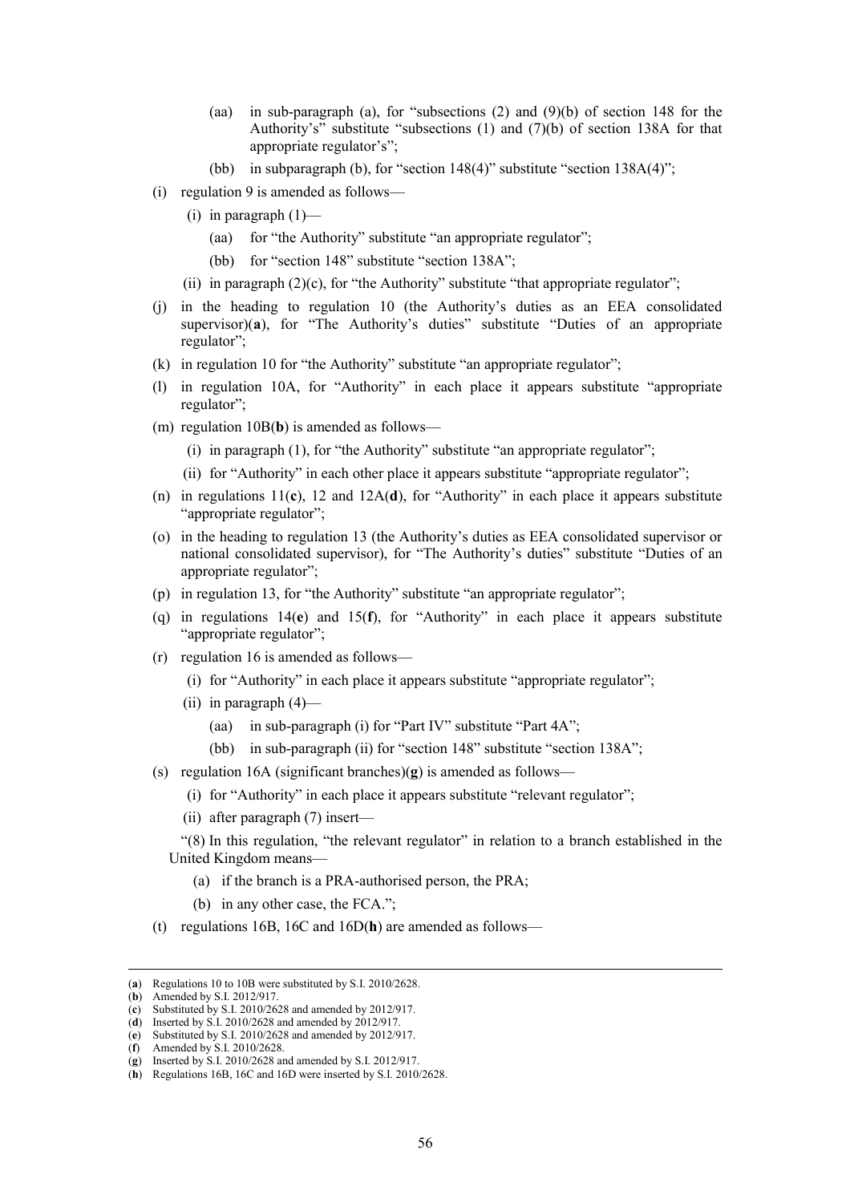(aa) in sub-paragraph (a), for "subsections (2) and (9)(b) of section 148 for the Authority's" substitute "subsections (1) and (7)(b) of section 138A for that appropriate regulator's";

(bb) in subparagraph (b), for "section 148(4)" substitute "section 138A(4)";

(i) regulation 9 is amended as follows—

(i) in paragraph (1)—

(aa) for "the Authority" substitute "an appropriate regulator";

(bb) for "section 148" substitute "section 138A";

(ii) in paragraph (2)(c), for "the Authority" substitute "that appropriate regulator";

(j) in the heading to regulation 10 (the Authority's duties as an EEA consolidated supervisor)(**a**), for "The Authority's duties" substitute "Duties of an appropriate regulator";

(k) in regulation 10 for "the Authority" substitute "an appropriate regulator";

(l) in regulation 10A, for "Authority" in each place it appears substitute "appropriate regulator";

(m) regulation 10B(**b**) is amended as follows—

(i) in paragraph (1), for "the Authority" substitute "an appropriate regulator";

(ii) for "Authority" in each other place it appears substitute "appropriate regulator";

(n) in regulations 11(**c**), 12 and 12A(**d**), for "Authority" in each place it appears substitute "appropriate regulator";

(o) in the heading to regulation 13 (the Authority's duties as EEA consolidated supervisor or national consolidated supervisor), for "The Authority's duties" substitute "Duties of an appropriate regulator";

(p) in regulation 13, for "the Authority" substitute "an appropriate regulator";

(q) in regulations 14(**e**) and 15(**f**), for "Authority" in each place it appears substitute "appropriate regulator";

(r) regulation 16 is amended as follows—

(i) for "Authority" in each place it appears substitute "appropriate regulator";

(ii) in paragraph (4)—

(aa) in sub-paragraph (i) for "Part IV" substitute "Part 4A";

(bb) in sub-paragraph (ii) for "section 148" substitute "section 138A";

(s) regulation 16A (significant branches)(**g**) is amended as follows—

(i) for "Authority" in each place it appears substitute "relevant regulator";

(ii) after paragraph (7) insert—

"(8) In this regulation, "the relevant regulator" in relation to a branch established in the United Kingdom means—

(a) if the branch is a PRA-authorised person, the PRA;

(b) in any other case, the FCA.";

(t) regulations 16B, 16C and 16D(**h**) are amended as follows—

---

(**a**) Regulations 10 to 10B were substituted by S.I. 2010/2628.
(**b**) Amended by S.I. 2012/917.
(**c**) Substituted by S.I. 2010/2628 and amended by 2012/917.
(**d**) Inserted by S.I. 2010/2628 and amended by 2012/917.
(**e**) Substituted by S.I. 2010/2628 and amended by 2012/917.
(**f**) Amended by S.I. 2010/2628.
(**g**) Inserted by S.I. 2010/2628 and amended by S.I. 2012/917.
(**h**) Regulations 16B, 16C and 16D were inserted by S.I. 2010/2628.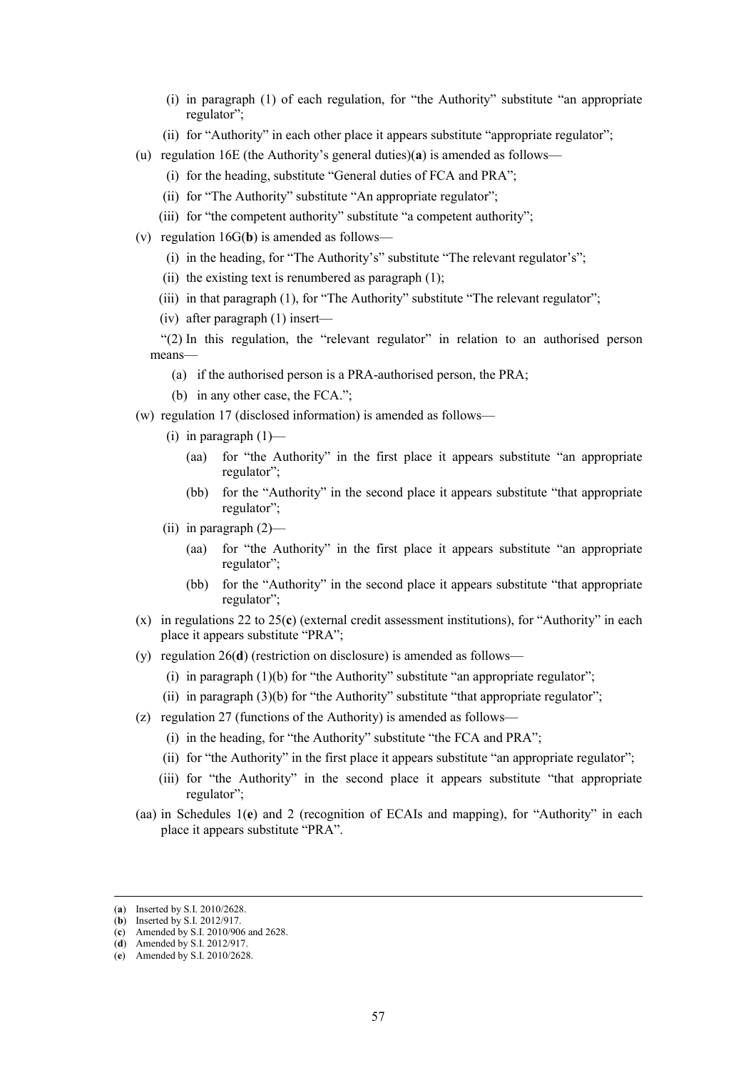(i) in paragraph (1) of each regulation, for "the Authority" substitute "an appropriate regulator";

(ii) for "Authority" in each other place it appears substitute "appropriate regulator";

(u) regulation 16E (the Authority's general duties)(**a**) is amended as follows—

(i) for the heading, substitute "General duties of FCA and PRA";

(ii) for "The Authority" substitute "An appropriate regulator";

(iii) for "the competent authority" substitute "a competent authority";

(v) regulation 16G(**b**) is amended as follows—

(i) in the heading, for "The Authority's" substitute "The relevant regulator's";

(ii) the existing text is renumbered as paragraph (1);

(iii) in that paragraph (1), for "The Authority" substitute "The relevant regulator";

(iv) after paragraph (1) insert—

"(2) In this regulation, the "relevant regulator" in relation to an authorised person means—

(a) if the authorised person is a PRA-authorised person, the PRA;

(b) in any other case, the FCA.";

(w) regulation 17 (disclosed information) is amended as follows—

(i) in paragraph (1)—

(aa) for "the Authority" in the first place it appears substitute "an appropriate regulator";

(bb) for the "Authority" in the second place it appears substitute "that appropriate regulator";

(ii) in paragraph (2)—

(aa) for "the Authority" in the first place it appears substitute "an appropriate regulator";

(bb) for the "Authority" in the second place it appears substitute "that appropriate regulator";

(x) in regulations 22 to 25(**c**) (external credit assessment institutions), for "Authority" in each place it appears substitute "PRA";

(y) regulation 26(**d**) (restriction on disclosure) is amended as follows—

(i) in paragraph (1)(b) for "the Authority" substitute "an appropriate regulator";

(ii) in paragraph (3)(b) for "the Authority" substitute "that appropriate regulator";

(z) regulation 27 (functions of the Authority) is amended as follows—

(i) in the heading, for "the Authority" substitute "the FCA and PRA";

(ii) for "the Authority" in the first place it appears substitute "an appropriate regulator";

(iii) for "the Authority" in the second place it appears substitute "that appropriate regulator";

(aa) in Schedules 1(**e**) and 2 (recognition of ECAIs and mapping), for "Authority" in each place it appears substitute "PRA".

---

(**a**) Inserted by S.I. 2010/2628.
(**b**) Inserted by S.I. 2012/917.
(**c**) Amended by S.I. 2010/906 and 2628.
(**d**) Amended by S.I. 2012/917.
(**e**) Amended by S.I. 2010/2628.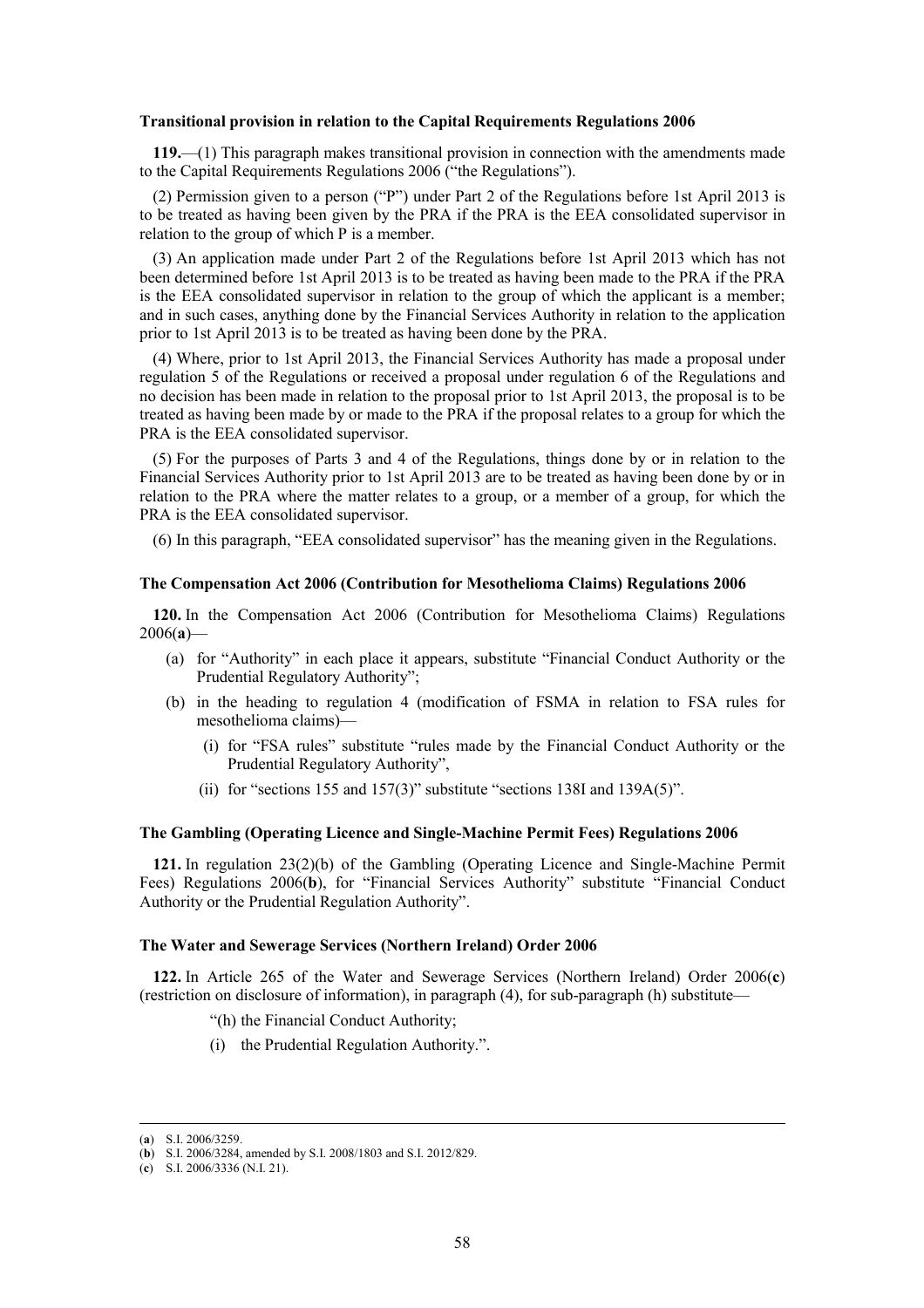**Transitional provision in relation to the Capital Requirements Regulations 2006**

**119.**—(1) This paragraph makes transitional provision in connection with the amendments made to the Capital Requirements Regulations 2006 ("the Regulations").

(2) Permission given to a person ("P") under Part 2 of the Regulations before 1st April 2013 is to be treated as having been given by the PRA if the PRA is the EEA consolidated supervisor in relation to the group of which P is a member.

(3) An application made under Part 2 of the Regulations before 1st April 2013 which has not been determined before 1st April 2013 is to be treated as having been made to the PRA if the PRA is the EEA consolidated supervisor in relation to the group of which the applicant is a member; and in such cases, anything done by the Financial Services Authority in relation to the application prior to 1st April 2013 is to be treated as having been done by the PRA.

(4) Where, prior to 1st April 2013, the Financial Services Authority has made a proposal under regulation 5 of the Regulations or received a proposal under regulation 6 of the Regulations and no decision has been made in relation to the proposal prior to 1st April 2013, the proposal is to be treated as having been made by or made to the PRA if the proposal relates to a group for which the PRA is the EEA consolidated supervisor.

(5) For the purposes of Parts 3 and 4 of the Regulations, things done by or in relation to the Financial Services Authority prior to 1st April 2013 are to be treated as having been done by or in relation to the PRA where the matter relates to a group, or a member of a group, for which the PRA is the EEA consolidated supervisor.

(6) In this paragraph, "EEA consolidated supervisor" has the meaning given in the Regulations.

**The Compensation Act 2006 (Contribution for Mesothelioma Claims) Regulations 2006**

**120.** In the Compensation Act 2006 (Contribution for Mesothelioma Claims) Regulations 2006(**a**)—

(a) for "Authority" in each place it appears, substitute "Financial Conduct Authority or the Prudential Regulatory Authority";

(b) in the heading to regulation 4 (modification of FSMA in relation to FSA rules for mesothelioma claims)—

  (i) for "FSA rules" substitute "rules made by the Financial Conduct Authority or the Prudential Regulatory Authority",

  (ii) for "sections 155 and 157(3)" substitute "sections 138I and 139A(5)".

**The Gambling (Operating Licence and Single-Machine Permit Fees) Regulations 2006**

**121.** In regulation 23(2)(b) of the Gambling (Operating Licence and Single-Machine Permit Fees) Regulations 2006(**b**), for "Financial Services Authority" substitute "Financial Conduct Authority or the Prudential Regulation Authority".

**The Water and Sewerage Services (Northern Ireland) Order 2006**

**122.** In Article 265 of the Water and Sewerage Services (Northern Ireland) Order 2006(**c**) (restriction on disclosure of information), in paragraph (4), for sub-paragraph (h) substitute—

"(h) the Financial Conduct Authority;

(i) the Prudential Regulation Authority.".

---

(**a**) S.I. 2006/3259.
(**b**) S.I. 2006/3284, amended by S.I. 2008/1803 and S.I. 2012/829.
(**c**) S.I. 2006/3336 (N.I. 21).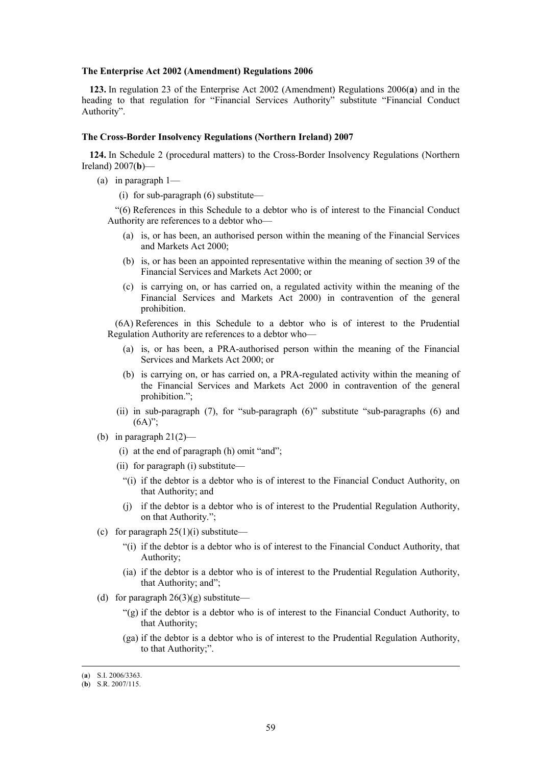**The Enterprise Act 2002 (Amendment) Regulations 2006**

**123.** In regulation 23 of the Enterprise Act 2002 (Amendment) Regulations 2006(**a**) and in the heading to that regulation for "Financial Services Authority" substitute "Financial Conduct Authority".

**The Cross-Border Insolvency Regulations (Northern Ireland) 2007**

**124.** In Schedule 2 (procedural matters) to the Cross-Border Insolvency Regulations (Northern Ireland) 2007(**b**)—

(a) in paragraph 1—

(i) for sub-paragraph (6) substitute—

"(6) References in this Schedule to a debtor who is of interest to the Financial Conduct Authority are references to a debtor who—

(a) is, or has been, an authorised person within the meaning of the Financial Services and Markets Act 2000;

(b) is, or has been an appointed representative within the meaning of section 39 of the Financial Services and Markets Act 2000; or

(c) is carrying on, or has carried on, a regulated activity within the meaning of the Financial Services and Markets Act 2000) in contravention of the general prohibition.

(6A) References in this Schedule to a debtor who is of interest to the Prudential Regulation Authority are references to a debtor who—

(a) is, or has been, a PRA-authorised person within the meaning of the Financial Services and Markets Act 2000; or

(b) is carrying on, or has carried on, a PRA-regulated activity within the meaning of the Financial Services and Markets Act 2000 in contravention of the general prohibition.";

(ii) in sub-paragraph (7), for "sub-paragraph (6)" substitute "sub-paragraphs (6) and (6A)";

(b) in paragraph 21(2)—

(i) at the end of paragraph (h) omit "and";

(ii) for paragraph (i) substitute—

"(i) if the debtor is a debtor who is of interest to the Financial Conduct Authority, on that Authority; and

(j) if the debtor is a debtor who is of interest to the Prudential Regulation Authority, on that Authority.";

(c) for paragraph 25(1)(i) substitute—

"(i) if the debtor is a debtor who is of interest to the Financial Conduct Authority, that Authority;

(ia) if the debtor is a debtor who is of interest to the Prudential Regulation Authority, that Authority; and";

(d) for paragraph 26(3)(g) substitute—

"(g) if the debtor is a debtor who is of interest to the Financial Conduct Authority, to that Authority;

(ga) if the debtor is a debtor who is of interest to the Prudential Regulation Authority, to that Authority;".

---

(**a**) S.I. 2006/3363.

(**b**) S.R. 2007/115.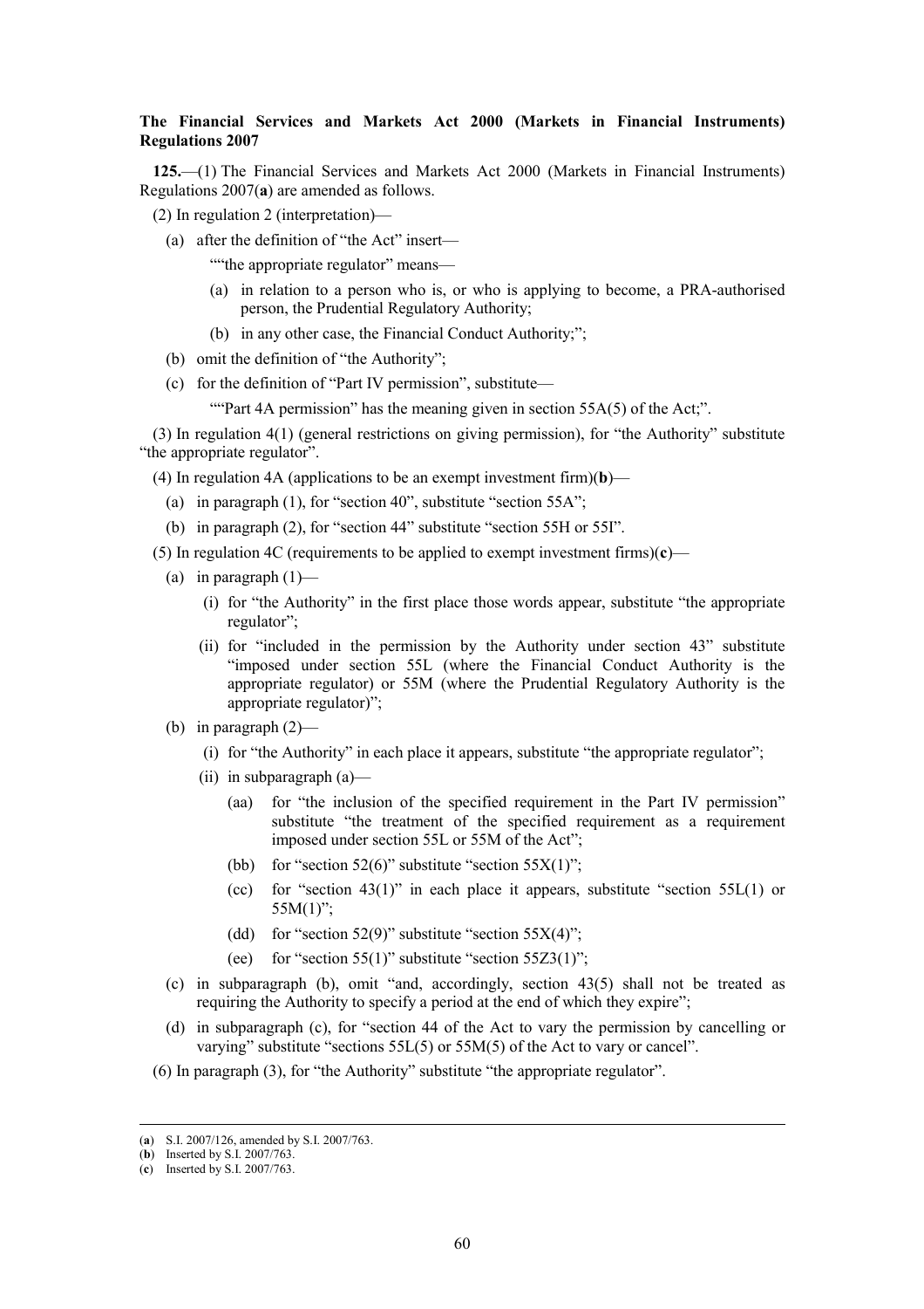**The Financial Services and Markets Act 2000 (Markets in Financial Instruments) Regulations 2007**

**125.**—(1) The Financial Services and Markets Act 2000 (Markets in Financial Instruments) Regulations 2007(**a**) are amended as follows.

(2) In regulation 2 (interpretation)—

(a) after the definition of "the Act" insert—

""the appropriate regulator" means—

(a) in relation to a person who is, or who is applying to become, a PRA-authorised person, the Prudential Regulatory Authority;

(b) in any other case, the Financial Conduct Authority;";

(b) omit the definition of "the Authority";

(c) for the definition of "Part IV permission", substitute—

""Part 4A permission" has the meaning given in section 55A(5) of the Act;".

(3) In regulation 4(1) (general restrictions on giving permission), for "the Authority" substitute "the appropriate regulator".

(4) In regulation 4A (applications to be an exempt investment firm)(**b**)—

(a) in paragraph (1), for "section 40", substitute "section 55A";

(b) in paragraph (2), for "section 44" substitute "section 55H or 55I".

(5) In regulation 4C (requirements to be applied to exempt investment firms)(**c**)—

(a) in paragraph (1)—

(i) for "the Authority" in the first place those words appear, substitute "the appropriate regulator";

(ii) for "included in the permission by the Authority under section 43" substitute "imposed under section 55L (where the Financial Conduct Authority is the appropriate regulator) or 55M (where the Prudential Regulatory Authority is the appropriate regulator)";

(b) in paragraph (2)—

(i) for "the Authority" in each place it appears, substitute "the appropriate regulator";

(ii) in subparagraph (a)—

(aa) for "the inclusion of the specified requirement in the Part IV permission" substitute "the treatment of the specified requirement as a requirement imposed under section 55L or 55M of the Act";

(bb) for "section 52(6)" substitute "section 55X(1)";

(cc) for "section 43(1)" in each place it appears, substitute "section 55L(1) or 55M(1)";

(dd) for "section 52(9)" substitute "section 55X(4)";

(ee) for "section 55(1)" substitute "section 55Z3(1)";

(c) in subparagraph (b), omit "and, accordingly, section 43(5) shall not be treated as requiring the Authority to specify a period at the end of which they expire";

(d) in subparagraph (c), for "section 44 of the Act to vary the permission by cancelling or varying" substitute "sections 55L(5) or 55M(5) of the Act to vary or cancel".

(6) In paragraph (3), for "the Authority" substitute "the appropriate regulator".

---

(**a**) S.I. 2007/126, amended by S.I. 2007/763.

(**b**) Inserted by S.I. 2007/763.

(**c**) Inserted by S.I. 2007/763.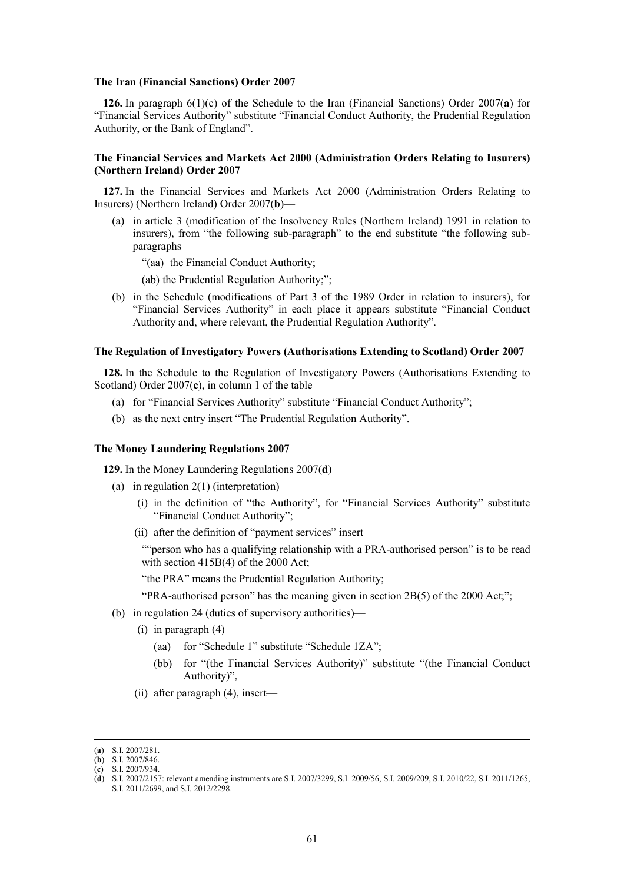**The Iran (Financial Sanctions) Order 2007**

**126.** In paragraph 6(1)(c) of the Schedule to the Iran (Financial Sanctions) Order 2007(**a**) for "Financial Services Authority" substitute "Financial Conduct Authority, the Prudential Regulation Authority, or the Bank of England".

**The Financial Services and Markets Act 2000 (Administration Orders Relating to Insurers) (Northern Ireland) Order 2007**

**127.** In the Financial Services and Markets Act 2000 (Administration Orders Relating to Insurers) (Northern Ireland) Order 2007(**b**)—

(a) in article 3 (modification of the Insolvency Rules (Northern Ireland) 1991 in relation to insurers), from "the following sub-paragraph" to the end substitute "the following sub-paragraphs—

"(aa) the Financial Conduct Authority;

(ab) the Prudential Regulation Authority;";

(b) in the Schedule (modifications of Part 3 of the 1989 Order in relation to insurers), for "Financial Services Authority" in each place it appears substitute "Financial Conduct Authority and, where relevant, the Prudential Regulation Authority".

**The Regulation of Investigatory Powers (Authorisations Extending to Scotland) Order 2007**

**128.** In the Schedule to the Regulation of Investigatory Powers (Authorisations Extending to Scotland) Order 2007(**c**), in column 1 of the table—

(a) for "Financial Services Authority" substitute "Financial Conduct Authority";

(b) as the next entry insert "The Prudential Regulation Authority".

**The Money Laundering Regulations 2007**

**129.** In the Money Laundering Regulations 2007(**d**)—

(a) in regulation 2(1) (interpretation)—

(i) in the definition of "the Authority", for "Financial Services Authority" substitute "Financial Conduct Authority";

(ii) after the definition of "payment services" insert—

""person who has a qualifying relationship with a PRA-authorised person" is to be read with section 415B(4) of the 2000 Act;

"the PRA" means the Prudential Regulation Authority;

"PRA-authorised person" has the meaning given in section 2B(5) of the 2000 Act;";

(b) in regulation 24 (duties of supervisory authorities)—

(i) in paragraph (4)—

(aa) for "Schedule 1" substitute "Schedule 1ZA";

(bb) for "(the Financial Services Authority)" substitute "(the Financial Conduct Authority)",

(ii) after paragraph (4), insert—

---

(**a**) S.I. 2007/281.
(**b**) S.I. 2007/846.
(**c**) S.I. 2007/934.
(**d**) S.I. 2007/2157: relevant amending instruments are S.I. 2007/3299, S.I. 2009/56, S.I. 2009/209, S.I. 2010/22, S.I. 2011/1265, S.I. 2011/2699, and S.I. 2012/2298.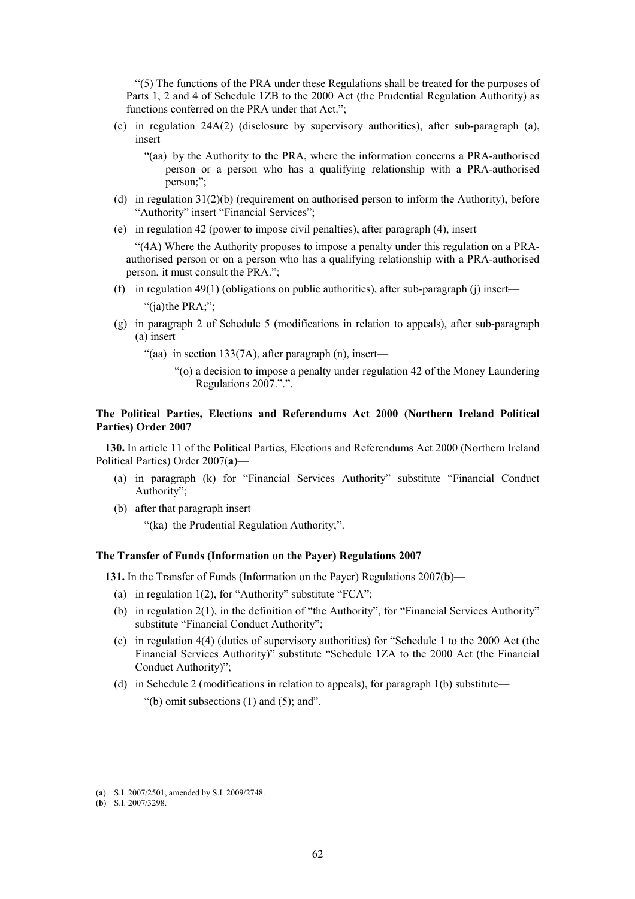"(5) The functions of the PRA under these Regulations shall be treated for the purposes of Parts 1, 2 and 4 of Schedule 1ZB to the 2000 Act (the Prudential Regulation Authority) as functions conferred on the PRA under that Act.";

(c) in regulation 24A(2) (disclosure by supervisory authorities), after sub-paragraph (a), insert—

"(aa) by the Authority to the PRA, where the information concerns a PRA-authorised person or a person who has a qualifying relationship with a PRA-authorised person;";

(d) in regulation 31(2)(b) (requirement on authorised person to inform the Authority), before "Authority" insert "Financial Services";

(e) in regulation 42 (power to impose civil penalties), after paragraph (4), insert—

"(4A) Where the Authority proposes to impose a penalty under this regulation on a PRA-authorised person or on a person who has a qualifying relationship with a PRA-authorised person, it must consult the PRA.";

(f) in regulation 49(1) (obligations on public authorities), after sub-paragraph (j) insert—

"(ja)the PRA;";

(g) in paragraph 2 of Schedule 5 (modifications in relation to appeals), after sub-paragraph (a) insert—

"(aa) in section 133(7A), after paragraph (n), insert—

"(o) a decision to impose a penalty under regulation 42 of the Money Laundering Regulations 2007."".

**The Political Parties, Elections and Referendums Act 2000 (Northern Ireland Political Parties) Order 2007**

**130.** In article 11 of the Political Parties, Elections and Referendums Act 2000 (Northern Ireland Political Parties) Order 2007(**a**)—

(a) in paragraph (k) for "Financial Services Authority" substitute "Financial Conduct Authority";

(b) after that paragraph insert—

"(ka) the Prudential Regulation Authority;".

**The Transfer of Funds (Information on the Payer) Regulations 2007**

**131.** In the Transfer of Funds (Information on the Payer) Regulations 2007(**b**)—

(a) in regulation 1(2), for "Authority" substitute "FCA";

(b) in regulation 2(1), in the definition of "the Authority", for "Financial Services Authority" substitute "Financial Conduct Authority";

(c) in regulation 4(4) (duties of supervisory authorities) for "Schedule 1 to the 2000 Act (the Financial Services Authority)" substitute "Schedule 1ZA to the 2000 Act (the Financial Conduct Authority)";

(d) in Schedule 2 (modifications in relation to appeals), for paragraph 1(b) substitute—

"(b) omit subsections (1) and (5); and".

---

(**a**) S.I. 2007/2501, amended by S.I. 2009/2748.

(**b**) S.I. 2007/3298.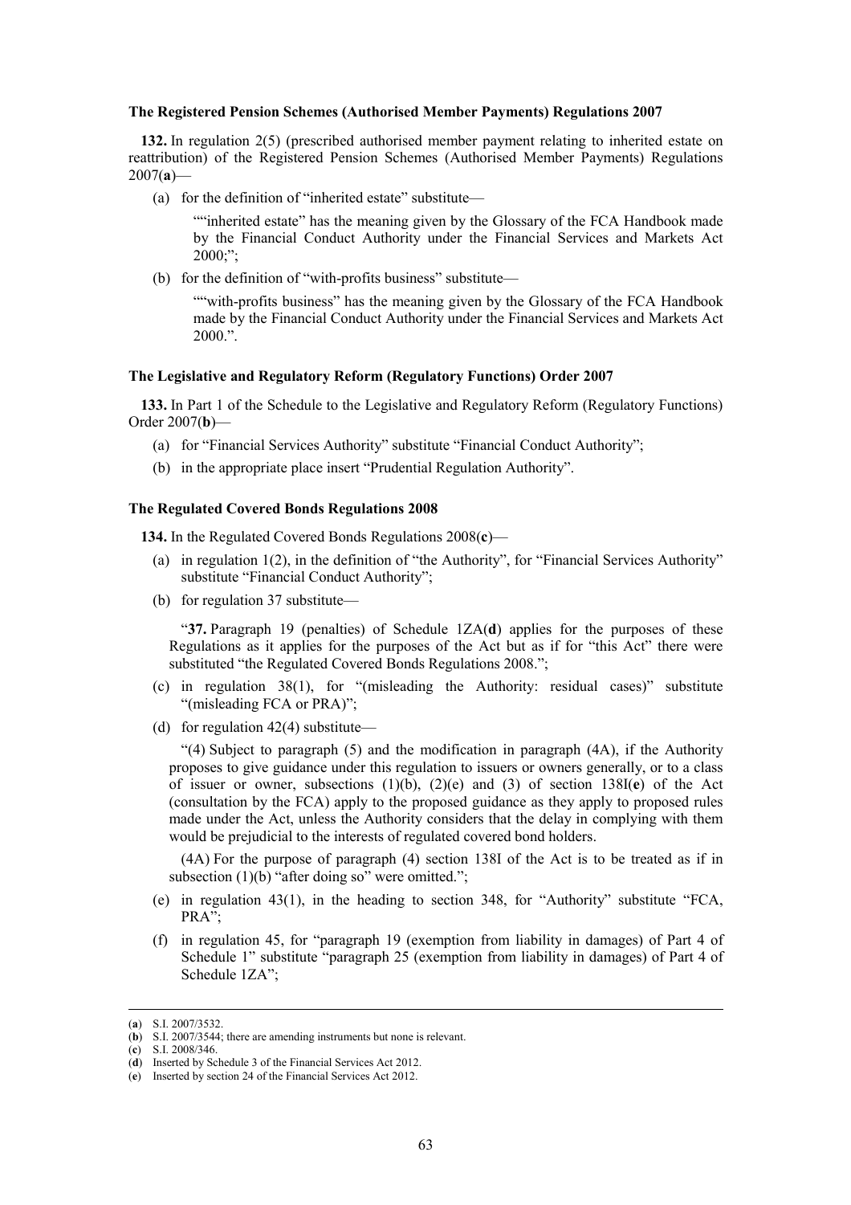**The Registered Pension Schemes (Authorised Member Payments) Regulations 2007**

**132.** In regulation 2(5) (prescribed authorised member payment relating to inherited estate on reattribution) of the Registered Pension Schemes (Authorised Member Payments) Regulations 2007(**a**)—

(a) for the definition of "inherited estate" substitute—

""inherited estate" has the meaning given by the Glossary of the FCA Handbook made by the Financial Conduct Authority under the Financial Services and Markets Act 2000;";

(b) for the definition of "with-profits business" substitute—

""with-profits business" has the meaning given by the Glossary of the FCA Handbook made by the Financial Conduct Authority under the Financial Services and Markets Act 2000.".

**The Legislative and Regulatory Reform (Regulatory Functions) Order 2007**

**133.** In Part 1 of the Schedule to the Legislative and Regulatory Reform (Regulatory Functions) Order 2007(**b**)—

(a) for "Financial Services Authority" substitute "Financial Conduct Authority";

(b) in the appropriate place insert "Prudential Regulation Authority".

**The Regulated Covered Bonds Regulations 2008**

**134.** In the Regulated Covered Bonds Regulations 2008(**c**)—

(a) in regulation 1(2), in the definition of "the Authority", for "Financial Services Authority" substitute "Financial Conduct Authority";

(b) for regulation 37 substitute—

"**37.** Paragraph 19 (penalties) of Schedule 1ZA(**d**) applies for the purposes of these Regulations as it applies for the purposes of the Act but as if for "this Act" there were substituted "the Regulated Covered Bonds Regulations 2008.";

(c) in regulation 38(1), for "(misleading the Authority: residual cases)" substitute "(misleading FCA or PRA)";

(d) for regulation 42(4) substitute—

"(4) Subject to paragraph (5) and the modification in paragraph (4A), if the Authority proposes to give guidance under this regulation to issuers or owners generally, or to a class of issuer or owner, subsections (1)(b), (2)(e) and (3) of section 138I(**e**) of the Act (consultation by the FCA) apply to the proposed guidance as they apply to proposed rules made under the Act, unless the Authority considers that the delay in complying with them would be prejudicial to the interests of regulated covered bond holders.

(4A) For the purpose of paragraph (4) section 138I of the Act is to be treated as if in subsection (1)(b) "after doing so" were omitted.";

(e) in regulation 43(1), in the heading to section 348, for "Authority" substitute "FCA, PRA";

(f) in regulation 45, for "paragraph 19 (exemption from liability in damages) of Part 4 of Schedule 1" substitute "paragraph 25 (exemption from liability in damages) of Part 4 of Schedule 1ZA";

---

(**a**) S.I. 2007/3532.
(**b**) S.I. 2007/3544; there are amending instruments but none is relevant.
(**c**) S.I. 2008/346.
(**d**) Inserted by Schedule 3 of the Financial Services Act 2012.
(**e**) Inserted by section 24 of the Financial Services Act 2012.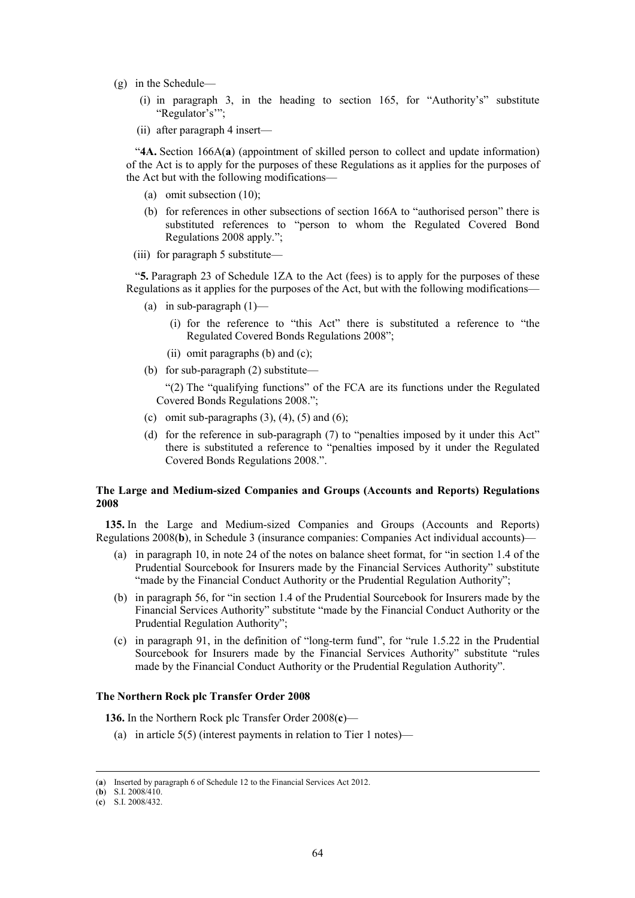(g) in the Schedule—

(i) in paragraph 3, in the heading to section 165, for "Authority's" substitute "Regulator's'";

(ii) after paragraph 4 insert—

"**4A.** Section 166A(**a**) (appointment of skilled person to collect and update information) of the Act is to apply for the purposes of these Regulations as it applies for the purposes of the Act but with the following modifications—

(a) omit subsection (10);

(b) for references in other subsections of section 166A to "authorised person" there is substituted references to "person to whom the Regulated Covered Bond Regulations 2008 apply.";

(iii) for paragraph 5 substitute—

"**5.** Paragraph 23 of Schedule 1ZA to the Act (fees) is to apply for the purposes of these Regulations as it applies for the purposes of the Act, but with the following modifications—

(a) in sub-paragraph (1)—

(i) for the reference to "this Act" there is substituted a reference to "the Regulated Covered Bonds Regulations 2008";

(ii) omit paragraphs (b) and (c);

(b) for sub-paragraph (2) substitute—

"(2) The "qualifying functions" of the FCA are its functions under the Regulated Covered Bonds Regulations 2008.";

(c) omit sub-paragraphs (3), (4), (5) and (6);

(d) for the reference in sub-paragraph (7) to "penalties imposed by it under this Act" there is substituted a reference to "penalties imposed by it under the Regulated Covered Bonds Regulations 2008.".

### The Large and Medium-sized Companies and Groups (Accounts and Reports) Regulations 2008

**135.** In the Large and Medium-sized Companies and Groups (Accounts and Reports) Regulations 2008(**b**), in Schedule 3 (insurance companies: Companies Act individual accounts)—

(a) in paragraph 10, in note 24 of the notes on balance sheet format, for "in section 1.4 of the Prudential Sourcebook for Insurers made by the Financial Services Authority" substitute "made by the Financial Conduct Authority or the Prudential Regulation Authority";

(b) in paragraph 56, for "in section 1.4 of the Prudential Sourcebook for Insurers made by the Financial Services Authority" substitute "made by the Financial Conduct Authority or the Prudential Regulation Authority";

(c) in paragraph 91, in the definition of "long-term fund", for "rule 1.5.22 in the Prudential Sourcebook for Insurers made by the Financial Services Authority" substitute "rules made by the Financial Conduct Authority or the Prudential Regulation Authority".

### The Northern Rock plc Transfer Order 2008

**136.** In the Northern Rock plc Transfer Order 2008(**c**)—

(a) in article 5(5) (interest payments in relation to Tier 1 notes)—

---

(**a**) Inserted by paragraph 6 of Schedule 12 to the Financial Services Act 2012.
(**b**) S.I. 2008/410.
(**c**) S.I. 2008/432.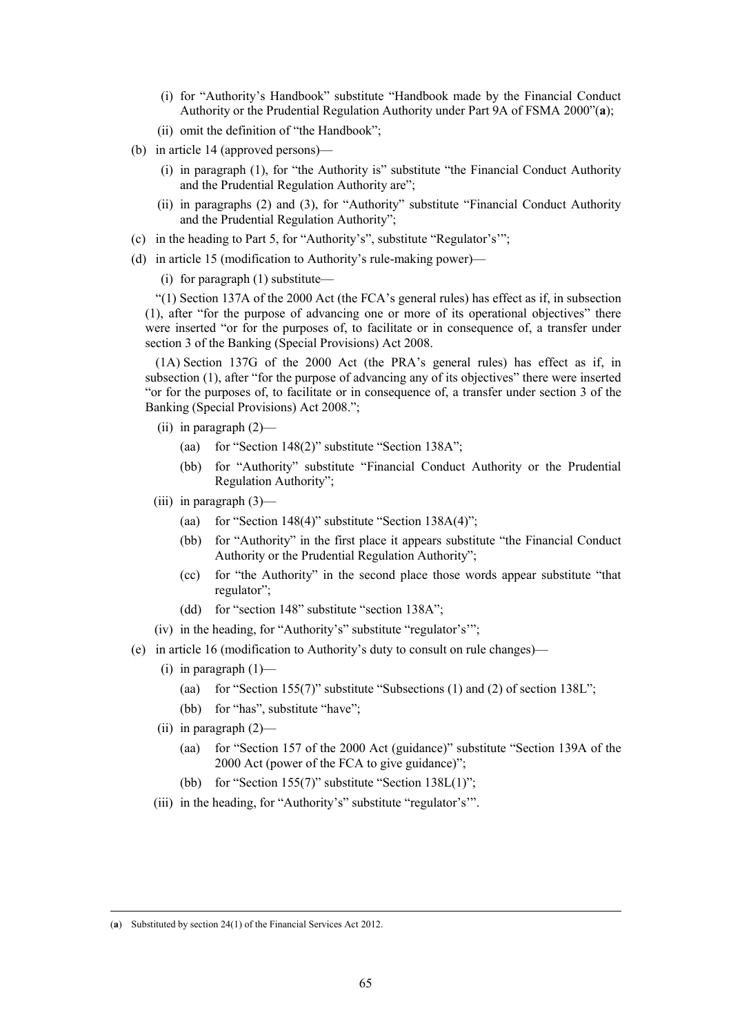(i) for "Authority's Handbook" substitute "Handbook made by the Financial Conduct Authority or the Prudential Regulation Authority under Part 9A of FSMA 2000"(**a**);

(ii) omit the definition of "the Handbook";

(b) in article 14 (approved persons)—

(i) in paragraph (1), for "the Authority is" substitute "the Financial Conduct Authority and the Prudential Regulation Authority are";

(ii) in paragraphs (2) and (3), for "Authority" substitute "Financial Conduct Authority and the Prudential Regulation Authority";

(c) in the heading to Part 5, for "Authority's", substitute "Regulator's'";

(d) in article 15 (modification to Authority's rule-making power)—

(i) for paragraph (1) substitute—

"(1) Section 137A of the 2000 Act (the FCA's general rules) has effect as if, in subsection (1), after "for the purpose of advancing one or more of its operational objectives" there were inserted "or for the purposes of, to facilitate or in consequence of, a transfer under section 3 of the Banking (Special Provisions) Act 2008.

(1A) Section 137G of the 2000 Act (the PRA's general rules) has effect as if, in subsection (1), after "for the purpose of advancing any of its objectives" there were inserted "or for the purposes of, to facilitate or in consequence of, a transfer under section 3 of the Banking (Special Provisions) Act 2008.";

(ii) in paragraph (2)—

(aa) for "Section 148(2)" substitute "Section 138A";

(bb) for "Authority" substitute "Financial Conduct Authority or the Prudential Regulation Authority";

(iii) in paragraph (3)—

(aa) for "Section 148(4)" substitute "Section 138A(4)";

(bb) for "Authority" in the first place it appears substitute "the Financial Conduct Authority or the Prudential Regulation Authority";

(cc) for "the Authority" in the second place those words appear substitute "that regulator";

(dd) for "section 148" substitute "section 138A";

(iv) in the heading, for "Authority's" substitute "regulator's'";

(e) in article 16 (modification to Authority's duty to consult on rule changes)—

(i) in paragraph (1)—

(aa) for "Section 155(7)" substitute "Subsections (1) and (2) of section 138L";

(bb) for "has", substitute "have";

(ii) in paragraph (2)—

(aa) for "Section 157 of the 2000 Act (guidance)" substitute "Section 139A of the 2000 Act (power of the FCA to give guidance)";

(bb) for "Section 155(7)" substitute "Section 138L(1)";

(iii) in the heading, for "Authority's" substitute "regulator's'".

---

(**a**) Substituted by section 24(1) of the Financial Services Act 2012.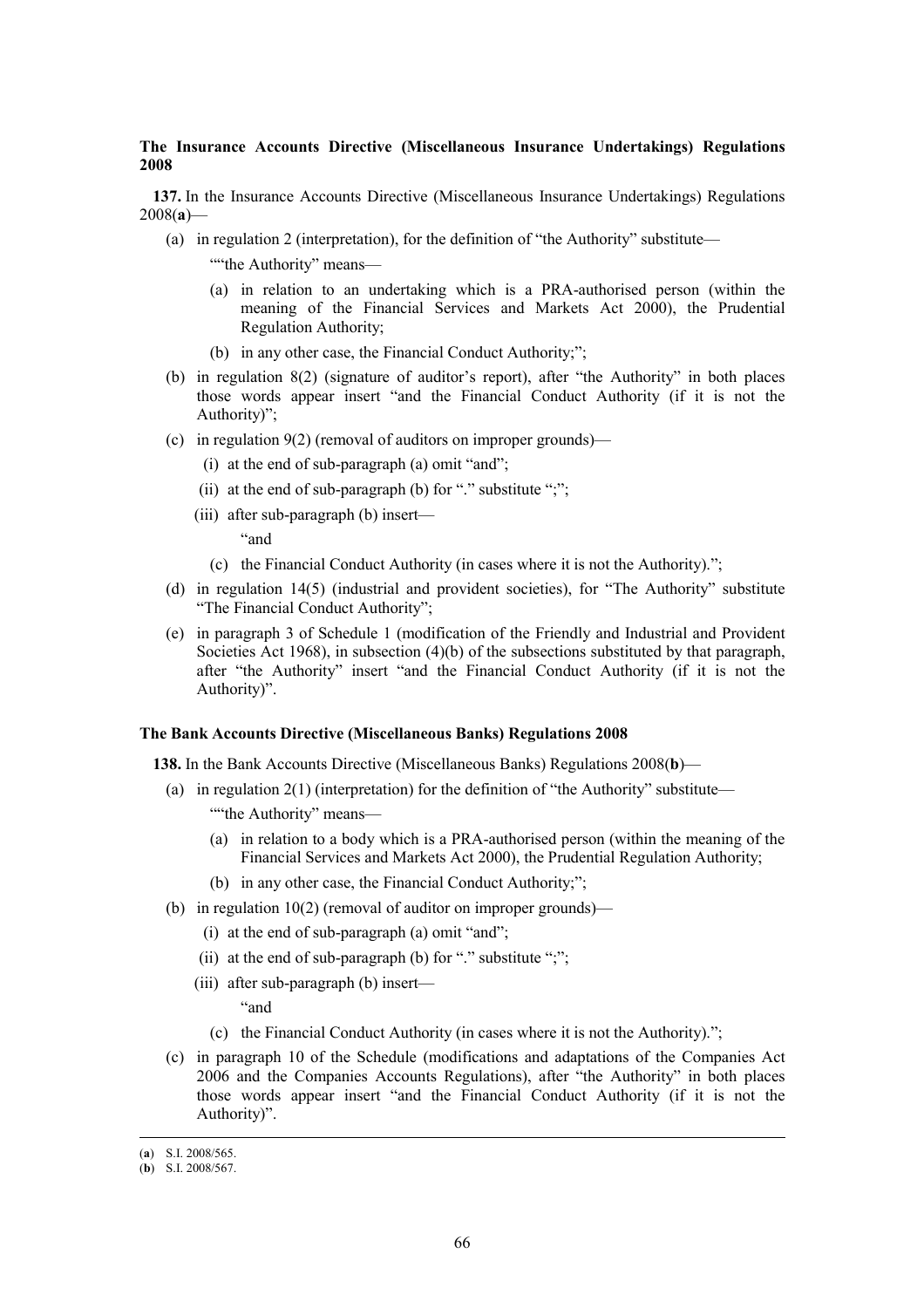**The Insurance Accounts Directive (Miscellaneous Insurance Undertakings) Regulations 2008**

**137.** In the Insurance Accounts Directive (Miscellaneous Insurance Undertakings) Regulations 2008(**a**)—

(a) in regulation 2 (interpretation), for the definition of "the Authority" substitute—

""the Authority" means—

(a) in relation to an undertaking which is a PRA-authorised person (within the meaning of the Financial Services and Markets Act 2000), the Prudential Regulation Authority;

(b) in any other case, the Financial Conduct Authority;";

(b) in regulation 8(2) (signature of auditor's report), after "the Authority" in both places those words appear insert "and the Financial Conduct Authority (if it is not the Authority)";

(c) in regulation 9(2) (removal of auditors on improper grounds)—

(i) at the end of sub-paragraph (a) omit "and";

(ii) at the end of sub-paragraph (b) for "." substitute ";";

(iii) after sub-paragraph (b) insert—

"and

(c) the Financial Conduct Authority (in cases where it is not the Authority).";

(d) in regulation 14(5) (industrial and provident societies), for "The Authority" substitute "The Financial Conduct Authority";

(e) in paragraph 3 of Schedule 1 (modification of the Friendly and Industrial and Provident Societies Act 1968), in subsection (4)(b) of the subsections substituted by that paragraph, after "the Authority" insert "and the Financial Conduct Authority (if it is not the Authority)".

**The Bank Accounts Directive (Miscellaneous Banks) Regulations 2008**

**138.** In the Bank Accounts Directive (Miscellaneous Banks) Regulations 2008(**b**)—

(a) in regulation 2(1) (interpretation) for the definition of "the Authority" substitute—

""the Authority" means—

(a) in relation to a body which is a PRA-authorised person (within the meaning of the Financial Services and Markets Act 2000), the Prudential Regulation Authority;

(b) in any other case, the Financial Conduct Authority;";

(b) in regulation 10(2) (removal of auditor on improper grounds)—

(i) at the end of sub-paragraph (a) omit "and";

(ii) at the end of sub-paragraph (b) for "." substitute ";";

(iii) after sub-paragraph (b) insert—

"and

(c) the Financial Conduct Authority (in cases where it is not the Authority).";

(c) in paragraph 10 of the Schedule (modifications and adaptations of the Companies Act 2006 and the Companies Accounts Regulations), after "the Authority" in both places those words appear insert "and the Financial Conduct Authority (if it is not the Authority)".

---

(**a**) S.I. 2008/565.

(**b**) S.I. 2008/567.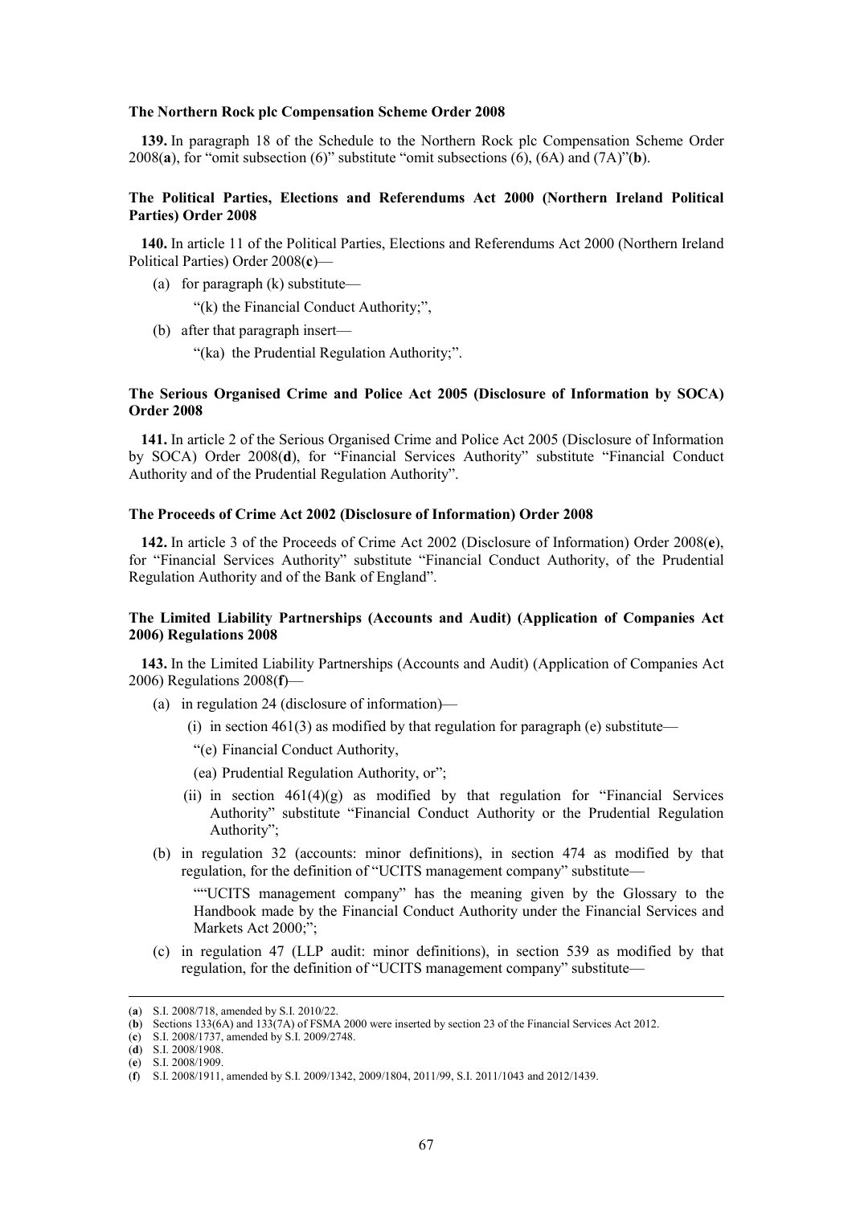### The Northern Rock plc Compensation Scheme Order 2008

**139.** In paragraph 18 of the Schedule to the Northern Rock plc Compensation Scheme Order 2008(**a**), for "omit subsection (6)" substitute "omit subsections (6), (6A) and (7A)"(**b**).

### The Political Parties, Elections and Referendums Act 2000 (Northern Ireland Political Parties) Order 2008

**140.** In article 11 of the Political Parties, Elections and Referendums Act 2000 (Northern Ireland Political Parties) Order 2008(**c**)—

(a) for paragraph (k) substitute—

"(k) the Financial Conduct Authority;",

(b) after that paragraph insert—

"(ka) the Prudential Regulation Authority;".

### The Serious Organised Crime and Police Act 2005 (Disclosure of Information by SOCA) Order 2008

**141.** In article 2 of the Serious Organised Crime and Police Act 2005 (Disclosure of Information by SOCA) Order 2008(**d**), for "Financial Services Authority" substitute "Financial Conduct Authority and of the Prudential Regulation Authority".

### The Proceeds of Crime Act 2002 (Disclosure of Information) Order 2008

**142.** In article 3 of the Proceeds of Crime Act 2002 (Disclosure of Information) Order 2008(**e**), for "Financial Services Authority" substitute "Financial Conduct Authority, of the Prudential Regulation Authority and of the Bank of England".

### The Limited Liability Partnerships (Accounts and Audit) (Application of Companies Act 2006) Regulations 2008

**143.** In the Limited Liability Partnerships (Accounts and Audit) (Application of Companies Act 2006) Regulations 2008(**f**)—

(a) in regulation 24 (disclosure of information)—

(i) in section 461(3) as modified by that regulation for paragraph (e) substitute—

"(e) Financial Conduct Authority,

(ea) Prudential Regulation Authority, or";

(ii) in section 461(4)(g) as modified by that regulation for "Financial Services Authority" substitute "Financial Conduct Authority or the Prudential Regulation Authority";

(b) in regulation 32 (accounts: minor definitions), in section 474 as modified by that regulation, for the definition of "UCITS management company" substitute—

""UCITS management company" has the meaning given by the Glossary to the Handbook made by the Financial Conduct Authority under the Financial Services and Markets Act 2000;";

(c) in regulation 47 (LLP audit: minor definitions), in section 539 as modified by that regulation, for the definition of "UCITS management company" substitute—

---

(**a**) S.I. 2008/718, amended by S.I. 2010/22.
(**b**) Sections 133(6A) and 133(7A) of FSMA 2000 were inserted by section 23 of the Financial Services Act 2012.
(**c**) S.I. 2008/1737, amended by S.I. 2009/2748.
(**d**) S.I. 2008/1908.
(**e**) S.I. 2008/1909.
(**f**) S.I. 2008/1911, amended by S.I. 2009/1342, 2009/1804, 2011/99, S.I. 2011/1043 and 2012/1439.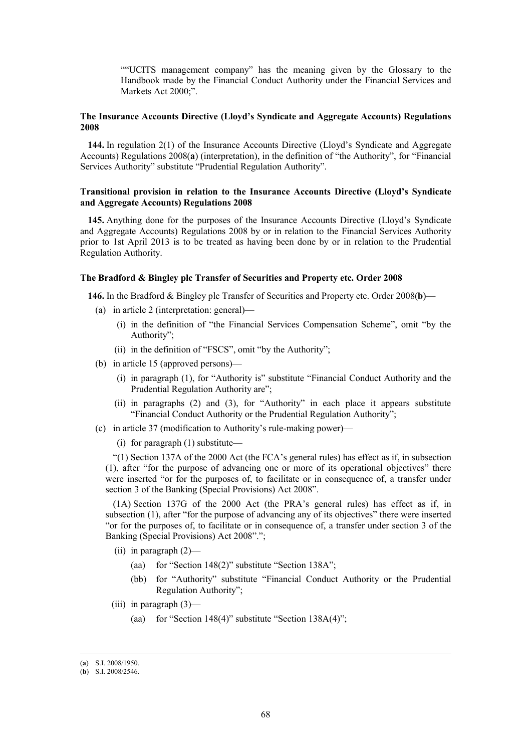""UCITS management company" has the meaning given by the Glossary to the Handbook made by the Financial Conduct Authority under the Financial Services and Markets Act 2000;".

**The Insurance Accounts Directive (Lloyd's Syndicate and Aggregate Accounts) Regulations 2008**

**144.** In regulation 2(1) of the Insurance Accounts Directive (Lloyd's Syndicate and Aggregate Accounts) Regulations 2008(**a**) (interpretation), in the definition of "the Authority", for "Financial Services Authority" substitute "Prudential Regulation Authority".

**Transitional provision in relation to the Insurance Accounts Directive (Lloyd's Syndicate and Aggregate Accounts) Regulations 2008**

**145.** Anything done for the purposes of the Insurance Accounts Directive (Lloyd's Syndicate and Aggregate Accounts) Regulations 2008 by or in relation to the Financial Services Authority prior to 1st April 2013 is to be treated as having been done by or in relation to the Prudential Regulation Authority.

**The Bradford & Bingley plc Transfer of Securities and Property etc. Order 2008**

**146.** In the Bradford & Bingley plc Transfer of Securities and Property etc. Order 2008(**b**)—

(a) in article 2 (interpretation: general)—

(i) in the definition of "the Financial Services Compensation Scheme", omit "by the Authority";

(ii) in the definition of "FSCS", omit "by the Authority";

(b) in article 15 (approved persons)—

(i) in paragraph (1), for "Authority is" substitute "Financial Conduct Authority and the Prudential Regulation Authority are";

(ii) in paragraphs (2) and (3), for "Authority" in each place it appears substitute "Financial Conduct Authority or the Prudential Regulation Authority";

(c) in article 37 (modification to Authority's rule-making power)—

(i) for paragraph (1) substitute—

"(1) Section 137A of the 2000 Act (the FCA's general rules) has effect as if, in subsection (1), after "for the purpose of advancing one or more of its operational objectives" there were inserted "or for the purposes of, to facilitate or in consequence of, a transfer under section 3 of the Banking (Special Provisions) Act 2008".

(1A) Section 137G of the 2000 Act (the PRA's general rules) has effect as if, in subsection (1), after "for the purpose of advancing any of its objectives" there were inserted "or for the purposes of, to facilitate or in consequence of, a transfer under section 3 of the Banking (Special Provisions) Act 2008".";

(ii) in paragraph (2)—

(aa) for "Section 148(2)" substitute "Section 138A";

(bb) for "Authority" substitute "Financial Conduct Authority or the Prudential Regulation Authority";

(iii) in paragraph (3)—

(aa) for "Section 148(4)" substitute "Section 138A(4)";

---

(**a**) S.I. 2008/1950.

(**b**) S.I. 2008/2546.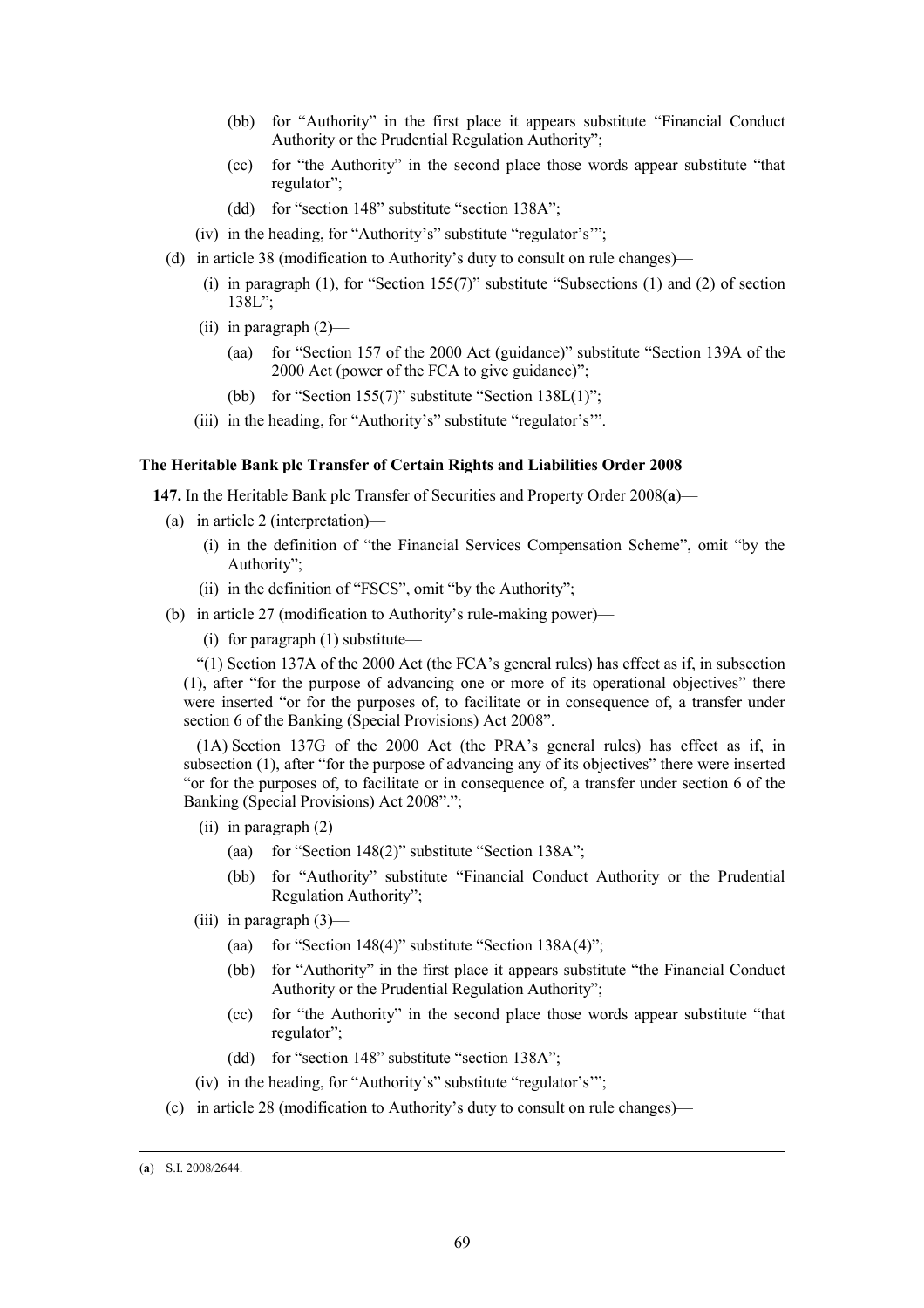(bb) for "Authority" in the first place it appears substitute "Financial Conduct Authority or the Prudential Regulation Authority";

(cc) for "the Authority" in the second place those words appear substitute "that regulator";

(dd) for "section 148" substitute "section 138A";

(iv) in the heading, for "Authority's" substitute "regulator's'";

(d) in article 38 (modification to Authority's duty to consult on rule changes)—

(i) in paragraph (1), for "Section 155(7)" substitute "Subsections (1) and (2) of section 138L";

(ii) in paragraph (2)—

(aa) for "Section 157 of the 2000 Act (guidance)" substitute "Section 139A of the 2000 Act (power of the FCA to give guidance)";

(bb) for "Section 155(7)" substitute "Section 138L(1)";

(iii) in the heading, for "Authority's" substitute "regulator's'".

**The Heritable Bank plc Transfer of Certain Rights and Liabilities Order 2008**

**147.** In the Heritable Bank plc Transfer of Securities and Property Order 2008(**a**)—

(a) in article 2 (interpretation)—

(i) in the definition of "the Financial Services Compensation Scheme", omit "by the Authority";

(ii) in the definition of "FSCS", omit "by the Authority";

(b) in article 27 (modification to Authority's rule-making power)—

(i) for paragraph (1) substitute—

"(1) Section 137A of the 2000 Act (the FCA's general rules) has effect as if, in subsection (1), after "for the purpose of advancing one or more of its operational objectives" there were inserted "or for the purposes of, to facilitate or in consequence of, a transfer under section 6 of the Banking (Special Provisions) Act 2008".

(1A) Section 137G of the 2000 Act (the PRA's general rules) has effect as if, in subsection (1), after "for the purpose of advancing any of its objectives" there were inserted "or for the purposes of, to facilitate or in consequence of, a transfer under section 6 of the Banking (Special Provisions) Act 2008".";

(ii) in paragraph (2)—

(aa) for "Section 148(2)" substitute "Section 138A";

(bb) for "Authority" substitute "Financial Conduct Authority or the Prudential Regulation Authority";

(iii) in paragraph (3)—

(aa) for "Section 148(4)" substitute "Section 138A(4)";

(bb) for "Authority" in the first place it appears substitute "the Financial Conduct Authority or the Prudential Regulation Authority";

(cc) for "the Authority" in the second place those words appear substitute "that regulator";

(dd) for "section 148" substitute "section 138A";

(iv) in the heading, for "Authority's" substitute "regulator's'";

(c) in article 28 (modification to Authority's duty to consult on rule changes)—

(**a**) S.I. 2008/2644.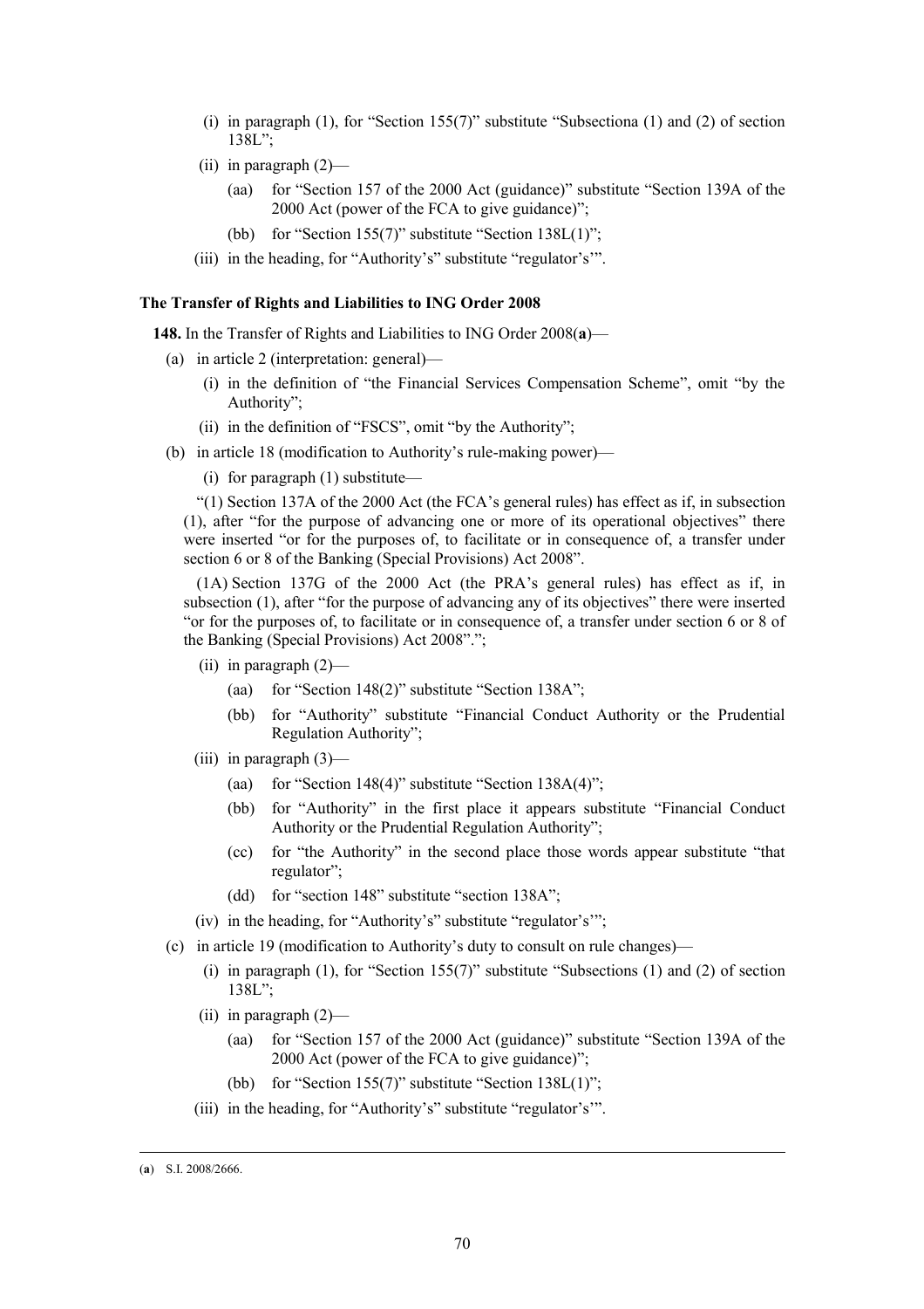(i) in paragraph (1), for "Section 155(7)" substitute "Subsectiona (1) and (2) of section 138L";

(ii) in paragraph (2)—

(aa) for "Section 157 of the 2000 Act (guidance)" substitute "Section 139A of the 2000 Act (power of the FCA to give guidance)";

(bb) for "Section 155(7)" substitute "Section 138L(1)";

(iii) in the heading, for "Authority's" substitute "regulator's"".

**The Transfer of Rights and Liabilities to ING Order 2008**

**148.** In the Transfer of Rights and Liabilities to ING Order 2008(**a**)—

(a) in article 2 (interpretation: general)—

(i) in the definition of "the Financial Services Compensation Scheme", omit "by the Authority";

(ii) in the definition of "FSCS", omit "by the Authority";

(b) in article 18 (modification to Authority's rule-making power)—

(i) for paragraph (1) substitute—

"(1) Section 137A of the 2000 Act (the FCA's general rules) has effect as if, in subsection (1), after "for the purpose of advancing one or more of its operational objectives" there were inserted "or for the purposes of, to facilitate or in consequence of, a transfer under section 6 or 8 of the Banking (Special Provisions) Act 2008".

(1A) Section 137G of the 2000 Act (the PRA's general rules) has effect as if, in subsection (1), after "for the purpose of advancing any of its objectives" there were inserted "or for the purposes of, to facilitate or in consequence of, a transfer under section 6 or 8 of the Banking (Special Provisions) Act 2008".";

(ii) in paragraph (2)—

(aa) for "Section 148(2)" substitute "Section 138A";

(bb) for "Authority" substitute "Financial Conduct Authority or the Prudential Regulation Authority";

(iii) in paragraph (3)—

(aa) for "Section 148(4)" substitute "Section 138A(4)";

(bb) for "Authority" in the first place it appears substitute "Financial Conduct Authority or the Prudential Regulation Authority";

(cc) for "the Authority" in the second place those words appear substitute "that regulator";

(dd) for "section 148" substitute "section 138A";

(iv) in the heading, for "Authority's" substitute "regulator's"";

(c) in article 19 (modification to Authority's duty to consult on rule changes)—

(i) in paragraph (1), for "Section 155(7)" substitute "Subsections (1) and (2) of section 138L";

(ii) in paragraph (2)—

(aa) for "Section 157 of the 2000 Act (guidance)" substitute "Section 139A of the 2000 Act (power of the FCA to give guidance)";

(bb) for "Section 155(7)" substitute "Section 138L(1)";

(iii) in the heading, for "Authority's" substitute "regulator's"".

---

(**a**) S.I. 2008/2666.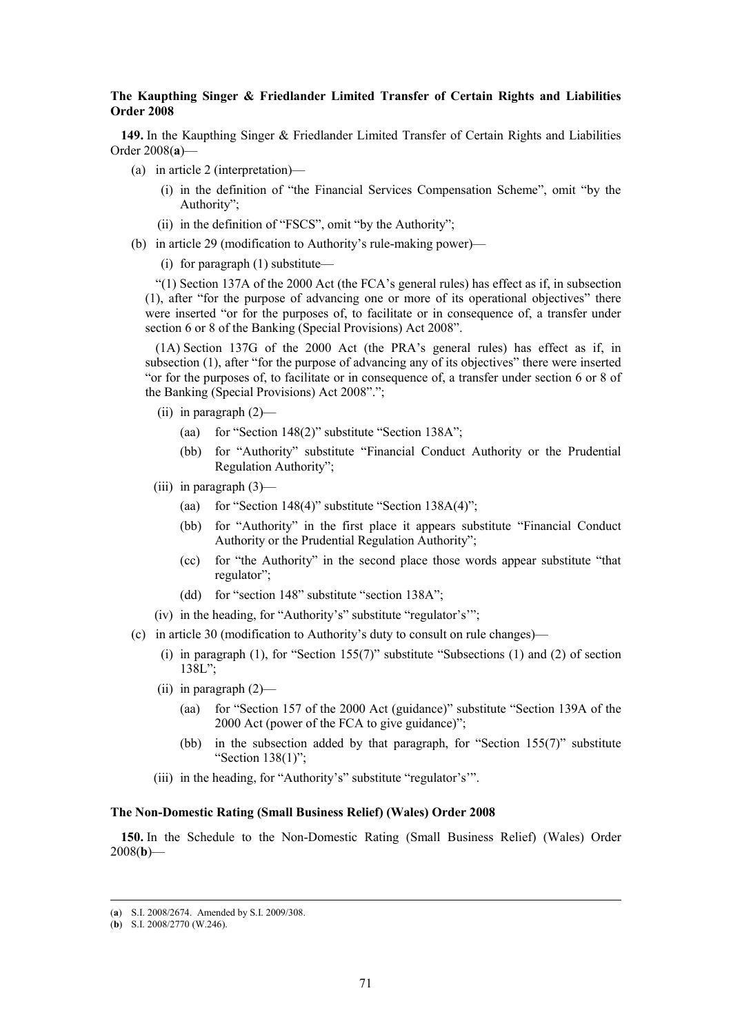**The Kaupthing Singer & Friedlander Limited Transfer of Certain Rights and Liabilities Order 2008**

**149.** In the Kaupthing Singer & Friedlander Limited Transfer of Certain Rights and Liabilities Order 2008(**a**)—

- (a) in article 2 (interpretation)—
  - (i) in the definition of "the Financial Services Compensation Scheme", omit "by the Authority";
  - (ii) in the definition of "FSCS", omit "by the Authority";
- (b) in article 29 (modification to Authority's rule-making power)—
  - (i) for paragraph (1) substitute—

    "(1) Section 137A of the 2000 Act (the FCA's general rules) has effect as if, in subsection (1), after "for the purpose of advancing one or more of its operational objectives" there were inserted "or for the purposes of, to facilitate or in consequence of, a transfer under section 6 or 8 of the Banking (Special Provisions) Act 2008".

    (1A) Section 137G of the 2000 Act (the PRA's general rules) has effect as if, in subsection (1), after "for the purpose of advancing any of its objectives" there were inserted "or for the purposes of, to facilitate or in consequence of, a transfer under section 6 or 8 of the Banking (Special Provisions) Act 2008".";
  - (ii) in paragraph (2)—
    - (aa) for "Section 148(2)" substitute "Section 138A";
    - (bb) for "Authority" substitute "Financial Conduct Authority or the Prudential Regulation Authority";
  - (iii) in paragraph (3)—
    - (aa) for "Section 148(4)" substitute "Section 138A(4)";
    - (bb) for "Authority" in the first place it appears substitute "Financial Conduct Authority or the Prudential Regulation Authority";
    - (cc) for "the Authority" in the second place those words appear substitute "that regulator";
    - (dd) for "section 148" substitute "section 138A";
  - (iv) in the heading, for "Authority's" substitute "regulator's'";
- (c) in article 30 (modification to Authority's duty to consult on rule changes)—
  - (i) in paragraph (1), for "Section 155(7)" substitute "Subsections (1) and (2) of section 138L";
  - (ii) in paragraph (2)—
    - (aa) for "Section 157 of the 2000 Act (guidance)" substitute "Section 139A of the 2000 Act (power of the FCA to give guidance)";
    - (bb) in the subsection added by that paragraph, for "Section 155(7)" substitute "Section 138(1)";
  - (iii) in the heading, for "Authority's" substitute "regulator's'".

**The Non-Domestic Rating (Small Business Relief) (Wales) Order 2008**

**150.** In the Schedule to the Non-Domestic Rating (Small Business Relief) (Wales) Order 2008(**b**)—

---

(**a**) S.I. 2008/2674. Amended by S.I. 2009/308.

(**b**) S.I. 2008/2770 (W.246).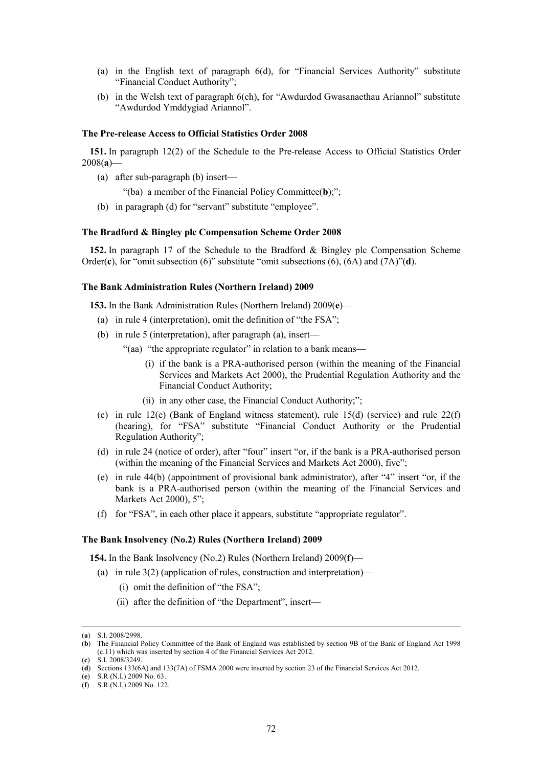(a) in the English text of paragraph 6(d), for "Financial Services Authority" substitute "Financial Conduct Authority";

(b) in the Welsh text of paragraph 6(ch), for "Awdurdod Gwasanaethau Ariannol" substitute "Awdurdod Ymddygiad Ariannol".

**The Pre-release Access to Official Statistics Order 2008**

**151.** In paragraph 12(2) of the Schedule to the Pre-release Access to Official Statistics Order 2008(**a**)—

(a) after sub-paragraph (b) insert—

"(ba) a member of the Financial Policy Committee(**b**);";

(b) in paragraph (d) for "servant" substitute "employee".

**The Bradford & Bingley plc Compensation Scheme Order 2008**

**152.** In paragraph 17 of the Schedule to the Bradford & Bingley plc Compensation Scheme Order(**c**), for "omit subsection (6)" substitute "omit subsections (6), (6A) and (7A)"(**d**).

**The Bank Administration Rules (Northern Ireland) 2009**

**153.** In the Bank Administration Rules (Northern Ireland) 2009(**e**)—

(a) in rule 4 (interpretation), omit the definition of "the FSA";

(b) in rule 5 (interpretation), after paragraph (a), insert—

"(aa) "the appropriate regulator" in relation to a bank means—

(i) if the bank is a PRA-authorised person (within the meaning of the Financial Services and Markets Act 2000), the Prudential Regulation Authority and the Financial Conduct Authority;

(ii) in any other case, the Financial Conduct Authority;";

(c) in rule 12(e) (Bank of England witness statement), rule 15(d) (service) and rule 22(f) (hearing), for "FSA" substitute "Financial Conduct Authority or the Prudential Regulation Authority";

(d) in rule 24 (notice of order), after "four" insert "or, if the bank is a PRA-authorised person (within the meaning of the Financial Services and Markets Act 2000), five";

(e) in rule 44(b) (appointment of provisional bank administrator), after "4" insert "or, if the bank is a PRA-authorised person (within the meaning of the Financial Services and Markets Act 2000), 5";

(f) for "FSA", in each other place it appears, substitute "appropriate regulator".

**The Bank Insolvency (No.2) Rules (Northern Ireland) 2009**

**154.** In the Bank Insolvency (No.2) Rules (Northern Ireland) 2009(**f**)—

(a) in rule 3(2) (application of rules, construction and interpretation)—

(i) omit the definition of "the FSA";

(ii) after the definition of "the Department", insert—

---

(**a**) S.I. 2008/2998.

(**b**) The Financial Policy Committee of the Bank of England was established by section 9B of the Bank of England Act 1998 (c.11) which was inserted by section 4 of the Financial Services Act 2012.

(**c**) S.I. 2008/3249.

(**d**) Sections 133(6A) and 133(7A) of FSMA 2000 were inserted by section 23 of the Financial Services Act 2012.

(**e**) S.R (N.I.) 2009 No. 63.

(**f**) S.R (N.I.) 2009 No. 122.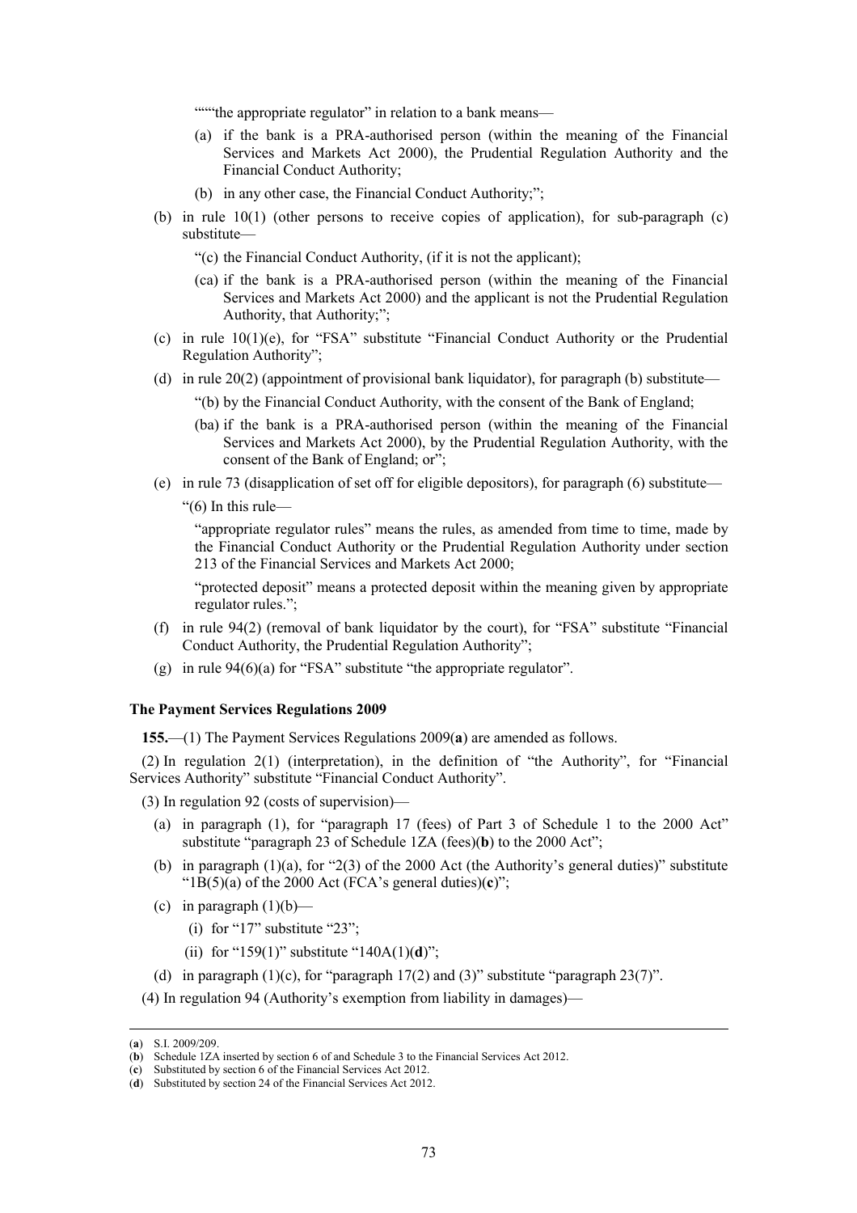“““the appropriate regulator” in relation to a bank means—

(a) if the bank is a PRA-authorised person (within the meaning of the Financial Services and Markets Act 2000), the Prudential Regulation Authority and the Financial Conduct Authority;

(b) in any other case, the Financial Conduct Authority;”;

(b) in rule 10(1) (other persons to receive copies of application), for sub-paragraph (c) substitute—

“(c) the Financial Conduct Authority, (if it is not the applicant);

(ca) if the bank is a PRA-authorised person (within the meaning of the Financial Services and Markets Act 2000) and the applicant is not the Prudential Regulation Authority, that Authority;”;

(c) in rule 10(1)(e), for “FSA” substitute “Financial Conduct Authority or the Prudential Regulation Authority”;

(d) in rule 20(2) (appointment of provisional bank liquidator), for paragraph (b) substitute—

“(b) by the Financial Conduct Authority, with the consent of the Bank of England;

(ba) if the bank is a PRA-authorised person (within the meaning of the Financial Services and Markets Act 2000), by the Prudential Regulation Authority, with the consent of the Bank of England; or”;

(e) in rule 73 (disapplication of set off for eligible depositors), for paragraph (6) substitute—

“(6) In this rule—

“appropriate regulator rules” means the rules, as amended from time to time, made by the Financial Conduct Authority or the Prudential Regulation Authority under section 213 of the Financial Services and Markets Act 2000;

“protected deposit” means a protected deposit within the meaning given by appropriate regulator rules.”;

(f) in rule 94(2) (removal of bank liquidator by the court), for “FSA” substitute “Financial Conduct Authority, the Prudential Regulation Authority”;

(g) in rule 94(6)(a) for “FSA” substitute “the appropriate regulator”.

**The Payment Services Regulations 2009**

**155.**—(1) The Payment Services Regulations 2009(**a**) are amended as follows.

(2) In regulation 2(1) (interpretation), in the definition of “the Authority”, for “Financial Services Authority” substitute “Financial Conduct Authority”.

(3) In regulation 92 (costs of supervision)—

(a) in paragraph (1), for “paragraph 17 (fees) of Part 3 of Schedule 1 to the 2000 Act” substitute “paragraph 23 of Schedule 1ZA (fees)(**b**) to the 2000 Act”;

(b) in paragraph (1)(a), for “2(3) of the 2000 Act (the Authority’s general duties)” substitute “1B(5)(a) of the 2000 Act (FCA’s general duties)(**c**)”;

(c) in paragraph (1)(b)—

(i) for “17” substitute “23”;

(ii) for “159(1)” substitute “140A(1)(**d**)”;

(d) in paragraph (1)(c), for “paragraph 17(2) and (3)” substitute “paragraph 23(7)”.

(4) In regulation 94 (Authority’s exemption from liability in damages)—

(**a**) S.I. 2009/209.
(**b**) Schedule 1ZA inserted by section 6 of and Schedule 3 to the Financial Services Act 2012.
(**c**) Substituted by section 6 of the Financial Services Act 2012.
(**d**) Substituted by section 24 of the Financial Services Act 2012.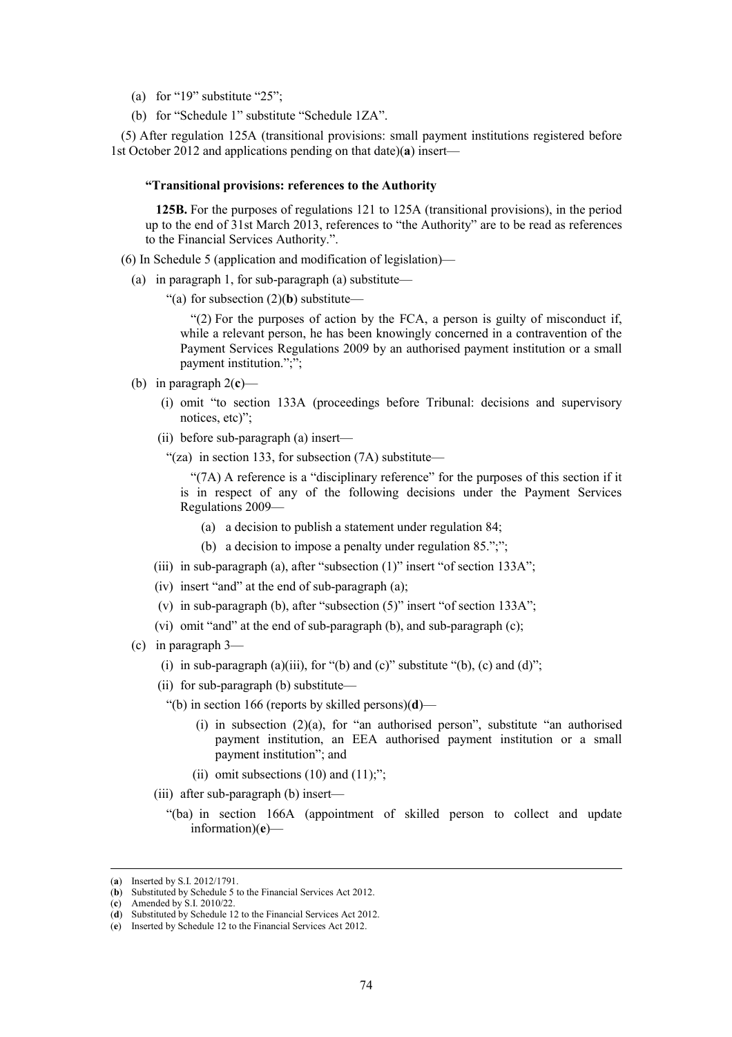(a) for "19" substitute "25";

(b) for "Schedule 1" substitute "Schedule 1ZA".

(5) After regulation 125A (transitional provisions: small payment institutions registered before 1st October 2012 and applications pending on that date)(**a**) insert—

**"Transitional provisions: references to the Authority**

**125B.** For the purposes of regulations 121 to 125A (transitional provisions), in the period up to the end of 31st March 2013, references to "the Authority" are to be read as references to the Financial Services Authority.".

(6) In Schedule 5 (application and modification of legislation)—

(a) in paragraph 1, for sub-paragraph (a) substitute—

"(a) for subsection (2)(**b**) substitute—

"(2) For the purposes of action by the FCA, a person is guilty of misconduct if, while a relevant person, he has been knowingly concerned in a contravention of the Payment Services Regulations 2009 by an authorised payment institution or a small payment institution.";";

(b) in paragraph 2(**c**)—

(i) omit "to section 133A (proceedings before Tribunal: decisions and supervisory notices, etc)";

(ii) before sub-paragraph (a) insert—

"(za) in section 133, for subsection (7A) substitute—

"(7A) A reference is a "disciplinary reference" for the purposes of this section if it is in respect of any of the following decisions under the Payment Services Regulations 2009—

(a) a decision to publish a statement under regulation 84;

(b) a decision to impose a penalty under regulation 85.";";

(iii) in sub-paragraph (a), after "subsection (1)" insert "of section 133A";

(iv) insert "and" at the end of sub-paragraph (a);

(v) in sub-paragraph (b), after "subsection (5)" insert "of section 133A";

(vi) omit "and" at the end of sub-paragraph (b), and sub-paragraph (c);

(c) in paragraph 3—

(i) in sub-paragraph (a)(iii), for "(b) and (c)" substitute "(b), (c) and (d)";

(ii) for sub-paragraph (b) substitute—

"(b) in section 166 (reports by skilled persons)(**d**)—

(i) in subsection (2)(a), for "an authorised person", substitute "an authorised payment institution, an EEA authorised payment institution or a small payment institution"; and

(ii) omit subsections (10) and (11);";

(iii) after sub-paragraph (b) insert—

"(ba) in section 166A (appointment of skilled person to collect and update information)(**e**)—

---

(**a**) Inserted by S.I. 2012/1791.

(**b**) Substituted by Schedule 5 to the Financial Services Act 2012.

(**c**) Amended by S.I. 2010/22.

(**d**) Substituted by Schedule 12 to the Financial Services Act 2012.

(**e**) Inserted by Schedule 12 to the Financial Services Act 2012.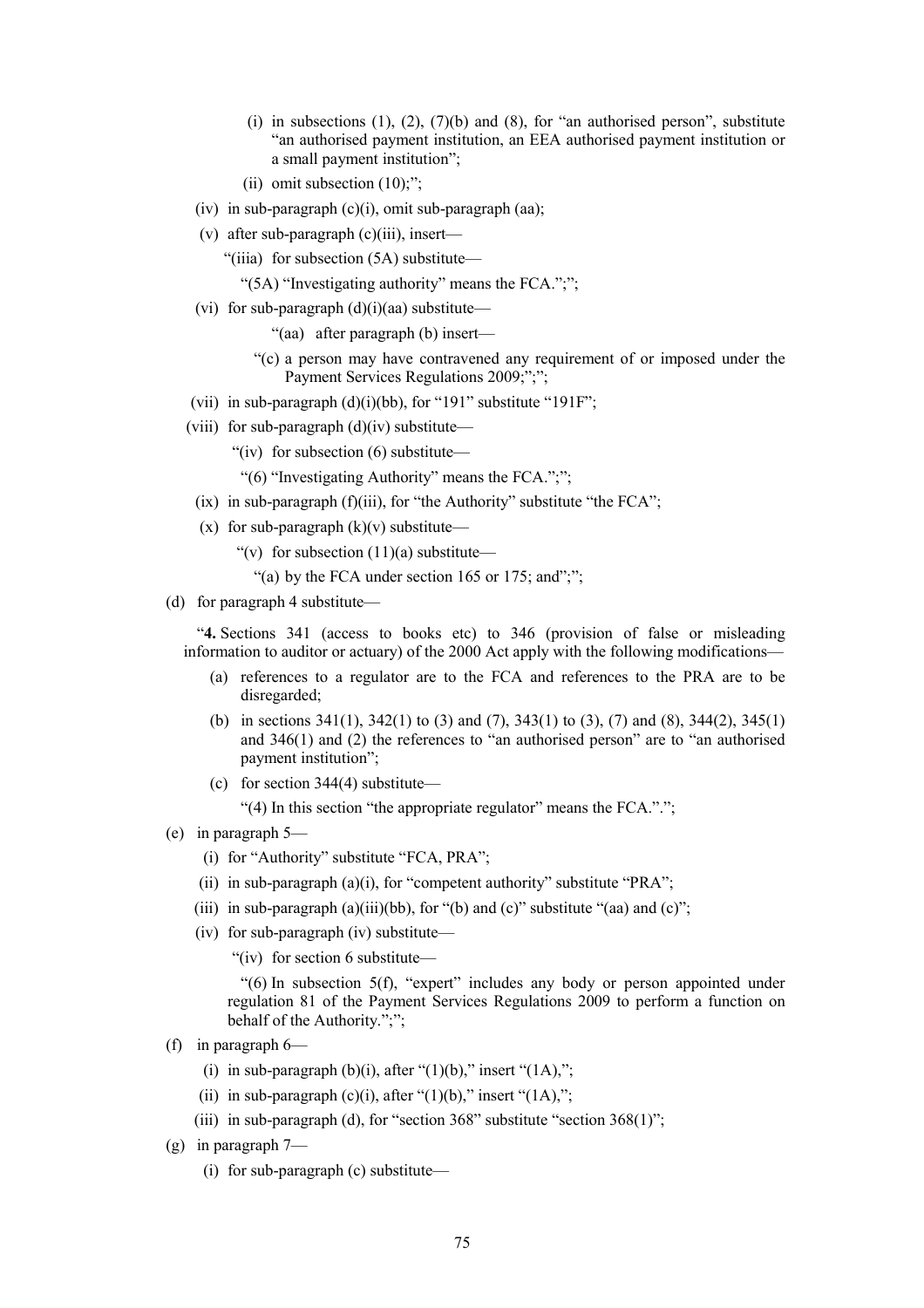(i) in subsections (1), (2), (7)(b) and (8), for "an authorised person", substitute "an authorised payment institution, an EEA authorised payment institution or a small payment institution";

(ii) omit subsection (10);";

(iv) in sub-paragraph (c)(i), omit sub-paragraph (aa);

(v) after sub-paragraph (c)(iii), insert—

"(iiia) for subsection (5A) substitute—

"(5A) "Investigating authority" means the FCA.";";

(vi) for sub-paragraph (d)(i)(aa) substitute—

"(aa) after paragraph (b) insert—

"(c) a person may have contravened any requirement of or imposed under the Payment Services Regulations 2009;";";

(vii) in sub-paragraph (d)(i)(bb), for "191" substitute "191F";

(viii) for sub-paragraph (d)(iv) substitute—

"(iv) for subsection (6) substitute—

"(6) "Investigating Authority" means the FCA.";";

(ix) in sub-paragraph (f)(iii), for "the Authority" substitute "the FCA";

(x) for sub-paragraph (k)(v) substitute—

"(v) for subsection (11)(a) substitute—

"(a) by the FCA under section 165 or 175; and";";

(d) for paragraph 4 substitute—

"**4.** Sections 341 (access to books etc) to 346 (provision of false or misleading information to auditor or actuary) of the 2000 Act apply with the following modifications—

(a) references to a regulator are to the FCA and references to the PRA are to be disregarded;

(b) in sections 341(1), 342(1) to (3) and (7), 343(1) to (3), (7) and (8), 344(2), 345(1) and 346(1) and (2) the references to "an authorised person" are to "an authorised payment institution";

(c) for section 344(4) substitute—

"(4) In this section "the appropriate regulator" means the FCA.".";

(e) in paragraph 5—

(i) for "Authority" substitute "FCA, PRA";

(ii) in sub-paragraph (a)(i), for "competent authority" substitute "PRA";

(iii) in sub-paragraph (a)(iii)(bb), for "(b) and (c)" substitute "(aa) and (c)";

(iv) for sub-paragraph (iv) substitute—

"(iv) for section 6 substitute—

"(6) In subsection 5(f), "expert" includes any body or person appointed under regulation 81 of the Payment Services Regulations 2009 to perform a function on behalf of the Authority.";";

(f) in paragraph 6—

(i) in sub-paragraph (b)(i), after "(1)(b)," insert "(1A),";

(ii) in sub-paragraph (c)(i), after "(1)(b)," insert "(1A),";

(iii) in sub-paragraph (d), for "section 368" substitute "section 368(1)";

(g) in paragraph 7—

(i) for sub-paragraph (c) substitute—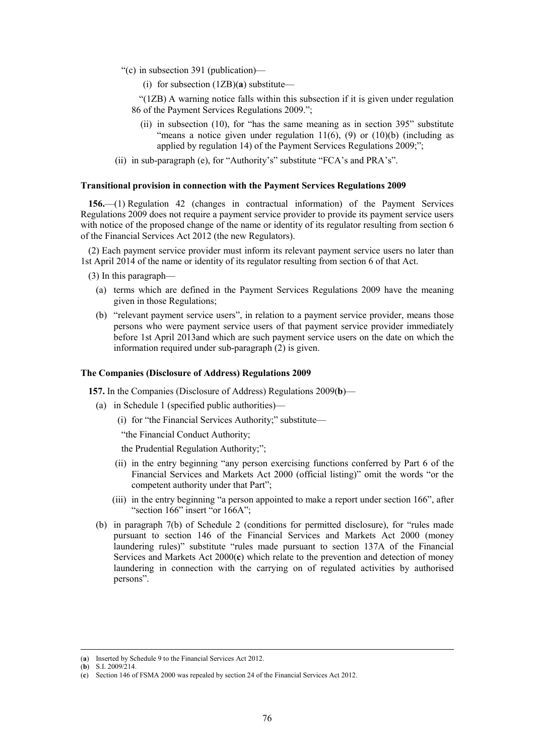"(c) in subsection 391 (publication)—

(i) for subsection (1ZB)(**a**) substitute—

"(1ZB) A warning notice falls within this subsection if it is given under regulation 86 of the Payment Services Regulations 2009.";

(ii) in subsection (10), for "has the same meaning as in section 395" substitute "means a notice given under regulation 11(6), (9) or (10)(b) (including as applied by regulation 14) of the Payment Services Regulations 2009;";

(ii) in sub-paragraph (e), for "Authority's" substitute "FCA's and PRA's".

**Transitional provision in connection with the Payment Services Regulations 2009**

**156.**—(1) Regulation 42 (changes in contractual information) of the Payment Services Regulations 2009 does not require a payment service provider to provide its payment service users with notice of the proposed change of the name or identity of its regulator resulting from section 6 of the Financial Services Act 2012 (the new Regulators).

(2) Each payment service provider must inform its relevant payment service users no later than 1st April 2014 of the name or identity of its regulator resulting from section 6 of that Act.

(3) In this paragraph—

(a) terms which are defined in the Payment Services Regulations 2009 have the meaning given in those Regulations;

(b) "relevant payment service users", in relation to a payment service provider, means those persons who were payment service users of that payment service provider immediately before 1st April 2013and which are such payment service users on the date on which the information required under sub-paragraph (2) is given.

**The Companies (Disclosure of Address) Regulations 2009**

**157.** In the Companies (Disclosure of Address) Regulations 2009(**b**)—

(a) in Schedule 1 (specified public authorities)—

(i) for "the Financial Services Authority;" substitute—

"the Financial Conduct Authority;

the Prudential Regulation Authority;";

(ii) in the entry beginning "any person exercising functions conferred by Part 6 of the Financial Services and Markets Act 2000 (official listing)" omit the words "or the competent authority under that Part";

(iii) in the entry beginning "a person appointed to make a report under section 166", after "section 166" insert "or 166A";

(b) in paragraph 7(b) of Schedule 2 (conditions for permitted disclosure), for "rules made pursuant to section 146 of the Financial Services and Markets Act 2000 (money laundering rules)" substitute "rules made pursuant to section 137A of the Financial Services and Markets Act 2000(**c**) which relate to the prevention and detection of money laundering in connection with the carrying on of regulated activities by authorised persons".

---

(**a**) Inserted by Schedule 9 to the Financial Services Act 2012.
(**b**) S.I. 2009/214.
(**c**) Section 146 of FSMA 2000 was repealed by section 24 of the Financial Services Act 2012.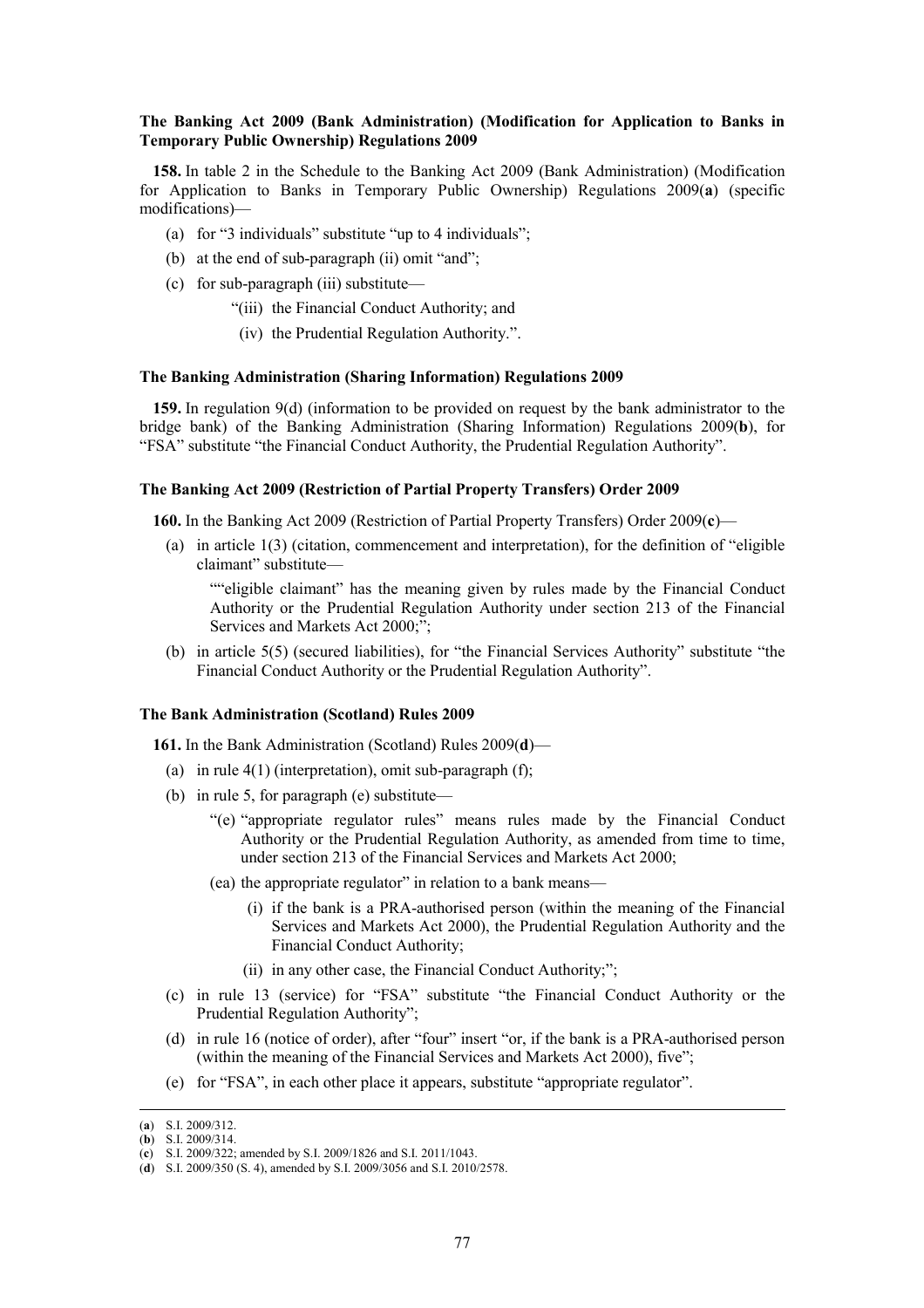**The Banking Act 2009 (Bank Administration) (Modification for Application to Banks in Temporary Public Ownership) Regulations 2009**

**158.** In table 2 in the Schedule to the Banking Act 2009 (Bank Administration) (Modification for Application to Banks in Temporary Public Ownership) Regulations 2009(**a**) (specific modifications)—

(a) for "3 individuals" substitute "up to 4 individuals";

(b) at the end of sub-paragraph (ii) omit "and";

(c) for sub-paragraph (iii) substitute—

"(iii) the Financial Conduct Authority; and

(iv) the Prudential Regulation Authority.".

**The Banking Administration (Sharing Information) Regulations 2009**

**159.** In regulation 9(d) (information to be provided on request by the bank administrator to the bridge bank) of the Banking Administration (Sharing Information) Regulations 2009(**b**), for "FSA" substitute "the Financial Conduct Authority, the Prudential Regulation Authority".

**The Banking Act 2009 (Restriction of Partial Property Transfers) Order 2009**

**160.** In the Banking Act 2009 (Restriction of Partial Property Transfers) Order 2009(**c**)—

(a) in article 1(3) (citation, commencement and interpretation), for the definition of "eligible claimant" substitute—

""eligible claimant" has the meaning given by rules made by the Financial Conduct Authority or the Prudential Regulation Authority under section 213 of the Financial Services and Markets Act 2000;";

(b) in article 5(5) (secured liabilities), for "the Financial Services Authority" substitute "the Financial Conduct Authority or the Prudential Regulation Authority".

**The Bank Administration (Scotland) Rules 2009**

**161.** In the Bank Administration (Scotland) Rules 2009(**d**)—

(a) in rule 4(1) (interpretation), omit sub-paragraph (f);

(b) in rule 5, for paragraph (e) substitute—

"(e) "appropriate regulator rules" means rules made by the Financial Conduct Authority or the Prudential Regulation Authority, as amended from time to time, under section 213 of the Financial Services and Markets Act 2000;

(ea) the appropriate regulator" in relation to a bank means—

(i) if the bank is a PRA-authorised person (within the meaning of the Financial Services and Markets Act 2000), the Prudential Regulation Authority and the Financial Conduct Authority;

(ii) in any other case, the Financial Conduct Authority;";

(c) in rule 13 (service) for "FSA" substitute "the Financial Conduct Authority or the Prudential Regulation Authority";

(d) in rule 16 (notice of order), after "four" insert "or, if the bank is a PRA-authorised person (within the meaning of the Financial Services and Markets Act 2000), five";

(e) for "FSA", in each other place it appears, substitute "appropriate regulator".

---

(**a**) S.I. 2009/312.
(**b**) S.I. 2009/314.
(**c**) S.I. 2009/322; amended by S.I. 2009/1826 and S.I. 2011/1043.
(**d**) S.I. 2009/350 (S. 4), amended by S.I. 2009/3056 and S.I. 2010/2578.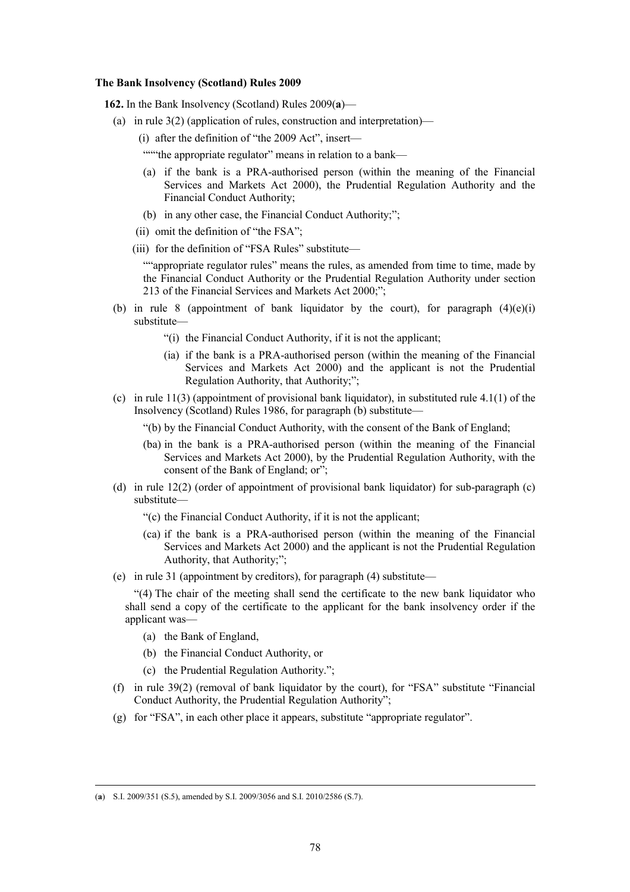**The Bank Insolvency (Scotland) Rules 2009**

**162.** In the Bank Insolvency (Scotland) Rules 2009(**a**)—

(a) in rule 3(2) (application of rules, construction and interpretation)—

(i) after the definition of "the 2009 Act", insert—

""""the appropriate regulator" means in relation to a bank—

(a) if the bank is a PRA-authorised person (within the meaning of the Financial Services and Markets Act 2000), the Prudential Regulation Authority and the Financial Conduct Authority;

(b) in any other case, the Financial Conduct Authority;";

(ii) omit the definition of "the FSA";

(iii) for the definition of "FSA Rules" substitute—

""appropriate regulator rules" means the rules, as amended from time to time, made by the Financial Conduct Authority or the Prudential Regulation Authority under section 213 of the Financial Services and Markets Act 2000;";

(b) in rule 8 (appointment of bank liquidator by the court), for paragraph (4)(e)(i) substitute—

"(i) the Financial Conduct Authority, if it is not the applicant;

(ia) if the bank is a PRA-authorised person (within the meaning of the Financial Services and Markets Act 2000) and the applicant is not the Prudential Regulation Authority, that Authority;";

(c) in rule 11(3) (appointment of provisional bank liquidator), in substituted rule 4.1(1) of the Insolvency (Scotland) Rules 1986, for paragraph (b) substitute—

"(b) by the Financial Conduct Authority, with the consent of the Bank of England;

(ba) in the bank is a PRA-authorised person (within the meaning of the Financial Services and Markets Act 2000), by the Prudential Regulation Authority, with the consent of the Bank of England; or";

(d) in rule 12(2) (order of appointment of provisional bank liquidator) for sub-paragraph (c) substitute—

"(c) the Financial Conduct Authority, if it is not the applicant;

(ca) if the bank is a PRA-authorised person (within the meaning of the Financial Services and Markets Act 2000) and the applicant is not the Prudential Regulation Authority, that Authority;";

(e) in rule 31 (appointment by creditors), for paragraph (4) substitute—

"(4) The chair of the meeting shall send the certificate to the new bank liquidator who shall send a copy of the certificate to the applicant for the bank insolvency order if the applicant was—

(a) the Bank of England,

(b) the Financial Conduct Authority, or

(c) the Prudential Regulation Authority.";

(f) in rule 39(2) (removal of bank liquidator by the court), for "FSA" substitute "Financial Conduct Authority, the Prudential Regulation Authority";

(g) for "FSA", in each other place it appears, substitute "appropriate regulator".

---

(**a**) S.I. 2009/351 (S.5), amended by S.I. 2009/3056 and S.I. 2010/2586 (S.7).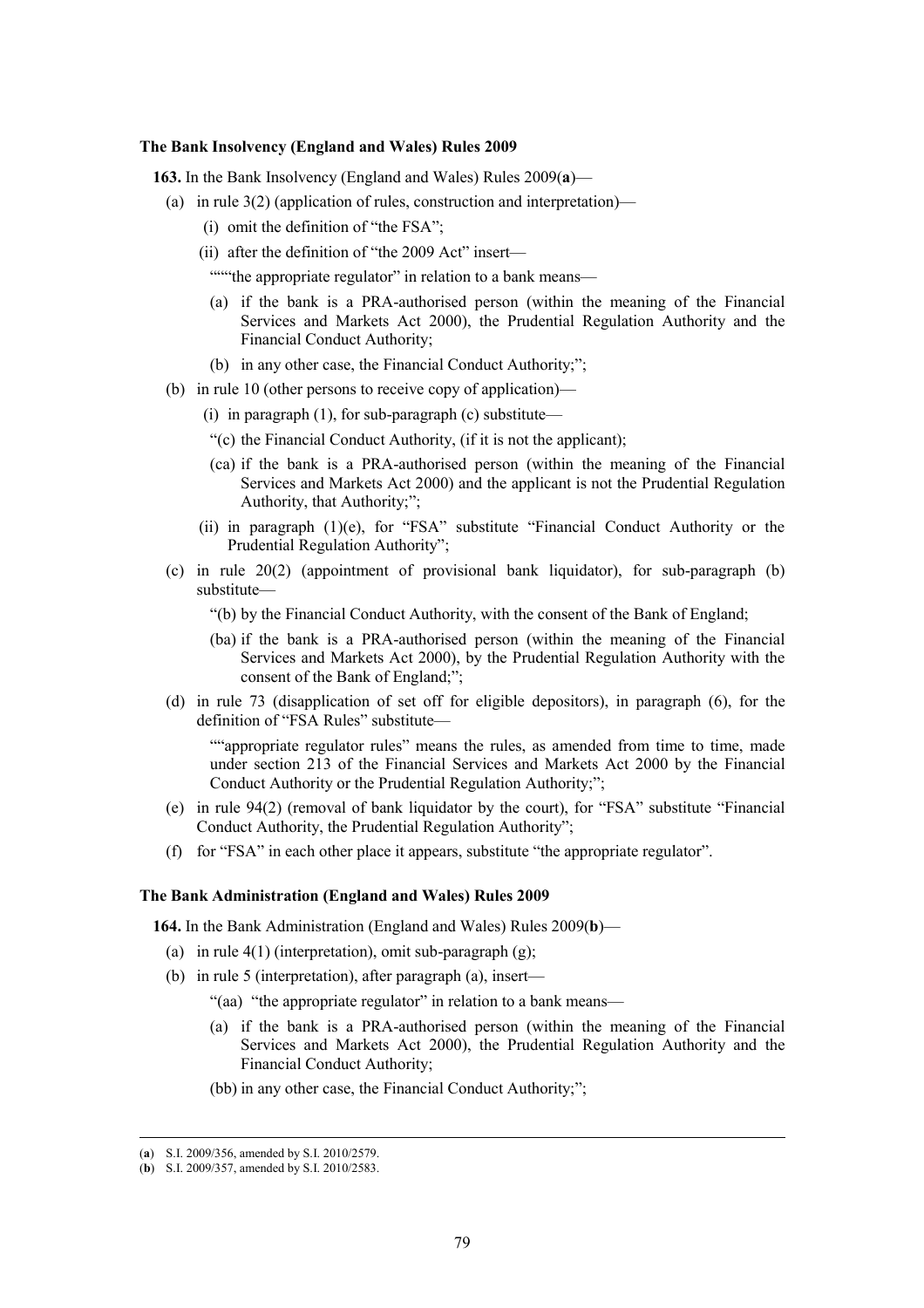**The Bank Insolvency (England and Wales) Rules 2009**

**163.** In the Bank Insolvency (England and Wales) Rules 2009(**a**)—

(a) in rule 3(2) (application of rules, construction and interpretation)—

(i) omit the definition of "the FSA";

(ii) after the definition of "the 2009 Act" insert—

""""the appropriate regulator" in relation to a bank means—

(a) if the bank is a PRA-authorised person (within the meaning of the Financial Services and Markets Act 2000), the Prudential Regulation Authority and the Financial Conduct Authority;

(b) in any other case, the Financial Conduct Authority;";

(b) in rule 10 (other persons to receive copy of application)—

(i) in paragraph (1), for sub-paragraph (c) substitute—

"(c) the Financial Conduct Authority, (if it is not the applicant);

(ca) if the bank is a PRA-authorised person (within the meaning of the Financial Services and Markets Act 2000) and the applicant is not the Prudential Regulation Authority, that Authority;";

(ii) in paragraph (1)(e), for "FSA" substitute "Financial Conduct Authority or the Prudential Regulation Authority";

(c) in rule 20(2) (appointment of provisional bank liquidator), for sub-paragraph (b) substitute—

"(b) by the Financial Conduct Authority, with the consent of the Bank of England;

(ba) if the bank is a PRA-authorised person (within the meaning of the Financial Services and Markets Act 2000), by the Prudential Regulation Authority with the consent of the Bank of England;";

(d) in rule 73 (disapplication of set off for eligible depositors), in paragraph (6), for the definition of "FSA Rules" substitute—

""appropriate regulator rules" means the rules, as amended from time to time, made under section 213 of the Financial Services and Markets Act 2000 by the Financial Conduct Authority or the Prudential Regulation Authority;";

(e) in rule 94(2) (removal of bank liquidator by the court), for "FSA" substitute "Financial Conduct Authority, the Prudential Regulation Authority";

(f) for "FSA" in each other place it appears, substitute "the appropriate regulator".

**The Bank Administration (England and Wales) Rules 2009**

**164.** In the Bank Administration (England and Wales) Rules 2009(**b**)—

(a) in rule 4(1) (interpretation), omit sub-paragraph (g);

(b) in rule 5 (interpretation), after paragraph (a), insert—

"(aa) "the appropriate regulator" in relation to a bank means—

(a) if the bank is a PRA-authorised person (within the meaning of the Financial Services and Markets Act 2000), the Prudential Regulation Authority and the Financial Conduct Authority;

(bb) in any other case, the Financial Conduct Authority;";

---

(**a**) S.I. 2009/356, amended by S.I. 2010/2579.

(**b**) S.I. 2009/357, amended by S.I. 2010/2583.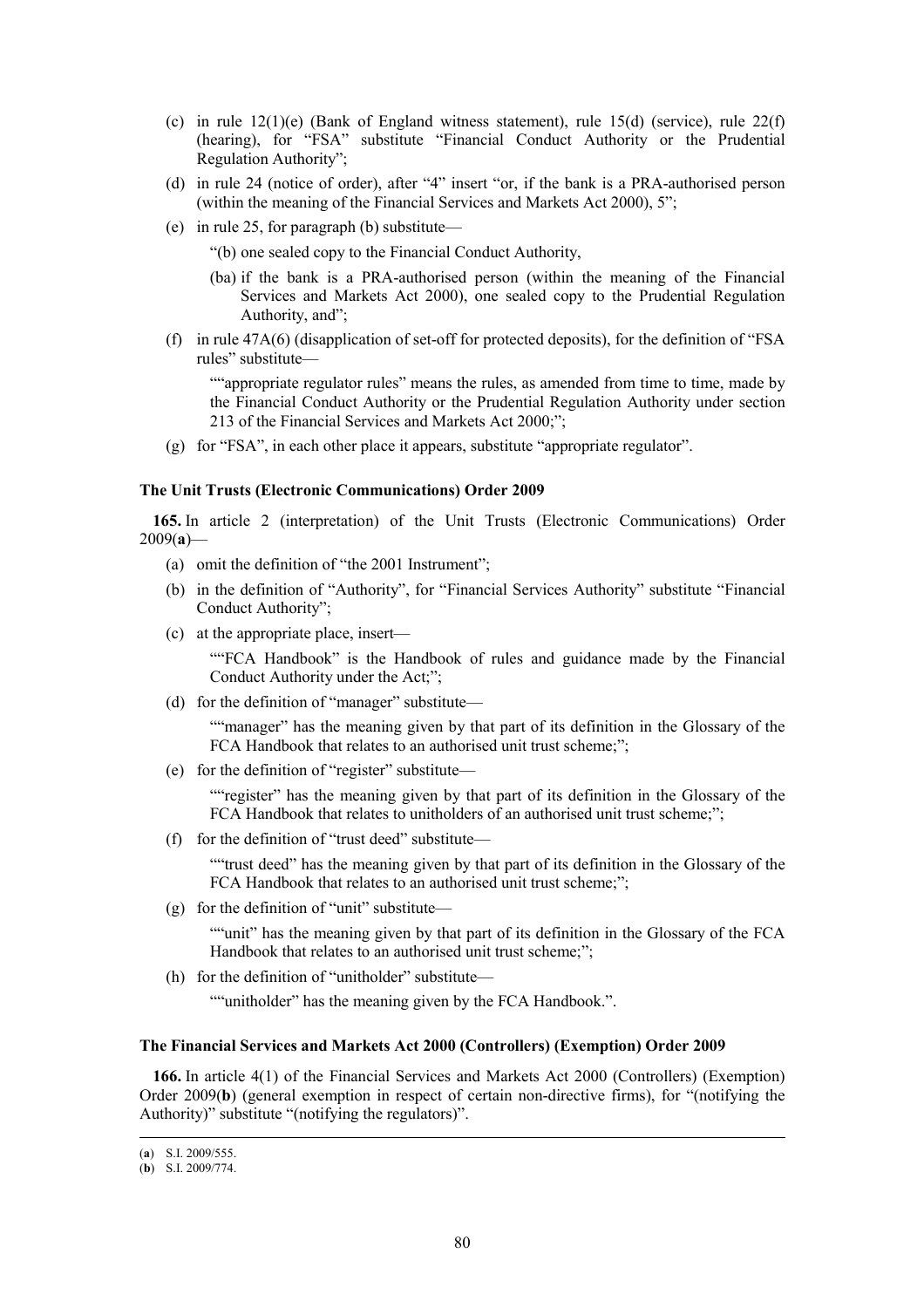(c) in rule 12(1)(e) (Bank of England witness statement), rule 15(d) (service), rule 22(f) (hearing), for "FSA" substitute "Financial Conduct Authority or the Prudential Regulation Authority";

(d) in rule 24 (notice of order), after "4" insert "or, if the bank is a PRA-authorised person (within the meaning of the Financial Services and Markets Act 2000), 5";

(e) in rule 25, for paragraph (b) substitute—

"(b) one sealed copy to the Financial Conduct Authority,

(ba) if the bank is a PRA-authorised person (within the meaning of the Financial Services and Markets Act 2000), one sealed copy to the Prudential Regulation Authority, and";

(f) in rule 47A(6) (disapplication of set-off for protected deposits), for the definition of "FSA rules" substitute—

""appropriate regulator rules" means the rules, as amended from time to time, made by the Financial Conduct Authority or the Prudential Regulation Authority under section 213 of the Financial Services and Markets Act 2000;";

(g) for "FSA", in each other place it appears, substitute "appropriate regulator".

**The Unit Trusts (Electronic Communications) Order 2009**

**165.** In article 2 (interpretation) of the Unit Trusts (Electronic Communications) Order 2009(**a**)—

(a) omit the definition of "the 2001 Instrument";

(b) in the definition of "Authority", for "Financial Services Authority" substitute "Financial Conduct Authority";

(c) at the appropriate place, insert—

""FCA Handbook" is the Handbook of rules and guidance made by the Financial Conduct Authority under the Act;";

(d) for the definition of "manager" substitute—

""manager" has the meaning given by that part of its definition in the Glossary of the FCA Handbook that relates to an authorised unit trust scheme;";

(e) for the definition of "register" substitute—

""register" has the meaning given by that part of its definition in the Glossary of the FCA Handbook that relates to unitholders of an authorised unit trust scheme;";

(f) for the definition of "trust deed" substitute—

""trust deed" has the meaning given by that part of its definition in the Glossary of the FCA Handbook that relates to an authorised unit trust scheme;";

(g) for the definition of "unit" substitute—

""unit" has the meaning given by that part of its definition in the Glossary of the FCA Handbook that relates to an authorised unit trust scheme;";

(h) for the definition of "unitholder" substitute—

""unitholder" has the meaning given by the FCA Handbook.".

**The Financial Services and Markets Act 2000 (Controllers) (Exemption) Order 2009**

**166.** In article 4(1) of the Financial Services and Markets Act 2000 (Controllers) (Exemption) Order 2009(**b**) (general exemption in respect of certain non-directive firms), for "(notifying the Authority)" substitute "(notifying the regulators)".

---

(**a**) S.I. 2009/555.
(**b**) S.I. 2009/774.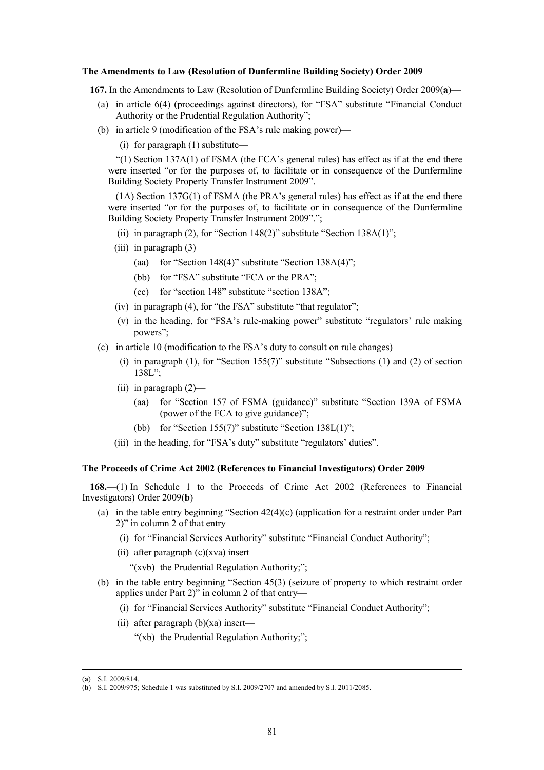**The Amendments to Law (Resolution of Dunfermline Building Society) Order 2009**

**167.** In the Amendments to Law (Resolution of Dunfermline Building Society) Order 2009(**a**)—

(a) in article 6(4) (proceedings against directors), for "FSA" substitute "Financial Conduct Authority or the Prudential Regulation Authority";

(b) in article 9 (modification of the FSA's rule making power)—

(i) for paragraph (1) substitute—

"(1) Section 137A(1) of FSMA (the FCA's general rules) has effect as if at the end there were inserted "or for the purposes of, to facilitate or in consequence of the Dunfermline Building Society Property Transfer Instrument 2009".

(1A) Section 137G(1) of FSMA (the PRA's general rules) has effect as if at the end there were inserted "or for the purposes of, to facilitate or in consequence of the Dunfermline Building Society Property Transfer Instrument 2009".";

(ii) in paragraph (2), for "Section 148(2)" substitute "Section 138A(1)";

(iii) in paragraph (3)—

(aa) for "Section 148(4)" substitute "Section 138A(4)";

(bb) for "FSA" substitute "FCA or the PRA";

(cc) for "section 148" substitute "section 138A";

(iv) in paragraph (4), for "the FSA" substitute "that regulator";

(v) in the heading, for "FSA's rule-making power" substitute "regulators' rule making powers";

(c) in article 10 (modification to the FSA's duty to consult on rule changes)—

(i) in paragraph (1), for "Section 155(7)" substitute "Subsections (1) and (2) of section 138L";

(ii) in paragraph (2)—

(aa) for "Section 157 of FSMA (guidance)" substitute "Section 139A of FSMA (power of the FCA to give guidance)";

(bb) for "Section 155(7)" substitute "Section 138L(1)";

(iii) in the heading, for "FSA's duty" substitute "regulators' duties".

**The Proceeds of Crime Act 2002 (References to Financial Investigators) Order 2009**

**168.**—(1) In Schedule 1 to the Proceeds of Crime Act 2002 (References to Financial Investigators) Order 2009(**b**)—

(a) in the table entry beginning "Section 42(4)(c) (application for a restraint order under Part 2)" in column 2 of that entry—

(i) for "Financial Services Authority" substitute "Financial Conduct Authority";

(ii) after paragraph (c)(xva) insert—

"(xvb) the Prudential Regulation Authority;";

(b) in the table entry beginning "Section 45(3) (seizure of property to which restraint order applies under Part 2)" in column 2 of that entry—

(i) for "Financial Services Authority" substitute "Financial Conduct Authority";

(ii) after paragraph (b)(xa) insert—

"(xb) the Prudential Regulation Authority;";

---

(**a**) S.I. 2009/814.

(**b**) S.I. 2009/975; Schedule 1 was substituted by S.I. 2009/2707 and amended by S.I. 2011/2085.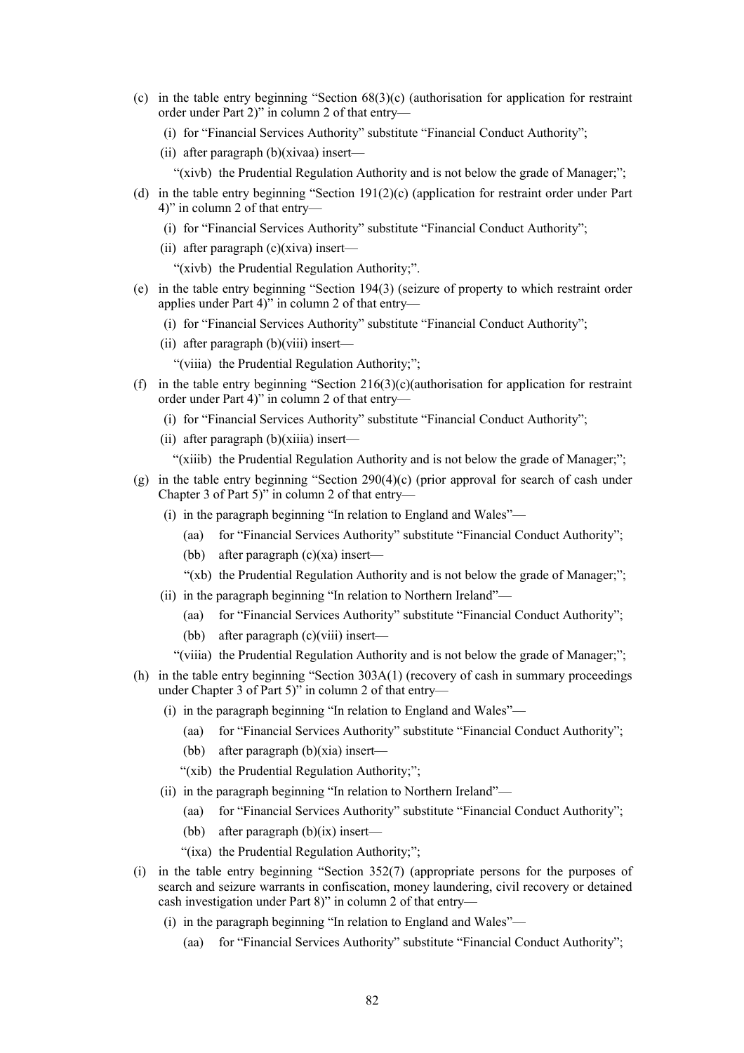(c) in the table entry beginning "Section 68(3)(c) (authorisation for application for restraint order under Part 2)" in column 2 of that entry—

   (i) for "Financial Services Authority" substitute "Financial Conduct Authority";

   (ii) after paragraph (b)(xivaa) insert—

      "(xivb) the Prudential Regulation Authority and is not below the grade of Manager;";

(d) in the table entry beginning "Section 191(2)(c) (application for restraint order under Part 4)" in column 2 of that entry—

   (i) for "Financial Services Authority" substitute "Financial Conduct Authority";

   (ii) after paragraph (c)(xiva) insert—

      "(xivb) the Prudential Regulation Authority;".

(e) in the table entry beginning "Section 194(3) (seizure of property to which restraint order applies under Part 4)" in column 2 of that entry—

   (i) for "Financial Services Authority" substitute "Financial Conduct Authority";

   (ii) after paragraph (b)(viii) insert—

      "(viiia) the Prudential Regulation Authority;";

(f) in the table entry beginning "Section 216(3)(c)(authorisation for application for restraint order under Part 4)" in column 2 of that entry—

   (i) for "Financial Services Authority" substitute "Financial Conduct Authority";

   (ii) after paragraph (b)(xiiia) insert—

      "(xiiib) the Prudential Regulation Authority and is not below the grade of Manager;";

(g) in the table entry beginning "Section 290(4)(c) (prior approval for search of cash under Chapter 3 of Part 5)" in column 2 of that entry—

   (i) in the paragraph beginning "In relation to England and Wales"—

      (aa) for "Financial Services Authority" substitute "Financial Conduct Authority";

      (bb) after paragraph (c)(xa) insert—

      "(xb) the Prudential Regulation Authority and is not below the grade of Manager;";

   (ii) in the paragraph beginning "In relation to Northern Ireland"—

      (aa) for "Financial Services Authority" substitute "Financial Conduct Authority";

      (bb) after paragraph (c)(viii) insert—

      "(viiia) the Prudential Regulation Authority and is not below the grade of Manager;";

(h) in the table entry beginning "Section 303A(1) (recovery of cash in summary proceedings under Chapter 3 of Part 5)" in column 2 of that entry—

   (i) in the paragraph beginning "In relation to England and Wales"—

      (aa) for "Financial Services Authority" substitute "Financial Conduct Authority";

      (bb) after paragraph (b)(xia) insert—

      "(xib) the Prudential Regulation Authority;";

   (ii) in the paragraph beginning "In relation to Northern Ireland"—

      (aa) for "Financial Services Authority" substitute "Financial Conduct Authority";

      (bb) after paragraph (b)(ix) insert—

      "(ixa) the Prudential Regulation Authority;";

(i) in the table entry beginning "Section 352(7) (appropriate persons for the purposes of search and seizure warrants in confiscation, money laundering, civil recovery or detained cash investigation under Part 8)" in column 2 of that entry—

   (i) in the paragraph beginning "In relation to England and Wales"—

      (aa) for "Financial Services Authority" substitute "Financial Conduct Authority";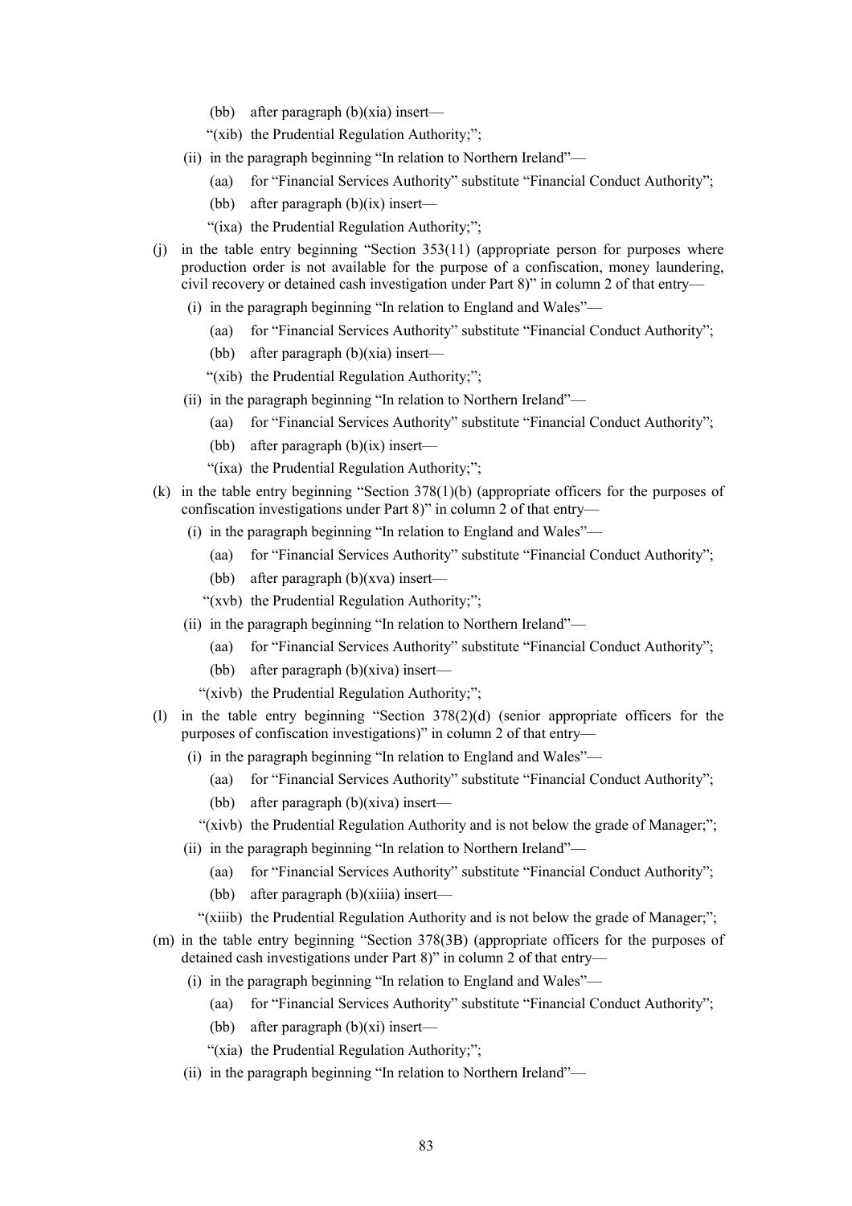(bb) after paragraph (b)(xia) insert—

"(xib) the Prudential Regulation Authority;";

(ii) in the paragraph beginning "In relation to Northern Ireland"—

(aa) for "Financial Services Authority" substitute "Financial Conduct Authority";

(bb) after paragraph (b)(ix) insert—

"(ixa) the Prudential Regulation Authority;";

(j) in the table entry beginning "Section 353(11) (appropriate person for purposes where production order is not available for the purpose of a confiscation, money laundering, civil recovery or detained cash investigation under Part 8)" in column 2 of that entry—

(i) in the paragraph beginning "In relation to England and Wales"—

(aa) for "Financial Services Authority" substitute "Financial Conduct Authority";

(bb) after paragraph (b)(xia) insert—

"(xib) the Prudential Regulation Authority;";

(ii) in the paragraph beginning "In relation to Northern Ireland"—

(aa) for "Financial Services Authority" substitute "Financial Conduct Authority";

(bb) after paragraph (b)(ix) insert—

"(ixa) the Prudential Regulation Authority;";

(k) in the table entry beginning "Section 378(1)(b) (appropriate officers for the purposes of confiscation investigations under Part 8)" in column 2 of that entry—

(i) in the paragraph beginning "In relation to England and Wales"—

(aa) for "Financial Services Authority" substitute "Financial Conduct Authority";

(bb) after paragraph (b)(xva) insert—

"(xvb) the Prudential Regulation Authority;";

(ii) in the paragraph beginning "In relation to Northern Ireland"—

(aa) for "Financial Services Authority" substitute "Financial Conduct Authority";

(bb) after paragraph (b)(xiva) insert—

"(xivb) the Prudential Regulation Authority;";

(l) in the table entry beginning "Section 378(2)(d) (senior appropriate officers for the purposes of confiscation investigations)" in column 2 of that entry—

(i) in the paragraph beginning "In relation to England and Wales"—

(aa) for "Financial Services Authority" substitute "Financial Conduct Authority";

(bb) after paragraph (b)(xiva) insert—

"(xivb) the Prudential Regulation Authority and is not below the grade of Manager;";

(ii) in the paragraph beginning "In relation to Northern Ireland"—

(aa) for "Financial Services Authority" substitute "Financial Conduct Authority";

(bb) after paragraph (b)(xiiia) insert—

"(xiiib) the Prudential Regulation Authority and is not below the grade of Manager;";

(m) in the table entry beginning "Section 378(3B) (appropriate officers for the purposes of detained cash investigations under Part 8)" in column 2 of that entry—

(i) in the paragraph beginning "In relation to England and Wales"—

(aa) for "Financial Services Authority" substitute "Financial Conduct Authority";

(bb) after paragraph (b)(xi) insert—

"(xia) the Prudential Regulation Authority;";

(ii) in the paragraph beginning "In relation to Northern Ireland"—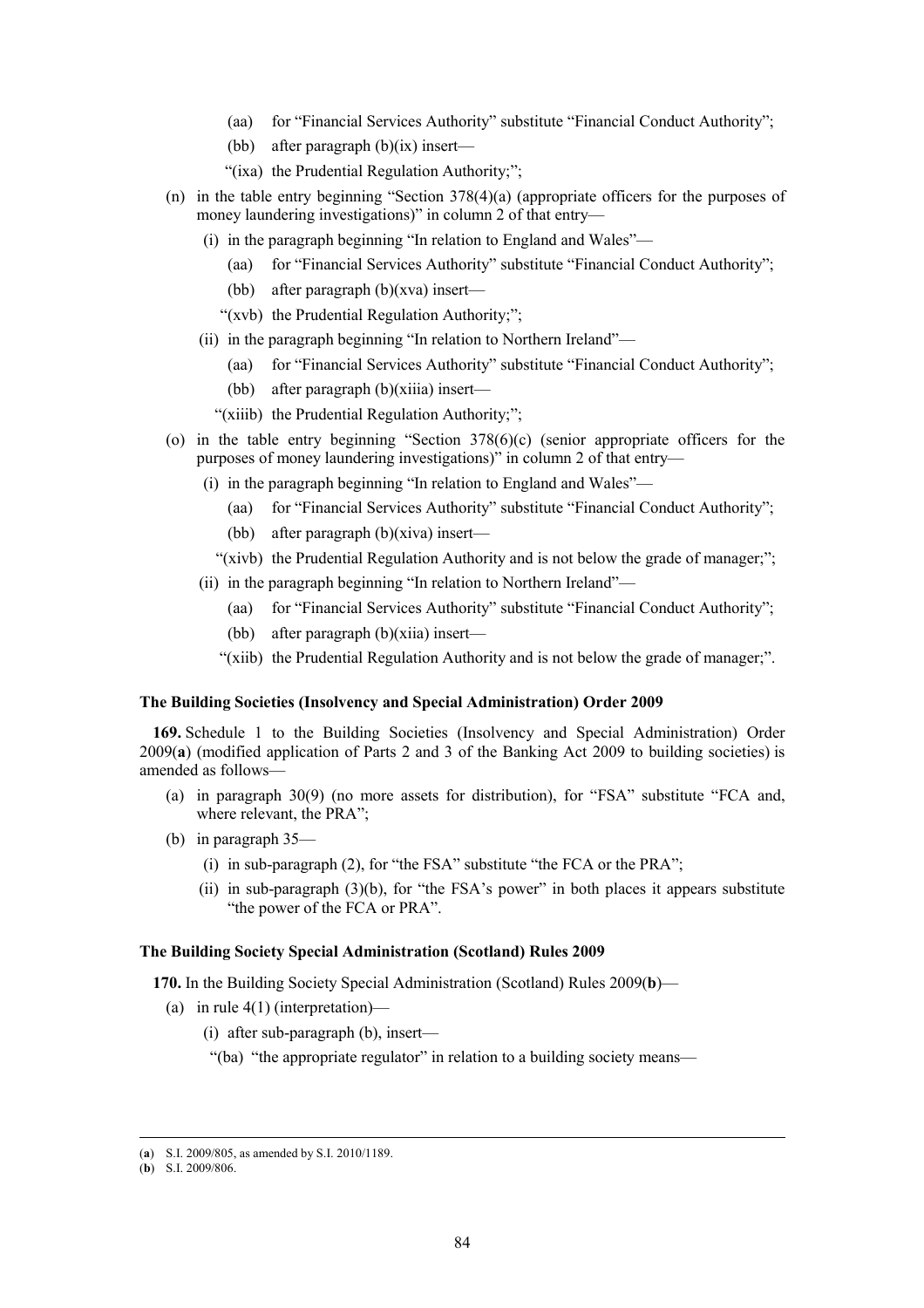(aa) for "Financial Services Authority" substitute "Financial Conduct Authority";

(bb) after paragraph (b)(ix) insert—

"(ixa) the Prudential Regulation Authority;";

(n) in the table entry beginning "Section 378(4)(a) (appropriate officers for the purposes of money laundering investigations)" in column 2 of that entry—

(i) in the paragraph beginning "In relation to England and Wales"—

(aa) for "Financial Services Authority" substitute "Financial Conduct Authority";

(bb) after paragraph (b)(xva) insert—

"(xvb) the Prudential Regulation Authority;";

(ii) in the paragraph beginning "In relation to Northern Ireland"—

(aa) for "Financial Services Authority" substitute "Financial Conduct Authority";

(bb) after paragraph (b)(xiiia) insert—

"(xiiib) the Prudential Regulation Authority;";

(o) in the table entry beginning "Section 378(6)(c) (senior appropriate officers for the purposes of money laundering investigations)" in column 2 of that entry—

(i) in the paragraph beginning "In relation to England and Wales"—

(aa) for "Financial Services Authority" substitute "Financial Conduct Authority";

(bb) after paragraph (b)(xiva) insert—

"(xivb) the Prudential Regulation Authority and is not below the grade of manager;";

(ii) in the paragraph beginning "In relation to Northern Ireland"—

(aa) for "Financial Services Authority" substitute "Financial Conduct Authority";

(bb) after paragraph (b)(xiia) insert—

"(xiib) the Prudential Regulation Authority and is not below the grade of manager;".

**The Building Societies (Insolvency and Special Administration) Order 2009**

**169.** Schedule 1 to the Building Societies (Insolvency and Special Administration) Order 2009(**a**) (modified application of Parts 2 and 3 of the Banking Act 2009 to building societies) is amended as follows—

(a) in paragraph 30(9) (no more assets for distribution), for "FSA" substitute "FCA and, where relevant, the PRA";

(b) in paragraph 35—

(i) in sub-paragraph (2), for "the FSA" substitute "the FCA or the PRA";

(ii) in sub-paragraph (3)(b), for "the FSA's power" in both places it appears substitute "the power of the FCA or PRA".

**The Building Society Special Administration (Scotland) Rules 2009**

**170.** In the Building Society Special Administration (Scotland) Rules 2009(**b**)—

(a) in rule 4(1) (interpretation)—

(i) after sub-paragraph (b), insert—

"(ba) "the appropriate regulator" in relation to a building society means—

---

(**a**) S.I. 2009/805, as amended by S.I. 2010/1189.

(**b**) S.I. 2009/806.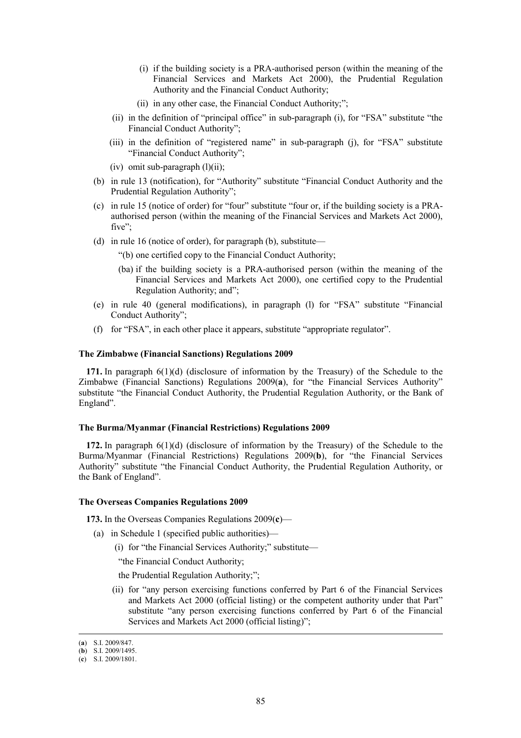(i) if the building society is a PRA-authorised person (within the meaning of the Financial Services and Markets Act 2000), the Prudential Regulation Authority and the Financial Conduct Authority;

(ii) in any other case, the Financial Conduct Authority;";

(ii) in the definition of "principal office" in sub-paragraph (i), for "FSA" substitute "the Financial Conduct Authority";

(iii) in the definition of "registered name" in sub-paragraph (j), for "FSA" substitute "Financial Conduct Authority";

(iv) omit sub-paragraph (l)(ii);

(b) in rule 13 (notification), for "Authority" substitute "Financial Conduct Authority and the Prudential Regulation Authority";

(c) in rule 15 (notice of order) for "four" substitute "four or, if the building society is a PRA-authorised person (within the meaning of the Financial Services and Markets Act 2000), five";

(d) in rule 16 (notice of order), for paragraph (b), substitute—

"(b) one certified copy to the Financial Conduct Authority;

(ba) if the building society is a PRA-authorised person (within the meaning of the Financial Services and Markets Act 2000), one certified copy to the Prudential Regulation Authority; and";

(e) in rule 40 (general modifications), in paragraph (l) for "FSA" substitute "Financial Conduct Authority";

(f) for "FSA", in each other place it appears, substitute "appropriate regulator".

### The Zimbabwe (Financial Sanctions) Regulations 2009

**171.** In paragraph 6(1)(d) (disclosure of information by the Treasury) of the Schedule to the Zimbabwe (Financial Sanctions) Regulations 2009(**a**), for "the Financial Services Authority" substitute "the Financial Conduct Authority, the Prudential Regulation Authority, or the Bank of England".

### The Burma/Myanmar (Financial Restrictions) Regulations 2009

**172.** In paragraph 6(1)(d) (disclosure of information by the Treasury) of the Schedule to the Burma/Myanmar (Financial Restrictions) Regulations 2009(**b**), for "the Financial Services Authority" substitute "the Financial Conduct Authority, the Prudential Regulation Authority, or the Bank of England".

### The Overseas Companies Regulations 2009

**173.** In the Overseas Companies Regulations 2009(**c**)—

(a) in Schedule 1 (specified public authorities)—

(i) for "the Financial Services Authority;" substitute—

"the Financial Conduct Authority;

the Prudential Regulation Authority;";

(ii) for "any person exercising functions conferred by Part 6 of the Financial Services and Markets Act 2000 (official listing) or the competent authority under that Part" substitute "any person exercising functions conferred by Part 6 of the Financial Services and Markets Act 2000 (official listing)";

---

(**a**) S.I. 2009/847.
(**b**) S.I. 2009/1495.
(**c**) S.I. 2009/1801.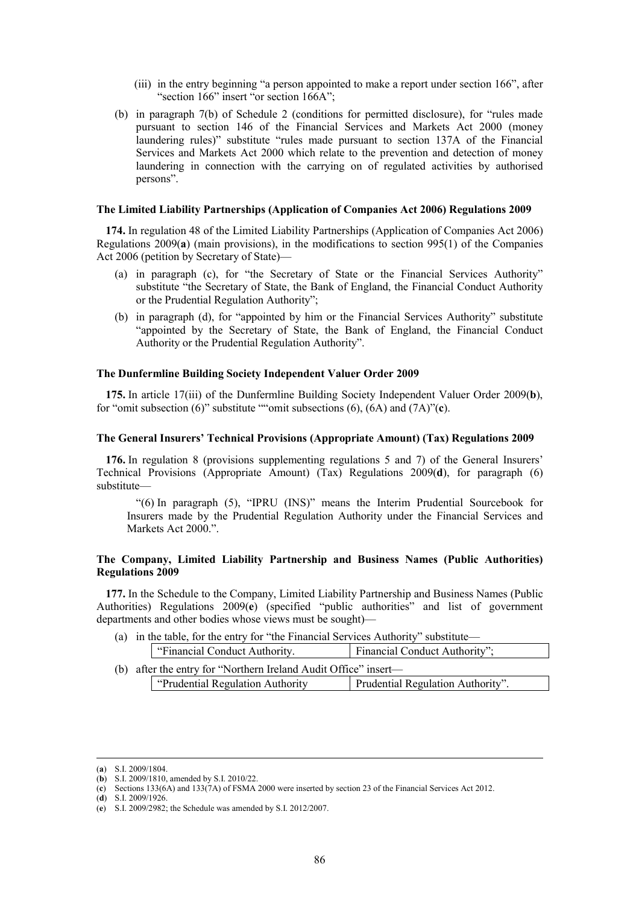(iii) in the entry beginning "a person appointed to make a report under section 166", after "section 166" insert "or section 166A";

(b) in paragraph 7(b) of Schedule 2 (conditions for permitted disclosure), for "rules made pursuant to section 146 of the Financial Services and Markets Act 2000 (money laundering rules)" substitute "rules made pursuant to section 137A of the Financial Services and Markets Act 2000 which relate to the prevention and detection of money laundering in connection with the carrying on of regulated activities by authorised persons".

**The Limited Liability Partnerships (Application of Companies Act 2006) Regulations 2009**

**174.** In regulation 48 of the Limited Liability Partnerships (Application of Companies Act 2006) Regulations 2009(**a**) (main provisions), in the modifications to section 995(1) of the Companies Act 2006 (petition by Secretary of State)—

(a) in paragraph (c), for "the Secretary of State or the Financial Services Authority" substitute "the Secretary of State, the Bank of England, the Financial Conduct Authority or the Prudential Regulation Authority";

(b) in paragraph (d), for "appointed by him or the Financial Services Authority" substitute "appointed by the Secretary of State, the Bank of England, the Financial Conduct Authority or the Prudential Regulation Authority".

**The Dunfermline Building Society Independent Valuer Order 2009**

**175.** In article 17(iii) of the Dunfermline Building Society Independent Valuer Order 2009(**b**), for "omit subsection (6)" substitute ""omit subsections (6), (6A) and (7A)"(**c**).

**The General Insurers' Technical Provisions (Appropriate Amount) (Tax) Regulations 2009**

**176.** In regulation 8 (provisions supplementing regulations 5 and 7) of the General Insurers' Technical Provisions (Appropriate Amount) (Tax) Regulations 2009(**d**), for paragraph (6) substitute—

"(6) In paragraph (5), "IPRU (INS)" means the Interim Prudential Sourcebook for Insurers made by the Prudential Regulation Authority under the Financial Services and Markets Act 2000.".

**The Company, Limited Liability Partnership and Business Names (Public Authorities) Regulations 2009**

**177.** In the Schedule to the Company, Limited Liability Partnership and Business Names (Public Authorities) Regulations 2009(**e**) (specified "public authorities" and list of government departments and other bodies whose views must be sought)—

(a) in the table, for the entry for "the Financial Services Authority" substitute—

| "Financial Conduct Authority. | Financial Conduct Authority"; |
|---|---|

(b) after the entry for "Northern Ireland Audit Office" insert—

| "Prudential Regulation Authority | Prudential Regulation Authority". |
|---|---|

---

(**a**) S.I. 2009/1804.
(**b**) S.I. 2009/1810, amended by S.I. 2010/22.
(**c**) Sections 133(6A) and 133(7A) of FSMA 2000 were inserted by section 23 of the Financial Services Act 2012.
(**d**) S.I. 2009/1926.
(**e**) S.I. 2009/2982; the Schedule was amended by S.I. 2012/2007.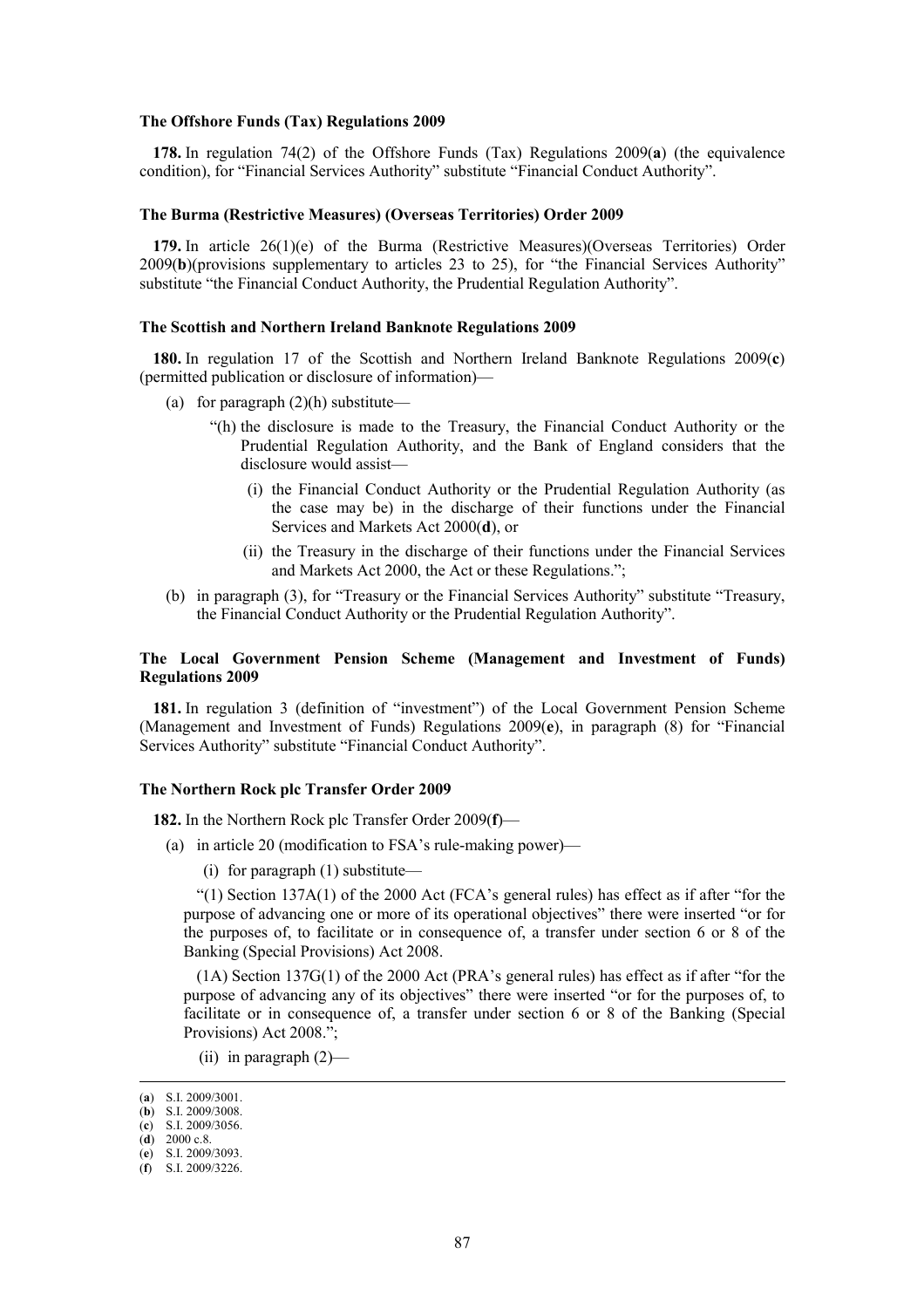**The Offshore Funds (Tax) Regulations 2009**

**178.** In regulation 74(2) of the Offshore Funds (Tax) Regulations 2009(**a**) (the equivalence condition), for "Financial Services Authority" substitute "Financial Conduct Authority".

**The Burma (Restrictive Measures) (Overseas Territories) Order 2009**

**179.** In article 26(1)(e) of the Burma (Restrictive Measures)(Overseas Territories) Order 2009(**b**)(provisions supplementary to articles 23 to 25), for "the Financial Services Authority" substitute "the Financial Conduct Authority, the Prudential Regulation Authority".

**The Scottish and Northern Ireland Banknote Regulations 2009**

**180.** In regulation 17 of the Scottish and Northern Ireland Banknote Regulations 2009(**c**) (permitted publication or disclosure of information)—

(a) for paragraph (2)(h) substitute—

"(h) the disclosure is made to the Treasury, the Financial Conduct Authority or the Prudential Regulation Authority, and the Bank of England considers that the disclosure would assist—

(i) the Financial Conduct Authority or the Prudential Regulation Authority (as the case may be) in the discharge of their functions under the Financial Services and Markets Act 2000(**d**), or

(ii) the Treasury in the discharge of their functions under the Financial Services and Markets Act 2000, the Act or these Regulations.";

(b) in paragraph (3), for "Treasury or the Financial Services Authority" substitute "Treasury, the Financial Conduct Authority or the Prudential Regulation Authority".

**The Local Government Pension Scheme (Management and Investment of Funds) Regulations 2009**

**181.** In regulation 3 (definition of "investment") of the Local Government Pension Scheme (Management and Investment of Funds) Regulations 2009(**e**), in paragraph (8) for "Financial Services Authority" substitute "Financial Conduct Authority".

**The Northern Rock plc Transfer Order 2009**

**182.** In the Northern Rock plc Transfer Order 2009(**f**)—

(a) in article 20 (modification to FSA's rule-making power)—

(i) for paragraph (1) substitute—

"(1) Section 137A(1) of the 2000 Act (FCA's general rules) has effect as if after "for the purpose of advancing one or more of its operational objectives" there were inserted "or for the purposes of, to facilitate or in consequence of, a transfer under section 6 or 8 of the Banking (Special Provisions) Act 2008.

(1A) Section 137G(1) of the 2000 Act (PRA's general rules) has effect as if after "for the purpose of advancing any of its objectives" there were inserted "or for the purposes of, to facilitate or in consequence of, a transfer under section 6 or 8 of the Banking (Special Provisions) Act 2008.";

(ii) in paragraph (2)—

---

(**a**) S.I. 2009/3001.
(**b**) S.I. 2009/3008.
(**c**) S.I. 2009/3056.
(**d**) 2000 c.8.
(**e**) S.I. 2009/3093.
(**f**) S.I. 2009/3226.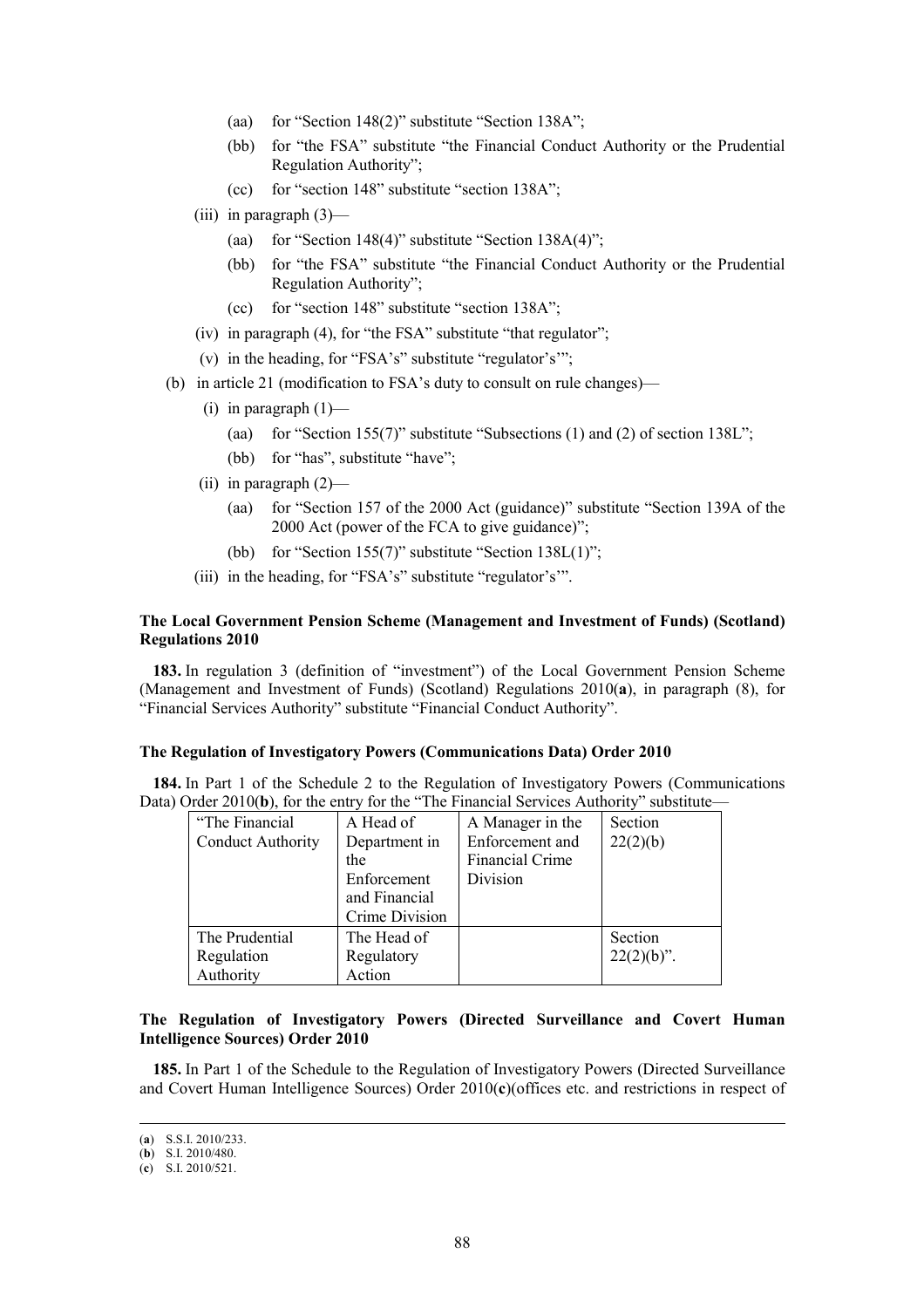(aa) for "Section 148(2)" substitute "Section 138A";

(bb) for "the FSA" substitute "the Financial Conduct Authority or the Prudential Regulation Authority";

(cc) for "section 148" substitute "section 138A";

(iii) in paragraph (3)—

(aa) for "Section 148(4)" substitute "Section 138A(4)";

(bb) for "the FSA" substitute "the Financial Conduct Authority or the Prudential Regulation Authority";

(cc) for "section 148" substitute "section 138A";

(iv) in paragraph (4), for "the FSA" substitute "that regulator";

(v) in the heading, for "FSA's" substitute "regulator's'";

(b) in article 21 (modification to FSA's duty to consult on rule changes)—

(i) in paragraph (1)—

(aa) for "Section 155(7)" substitute "Subsections (1) and (2) of section 138L";

(bb) for "has", substitute "have";

(ii) in paragraph (2)—

(aa) for "Section 157 of the 2000 Act (guidance)" substitute "Section 139A of the 2000 Act (power of the FCA to give guidance)";

(bb) for "Section 155(7)" substitute "Section 138L(1)";

(iii) in the heading, for "FSA's" substitute "regulator's'".

### The Local Government Pension Scheme (Management and Investment of Funds) (Scotland) Regulations 2010

**183.** In regulation 3 (definition of "investment") of the Local Government Pension Scheme (Management and Investment of Funds) (Scotland) Regulations 2010(**a**), in paragraph (8), for "Financial Services Authority" substitute "Financial Conduct Authority".

### The Regulation of Investigatory Powers (Communications Data) Order 2010

**184.** In Part 1 of the Schedule 2 to the Regulation of Investigatory Powers (Communications Data) Order 2010(**b**), for the entry for the "The Financial Services Authority" substitute—

| "The Financial Conduct Authority | A Head of Department in the Enforcement and Financial Crime Division | A Manager in the Enforcement and Financial Crime Division | Section 22(2)(b) |
|---|---|---|---|
| The Prudential Regulation Authority | The Head of Regulatory Action | | Section 22(2)(b)". |

### The Regulation of Investigatory Powers (Directed Surveillance and Covert Human Intelligence Sources) Order 2010

**185.** In Part 1 of the Schedule to the Regulation of Investigatory Powers (Directed Surveillance and Covert Human Intelligence Sources) Order 2010(**c**)(offices etc. and restrictions in respect of

(**a**) S.S.I. 2010/233.
(**b**) S.I. 2010/480.
(**c**) S.I. 2010/521.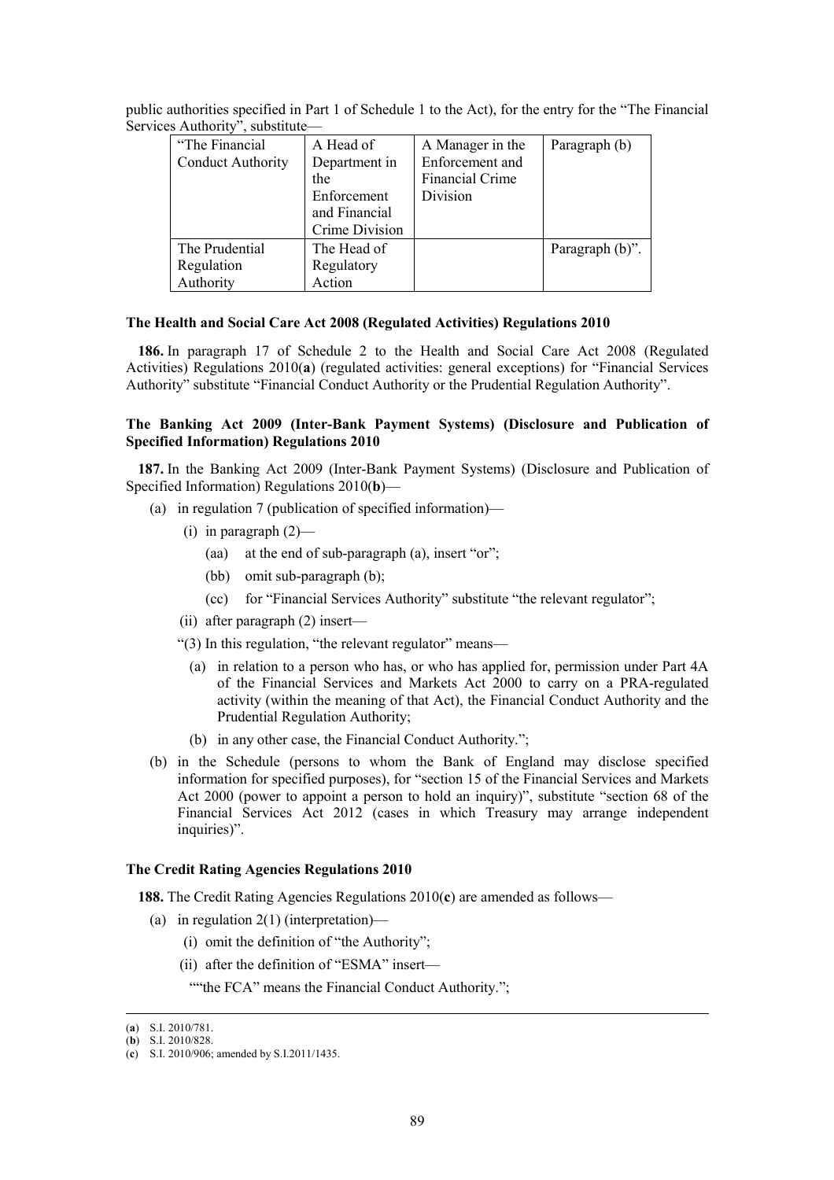public authorities specified in Part 1 of Schedule 1 to the Act), for the entry for the "The Financial Services Authority", substitute—

| "The Financial Conduct Authority | A Head of Department in the Enforcement and Financial Crime Division | A Manager in the Enforcement and Financial Crime Division | Paragraph (b) |
|---|---|---|---|
| The Prudential Regulation Authority | The Head of Regulatory Action | | Paragraph (b)". |

**The Health and Social Care Act 2008 (Regulated Activities) Regulations 2010**

**186.** In paragraph 17 of Schedule 2 to the Health and Social Care Act 2008 (Regulated Activities) Regulations 2010(**a**) (regulated activities: general exceptions) for "Financial Services Authority" substitute "Financial Conduct Authority or the Prudential Regulation Authority".

**The Banking Act 2009 (Inter-Bank Payment Systems) (Disclosure and Publication of Specified Information) Regulations 2010**

**187.** In the Banking Act 2009 (Inter-Bank Payment Systems) (Disclosure and Publication of Specified Information) Regulations 2010(**b**)—

(a) in regulation 7 (publication of specified information)—

(i) in paragraph (2)—

(aa) at the end of sub-paragraph (a), insert "or";

(bb) omit sub-paragraph (b);

(cc) for "Financial Services Authority" substitute "the relevant regulator";

(ii) after paragraph (2) insert—

"(3) In this regulation, "the relevant regulator" means—

(a) in relation to a person who has, or who has applied for, permission under Part 4A of the Financial Services and Markets Act 2000 to carry on a PRA-regulated activity (within the meaning of that Act), the Financial Conduct Authority and the Prudential Regulation Authority;

(b) in any other case, the Financial Conduct Authority.";

(b) in the Schedule (persons to whom the Bank of England may disclose specified information for specified purposes), for "section 15 of the Financial Services and Markets Act 2000 (power to appoint a person to hold an inquiry)", substitute "section 68 of the Financial Services Act 2012 (cases in which Treasury may arrange independent inquiries)".

**The Credit Rating Agencies Regulations 2010**

**188.** The Credit Rating Agencies Regulations 2010(**c**) are amended as follows—

(a) in regulation 2(1) (interpretation)—

(i) omit the definition of "the Authority";

(ii) after the definition of "ESMA" insert—

""the FCA" means the Financial Conduct Authority.";

---

(**a**) S.I. 2010/781.
(**b**) S.I. 2010/828.
(**c**) S.I. 2010/906; amended by S.I.2011/1435.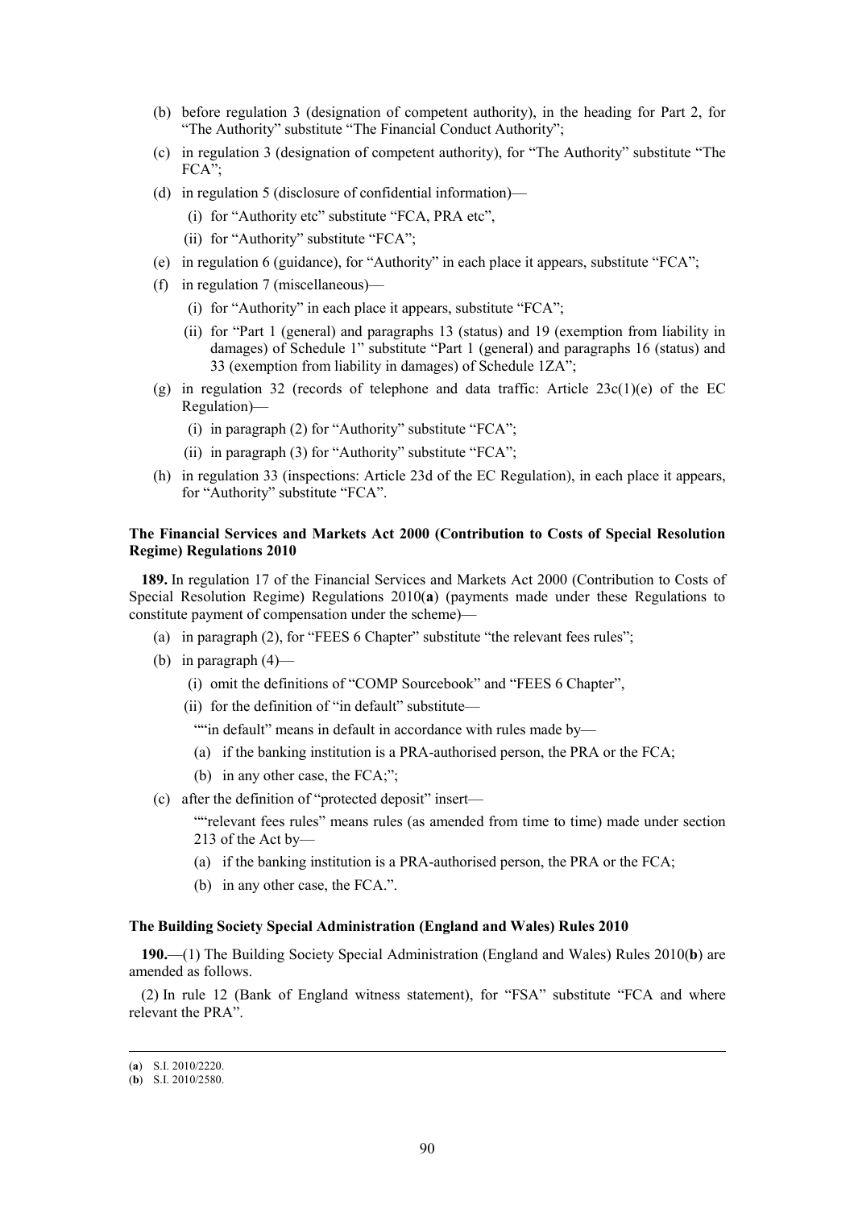(b) before regulation 3 (designation of competent authority), in the heading for Part 2, for "The Authority" substitute "The Financial Conduct Authority";

(c) in regulation 3 (designation of competent authority), for "The Authority" substitute "The FCA";

(d) in regulation 5 (disclosure of confidential information)—

(i) for "Authority etc" substitute "FCA, PRA etc",

(ii) for "Authority" substitute "FCA";

(e) in regulation 6 (guidance), for "Authority" in each place it appears, substitute "FCA";

(f) in regulation 7 (miscellaneous)—

(i) for "Authority" in each place it appears, substitute "FCA";

(ii) for "Part 1 (general) and paragraphs 13 (status) and 19 (exemption from liability in damages) of Schedule 1" substitute "Part 1 (general) and paragraphs 16 (status) and 33 (exemption from liability in damages) of Schedule 1ZA";

(g) in regulation 32 (records of telephone and data traffic: Article 23c(1)(e) of the EC Regulation)—

(i) in paragraph (2) for "Authority" substitute "FCA";

(ii) in paragraph (3) for "Authority" substitute "FCA";

(h) in regulation 33 (inspections: Article 23d of the EC Regulation), in each place it appears, for "Authority" substitute "FCA".

**The Financial Services and Markets Act 2000 (Contribution to Costs of Special Resolution Regime) Regulations 2010**

**189.** In regulation 17 of the Financial Services and Markets Act 2000 (Contribution to Costs of Special Resolution Regime) Regulations 2010(**a**) (payments made under these Regulations to constitute payment of compensation under the scheme)—

(a) in paragraph (2), for "FEES 6 Chapter" substitute "the relevant fees rules";

(b) in paragraph (4)—

(i) omit the definitions of "COMP Sourcebook" and "FEES 6 Chapter",

(ii) for the definition of "in default" substitute—

""in default" means in default in accordance with rules made by—

(a) if the banking institution is a PRA-authorised person, the PRA or the FCA;

(b) in any other case, the FCA;";

(c) after the definition of "protected deposit" insert—

""relevant fees rules" means rules (as amended from time to time) made under section 213 of the Act by—

(a) if the banking institution is a PRA-authorised person, the PRA or the FCA;

(b) in any other case, the FCA.".

**The Building Society Special Administration (England and Wales) Rules 2010**

**190.**—(1) The Building Society Special Administration (England and Wales) Rules 2010(**b**) are amended as follows.

(2) In rule 12 (Bank of England witness statement), for "FSA" substitute "FCA and where relevant the PRA".

(**a**) S.I. 2010/2220.

(**b**) S.I. 2010/2580.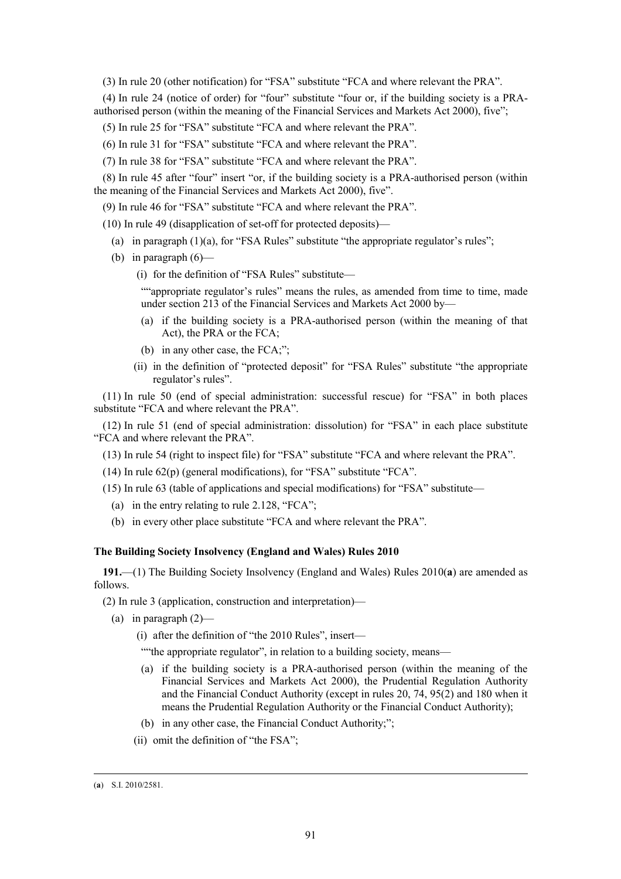(3) In rule 20 (other notification) for "FSA" substitute "FCA and where relevant the PRA".

(4) In rule 24 (notice of order) for "four" substitute "four or, if the building society is a PRA-authorised person (within the meaning of the Financial Services and Markets Act 2000), five";

(5) In rule 25 for "FSA" substitute "FCA and where relevant the PRA".

(6) In rule 31 for "FSA" substitute "FCA and where relevant the PRA".

(7) In rule 38 for "FSA" substitute "FCA and where relevant the PRA".

(8) In rule 45 after "four" insert "or, if the building society is a PRA-authorised person (within the meaning of the Financial Services and Markets Act 2000), five".

(9) In rule 46 for "FSA" substitute "FCA and where relevant the PRA".

(10) In rule 49 (disapplication of set-off for protected deposits)—

(a) in paragraph (1)(a), for "FSA Rules" substitute "the appropriate regulator's rules";

(b) in paragraph (6)—

(i) for the definition of "FSA Rules" substitute—

""appropriate regulator's rules" means the rules, as amended from time to time, made under section 213 of the Financial Services and Markets Act 2000 by—

(a) if the building society is a PRA-authorised person (within the meaning of that Act), the PRA or the FCA;

(b) in any other case, the FCA;";

(ii) in the definition of "protected deposit" for "FSA Rules" substitute "the appropriate regulator's rules".

(11) In rule 50 (end of special administration: successful rescue) for "FSA" in both places substitute "FCA and where relevant the PRA".

(12) In rule 51 (end of special administration: dissolution) for "FSA" in each place substitute "FCA and where relevant the PRA".

(13) In rule 54 (right to inspect file) for "FSA" substitute "FCA and where relevant the PRA".

(14) In rule 62(p) (general modifications), for "FSA" substitute "FCA".

(15) In rule 63 (table of applications and special modifications) for "FSA" substitute—

(a) in the entry relating to rule 2.128, "FCA";

(b) in every other place substitute "FCA and where relevant the PRA".

**The Building Society Insolvency (England and Wales) Rules 2010**

**191.**—(1) The Building Society Insolvency (England and Wales) Rules 2010(**a**) are amended as follows.

(2) In rule 3 (application, construction and interpretation)—

(a) in paragraph (2)—

(i) after the definition of "the 2010 Rules", insert—

""the appropriate regulator", in relation to a building society, means—

(a) if the building society is a PRA-authorised person (within the meaning of the Financial Services and Markets Act 2000), the Prudential Regulation Authority and the Financial Conduct Authority (except in rules 20, 74, 95(2) and 180 when it means the Prudential Regulation Authority or the Financial Conduct Authority);

(b) in any other case, the Financial Conduct Authority;";

(ii) omit the definition of "the FSA";

---

(**a**) S.I. 2010/2581.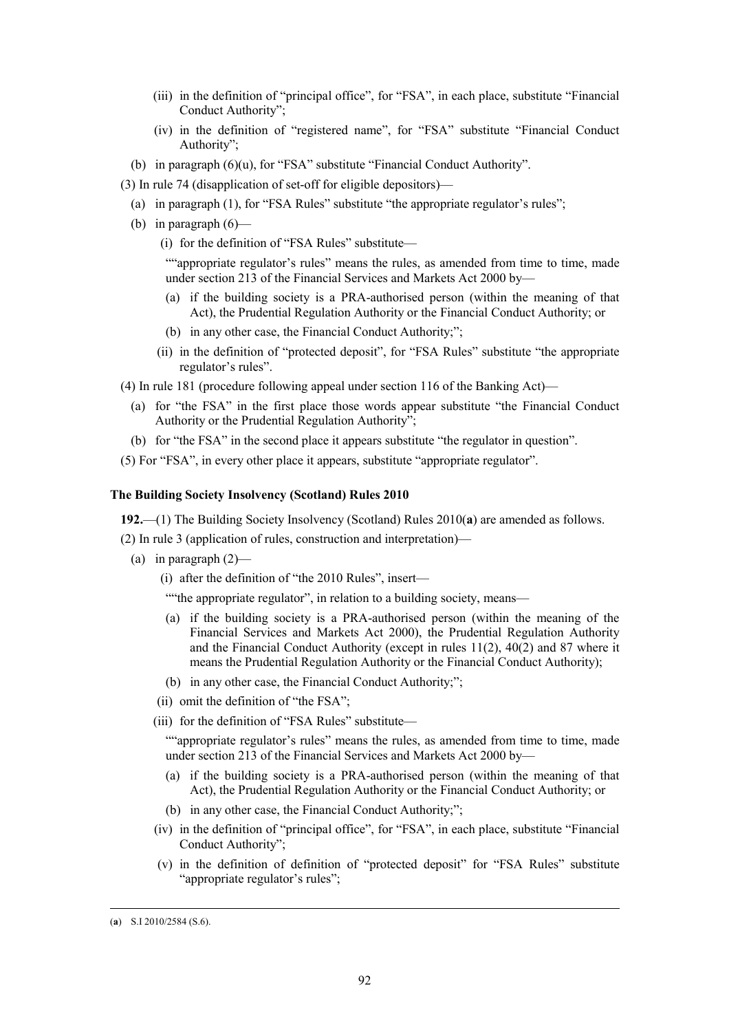(iii) in the definition of "principal office", for "FSA", in each place, substitute "Financial Conduct Authority";

(iv) in the definition of "registered name", for "FSA" substitute "Financial Conduct Authority";

(b) in paragraph (6)(u), for "FSA" substitute "Financial Conduct Authority".

(3) In rule 74 (disapplication of set-off for eligible depositors)—

(a) in paragraph (1), for "FSA Rules" substitute "the appropriate regulator's rules";

(b) in paragraph (6)—

(i) for the definition of "FSA Rules" substitute—

""appropriate regulator's rules" means the rules, as amended from time to time, made under section 213 of the Financial Services and Markets Act 2000 by—

(a) if the building society is a PRA-authorised person (within the meaning of that Act), the Prudential Regulation Authority or the Financial Conduct Authority; or

(b) in any other case, the Financial Conduct Authority;";

(ii) in the definition of "protected deposit", for "FSA Rules" substitute "the appropriate regulator's rules".

(4) In rule 181 (procedure following appeal under section 116 of the Banking Act)—

(a) for "the FSA" in the first place those words appear substitute "the Financial Conduct Authority or the Prudential Regulation Authority";

(b) for "the FSA" in the second place it appears substitute "the regulator in question".

(5) For "FSA", in every other place it appears, substitute "appropriate regulator".

### The Building Society Insolvency (Scotland) Rules 2010

**192.**—(1) The Building Society Insolvency (Scotland) Rules 2010(**a**) are amended as follows.

(2) In rule 3 (application of rules, construction and interpretation)—

(a) in paragraph (2)—

(i) after the definition of "the 2010 Rules", insert—

""the appropriate regulator", in relation to a building society, means—

(a) if the building society is a PRA-authorised person (within the meaning of the Financial Services and Markets Act 2000), the Prudential Regulation Authority and the Financial Conduct Authority (except in rules 11(2), 40(2) and 87 where it means the Prudential Regulation Authority or the Financial Conduct Authority);

(b) in any other case, the Financial Conduct Authority;";

(ii) omit the definition of "the FSA";

(iii) for the definition of "FSA Rules" substitute—

""appropriate regulator's rules" means the rules, as amended from time to time, made under section 213 of the Financial Services and Markets Act 2000 by—

(a) if the building society is a PRA-authorised person (within the meaning of that Act), the Prudential Regulation Authority or the Financial Conduct Authority; or

(b) in any other case, the Financial Conduct Authority;";

(iv) in the definition of "principal office", for "FSA", in each place, substitute "Financial Conduct Authority";

(v) in the definition of definition of "protected deposit" for "FSA Rules" substitute "appropriate regulator's rules";

---

(**a**) S.I 2010/2584 (S.6).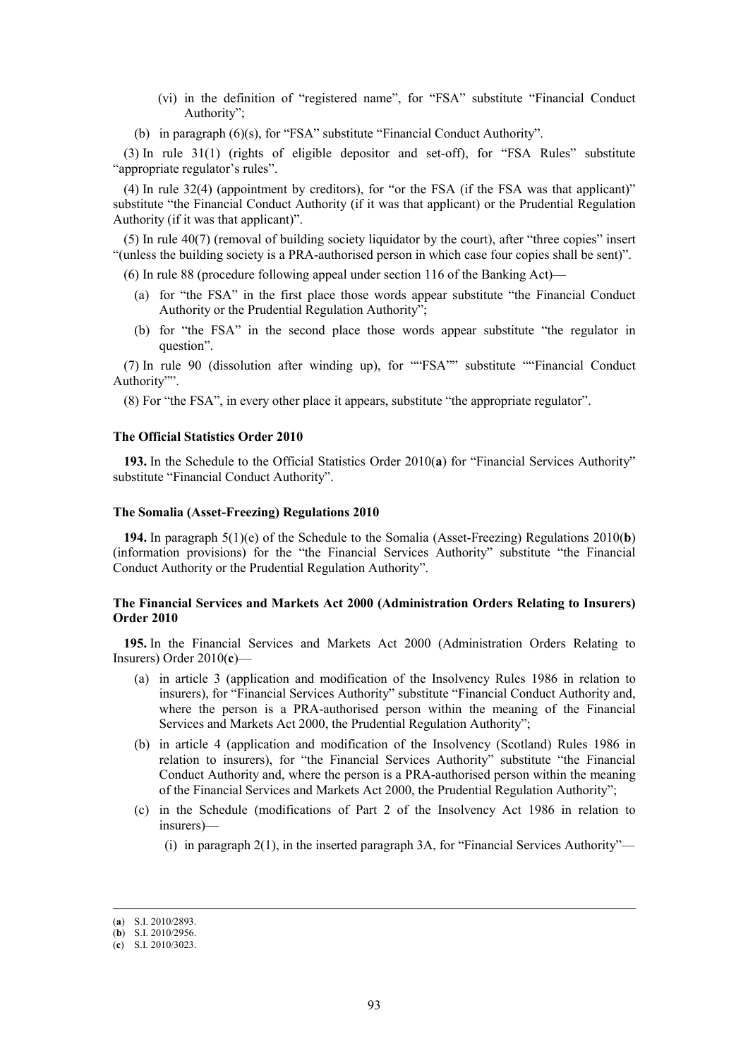(vi) in the definition of "registered name", for "FSA" substitute "Financial Conduct Authority";

(b) in paragraph (6)(s), for "FSA" substitute "Financial Conduct Authority".

(3) In rule 31(1) (rights of eligible depositor and set-off), for "FSA Rules" substitute "appropriate regulator's rules".

(4) In rule 32(4) (appointment by creditors), for "or the FSA (if the FSA was that applicant)" substitute "the Financial Conduct Authority (if it was that applicant) or the Prudential Regulation Authority (if it was that applicant)".

(5) In rule 40(7) (removal of building society liquidator by the court), after "three copies" insert "(unless the building society is a PRA-authorised person in which case four copies shall be sent)".

(6) In rule 88 (procedure following appeal under section 116 of the Banking Act)—

(a) for "the FSA" in the first place those words appear substitute "the Financial Conduct Authority or the Prudential Regulation Authority";

(b) for "the FSA" in the second place those words appear substitute "the regulator in question".

(7) In rule 90 (dissolution after winding up), for ""FSA"" substitute ""Financial Conduct Authority"".

(8) For "the FSA", in every other place it appears, substitute "the appropriate regulator".

**The Official Statistics Order 2010**

**193.** In the Schedule to the Official Statistics Order 2010(**a**) for "Financial Services Authority" substitute "Financial Conduct Authority".

**The Somalia (Asset-Freezing) Regulations 2010**

**194.** In paragraph 5(1)(e) of the Schedule to the Somalia (Asset-Freezing) Regulations 2010(**b**) (information provisions) for the "the Financial Services Authority" substitute "the Financial Conduct Authority or the Prudential Regulation Authority".

**The Financial Services and Markets Act 2000 (Administration Orders Relating to Insurers) Order 2010**

**195.** In the Financial Services and Markets Act 2000 (Administration Orders Relating to Insurers) Order 2010(**c**)—

(a) in article 3 (application and modification of the Insolvency Rules 1986 in relation to insurers), for "Financial Services Authority" substitute "Financial Conduct Authority and, where the person is a PRA-authorised person within the meaning of the Financial Services and Markets Act 2000, the Prudential Regulation Authority";

(b) in article 4 (application and modification of the Insolvency (Scotland) Rules 1986 in relation to insurers), for "the Financial Services Authority" substitute "the Financial Conduct Authority and, where the person is a PRA-authorised person within the meaning of the Financial Services and Markets Act 2000, the Prudential Regulation Authority";

(c) in the Schedule (modifications of Part 2 of the Insolvency Act 1986 in relation to insurers)—

(i) in paragraph 2(1), in the inserted paragraph 3A, for "Financial Services Authority"—

---

(**a**) S.I. 2010/2893.
(**b**) S.I. 2010/2956.
(**c**) S.I. 2010/3023.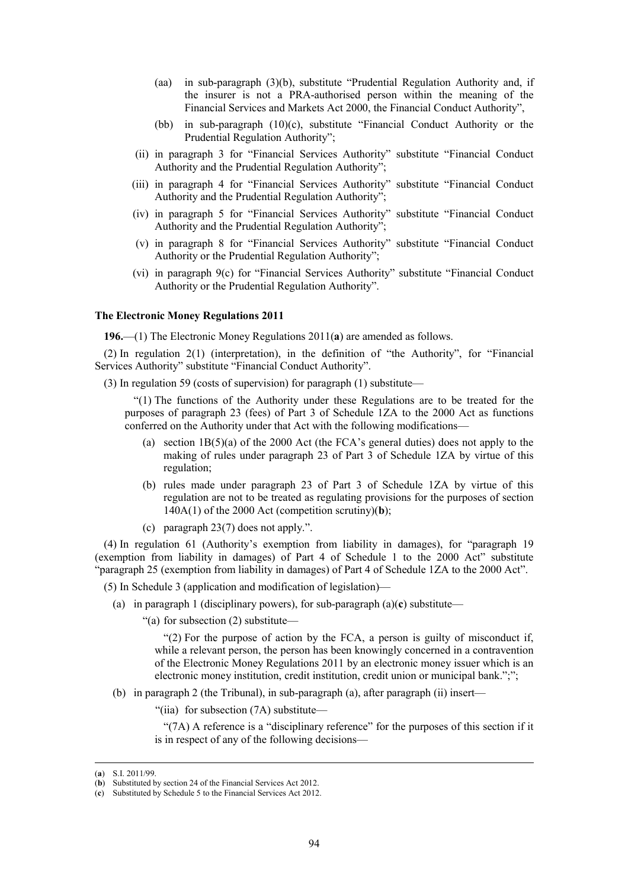(aa) in sub-paragraph (3)(b), substitute "Prudential Regulation Authority and, if the insurer is not a PRA-authorised person within the meaning of the Financial Services and Markets Act 2000, the Financial Conduct Authority",

(bb) in sub-paragraph (10)(c), substitute "Financial Conduct Authority or the Prudential Regulation Authority";

(ii) in paragraph 3 for "Financial Services Authority" substitute "Financial Conduct Authority and the Prudential Regulation Authority";

(iii) in paragraph 4 for "Financial Services Authority" substitute "Financial Conduct Authority and the Prudential Regulation Authority";

(iv) in paragraph 5 for "Financial Services Authority" substitute "Financial Conduct Authority and the Prudential Regulation Authority";

(v) in paragraph 8 for "Financial Services Authority" substitute "Financial Conduct Authority or the Prudential Regulation Authority";

(vi) in paragraph 9(c) for "Financial Services Authority" substitute "Financial Conduct Authority or the Prudential Regulation Authority".

**The Electronic Money Regulations 2011**

**196.**—(1) The Electronic Money Regulations 2011(**a**) are amended as follows.

(2) In regulation 2(1) (interpretation), in the definition of "the Authority", for "Financial Services Authority" substitute "Financial Conduct Authority".

(3) In regulation 59 (costs of supervision) for paragraph (1) substitute—

"(1) The functions of the Authority under these Regulations are to be treated for the purposes of paragraph 23 (fees) of Part 3 of Schedule 1ZA to the 2000 Act as functions conferred on the Authority under that Act with the following modifications—

(a) section 1B(5)(a) of the 2000 Act (the FCA's general duties) does not apply to the making of rules under paragraph 23 of Part 3 of Schedule 1ZA by virtue of this regulation;

(b) rules made under paragraph 23 of Part 3 of Schedule 1ZA by virtue of this regulation are not to be treated as regulating provisions for the purposes of section 140A(1) of the 2000 Act (competition scrutiny)(**b**);

(c) paragraph 23(7) does not apply.".

(4) In regulation 61 (Authority's exemption from liability in damages), for "paragraph 19 (exemption from liability in damages) of Part 4 of Schedule 1 to the 2000 Act" substitute "paragraph 25 (exemption from liability in damages) of Part 4 of Schedule 1ZA to the 2000 Act".

(5) In Schedule 3 (application and modification of legislation)—

(a) in paragraph 1 (disciplinary powers), for sub-paragraph (a)(**c**) substitute—

"(a) for subsection (2) substitute—

"(2) For the purpose of action by the FCA, a person is guilty of misconduct if, while a relevant person, the person has been knowingly concerned in a contravention of the Electronic Money Regulations 2011 by an electronic money issuer which is an electronic money institution, credit institution, credit union or municipal bank.";";

(b) in paragraph 2 (the Tribunal), in sub-paragraph (a), after paragraph (ii) insert—

"(iia) for subsection (7A) substitute—

"(7A) A reference is a "disciplinary reference" for the purposes of this section if it is in respect of any of the following decisions—

---

(**a**) S.I. 2011/99.

(**b**) Substituted by section 24 of the Financial Services Act 2012.

(**c**) Substituted by Schedule 5 to the Financial Services Act 2012.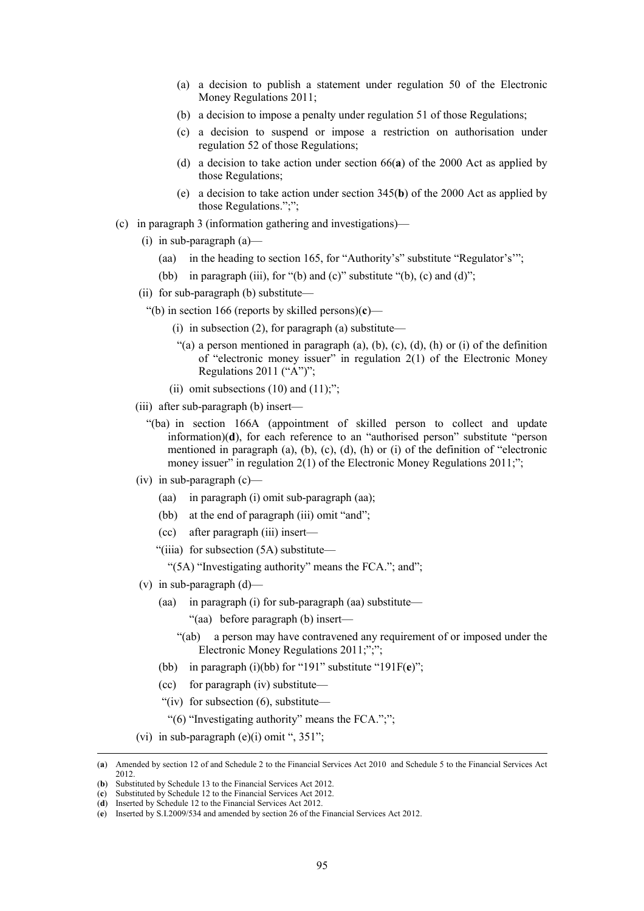(a) a decision to publish a statement under regulation 50 of the Electronic Money Regulations 2011;

(b) a decision to impose a penalty under regulation 51 of those Regulations;

(c) a decision to suspend or impose a restriction on authorisation under regulation 52 of those Regulations;

(d) a decision to take action under section 66(**a**) of the 2000 Act as applied by those Regulations;

(e) a decision to take action under section 345(**b**) of the 2000 Act as applied by those Regulations.";";

(c) in paragraph 3 (information gathering and investigations)—

(i) in sub-paragraph (a)—

(aa) in the heading to section 165, for "Authority's" substitute "Regulator's'";

(bb) in paragraph (iii), for "(b) and (c)" substitute "(b), (c) and (d)";

(ii) for sub-paragraph (b) substitute—

"(b) in section 166 (reports by skilled persons)(**c**)—

(i) in subsection (2), for paragraph (a) substitute—

"(a) a person mentioned in paragraph (a), (b), (c), (d), (h) or (i) of the definition of "electronic money issuer" in regulation 2(1) of the Electronic Money Regulations 2011 ("A")";

(ii) omit subsections (10) and (11);";

(iii) after sub-paragraph (b) insert—

"(ba) in section 166A (appointment of skilled person to collect and update information)(**d**), for each reference to an "authorised person" substitute "person mentioned in paragraph (a), (b), (c), (d), (h) or (i) of the definition of "electronic money issuer" in regulation 2(1) of the Electronic Money Regulations 2011;";

(iv) in sub-paragraph (c)—

(aa) in paragraph (i) omit sub-paragraph (aa);

(bb) at the end of paragraph (iii) omit "and";

(cc) after paragraph (iii) insert—

"(iiia) for subsection (5A) substitute—

"(5A) "Investigating authority" means the FCA."; and";

(v) in sub-paragraph (d)—

(aa) in paragraph (i) for sub-paragraph (aa) substitute—

"(aa) before paragraph (b) insert—

"(ab) a person may have contravened any requirement of or imposed under the Electronic Money Regulations 2011;";";

(bb) in paragraph (i)(bb) for "191" substitute "191F(**e**)";

(cc) for paragraph (iv) substitute—

"(iv) for subsection (6), substitute—

"(6) "Investigating authority" means the FCA.";";

(vi) in sub-paragraph (e)(i) omit ", 351";

---

(**a**) Amended by section 12 of and Schedule 2 to the Financial Services Act 2010 and Schedule 5 to the Financial Services Act 2012.

(**b**) Substituted by Schedule 13 to the Financial Services Act 2012.

(**c**) Substituted by Schedule 12 to the Financial Services Act 2012.

(**d**) Inserted by Schedule 12 to the Financial Services Act 2012.

(**e**) Inserted by S.I.2009/534 and amended by section 26 of the Financial Services Act 2012.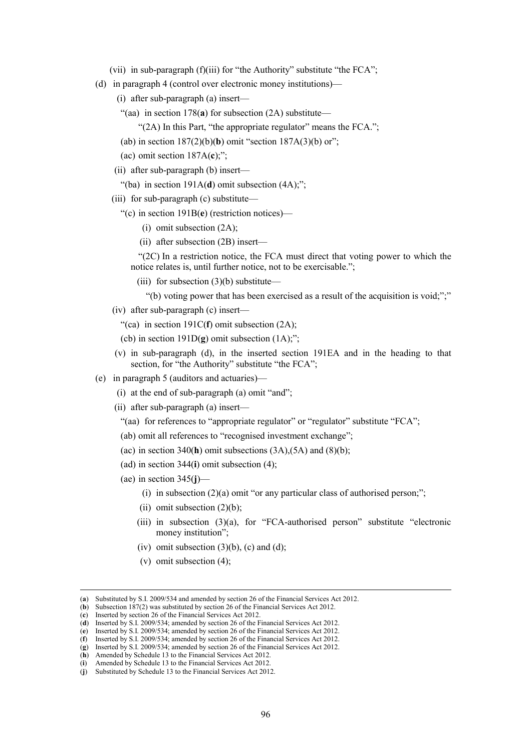(vii) in sub-paragraph (f)(iii) for "the Authority" substitute "the FCA";

(d) in paragraph 4 (control over electronic money institutions)—

(i) after sub-paragraph (a) insert—

"(aa) in section 178(**a**) for subsection (2A) substitute—

"(2A) In this Part, "the appropriate regulator" means the FCA.";

(ab) in section 187(2)(b)(**b**) omit "section 187A(3)(b) or";

(ac) omit section 187A(**c**);";

(ii) after sub-paragraph (b) insert—

"(ba) in section 191A(**d**) omit subsection (4A);";

(iii) for sub-paragraph (c) substitute—

"(c) in section 191B(**e**) (restriction notices)—

(i) omit subsection (2A);

(ii) after subsection (2B) insert—

"(2C) In a restriction notice, the FCA must direct that voting power to which the notice relates is, until further notice, not to be exercisable.";

(iii) for subsection (3)(b) substitute—

"(b) voting power that has been exercised as a result of the acquisition is void;";"

(iv) after sub-paragraph (c) insert—

"(ca) in section 191C(**f**) omit subsection (2A);

(cb) in section 191D(**g**) omit subsection (1A);";

(v) in sub-paragraph (d), in the inserted section 191EA and in the heading to that section, for "the Authority" substitute "the FCA";

(e) in paragraph 5 (auditors and actuaries)—

(i) at the end of sub-paragraph (a) omit "and";

(ii) after sub-paragraph (a) insert—

"(aa) for references to "appropriate regulator" or "regulator" substitute "FCA";

(ab) omit all references to "recognised investment exchange";

(ac) in section 340(**h**) omit subsections (3A),(5A) and (8)(b);

(ad) in section 344(**i**) omit subsection (4);

(ae) in section 345(**j**)—

(i) in subsection (2)(a) omit "or any particular class of authorised person;";

(ii) omit subsection (2)(b);

(iii) in subsection (3)(a), for "FCA-authorised person" substitute "electronic money institution";

(iv) omit subsection (3)(b), (c) and (d);

(v) omit subsection (4);

---

(**a**) Substituted by S.I. 2009/534 and amended by section 26 of the Financial Services Act 2012.
(**b**) Subsection 187(2) was substituted by section 26 of the Financial Services Act 2012.
(**c**) Inserted by section 26 of the Financial Services Act 2012.
(**d**) Inserted by S.I. 2009/534; amended by section 26 of the Financial Services Act 2012.
(**e**) Inserted by S.I. 2009/534; amended by section 26 of the Financial Services Act 2012.
(**f**) Inserted by S.I. 2009/534; amended by section 26 of the Financial Services Act 2012.
(**g**) Inserted by S.I. 2009/534; amended by section 26 of the Financial Services Act 2012.
(**h**) Amended by Schedule 13 to the Financial Services Act 2012.
(**i**) Amended by Schedule 13 to the Financial Services Act 2012.
(**j**) Substituted by Schedule 13 to the Financial Services Act 2012.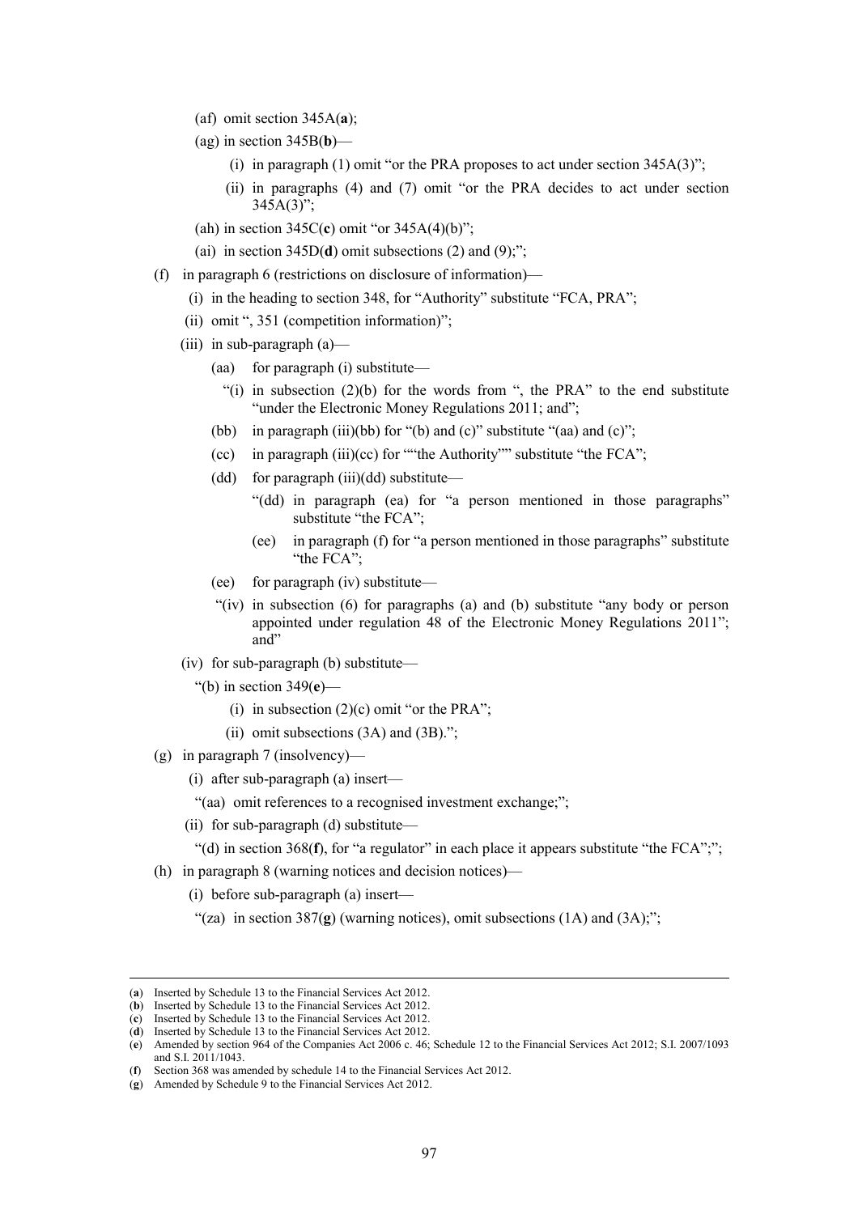(af) omit section 345A(**a**);

(ag) in section 345B(**b**)—

(i) in paragraph (1) omit "or the PRA proposes to act under section 345A(3)";

(ii) in paragraphs (4) and (7) omit "or the PRA decides to act under section 345A(3)";

(ah) in section 345C(**c**) omit "or 345A(4)(b)";

(ai) in section 345D(**d**) omit subsections (2) and (9);";

(f) in paragraph 6 (restrictions on disclosure of information)—

(i) in the heading to section 348, for "Authority" substitute "FCA, PRA";

(ii) omit ", 351 (competition information)";

(iii) in sub-paragraph (a)—

(aa) for paragraph (i) substitute—

"(i) in subsection (2)(b) for the words from ", the PRA" to the end substitute "under the Electronic Money Regulations 2011; and";

(bb) in paragraph (iii)(bb) for "(b) and (c)" substitute "(aa) and (c)";

(cc) in paragraph (iii)(cc) for ""the Authority"" substitute "the FCA";

(dd) for paragraph (iii)(dd) substitute—

"(dd) in paragraph (ea) for "a person mentioned in those paragraphs" substitute "the FCA";

(ee) in paragraph (f) for "a person mentioned in those paragraphs" substitute "the FCA";

(ee) for paragraph (iv) substitute—

"(iv) in subsection (6) for paragraphs (a) and (b) substitute "any body or person appointed under regulation 48 of the Electronic Money Regulations 2011"; and"

(iv) for sub-paragraph (b) substitute—

"(b) in section 349(**e**)—

(i) in subsection (2)(c) omit "or the PRA";

(ii) omit subsections (3A) and (3B).";

(g) in paragraph 7 (insolvency)—

(i) after sub-paragraph (a) insert—

"(aa) omit references to a recognised investment exchange;";

(ii) for sub-paragraph (d) substitute—

"(d) in section 368(**f**), for "a regulator" in each place it appears substitute "the FCA";";

(h) in paragraph 8 (warning notices and decision notices)—

(i) before sub-paragraph (a) insert—

"(za) in section 387(**g**) (warning notices), omit subsections (1A) and (3A);";

---

(**a**) Inserted by Schedule 13 to the Financial Services Act 2012.
(**b**) Inserted by Schedule 13 to the Financial Services Act 2012.
(**c**) Inserted by Schedule 13 to the Financial Services Act 2012.
(**d**) Inserted by Schedule 13 to the Financial Services Act 2012.
(**e**) Amended by section 964 of the Companies Act 2006 c. 46; Schedule 12 to the Financial Services Act 2012; S.I. 2007/1093 and S.I. 2011/1043.
(**f**) Section 368 was amended by schedule 14 to the Financial Services Act 2012.
(**g**) Amended by Schedule 9 to the Financial Services Act 2012.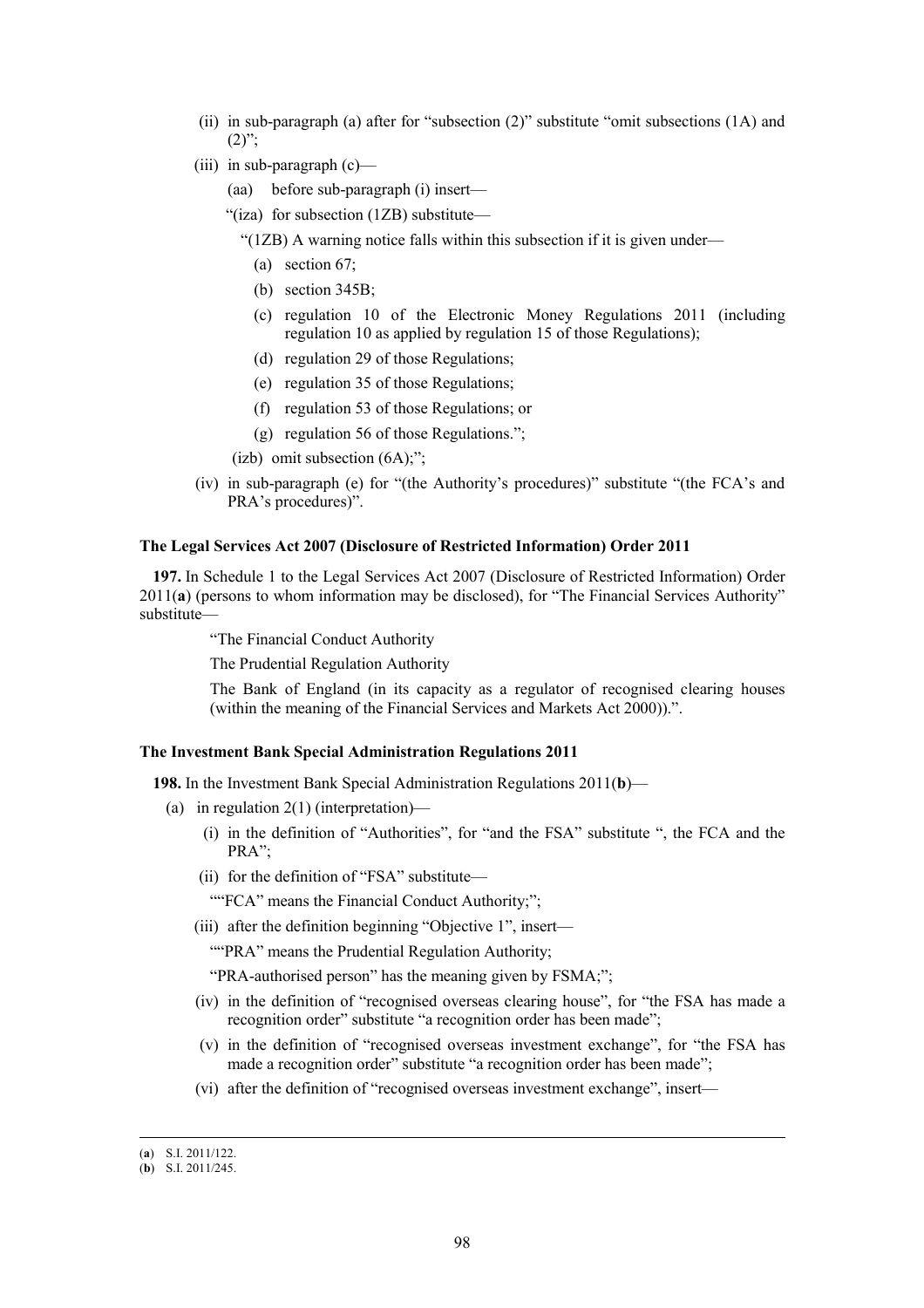(ii) in sub-paragraph (a) after for "subsection (2)" substitute "omit subsections (1A) and (2)";

(iii) in sub-paragraph (c)—

(aa) before sub-paragraph (i) insert—

"(iza) for subsection (1ZB) substitute—

"(1ZB) A warning notice falls within this subsection if it is given under—

(a) section 67;

(b) section 345B;

(c) regulation 10 of the Electronic Money Regulations 2011 (including regulation 10 as applied by regulation 15 of those Regulations);

(d) regulation 29 of those Regulations;

(e) regulation 35 of those Regulations;

(f) regulation 53 of those Regulations; or

(g) regulation 56 of those Regulations.";

(izb) omit subsection (6A);";

(iv) in sub-paragraph (e) for "(the Authority's procedures)" substitute "(the FCA's and PRA's procedures)".

**The Legal Services Act 2007 (Disclosure of Restricted Information) Order 2011**

**197.** In Schedule 1 to the Legal Services Act 2007 (Disclosure of Restricted Information) Order 2011(**a**) (persons to whom information may be disclosed), for "The Financial Services Authority" substitute—

"The Financial Conduct Authority

The Prudential Regulation Authority

The Bank of England (in its capacity as a regulator of recognised clearing houses (within the meaning of the Financial Services and Markets Act 2000)).".

**The Investment Bank Special Administration Regulations 2011**

**198.** In the Investment Bank Special Administration Regulations 2011(**b**)—

(a) in regulation 2(1) (interpretation)—

(i) in the definition of "Authorities", for "and the FSA" substitute ", the FCA and the PRA";

(ii) for the definition of "FSA" substitute—

""FCA" means the Financial Conduct Authority;";

(iii) after the definition beginning "Objective 1", insert—

""PRA" means the Prudential Regulation Authority;

"PRA-authorised person" has the meaning given by FSMA;";

(iv) in the definition of "recognised overseas clearing house", for "the FSA has made a recognition order" substitute "a recognition order has been made";

(v) in the definition of "recognised overseas investment exchange", for "the FSA has made a recognition order" substitute "a recognition order has been made";

(vi) after the definition of "recognised overseas investment exchange", insert—

---

(**a**) S.I. 2011/122.

(**b**) S.I. 2011/245.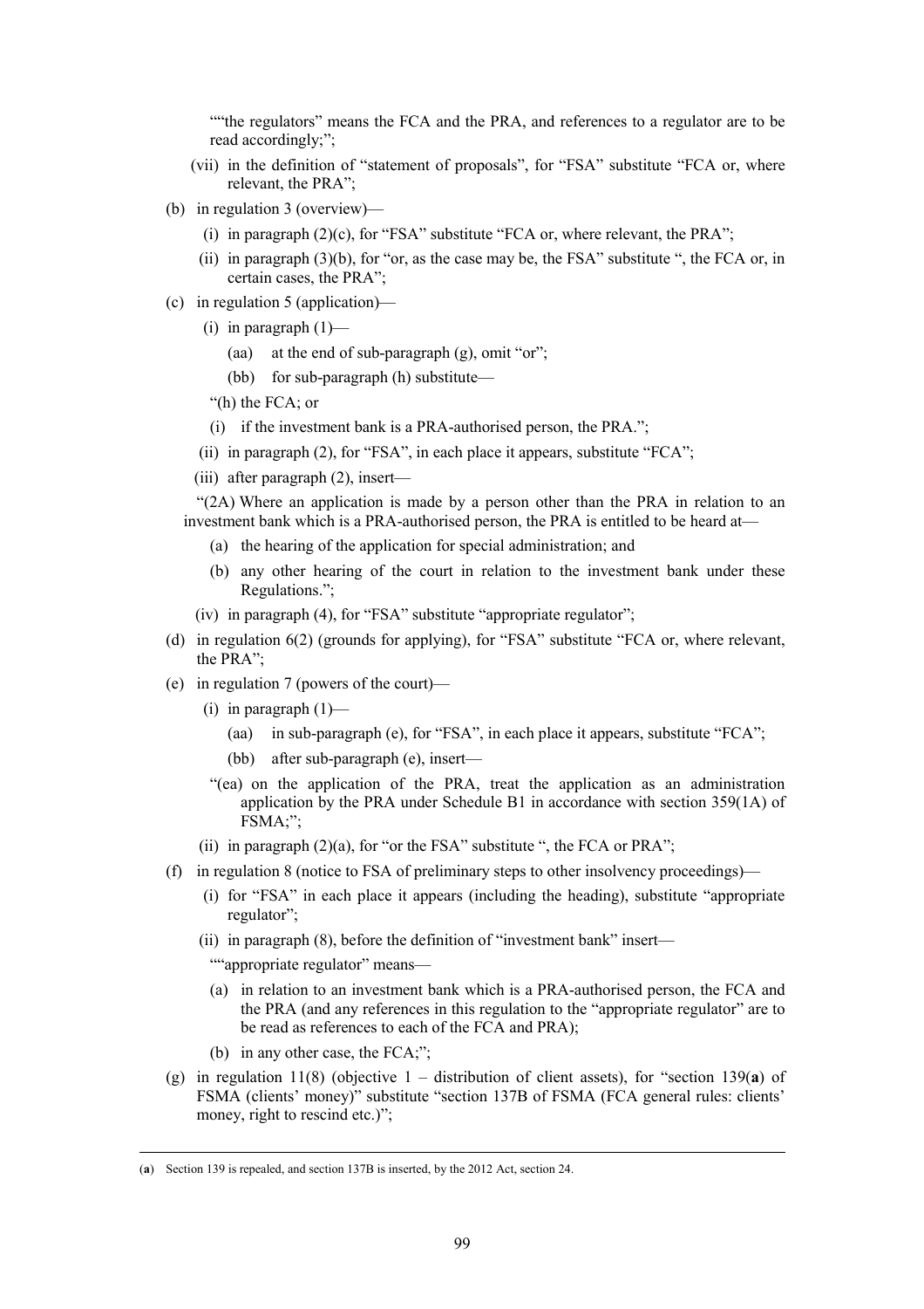""the regulators" means the FCA and the PRA, and references to a regulator are to be read accordingly;";

(vii) in the definition of "statement of proposals", for "FSA" substitute "FCA or, where relevant, the PRA";

(b) in regulation 3 (overview)—

(i) in paragraph (2)(c), for "FSA" substitute "FCA or, where relevant, the PRA";

(ii) in paragraph (3)(b), for "or, as the case may be, the FSA" substitute ", the FCA or, in certain cases, the PRA";

(c) in regulation 5 (application)—

(i) in paragraph (1)—

(aa) at the end of sub-paragraph (g), omit "or";

(bb) for sub-paragraph (h) substitute—

"(h) the FCA; or

(i) if the investment bank is a PRA-authorised person, the PRA.";

(ii) in paragraph (2), for "FSA", in each place it appears, substitute "FCA";

(iii) after paragraph (2), insert—

"(2A) Where an application is made by a person other than the PRA in relation to an investment bank which is a PRA-authorised person, the PRA is entitled to be heard at—

(a) the hearing of the application for special administration; and

(b) any other hearing of the court in relation to the investment bank under these Regulations.";

(iv) in paragraph (4), for "FSA" substitute "appropriate regulator";

(d) in regulation 6(2) (grounds for applying), for "FSA" substitute "FCA or, where relevant, the PRA";

(e) in regulation 7 (powers of the court)—

(i) in paragraph (1)—

(aa) in sub-paragraph (e), for "FSA", in each place it appears, substitute "FCA";

(bb) after sub-paragraph (e), insert—

"(ea) on the application of the PRA, treat the application as an administration application by the PRA under Schedule B1 in accordance with section 359(1A) of FSMA;";

(ii) in paragraph (2)(a), for "or the FSA" substitute ", the FCA or PRA";

(f) in regulation 8 (notice to FSA of preliminary steps to other insolvency proceedings)—

(i) for "FSA" in each place it appears (including the heading), substitute "appropriate regulator";

(ii) in paragraph (8), before the definition of "investment bank" insert—

""appropriate regulator" means—

(a) in relation to an investment bank which is a PRA-authorised person, the FCA and the PRA (and any references in this regulation to the "appropriate regulator" are to be read as references to each of the FCA and PRA);

(b) in any other case, the FCA;";

(g) in regulation 11(8) (objective 1 – distribution of client assets), for "section 139(**a**) of FSMA (clients' money)" substitute "section 137B of FSMA (FCA general rules: clients' money, right to rescind etc.)";

---

(**a**) Section 139 is repealed, and section 137B is inserted, by the 2012 Act, section 24.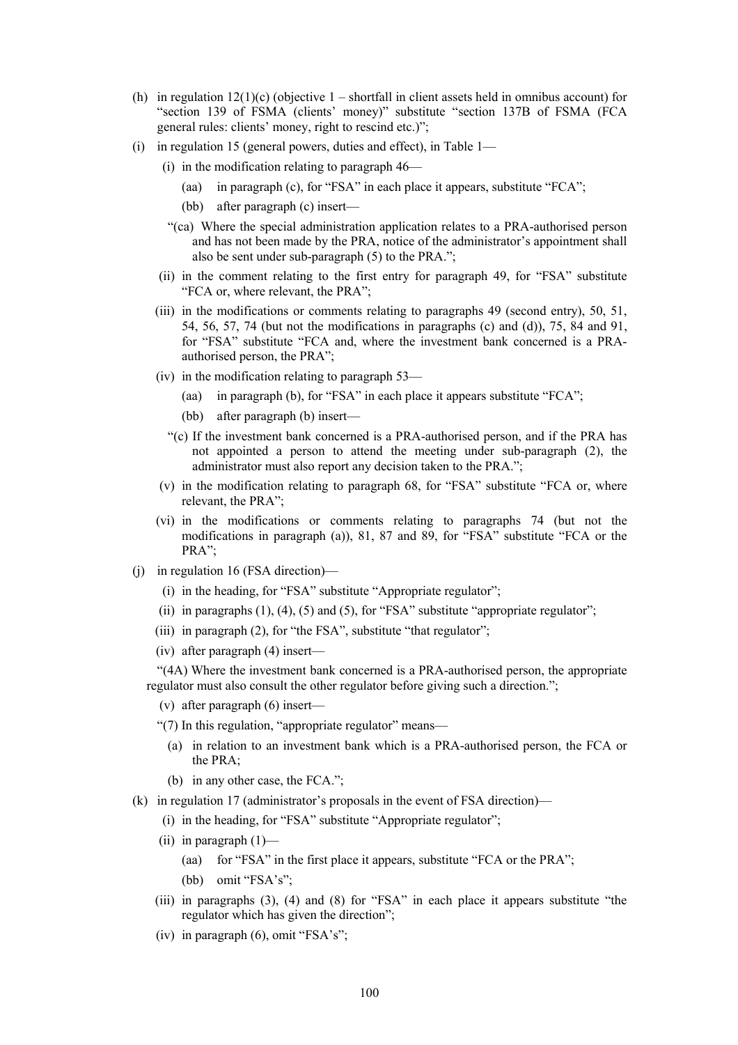(h) in regulation 12(1)(c) (objective 1 – shortfall in client assets held in omnibus account) for "section 139 of FSMA (clients' money)" substitute "section 137B of FSMA (FCA general rules: clients' money, right to rescind etc.)";

(i) in regulation 15 (general powers, duties and effect), in Table 1—

  (i) in the modification relating to paragraph 46—

    (aa) in paragraph (c), for "FSA" in each place it appears, substitute "FCA";

    (bb) after paragraph (c) insert—

    "(ca) Where the special administration application relates to a PRA-authorised person and has not been made by the PRA, notice of the administrator's appointment shall also be sent under sub-paragraph (5) to the PRA.";

  (ii) in the comment relating to the first entry for paragraph 49, for "FSA" substitute "FCA or, where relevant, the PRA";

  (iii) in the modifications or comments relating to paragraphs 49 (second entry), 50, 51, 54, 56, 57, 74 (but not the modifications in paragraphs (c) and (d)), 75, 84 and 91, for "FSA" substitute "FCA and, where the investment bank concerned is a PRA-authorised person, the PRA";

  (iv) in the modification relating to paragraph 53—

    (aa) in paragraph (b), for "FSA" in each place it appears substitute "FCA";

    (bb) after paragraph (b) insert—

    "(c) If the investment bank concerned is a PRA-authorised person, and if the PRA has not appointed a person to attend the meeting under sub-paragraph (2), the administrator must also report any decision taken to the PRA.";

  (v) in the modification relating to paragraph 68, for "FSA" substitute "FCA or, where relevant, the PRA";

  (vi) in the modifications or comments relating to paragraphs 74 (but not the modifications in paragraph (a)), 81, 87 and 89, for "FSA" substitute "FCA or the PRA";

(j) in regulation 16 (FSA direction)—

  (i) in the heading, for "FSA" substitute "Appropriate regulator";

  (ii) in paragraphs (1), (4), (5) and (5), for "FSA" substitute "appropriate regulator";

  (iii) in paragraph (2), for "the FSA", substitute "that regulator";

  (iv) after paragraph (4) insert—

  "(4A) Where the investment bank concerned is a PRA-authorised person, the appropriate regulator must also consult the other regulator before giving such a direction.";

  (v) after paragraph (6) insert—

  "(7) In this regulation, "appropriate regulator" means—

    (a) in relation to an investment bank which is a PRA-authorised person, the FCA or the PRA;

    (b) in any other case, the FCA.";

(k) in regulation 17 (administrator's proposals in the event of FSA direction)—

  (i) in the heading, for "FSA" substitute "Appropriate regulator";

  (ii) in paragraph (1)—

    (aa) for "FSA" in the first place it appears, substitute "FCA or the PRA";

    (bb) omit "FSA's";

  (iii) in paragraphs (3), (4) and (8) for "FSA" in each place it appears substitute "the regulator which has given the direction";

  (iv) in paragraph (6), omit "FSA's";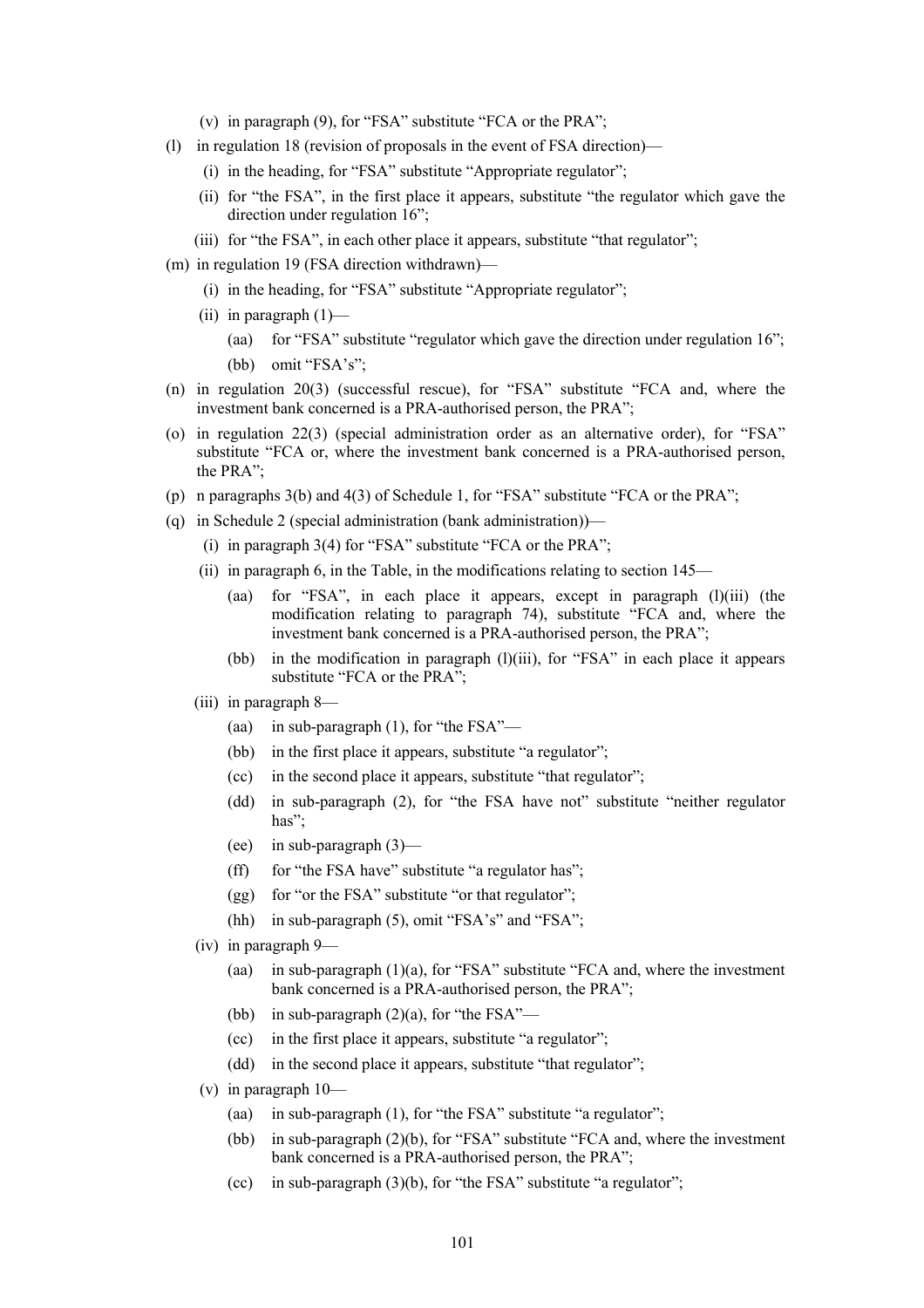(v) in paragraph (9), for "FSA" substitute "FCA or the PRA";

(l) in regulation 18 (revision of proposals in the event of FSA direction)—

(i) in the heading, for "FSA" substitute "Appropriate regulator";

(ii) for "the FSA", in the first place it appears, substitute "the regulator which gave the direction under regulation 16";

(iii) for "the FSA", in each other place it appears, substitute "that regulator";

(m) in regulation 19 (FSA direction withdrawn)—

(i) in the heading, for "FSA" substitute "Appropriate regulator";

(ii) in paragraph (1)—

(aa) for "FSA" substitute "regulator which gave the direction under regulation 16";

(bb) omit "FSA's";

(n) in regulation 20(3) (successful rescue), for "FSA" substitute "FCA and, where the investment bank concerned is a PRA-authorised person, the PRA";

(o) in regulation 22(3) (special administration order as an alternative order), for "FSA" substitute "FCA or, where the investment bank concerned is a PRA-authorised person, the PRA";

(p) n paragraphs 3(b) and 4(3) of Schedule 1, for "FSA" substitute "FCA or the PRA";

(q) in Schedule 2 (special administration (bank administration))—

(i) in paragraph 3(4) for "FSA" substitute "FCA or the PRA";

(ii) in paragraph 6, in the Table, in the modifications relating to section 145—

(aa) for "FSA", in each place it appears, except in paragraph (l)(iii) (the modification relating to paragraph 74), substitute "FCA and, where the investment bank concerned is a PRA-authorised person, the PRA";

(bb) in the modification in paragraph (l)(iii), for "FSA" in each place it appears substitute "FCA or the PRA";

(iii) in paragraph 8—

(aa) in sub-paragraph (1), for "the FSA"—

(bb) in the first place it appears, substitute "a regulator";

(cc) in the second place it appears, substitute "that regulator";

(dd) in sub-paragraph (2), for "the FSA have not" substitute "neither regulator has";

(ee) in sub-paragraph (3)—

(ff) for "the FSA have" substitute "a regulator has";

(gg) for "or the FSA" substitute "or that regulator";

(hh) in sub-paragraph (5), omit "FSA's" and "FSA";

(iv) in paragraph 9—

(aa) in sub-paragraph (1)(a), for "FSA" substitute "FCA and, where the investment bank concerned is a PRA-authorised person, the PRA";

(bb) in sub-paragraph (2)(a), for "the FSA"—

(cc) in the first place it appears, substitute "a regulator";

(dd) in the second place it appears, substitute "that regulator";

(v) in paragraph 10—

(aa) in sub-paragraph (1), for "the FSA" substitute "a regulator";

(bb) in sub-paragraph (2)(b), for "FSA" substitute "FCA and, where the investment bank concerned is a PRA-authorised person, the PRA";

(cc) in sub-paragraph (3)(b), for "the FSA" substitute "a regulator";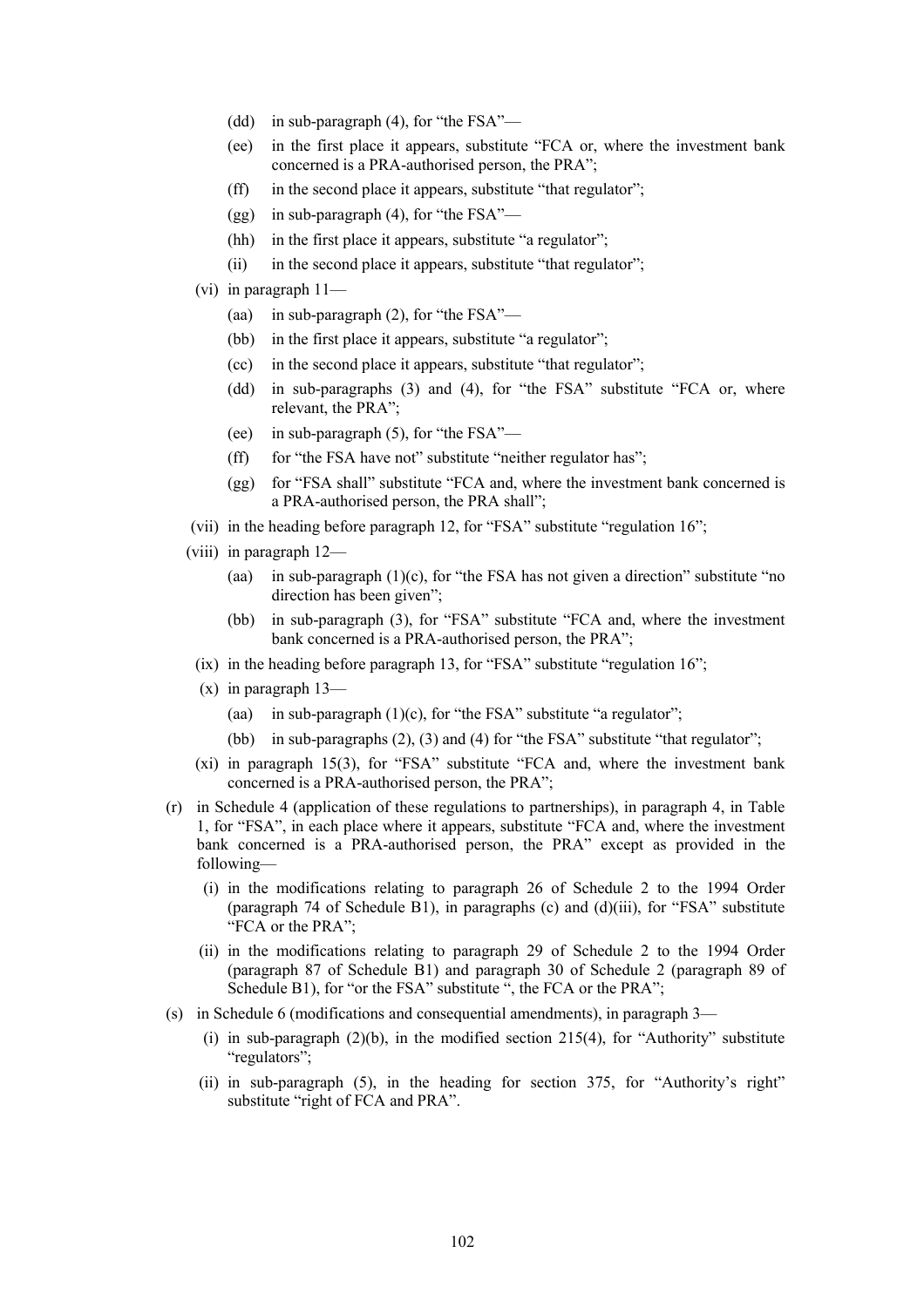(dd) in sub-paragraph (4), for "the FSA"—

(ee) in the first place it appears, substitute "FCA or, where the investment bank concerned is a PRA-authorised person, the PRA";

(ff) in the second place it appears, substitute "that regulator";

(gg) in sub-paragraph (4), for "the FSA"—

(hh) in the first place it appears, substitute "a regulator";

(ii) in the second place it appears, substitute "that regulator";

(vi) in paragraph 11—

(aa) in sub-paragraph (2), for "the FSA"—

(bb) in the first place it appears, substitute "a regulator";

(cc) in the second place it appears, substitute "that regulator";

(dd) in sub-paragraphs (3) and (4), for "the FSA" substitute "FCA or, where relevant, the PRA";

(ee) in sub-paragraph (5), for "the FSA"—

(ff) for "the FSA have not" substitute "neither regulator has";

(gg) for "FSA shall" substitute "FCA and, where the investment bank concerned is a PRA-authorised person, the PRA shall";

(vii) in the heading before paragraph 12, for "FSA" substitute "regulation 16";

(viii) in paragraph 12—

(aa) in sub-paragraph (1)(c), for "the FSA has not given a direction" substitute "no direction has been given";

(bb) in sub-paragraph (3), for "FSA" substitute "FCA and, where the investment bank concerned is a PRA-authorised person, the PRA";

(ix) in the heading before paragraph 13, for "FSA" substitute "regulation 16";

(x) in paragraph 13—

(aa) in sub-paragraph (1)(c), for "the FSA" substitute "a regulator";

(bb) in sub-paragraphs (2), (3) and (4) for "the FSA" substitute "that regulator";

(xi) in paragraph 15(3), for "FSA" substitute "FCA and, where the investment bank concerned is a PRA-authorised person, the PRA";

(r) in Schedule 4 (application of these regulations to partnerships), in paragraph 4, in Table 1, for "FSA", in each place where it appears, substitute "FCA and, where the investment bank concerned is a PRA-authorised person, the PRA" except as provided in the following—

(i) in the modifications relating to paragraph 26 of Schedule 2 to the 1994 Order (paragraph 74 of Schedule B1), in paragraphs (c) and (d)(iii), for "FSA" substitute "FCA or the PRA";

(ii) in the modifications relating to paragraph 29 of Schedule 2 to the 1994 Order (paragraph 87 of Schedule B1) and paragraph 30 of Schedule 2 (paragraph 89 of Schedule B1), for "or the FSA" substitute ", the FCA or the PRA";

(s) in Schedule 6 (modifications and consequential amendments), in paragraph 3—

(i) in sub-paragraph (2)(b), in the modified section 215(4), for "Authority" substitute "regulators";

(ii) in sub-paragraph (5), in the heading for section 375, for "Authority's right" substitute "right of FCA and PRA".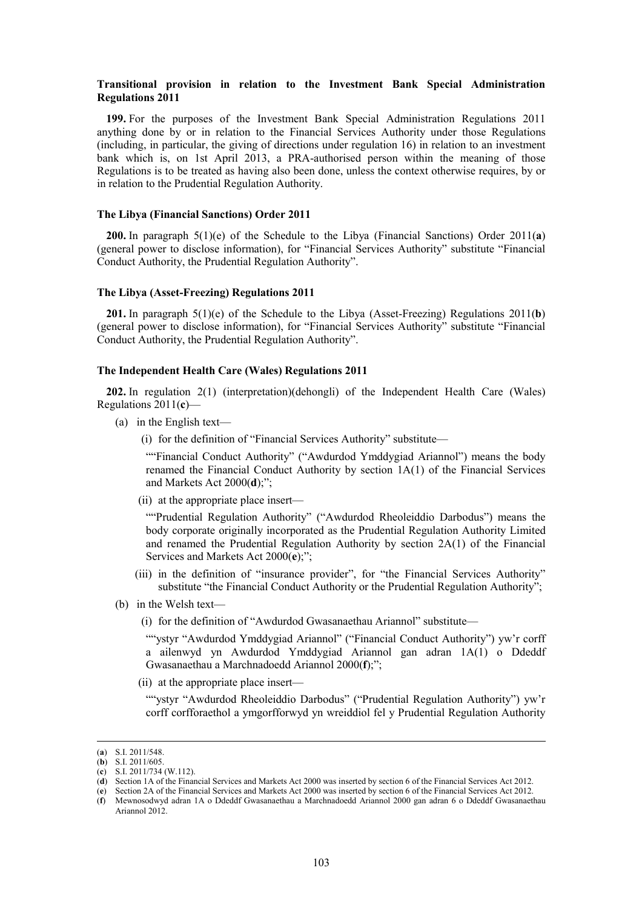**Transitional provision in relation to the Investment Bank Special Administration Regulations 2011**

**199.** For the purposes of the Investment Bank Special Administration Regulations 2011 anything done by or in relation to the Financial Services Authority under those Regulations (including, in particular, the giving of directions under regulation 16) in relation to an investment bank which is, on 1st April 2013, a PRA-authorised person within the meaning of those Regulations is to be treated as having also been done, unless the context otherwise requires, by or in relation to the Prudential Regulation Authority.

**The Libya (Financial Sanctions) Order 2011**

**200.** In paragraph 5(1)(e) of the Schedule to the Libya (Financial Sanctions) Order 2011(**a**) (general power to disclose information), for "Financial Services Authority" substitute "Financial Conduct Authority, the Prudential Regulation Authority".

**The Libya (Asset-Freezing) Regulations 2011**

**201.** In paragraph 5(1)(e) of the Schedule to the Libya (Asset-Freezing) Regulations 2011(**b**) (general power to disclose information), for "Financial Services Authority" substitute "Financial Conduct Authority, the Prudential Regulation Authority".

**The Independent Health Care (Wales) Regulations 2011**

**202.** In regulation 2(1) (interpretation)(dehongli) of the Independent Health Care (Wales) Regulations 2011(**c**)—

(a) in the English text—

(i) for the definition of "Financial Services Authority" substitute—

""Financial Conduct Authority" ("Awdurdod Ymddygiad Ariannol") means the body renamed the Financial Conduct Authority by section 1A(1) of the Financial Services and Markets Act 2000(**d**);";

(ii) at the appropriate place insert—

""Prudential Regulation Authority" ("Awdurdod Rheoleiddio Darbodus") means the body corporate originally incorporated as the Prudential Regulation Authority Limited and renamed the Prudential Regulation Authority by section 2A(1) of the Financial Services and Markets Act 2000(**e**);";

(iii) in the definition of "insurance provider", for "the Financial Services Authority" substitute "the Financial Conduct Authority or the Prudential Regulation Authority";

(b) in the Welsh text—

(i) for the definition of "Awdurdod Gwasanaethau Ariannol" substitute—

""ystyr "Awdurdod Ymddygiad Ariannol" ("Financial Conduct Authority") yw'r corff a ailenwyd yn Awdurdod Ymddygiad Ariannol gan adran 1A(1) o Ddeddf Gwasanaethau a Marchnadoedd Ariannol 2000(**f**);";

(ii) at the appropriate place insert—

""ystyr "Awdurdod Rheoleiddio Darbodus" ("Prudential Regulation Authority") yw'r corff corfforaethol a ymgorfforwyd yn wreiddiol fel y Prudential Regulation Authority

---

(**a**) S.I. 2011/548.
(**b**) S.I. 2011/605.
(**c**) S.I. 2011/734 (W.112).
(**d**) Section 1A of the Financial Services and Markets Act 2000 was inserted by section 6 of the Financial Services Act 2012.
(**e**) Section 2A of the Financial Services and Markets Act 2000 was inserted by section 6 of the Financial Services Act 2012.
(**f**) Mewnosodwyd adran 1A o Ddeddf Gwasanaethau a Marchnadoedd Ariannol 2000 gan adran 6 o Ddeddf Gwasanaethau Ariannol 2012.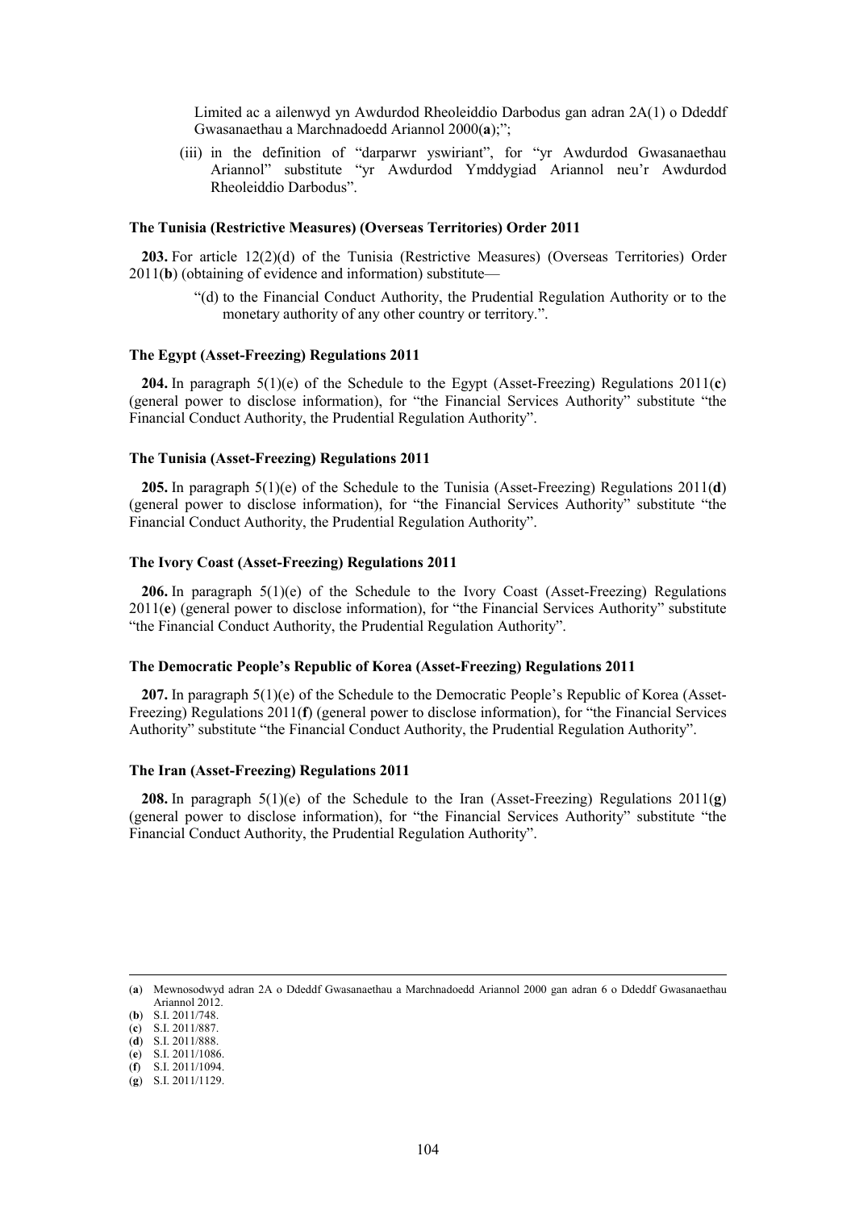Limited ac a ailenwyd yn Awdurdod Rheoleiddio Darbodus gan adran 2A(1) o Ddeddf Gwasanaethau a Marchnadoedd Ariannol 2000(**a**);";

(iii) in the definition of "darparwr yswiriant", for "yr Awdurdod Gwasanaethau Ariannol" substitute "yr Awdurdod Ymddygiad Ariannol neu'r Awdurdod Rheoleiddio Darbodus".

**The Tunisia (Restrictive Measures) (Overseas Territories) Order 2011**

**203.** For article 12(2)(d) of the Tunisia (Restrictive Measures) (Overseas Territories) Order 2011(**b**) (obtaining of evidence and information) substitute—

"(d) to the Financial Conduct Authority, the Prudential Regulation Authority or to the monetary authority of any other country or territory.".

**The Egypt (Asset-Freezing) Regulations 2011**

**204.** In paragraph 5(1)(e) of the Schedule to the Egypt (Asset-Freezing) Regulations 2011(**c**) (general power to disclose information), for "the Financial Services Authority" substitute "the Financial Conduct Authority, the Prudential Regulation Authority".

**The Tunisia (Asset-Freezing) Regulations 2011**

**205.** In paragraph 5(1)(e) of the Schedule to the Tunisia (Asset-Freezing) Regulations 2011(**d**) (general power to disclose information), for "the Financial Services Authority" substitute "the Financial Conduct Authority, the Prudential Regulation Authority".

**The Ivory Coast (Asset-Freezing) Regulations 2011**

**206.** In paragraph 5(1)(e) of the Schedule to the Ivory Coast (Asset-Freezing) Regulations 2011(**e**) (general power to disclose information), for "the Financial Services Authority" substitute "the Financial Conduct Authority, the Prudential Regulation Authority".

**The Democratic People's Republic of Korea (Asset-Freezing) Regulations 2011**

**207.** In paragraph 5(1)(e) of the Schedule to the Democratic People's Republic of Korea (Asset-Freezing) Regulations 2011(**f**) (general power to disclose information), for "the Financial Services Authority" substitute "the Financial Conduct Authority, the Prudential Regulation Authority".

**The Iran (Asset-Freezing) Regulations 2011**

**208.** In paragraph 5(1)(e) of the Schedule to the Iran (Asset-Freezing) Regulations 2011(**g**) (general power to disclose information), for "the Financial Services Authority" substitute "the Financial Conduct Authority, the Prudential Regulation Authority".

---

(**a**) Mewnosodwyd adran 2A o Ddeddf Gwasanaethau a Marchnadoedd Ariannol 2000 gan adran 6 o Ddeddf Gwasanaethau Ariannol 2012.
(**b**) S.I. 2011/748.
(**c**) S.I. 2011/887.
(**d**) S.I. 2011/888.
(**e**) S.I. 2011/1086.
(**f**) S.I. 2011/1094.
(**g**) S.I. 2011/1129.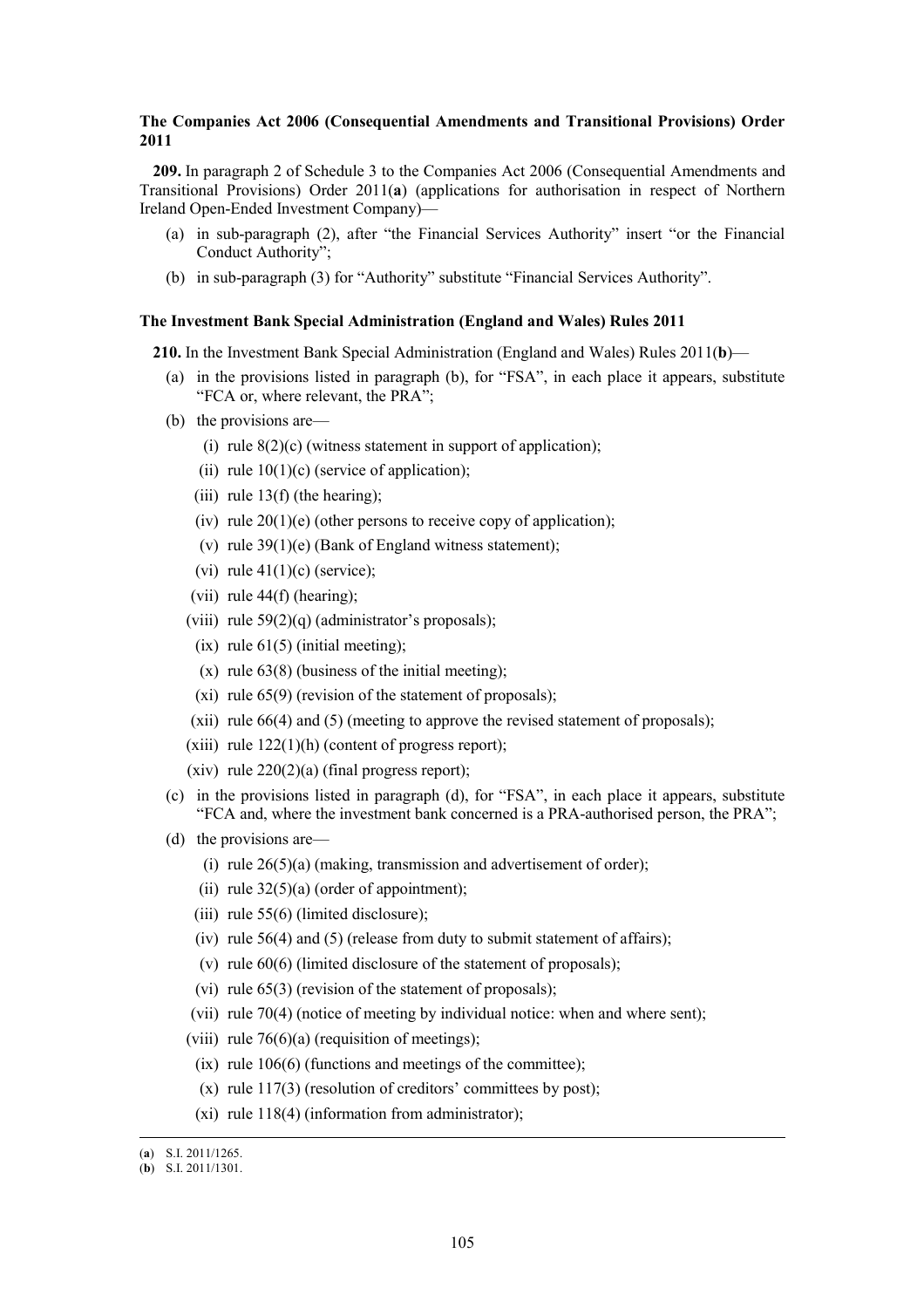**The Companies Act 2006 (Consequential Amendments and Transitional Provisions) Order 2011**

**209.** In paragraph 2 of Schedule 3 to the Companies Act 2006 (Consequential Amendments and Transitional Provisions) Order 2011(**a**) (applications for authorisation in respect of Northern Ireland Open-Ended Investment Company)—

(a) in sub-paragraph (2), after "the Financial Services Authority" insert "or the Financial Conduct Authority";

(b) in sub-paragraph (3) for "Authority" substitute "Financial Services Authority".

**The Investment Bank Special Administration (England and Wales) Rules 2011**

**210.** In the Investment Bank Special Administration (England and Wales) Rules 2011(**b**)—

(a) in the provisions listed in paragraph (b), for "FSA", in each place it appears, substitute "FCA or, where relevant, the PRA";

(b) the provisions are—

(i) rule 8(2)(c) (witness statement in support of application);

(ii) rule 10(1)(c) (service of application);

(iii) rule 13(f) (the hearing);

(iv) rule 20(1)(e) (other persons to receive copy of application);

(v) rule 39(1)(e) (Bank of England witness statement);

(vi) rule 41(1)(c) (service);

(vii) rule 44(f) (hearing);

(viii) rule 59(2)(q) (administrator's proposals);

(ix) rule 61(5) (initial meeting);

(x) rule 63(8) (business of the initial meeting);

(xi) rule 65(9) (revision of the statement of proposals);

(xii) rule 66(4) and (5) (meeting to approve the revised statement of proposals);

(xiii) rule 122(1)(h) (content of progress report);

(xiv) rule 220(2)(a) (final progress report);

(c) in the provisions listed in paragraph (d), for "FSA", in each place it appears, substitute "FCA and, where the investment bank concerned is a PRA-authorised person, the PRA";

(d) the provisions are—

(i) rule 26(5)(a) (making, transmission and advertisement of order);

(ii) rule 32(5)(a) (order of appointment);

(iii) rule 55(6) (limited disclosure);

(iv) rule 56(4) and (5) (release from duty to submit statement of affairs);

(v) rule 60(6) (limited disclosure of the statement of proposals);

(vi) rule 65(3) (revision of the statement of proposals);

(vii) rule 70(4) (notice of meeting by individual notice: when and where sent);

(viii) rule 76(6)(a) (requisition of meetings);

(ix) rule 106(6) (functions and meetings of the committee);

(x) rule 117(3) (resolution of creditors' committees by post);

(xi) rule 118(4) (information from administrator);

---

(**a**) S.I. 2011/1265.

(**b**) S.I. 2011/1301.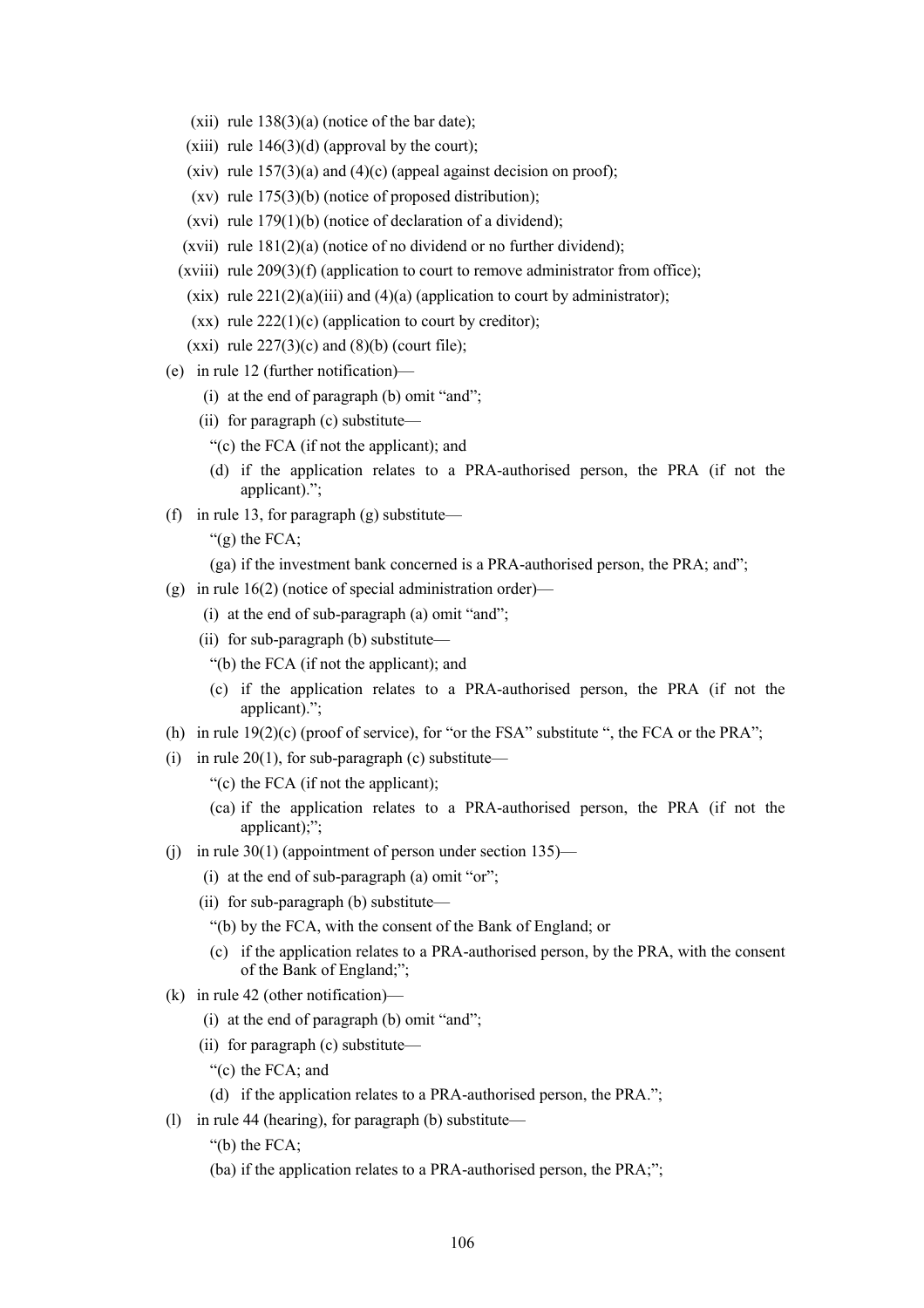(xii) rule 138(3)(a) (notice of the bar date);

(xiii) rule 146(3)(d) (approval by the court);

(xiv) rule 157(3)(a) and (4)(c) (appeal against decision on proof);

(xv) rule 175(3)(b) (notice of proposed distribution);

(xvi) rule 179(1)(b) (notice of declaration of a dividend);

(xvii) rule 181(2)(a) (notice of no dividend or no further dividend);

(xviii) rule 209(3)(f) (application to court to remove administrator from office);

(xix) rule 221(2)(a)(iii) and (4)(a) (application to court by administrator);

(xx) rule 222(1)(c) (application to court by creditor);

(xxi) rule 227(3)(c) and (8)(b) (court file);

(e) in rule 12 (further notification)—

(i) at the end of paragraph (b) omit "and";

(ii) for paragraph (c) substitute—

"(c) the FCA (if not the applicant); and

(d) if the application relates to a PRA-authorised person, the PRA (if not the applicant).";

(f) in rule 13, for paragraph (g) substitute—

"(g) the FCA;

(ga) if the investment bank concerned is a PRA-authorised person, the PRA; and";

(g) in rule 16(2) (notice of special administration order)—

(i) at the end of sub-paragraph (a) omit "and";

(ii) for sub-paragraph (b) substitute—

"(b) the FCA (if not the applicant); and

(c) if the application relates to a PRA-authorised person, the PRA (if not the applicant).";

(h) in rule 19(2)(c) (proof of service), for "or the FSA" substitute ", the FCA or the PRA";

(i) in rule 20(1), for sub-paragraph (c) substitute—

"(c) the FCA (if not the applicant);

(ca) if the application relates to a PRA-authorised person, the PRA (if not the applicant);";

(j) in rule 30(1) (appointment of person under section 135)—

(i) at the end of sub-paragraph (a) omit "or";

(ii) for sub-paragraph (b) substitute—

"(b) by the FCA, with the consent of the Bank of England; or

(c) if the application relates to a PRA-authorised person, by the PRA, with the consent of the Bank of England;";

(k) in rule 42 (other notification)—

(i) at the end of paragraph (b) omit "and";

(ii) for paragraph (c) substitute—

"(c) the FCA; and

(d) if the application relates to a PRA-authorised person, the PRA.";

(l) in rule 44 (hearing), for paragraph (b) substitute—

"(b) the FCA;

(ba) if the application relates to a PRA-authorised person, the PRA;";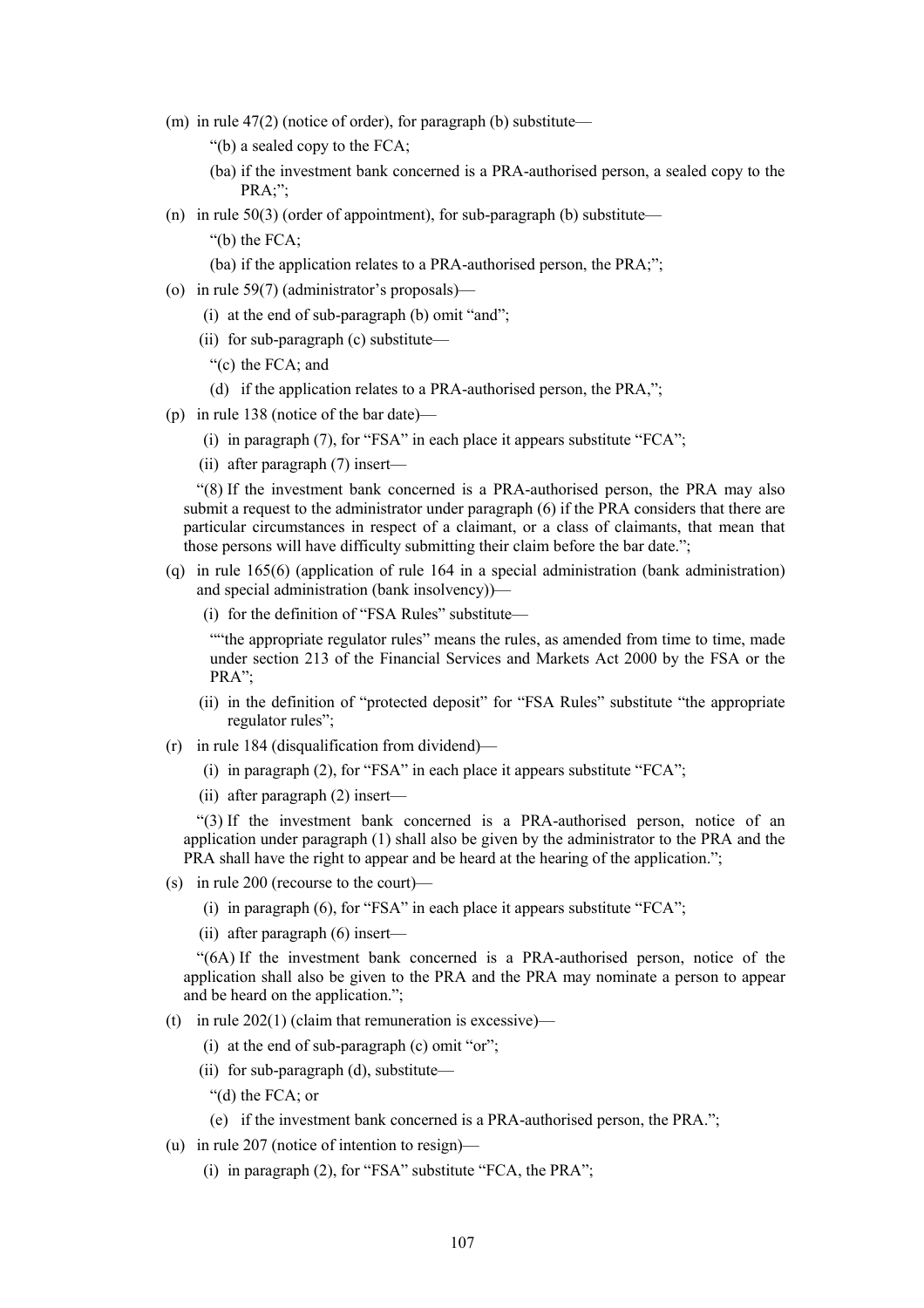(m) in rule 47(2) (notice of order), for paragraph (b) substitute—

"(b) a sealed copy to the FCA;

(ba) if the investment bank concerned is a PRA-authorised person, a sealed copy to the PRA;";

(n) in rule 50(3) (order of appointment), for sub-paragraph (b) substitute—

"(b) the FCA;

(ba) if the application relates to a PRA-authorised person, the PRA;";

(o) in rule 59(7) (administrator's proposals)—

(i) at the end of sub-paragraph (b) omit "and";

(ii) for sub-paragraph (c) substitute—

"(c) the FCA; and

(d) if the application relates to a PRA-authorised person, the PRA,";

(p) in rule 138 (notice of the bar date)—

(i) in paragraph (7), for "FSA" in each place it appears substitute "FCA";

(ii) after paragraph (7) insert—

"(8) If the investment bank concerned is a PRA-authorised person, the PRA may also submit a request to the administrator under paragraph (6) if the PRA considers that there are particular circumstances in respect of a claimant, or a class of claimants, that mean that those persons will have difficulty submitting their claim before the bar date.";

(q) in rule 165(6) (application of rule 164 in a special administration (bank administration) and special administration (bank insolvency))—

(i) for the definition of "FSA Rules" substitute—

""the appropriate regulator rules" means the rules, as amended from time to time, made under section 213 of the Financial Services and Markets Act 2000 by the FSA or the PRA";

(ii) in the definition of "protected deposit" for "FSA Rules" substitute "the appropriate regulator rules";

(r) in rule 184 (disqualification from dividend)—

(i) in paragraph (2), for "FSA" in each place it appears substitute "FCA";

(ii) after paragraph (2) insert—

"(3) If the investment bank concerned is a PRA-authorised person, notice of an application under paragraph (1) shall also be given by the administrator to the PRA and the PRA shall have the right to appear and be heard at the hearing of the application.";

(s) in rule 200 (recourse to the court)—

(i) in paragraph (6), for "FSA" in each place it appears substitute "FCA";

(ii) after paragraph (6) insert—

"(6A) If the investment bank concerned is a PRA-authorised person, notice of the application shall also be given to the PRA and the PRA may nominate a person to appear and be heard on the application.";

(t) in rule 202(1) (claim that remuneration is excessive)—

(i) at the end of sub-paragraph (c) omit "or";

(ii) for sub-paragraph (d), substitute—

"(d) the FCA; or

(e) if the investment bank concerned is a PRA-authorised person, the PRA.";

(u) in rule 207 (notice of intention to resign)—

(i) in paragraph (2), for "FSA" substitute "FCA, the PRA";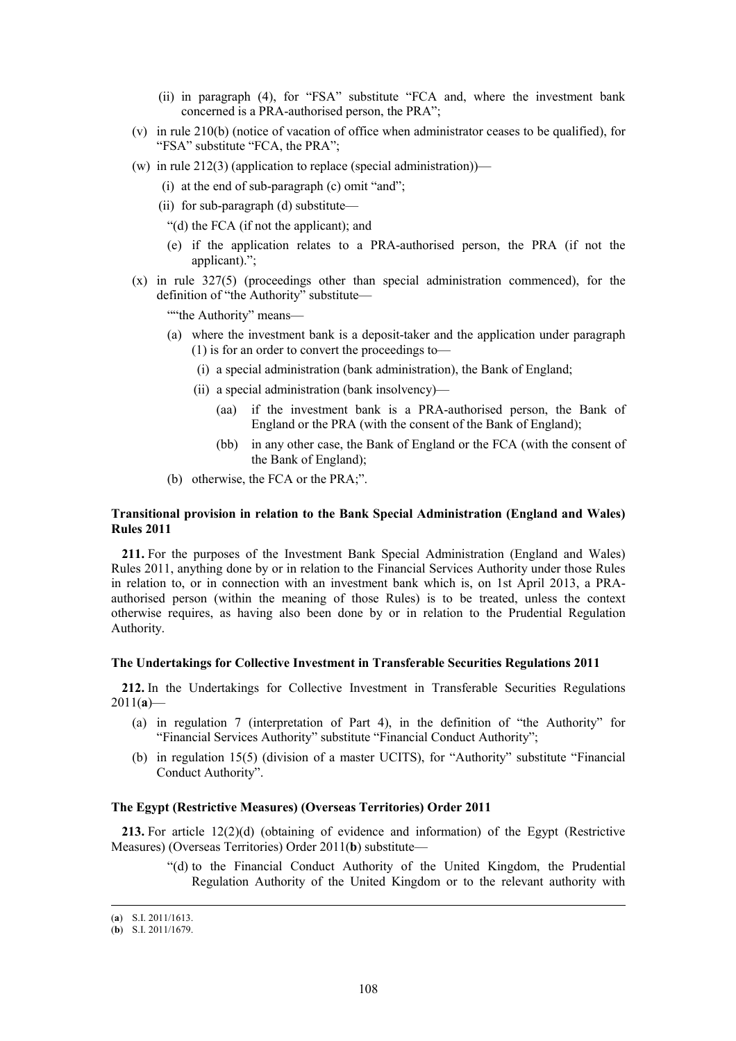(ii) in paragraph (4), for "FSA" substitute "FCA and, where the investment bank concerned is a PRA-authorised person, the PRA";

(v) in rule 210(b) (notice of vacation of office when administrator ceases to be qualified), for "FSA" substitute "FCA, the PRA";

(w) in rule 212(3) (application to replace (special administration))—

(i) at the end of sub-paragraph (c) omit "and";

(ii) for sub-paragraph (d) substitute—

"(d) the FCA (if not the applicant); and

(e) if the application relates to a PRA-authorised person, the PRA (if not the applicant).";

(x) in rule 327(5) (proceedings other than special administration commenced), for the definition of "the Authority" substitute—

""the Authority" means—

(a) where the investment bank is a deposit-taker and the application under paragraph (1) is for an order to convert the proceedings to—

(i) a special administration (bank administration), the Bank of England;

(ii) a special administration (bank insolvency)—

(aa) if the investment bank is a PRA-authorised person, the Bank of England or the PRA (with the consent of the Bank of England);

(bb) in any other case, the Bank of England or the FCA (with the consent of the Bank of England);

(b) otherwise, the FCA or the PRA;".

**Transitional provision in relation to the Bank Special Administration (England and Wales) Rules 2011**

**211.** For the purposes of the Investment Bank Special Administration (England and Wales) Rules 2011, anything done by or in relation to the Financial Services Authority under those Rules in relation to, or in connection with an investment bank which is, on 1st April 2013, a PRA-authorised person (within the meaning of those Rules) is to be treated, unless the context otherwise requires, as having also been done by or in relation to the Prudential Regulation Authority.

**The Undertakings for Collective Investment in Transferable Securities Regulations 2011**

**212.** In the Undertakings for Collective Investment in Transferable Securities Regulations 2011(**a**)—

(a) in regulation 7 (interpretation of Part 4), in the definition of "the Authority" for "Financial Services Authority" substitute "Financial Conduct Authority";

(b) in regulation 15(5) (division of a master UCITS), for "Authority" substitute "Financial Conduct Authority".

**The Egypt (Restrictive Measures) (Overseas Territories) Order 2011**

**213.** For article 12(2)(d) (obtaining of evidence and information) of the Egypt (Restrictive Measures) (Overseas Territories) Order 2011(**b**) substitute—

"(d) to the Financial Conduct Authority of the United Kingdom, the Prudential Regulation Authority of the United Kingdom or to the relevant authority with

---

(**a**) S.I. 2011/1613.

(**b**) S.I. 2011/1679.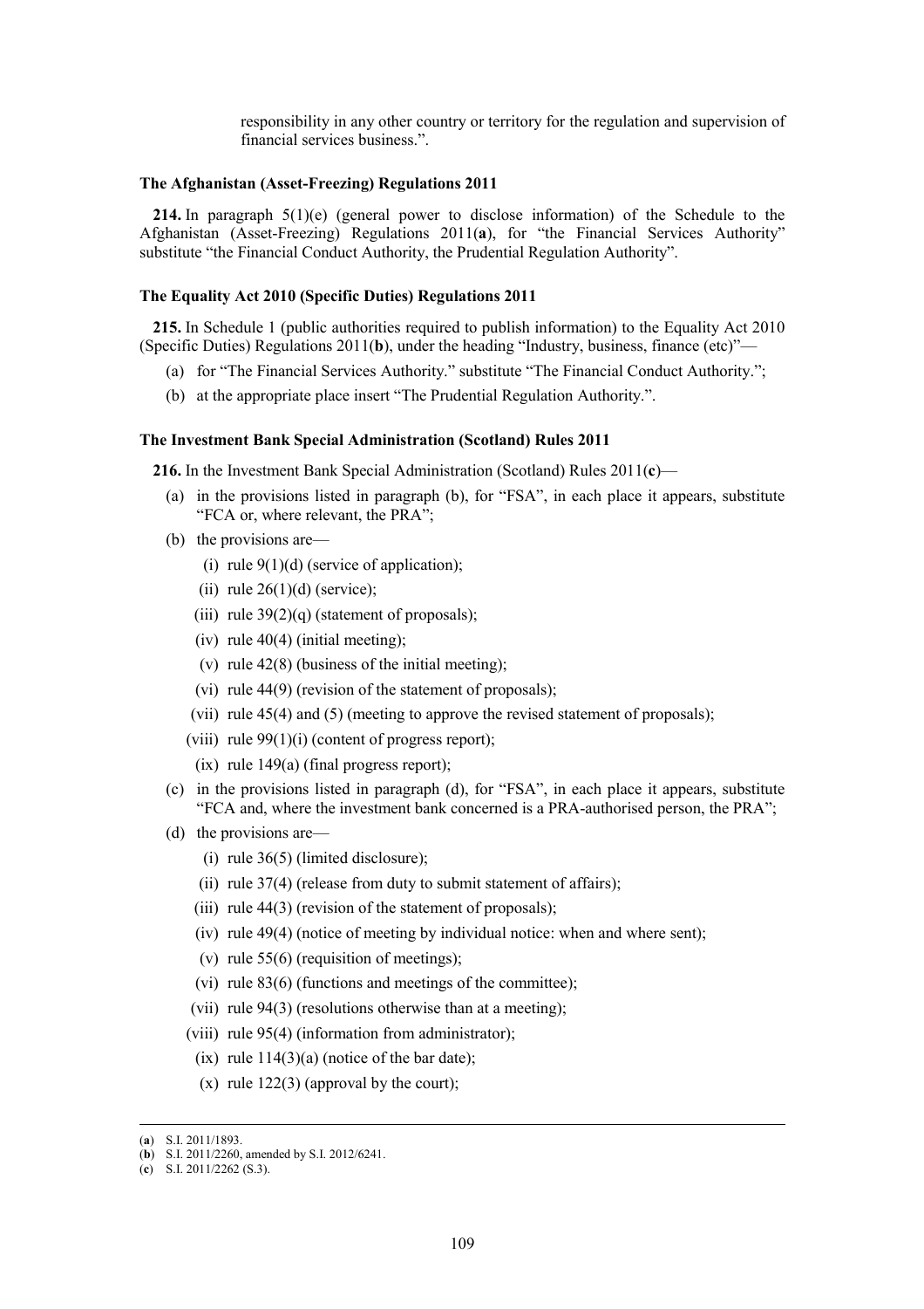responsibility in any other country or territory for the regulation and supervision of financial services business.".

**The Afghanistan (Asset-Freezing) Regulations 2011**

**214.** In paragraph 5(1)(e) (general power to disclose information) of the Schedule to the Afghanistan (Asset-Freezing) Regulations 2011(**a**), for "the Financial Services Authority" substitute "the Financial Conduct Authority, the Prudential Regulation Authority".

**The Equality Act 2010 (Specific Duties) Regulations 2011**

**215.** In Schedule 1 (public authorities required to publish information) to the Equality Act 2010 (Specific Duties) Regulations 2011(**b**), under the heading "Industry, business, finance (etc)"—

- (a) for "The Financial Services Authority." substitute "The Financial Conduct Authority.";
- (b) at the appropriate place insert "The Prudential Regulation Authority.".

**The Investment Bank Special Administration (Scotland) Rules 2011**

**216.** In the Investment Bank Special Administration (Scotland) Rules 2011(**c**)—

- (a) in the provisions listed in paragraph (b), for "FSA", in each place it appears, substitute "FCA or, where relevant, the PRA";
- (b) the provisions are—
  - (i) rule 9(1)(d) (service of application);
  - (ii) rule 26(1)(d) (service);
  - (iii) rule 39(2)(q) (statement of proposals);
  - (iv) rule 40(4) (initial meeting);
  - (v) rule 42(8) (business of the initial meeting);
  - (vi) rule 44(9) (revision of the statement of proposals);
  - (vii) rule 45(4) and (5) (meeting to approve the revised statement of proposals);
  - (viii) rule 99(1)(i) (content of progress report);
  - (ix) rule 149(a) (final progress report);
- (c) in the provisions listed in paragraph (d), for "FSA", in each place it appears, substitute "FCA and, where the investment bank concerned is a PRA-authorised person, the PRA";
- (d) the provisions are—
  - (i) rule 36(5) (limited disclosure);
  - (ii) rule 37(4) (release from duty to submit statement of affairs);
  - (iii) rule 44(3) (revision of the statement of proposals);
  - (iv) rule 49(4) (notice of meeting by individual notice: when and where sent);
  - (v) rule 55(6) (requisition of meetings);
  - (vi) rule 83(6) (functions and meetings of the committee);
  - (vii) rule 94(3) (resolutions otherwise than at a meeting);
  - (viii) rule 95(4) (information from administrator);
  - (ix) rule 114(3)(a) (notice of the bar date);
  - (x) rule 122(3) (approval by the court);

---

(**a**) S.I. 2011/1893.

(**b**) S.I. 2011/2260, amended by S.I. 2012/6241.

(**c**) S.I. 2011/2262 (S.3).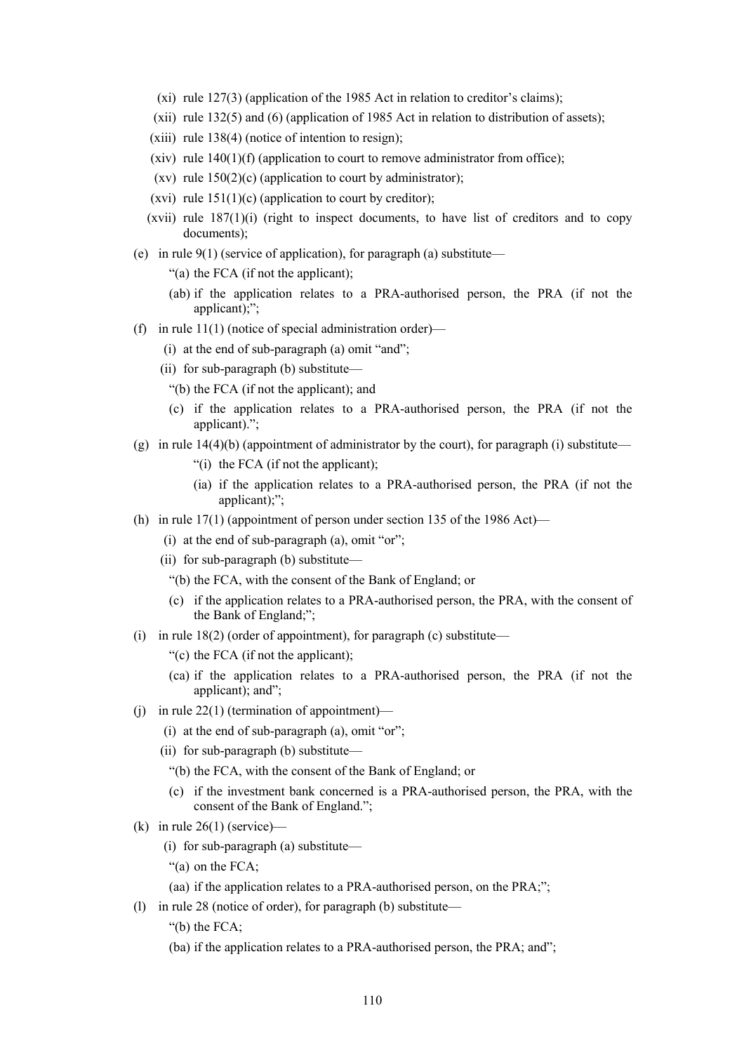- (xi) rule 127(3) (application of the 1985 Act in relation to creditor's claims);
- (xii) rule 132(5) and (6) (application of 1985 Act in relation to distribution of assets);
- (xiii) rule 138(4) (notice of intention to resign);
- (xiv) rule 140(1)(f) (application to court to remove administrator from office);
- (xv) rule 150(2)(c) (application to court by administrator);
- (xvi) rule 151(1)(c) (application to court by creditor);
- (xvii) rule 187(1)(i) (right to inspect documents, to have list of creditors and to copy documents);

(e) in rule 9(1) (service of application), for paragraph (a) substitute—

"(a) the FCA (if not the applicant);

(ab) if the application relates to a PRA-authorised person, the PRA (if not the applicant);";

(f) in rule 11(1) (notice of special administration order)—

(i) at the end of sub-paragraph (a) omit "and";

(ii) for sub-paragraph (b) substitute—

"(b) the FCA (if not the applicant); and

(c) if the application relates to a PRA-authorised person, the PRA (if not the applicant).";

(g) in rule 14(4)(b) (appointment of administrator by the court), for paragraph (i) substitute—

"(i) the FCA (if not the applicant);

(ia) if the application relates to a PRA-authorised person, the PRA (if not the applicant);";

(h) in rule 17(1) (appointment of person under section 135 of the 1986 Act)—

(i) at the end of sub-paragraph (a), omit "or";

(ii) for sub-paragraph (b) substitute—

"(b) the FCA, with the consent of the Bank of England; or

(c) if the application relates to a PRA-authorised person, the PRA, with the consent of the Bank of England;";

(i) in rule 18(2) (order of appointment), for paragraph (c) substitute—

"(c) the FCA (if not the applicant);

(ca) if the application relates to a PRA-authorised person, the PRA (if not the applicant); and";

(j) in rule 22(1) (termination of appointment)—

(i) at the end of sub-paragraph (a), omit "or";

(ii) for sub-paragraph (b) substitute—

"(b) the FCA, with the consent of the Bank of England; or

(c) if the investment bank concerned is a PRA-authorised person, the PRA, with the consent of the Bank of England.";

(k) in rule 26(1) (service)—

(i) for sub-paragraph (a) substitute—

"(a) on the FCA;

(aa) if the application relates to a PRA-authorised person, on the PRA;";

(l) in rule 28 (notice of order), for paragraph (b) substitute—

"(b) the FCA;

(ba) if the application relates to a PRA-authorised person, the PRA; and";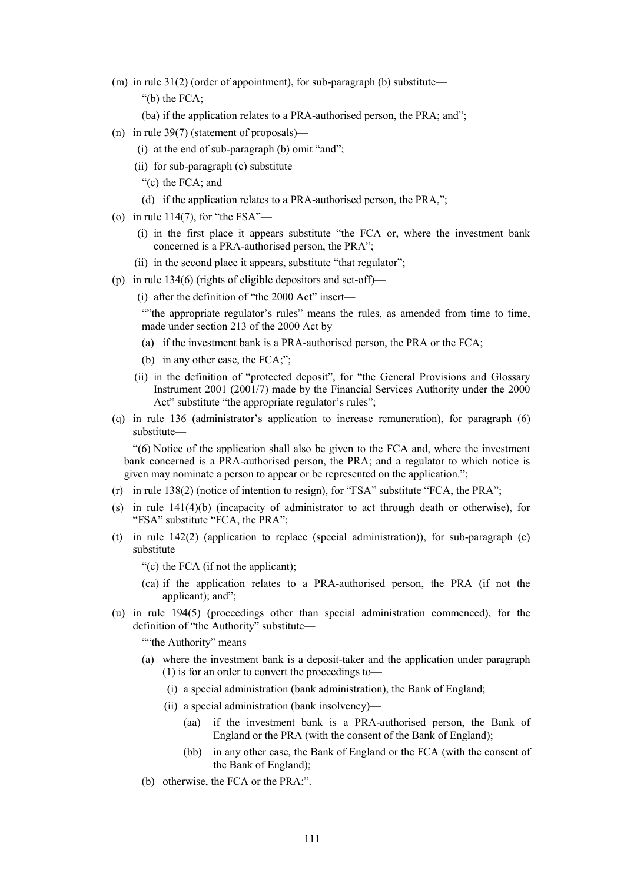(m) in rule 31(2) (order of appointment), for sub-paragraph (b) substitute—

"(b) the FCA;

(ba) if the application relates to a PRA-authorised person, the PRA; and";

(n) in rule 39(7) (statement of proposals)—

(i) at the end of sub-paragraph (b) omit "and";

(ii) for sub-paragraph (c) substitute—

"(c) the FCA; and

(d) if the application relates to a PRA-authorised person, the PRA,";

(o) in rule 114(7), for "the FSA"—

(i) in the first place it appears substitute "the FCA or, where the investment bank concerned is a PRA-authorised person, the PRA";

(ii) in the second place it appears, substitute "that regulator";

(p) in rule 134(6) (rights of eligible depositors and set-off)—

(i) after the definition of "the 2000 Act" insert—

""the appropriate regulator's rules" means the rules, as amended from time to time, made under section 213 of the 2000 Act by—

(a) if the investment bank is a PRA-authorised person, the PRA or the FCA;

(b) in any other case, the FCA;";

(ii) in the definition of "protected deposit", for "the General Provisions and Glossary Instrument 2001 (2001/7) made by the Financial Services Authority under the 2000 Act" substitute "the appropriate regulator's rules";

(q) in rule 136 (administrator's application to increase remuneration), for paragraph (6) substitute—

"(6) Notice of the application shall also be given to the FCA and, where the investment bank concerned is a PRA-authorised person, the PRA; and a regulator to which notice is given may nominate a person to appear or be represented on the application.";

(r) in rule 138(2) (notice of intention to resign), for "FSA" substitute "FCA, the PRA";

(s) in rule 141(4)(b) (incapacity of administrator to act through death or otherwise), for "FSA" substitute "FCA, the PRA";

(t) in rule 142(2) (application to replace (special administration)), for sub-paragraph (c) substitute—

"(c) the FCA (if not the applicant);

(ca) if the application relates to a PRA-authorised person, the PRA (if not the applicant); and";

(u) in rule 194(5) (proceedings other than special administration commenced), for the definition of "the Authority" substitute—

""the Authority" means—

(a) where the investment bank is a deposit-taker and the application under paragraph (1) is for an order to convert the proceedings to—

(i) a special administration (bank administration), the Bank of England;

(ii) a special administration (bank insolvency)—

(aa) if the investment bank is a PRA-authorised person, the Bank of England or the PRA (with the consent of the Bank of England);

(bb) in any other case, the Bank of England or the FCA (with the consent of the Bank of England);

(b) otherwise, the FCA or the PRA;".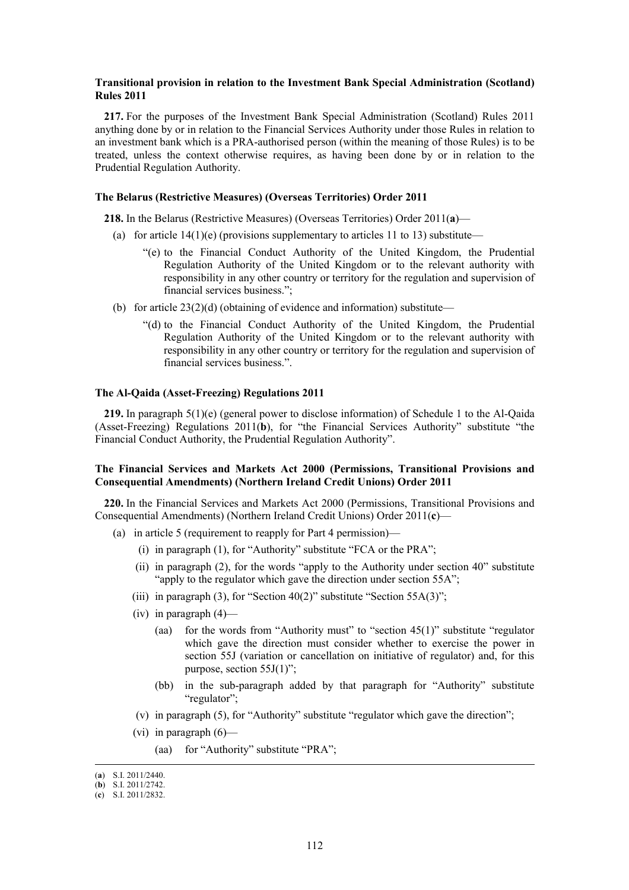**Transitional provision in relation to the Investment Bank Special Administration (Scotland) Rules 2011**

**217.** For the purposes of the Investment Bank Special Administration (Scotland) Rules 2011 anything done by or in relation to the Financial Services Authority under those Rules in relation to an investment bank which is a PRA-authorised person (within the meaning of those Rules) is to be treated, unless the context otherwise requires, as having been done by or in relation to the Prudential Regulation Authority.

**The Belarus (Restrictive Measures) (Overseas Territories) Order 2011**

**218.** In the Belarus (Restrictive Measures) (Overseas Territories) Order 2011(**a**)—

- (a) for article 14(1)(e) (provisions supplementary to articles 11 to 13) substitute—
  - "(e) to the Financial Conduct Authority of the United Kingdom, the Prudential Regulation Authority of the United Kingdom or to the relevant authority with responsibility in any other country or territory for the regulation and supervision of financial services business.";
- (b) for article 23(2)(d) (obtaining of evidence and information) substitute—
  - "(d) to the Financial Conduct Authority of the United Kingdom, the Prudential Regulation Authority of the United Kingdom or to the relevant authority with responsibility in any other country or territory for the regulation and supervision of financial services business.".

**The Al-Qaida (Asset-Freezing) Regulations 2011**

**219.** In paragraph 5(1)(e) (general power to disclose information) of Schedule 1 to the Al-Qaida (Asset-Freezing) Regulations 2011(**b**), for "the Financial Services Authority" substitute "the Financial Conduct Authority, the Prudential Regulation Authority".

**The Financial Services and Markets Act 2000 (Permissions, Transitional Provisions and Consequential Amendments) (Northern Ireland Credit Unions) Order 2011**

**220.** In the Financial Services and Markets Act 2000 (Permissions, Transitional Provisions and Consequential Amendments) (Northern Ireland Credit Unions) Order 2011(**c**)—

- (a) in article 5 (requirement to reapply for Part 4 permission)—
  - (i) in paragraph (1), for "Authority" substitute "FCA or the PRA";
  - (ii) in paragraph (2), for the words "apply to the Authority under section 40" substitute "apply to the regulator which gave the direction under section 55A";
  - (iii) in paragraph (3), for "Section 40(2)" substitute "Section 55A(3)";
  - (iv) in paragraph (4)—
    - (aa) for the words from "Authority must" to "section 45(1)" substitute "regulator which gave the direction must consider whether to exercise the power in section 55J (variation or cancellation on initiative of regulator) and, for this purpose, section 55J(1)";
    - (bb) in the sub-paragraph added by that paragraph for "Authority" substitute "regulator";
  - (v) in paragraph (5), for "Authority" substitute "regulator which gave the direction";
  - (vi) in paragraph (6)—
    - (aa) for "Authority" substitute "PRA";

(**a**) S.I. 2011/2440.
(**b**) S.I. 2011/2742.
(**c**) S.I. 2011/2832.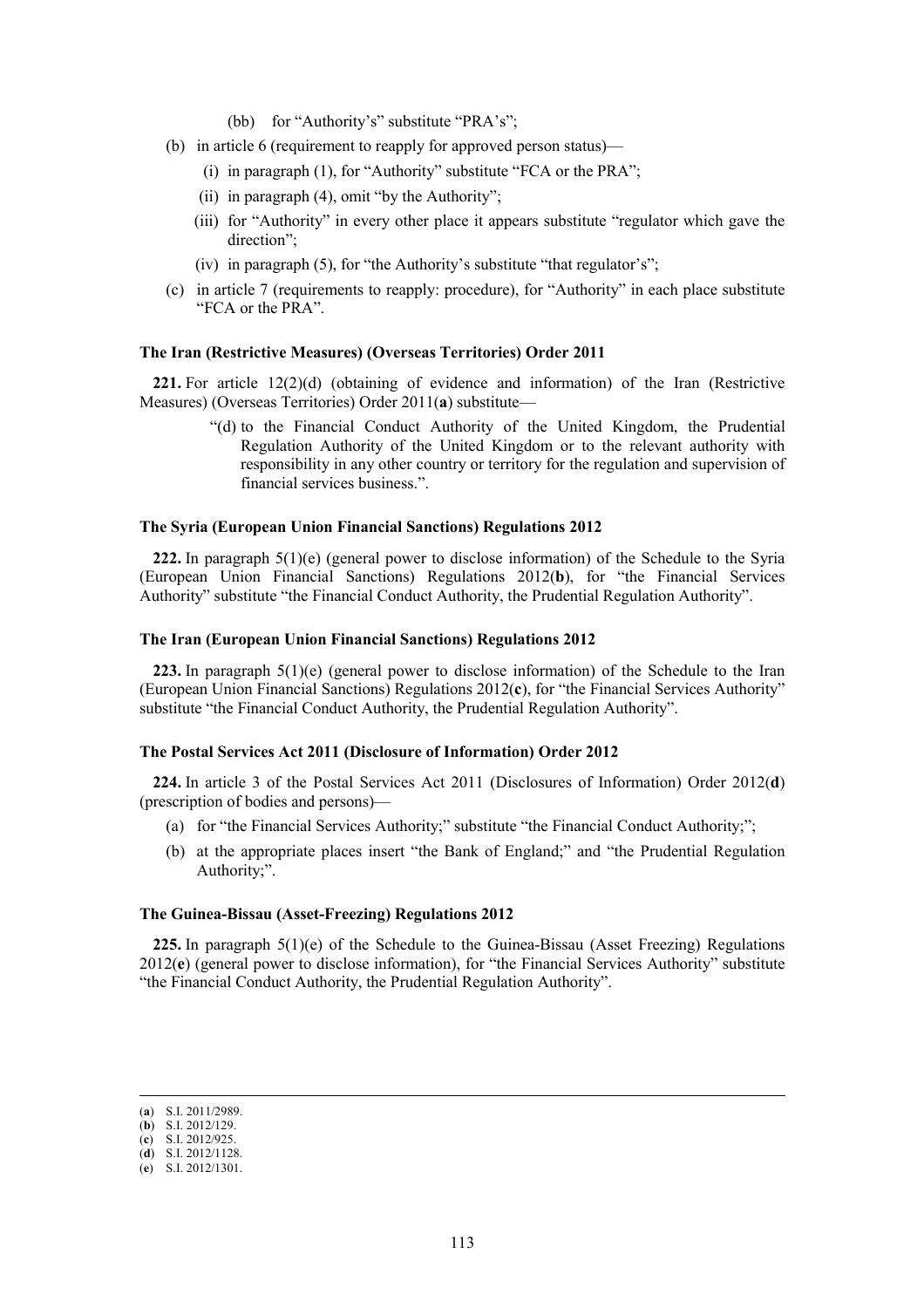(bb) for "Authority's" substitute "PRA's";

(b) in article 6 (requirement to reapply for approved person status)—

(i) in paragraph (1), for "Authority" substitute "FCA or the PRA";

(ii) in paragraph (4), omit "by the Authority";

(iii) for "Authority" in every other place it appears substitute "regulator which gave the direction";

(iv) in paragraph (5), for "the Authority's substitute "that regulator's";

(c) in article 7 (requirements to reapply: procedure), for "Authority" in each place substitute "FCA or the PRA".

**The Iran (Restrictive Measures) (Overseas Territories) Order 2011**

**221.** For article 12(2)(d) (obtaining of evidence and information) of the Iran (Restrictive Measures) (Overseas Territories) Order 2011(**a**) substitute—

> "(d) to the Financial Conduct Authority of the United Kingdom, the Prudential Regulation Authority of the United Kingdom or to the relevant authority with responsibility in any other country or territory for the regulation and supervision of financial services business.".

**The Syria (European Union Financial Sanctions) Regulations 2012**

**222.** In paragraph 5(1)(e) (general power to disclose information) of the Schedule to the Syria (European Union Financial Sanctions) Regulations 2012(**b**), for "the Financial Services Authority" substitute "the Financial Conduct Authority, the Prudential Regulation Authority".

**The Iran (European Union Financial Sanctions) Regulations 2012**

**223.** In paragraph 5(1)(e) (general power to disclose information) of the Schedule to the Iran (European Union Financial Sanctions) Regulations 2012(**c**), for "the Financial Services Authority" substitute "the Financial Conduct Authority, the Prudential Regulation Authority".

**The Postal Services Act 2011 (Disclosure of Information) Order 2012**

**224.** In article 3 of the Postal Services Act 2011 (Disclosures of Information) Order 2012(**d**) (prescription of bodies and persons)—

(a) for "the Financial Services Authority;" substitute "the Financial Conduct Authority;";

(b) at the appropriate places insert "the Bank of England;" and "the Prudential Regulation Authority;".

**The Guinea-Bissau (Asset-Freezing) Regulations 2012**

**225.** In paragraph 5(1)(e) of the Schedule to the Guinea-Bissau (Asset Freezing) Regulations 2012(**e**) (general power to disclose information), for "the Financial Services Authority" substitute "the Financial Conduct Authority, the Prudential Regulation Authority".

---

(**a**) S.I. 2011/2989.
(**b**) S.I. 2012/129.
(**c**) S.I. 2012/925.
(**d**) S.I. 2012/1128.
(**e**) S.I. 2012/1301.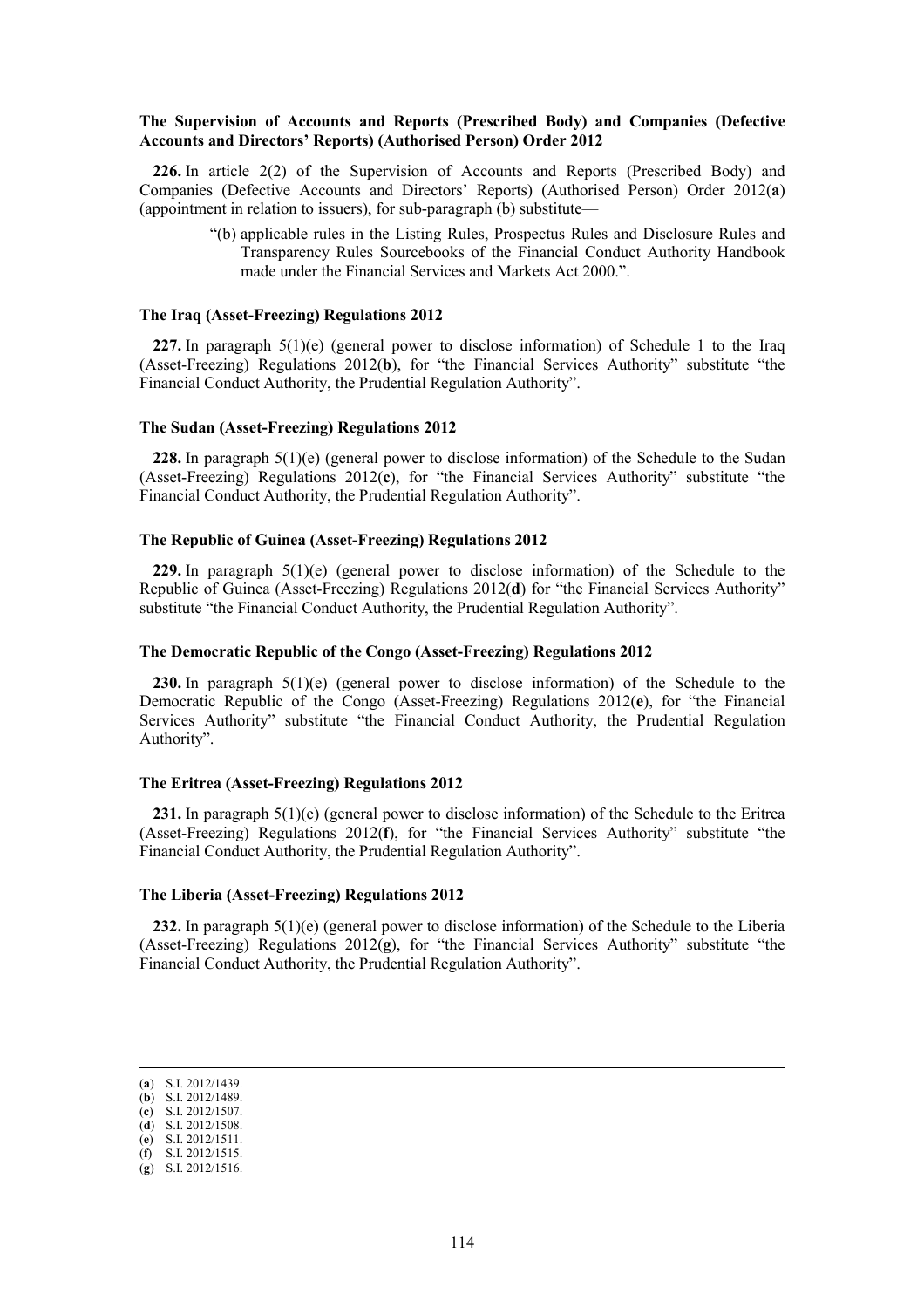**The Supervision of Accounts and Reports (Prescribed Body) and Companies (Defective Accounts and Directors' Reports) (Authorised Person) Order 2012**

**226.** In article 2(2) of the Supervision of Accounts and Reports (Prescribed Body) and Companies (Defective Accounts and Directors' Reports) (Authorised Person) Order 2012(**a**) (appointment in relation to issuers), for sub-paragraph (b) substitute—

> "(b) applicable rules in the Listing Rules, Prospectus Rules and Disclosure Rules and Transparency Rules Sourcebooks of the Financial Conduct Authority Handbook made under the Financial Services and Markets Act 2000.".

**The Iraq (Asset-Freezing) Regulations 2012**

**227.** In paragraph 5(1)(e) (general power to disclose information) of Schedule 1 to the Iraq (Asset-Freezing) Regulations 2012(**b**), for "the Financial Services Authority" substitute "the Financial Conduct Authority, the Prudential Regulation Authority".

**The Sudan (Asset-Freezing) Regulations 2012**

**228.** In paragraph 5(1)(e) (general power to disclose information) of the Schedule to the Sudan (Asset-Freezing) Regulations 2012(**c**), for "the Financial Services Authority" substitute "the Financial Conduct Authority, the Prudential Regulation Authority".

**The Republic of Guinea (Asset-Freezing) Regulations 2012**

**229.** In paragraph 5(1)(e) (general power to disclose information) of the Schedule to the Republic of Guinea (Asset-Freezing) Regulations 2012(**d**) for "the Financial Services Authority" substitute "the Financial Conduct Authority, the Prudential Regulation Authority".

**The Democratic Republic of the Congo (Asset-Freezing) Regulations 2012**

**230.** In paragraph 5(1)(e) (general power to disclose information) of the Schedule to the Democratic Republic of the Congo (Asset-Freezing) Regulations 2012(**e**), for "the Financial Services Authority" substitute "the Financial Conduct Authority, the Prudential Regulation Authority".

**The Eritrea (Asset-Freezing) Regulations 2012**

**231.** In paragraph 5(1)(e) (general power to disclose information) of the Schedule to the Eritrea (Asset-Freezing) Regulations 2012(**f**), for "the Financial Services Authority" substitute "the Financial Conduct Authority, the Prudential Regulation Authority".

**The Liberia (Asset-Freezing) Regulations 2012**

**232.** In paragraph 5(1)(e) (general power to disclose information) of the Schedule to the Liberia (Asset-Freezing) Regulations 2012(**g**), for "the Financial Services Authority" substitute "the Financial Conduct Authority, the Prudential Regulation Authority".

---

(**a**) S.I. 2012/1439.
(**b**) S.I. 2012/1489.
(**c**) S.I. 2012/1507.
(**d**) S.I. 2012/1508.
(**e**) S.I. 2012/1511.
(**f**) S.I. 2012/1515.
(**g**) S.I. 2012/1516.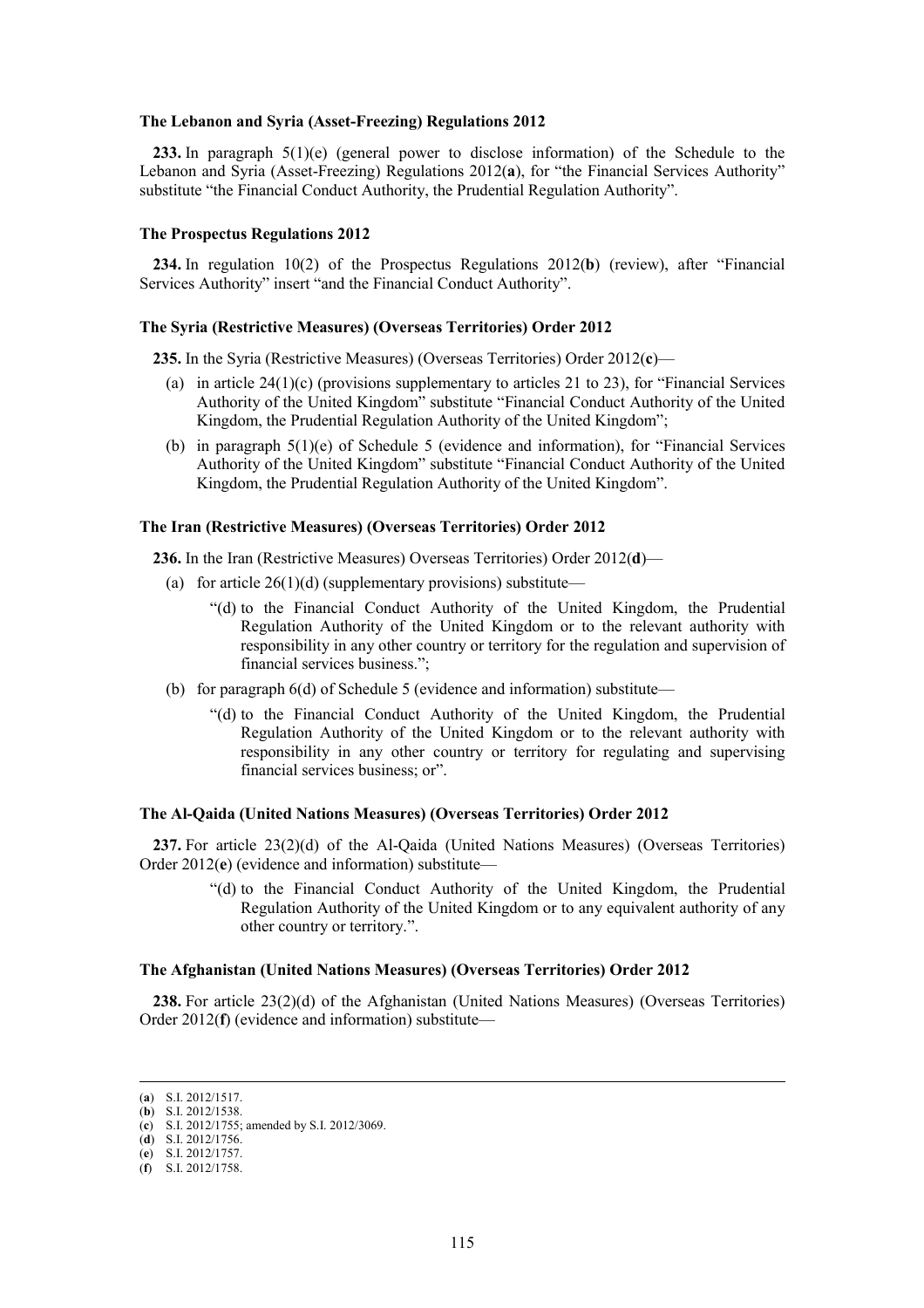**The Lebanon and Syria (Asset-Freezing) Regulations 2012**

**233.** In paragraph 5(1)(e) (general power to disclose information) of the Schedule to the Lebanon and Syria (Asset-Freezing) Regulations 2012(**a**), for "the Financial Services Authority" substitute "the Financial Conduct Authority, the Prudential Regulation Authority".

**The Prospectus Regulations 2012**

**234.** In regulation 10(2) of the Prospectus Regulations 2012(**b**) (review), after "Financial Services Authority" insert "and the Financial Conduct Authority".

**The Syria (Restrictive Measures) (Overseas Territories) Order 2012**

**235.** In the Syria (Restrictive Measures) (Overseas Territories) Order 2012(**c**)—

(a) in article 24(1)(c) (provisions supplementary to articles 21 to 23), for "Financial Services Authority of the United Kingdom" substitute "Financial Conduct Authority of the United Kingdom, the Prudential Regulation Authority of the United Kingdom";

(b) in paragraph 5(1)(e) of Schedule 5 (evidence and information), for "Financial Services Authority of the United Kingdom" substitute "Financial Conduct Authority of the United Kingdom, the Prudential Regulation Authority of the United Kingdom".

**The Iran (Restrictive Measures) (Overseas Territories) Order 2012**

**236.** In the Iran (Restrictive Measures) Overseas Territories) Order 2012(**d**)—

(a) for article 26(1)(d) (supplementary provisions) substitute—

"(d) to the Financial Conduct Authority of the United Kingdom, the Prudential Regulation Authority of the United Kingdom or to the relevant authority with responsibility in any other country or territory for the regulation and supervision of financial services business.";

(b) for paragraph 6(d) of Schedule 5 (evidence and information) substitute—

"(d) to the Financial Conduct Authority of the United Kingdom, the Prudential Regulation Authority of the United Kingdom or to the relevant authority with responsibility in any other country or territory for regulating and supervising financial services business; or".

**The Al-Qaida (United Nations Measures) (Overseas Territories) Order 2012**

**237.** For article 23(2)(d) of the Al-Qaida (United Nations Measures) (Overseas Territories) Order 2012(**e**) (evidence and information) substitute—

"(d) to the Financial Conduct Authority of the United Kingdom, the Prudential Regulation Authority of the United Kingdom or to any equivalent authority of any other country or territory.".

**The Afghanistan (United Nations Measures) (Overseas Territories) Order 2012**

**238.** For article 23(2)(d) of the Afghanistan (United Nations Measures) (Overseas Territories) Order 2012(**f**) (evidence and information) substitute—

---

(**a**) S.I. 2012/1517.
(**b**) S.I. 2012/1538.
(**c**) S.I. 2012/1755; amended by S.I. 2012/3069.
(**d**) S.I. 2012/1756.
(**e**) S.I. 2012/1757.
(**f**) S.I. 2012/1758.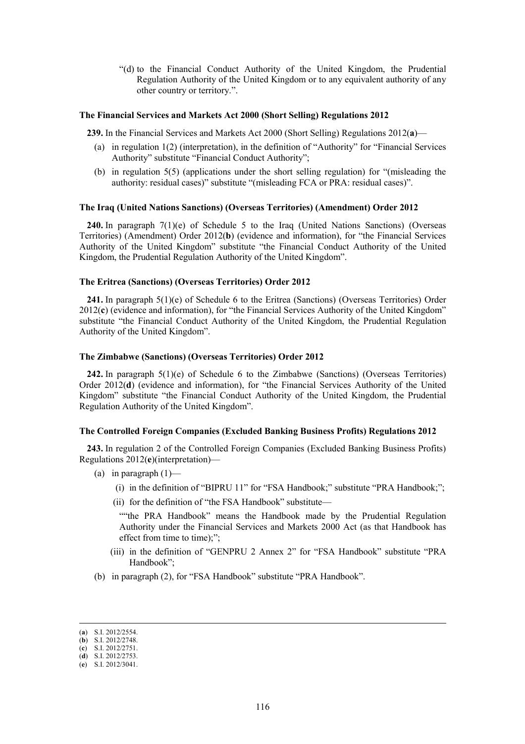"(d) to the Financial Conduct Authority of the United Kingdom, the Prudential Regulation Authority of the United Kingdom or to any equivalent authority of any other country or territory.".

**The Financial Services and Markets Act 2000 (Short Selling) Regulations 2012**

**239.** In the Financial Services and Markets Act 2000 (Short Selling) Regulations 2012(**a**)—

(a) in regulation 1(2) (interpretation), in the definition of "Authority" for "Financial Services Authority" substitute "Financial Conduct Authority";

(b) in regulation 5(5) (applications under the short selling regulation) for "(misleading the authority: residual cases)" substitute "(misleading FCA or PRA: residual cases)".

**The Iraq (United Nations Sanctions) (Overseas Territories) (Amendment) Order 2012**

**240.** In paragraph 7(1)(e) of Schedule 5 to the Iraq (United Nations Sanctions) (Overseas Territories) (Amendment) Order 2012(**b**) (evidence and information), for "the Financial Services Authority of the United Kingdom" substitute "the Financial Conduct Authority of the United Kingdom, the Prudential Regulation Authority of the United Kingdom".

**The Eritrea (Sanctions) (Overseas Territories) Order 2012**

**241.** In paragraph 5(1)(e) of Schedule 6 to the Eritrea (Sanctions) (Overseas Territories) Order 2012(**c**) (evidence and information), for "the Financial Services Authority of the United Kingdom" substitute "the Financial Conduct Authority of the United Kingdom, the Prudential Regulation Authority of the United Kingdom".

**The Zimbabwe (Sanctions) (Overseas Territories) Order 2012**

**242.** In paragraph 5(1)(e) of Schedule 6 to the Zimbabwe (Sanctions) (Overseas Territories) Order 2012(**d**) (evidence and information), for "the Financial Services Authority of the United Kingdom" substitute "the Financial Conduct Authority of the United Kingdom, the Prudential Regulation Authority of the United Kingdom".

**The Controlled Foreign Companies (Excluded Banking Business Profits) Regulations 2012**

**243.** In regulation 2 of the Controlled Foreign Companies (Excluded Banking Business Profits) Regulations 2012(**e**)(interpretation)—

(a) in paragraph (1)—

(i) in the definition of "BIPRU 11" for "FSA Handbook;" substitute "PRA Handbook;";

(ii) for the definition of "the FSA Handbook" substitute—

""the PRA Handbook" means the Handbook made by the Prudential Regulation Authority under the Financial Services and Markets 2000 Act (as that Handbook has effect from time to time);";

(iii) in the definition of "GENPRU 2 Annex 2" for "FSA Handbook" substitute "PRA Handbook";

(b) in paragraph (2), for "FSA Handbook" substitute "PRA Handbook".

---

(**a**) S.I. 2012/2554.
(**b**) S.I. 2012/2748.
(**c**) S.I. 2012/2751.
(**d**) S.I. 2012/2753.
(**e**) S.I. 2012/3041.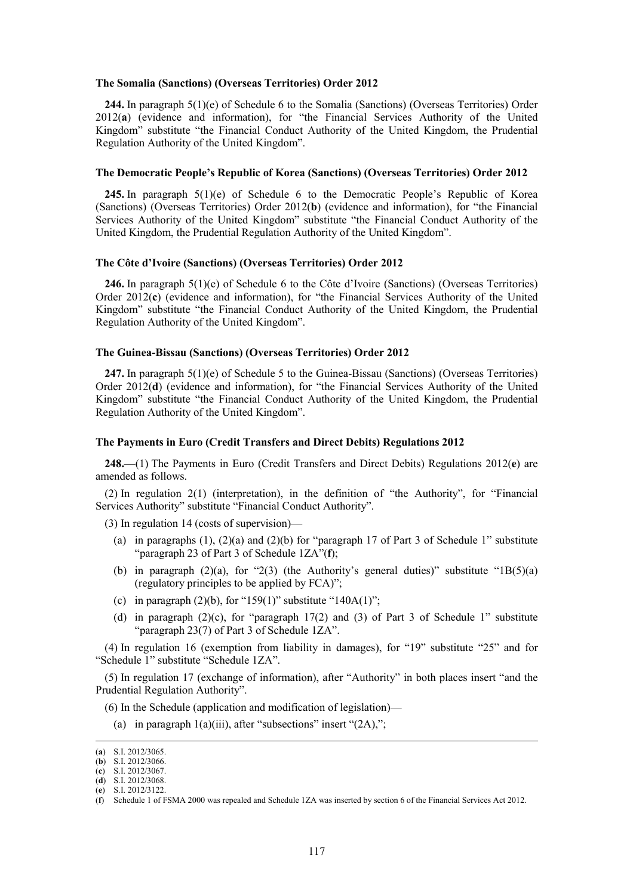**The Somalia (Sanctions) (Overseas Territories) Order 2012**

**244.** In paragraph 5(1)(e) of Schedule 6 to the Somalia (Sanctions) (Overseas Territories) Order 2012(**a**) (evidence and information), for "the Financial Services Authority of the United Kingdom" substitute "the Financial Conduct Authority of the United Kingdom, the Prudential Regulation Authority of the United Kingdom".

**The Democratic People's Republic of Korea (Sanctions) (Overseas Territories) Order 2012**

**245.** In paragraph 5(1)(e) of Schedule 6 to the Democratic People's Republic of Korea (Sanctions) (Overseas Territories) Order 2012(**b**) (evidence and information), for "the Financial Services Authority of the United Kingdom" substitute "the Financial Conduct Authority of the United Kingdom, the Prudential Regulation Authority of the United Kingdom".

**The Côte d'Ivoire (Sanctions) (Overseas Territories) Order 2012**

**246.** In paragraph 5(1)(e) of Schedule 6 to the Côte d'Ivoire (Sanctions) (Overseas Territories) Order 2012(**c**) (evidence and information), for "the Financial Services Authority of the United Kingdom" substitute "the Financial Conduct Authority of the United Kingdom, the Prudential Regulation Authority of the United Kingdom".

**The Guinea-Bissau (Sanctions) (Overseas Territories) Order 2012**

**247.** In paragraph 5(1)(e) of Schedule 5 to the Guinea-Bissau (Sanctions) (Overseas Territories) Order 2012(**d**) (evidence and information), for "the Financial Services Authority of the United Kingdom" substitute "the Financial Conduct Authority of the United Kingdom, the Prudential Regulation Authority of the United Kingdom".

**The Payments in Euro (Credit Transfers and Direct Debits) Regulations 2012**

**248.**—(1) The Payments in Euro (Credit Transfers and Direct Debits) Regulations 2012(**e**) are amended as follows.

(2) In regulation 2(1) (interpretation), in the definition of "the Authority", for "Financial Services Authority" substitute "Financial Conduct Authority".

(3) In regulation 14 (costs of supervision)—

(a) in paragraphs (1), (2)(a) and (2)(b) for "paragraph 17 of Part 3 of Schedule 1" substitute "paragraph 23 of Part 3 of Schedule 1ZA"(**f**);

(b) in paragraph (2)(a), for "2(3) (the Authority's general duties)" substitute "1B(5)(a) (regulatory principles to be applied by FCA)";

(c) in paragraph (2)(b), for "159(1)" substitute "140A(1)";

(d) in paragraph (2)(c), for "paragraph 17(2) and (3) of Part 3 of Schedule 1" substitute "paragraph 23(7) of Part 3 of Schedule 1ZA".

(4) In regulation 16 (exemption from liability in damages), for "19" substitute "25" and for "Schedule 1" substitute "Schedule 1ZA".

(5) In regulation 17 (exchange of information), after "Authority" in both places insert "and the Prudential Regulation Authority".

(6) In the Schedule (application and modification of legislation)—

(a) in paragraph 1(a)(iii), after "subsections" insert "(2A),";

---

(**a**) S.I. 2012/3065.
(**b**) S.I. 2012/3066.
(**c**) S.I. 2012/3067.
(**d**) S.I. 2012/3068.
(**e**) S.I. 2012/3122.
(**f**) Schedule 1 of FSMA 2000 was repealed and Schedule 1ZA was inserted by section 6 of the Financial Services Act 2012.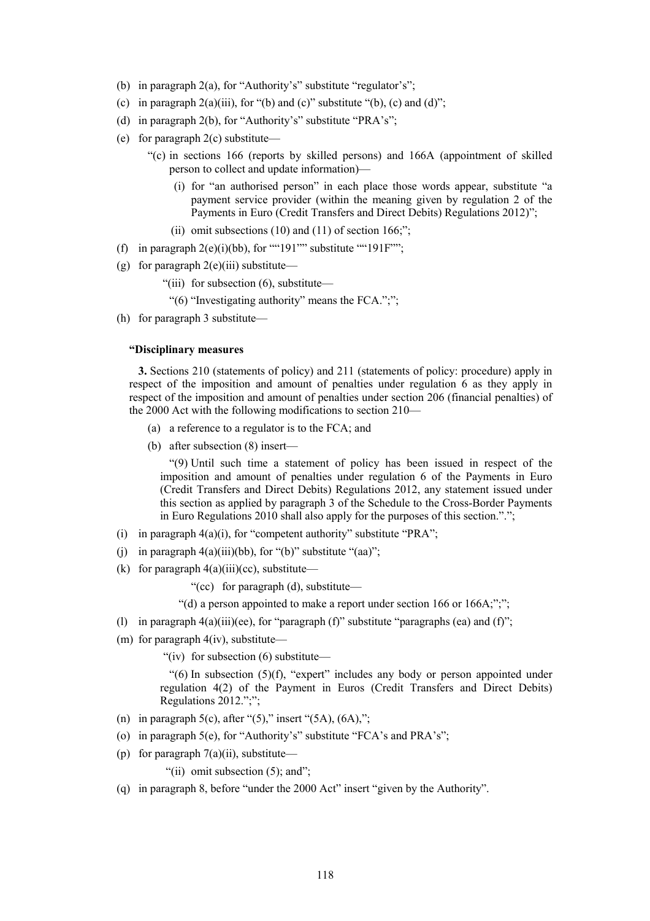(b) in paragraph 2(a), for "Authority's" substitute "regulator's";

(c) in paragraph 2(a)(iii), for "(b) and (c)" substitute "(b), (c) and (d)";

(d) in paragraph 2(b), for "Authority's" substitute "PRA's";

(e) for paragraph 2(c) substitute—

"(c) in sections 166 (reports by skilled persons) and 166A (appointment of skilled person to collect and update information)—

(i) for "an authorised person" in each place those words appear, substitute "a payment service provider (within the meaning given by regulation 2 of the Payments in Euro (Credit Transfers and Direct Debits) Regulations 2012)";

(ii) omit subsections (10) and (11) of section 166;";

(f) in paragraph 2(e)(i)(bb), for ""191"" substitute ""191F"";

(g) for paragraph 2(e)(iii) substitute—

"(iii) for subsection (6), substitute—

"(6) "Investigating authority" means the FCA.";";

(h) for paragraph 3 substitute—

**"Disciplinary measures**

**3.** Sections 210 (statements of policy) and 211 (statements of policy: procedure) apply in respect of the imposition and amount of penalties under regulation 6 as they apply in respect of the imposition and amount of penalties under section 206 (financial penalties) of the 2000 Act with the following modifications to section 210—

(a) a reference to a regulator is to the FCA; and

(b) after subsection (8) insert—

"(9) Until such time a statement of policy has been issued in respect of the imposition and amount of penalties under regulation 6 of the Payments in Euro (Credit Transfers and Direct Debits) Regulations 2012, any statement issued under this section as applied by paragraph 3 of the Schedule to the Cross-Border Payments in Euro Regulations 2010 shall also apply for the purposes of this section.".";

(i) in paragraph 4(a)(i), for "competent authority" substitute "PRA";

(j) in paragraph 4(a)(iii)(bb), for "(b)" substitute "(aa)";

(k) for paragraph 4(a)(iii)(cc), substitute—

"(cc) for paragraph (d), substitute—

"(d) a person appointed to make a report under section 166 or 166A;";";

(l) in paragraph 4(a)(iii)(ee), for "paragraph (f)" substitute "paragraphs (ea) and (f)";

(m) for paragraph 4(iv), substitute—

"(iv) for subsection (6) substitute—

"(6) In subsection (5)(f), "expert" includes any body or person appointed under regulation 4(2) of the Payment in Euros (Credit Transfers and Direct Debits) Regulations 2012.";";

(n) in paragraph 5(c), after "(5)," insert "(5A), (6A),";

(o) in paragraph 5(e), for "Authority's" substitute "FCA's and PRA's";

(p) for paragraph 7(a)(ii), substitute—

"(ii) omit subsection (5); and";

(q) in paragraph 8, before "under the 2000 Act" insert "given by the Authority".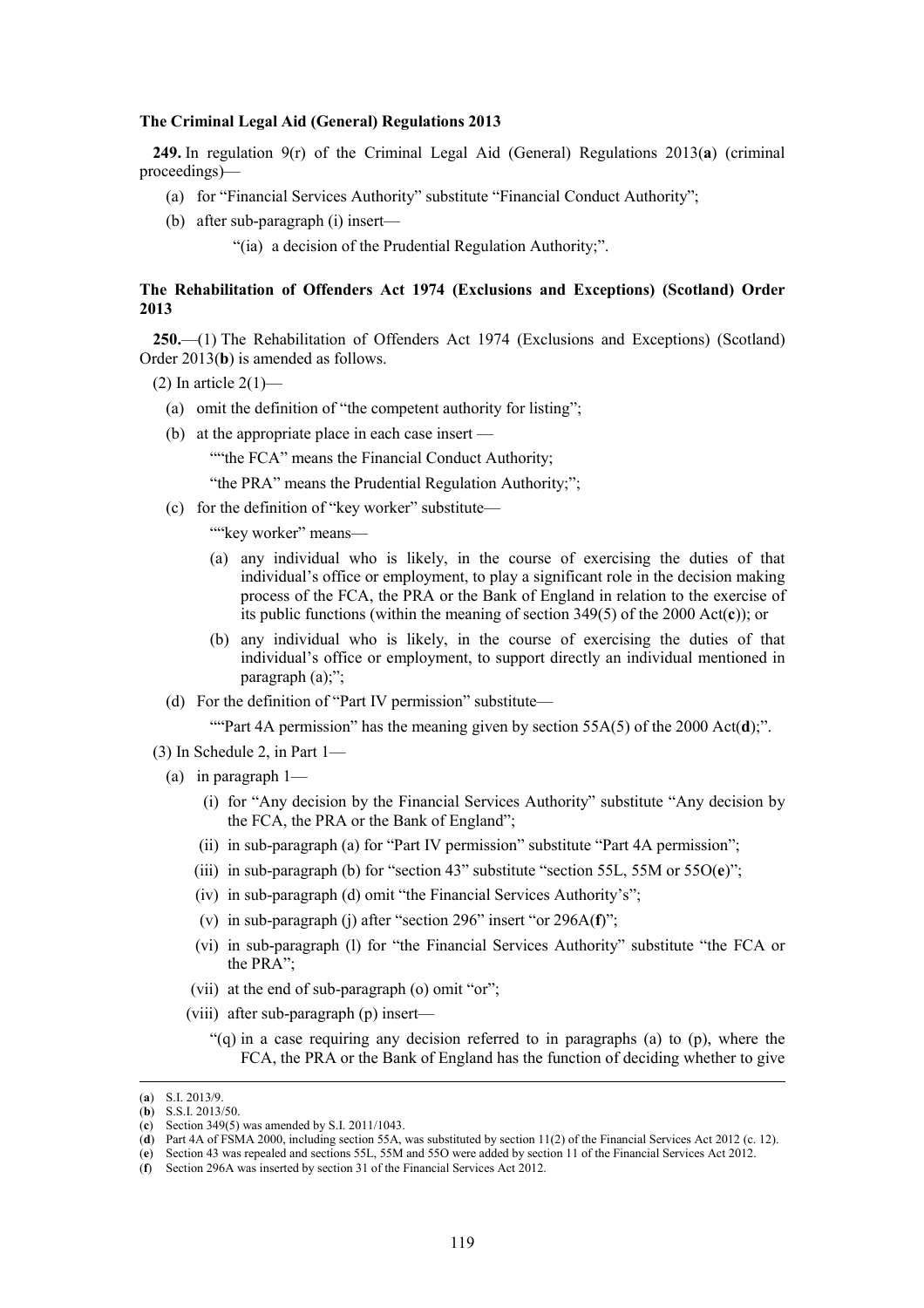**The Criminal Legal Aid (General) Regulations 2013**

**249.** In regulation 9(r) of the Criminal Legal Aid (General) Regulations 2013(**a**) (criminal proceedings)—

(a) for "Financial Services Authority" substitute "Financial Conduct Authority";

(b) after sub-paragraph (i) insert—

"(ia) a decision of the Prudential Regulation Authority;".

**The Rehabilitation of Offenders Act 1974 (Exclusions and Exceptions) (Scotland) Order 2013**

**250.**—(1) The Rehabilitation of Offenders Act 1974 (Exclusions and Exceptions) (Scotland) Order 2013(**b**) is amended as follows.

(2) In article 2(1)—

(a) omit the definition of "the competent authority for listing";

(b) at the appropriate place in each case insert —

""the FCA" means the Financial Conduct Authority;

"the PRA" means the Prudential Regulation Authority;";

(c) for the definition of "key worker" substitute—

""key worker" means—

(a) any individual who is likely, in the course of exercising the duties of that individual's office or employment, to play a significant role in the decision making process of the FCA, the PRA or the Bank of England in relation to the exercise of its public functions (within the meaning of section 349(5) of the 2000 Act(**c**)); or

(b) any individual who is likely, in the course of exercising the duties of that individual's office or employment, to support directly an individual mentioned in paragraph (a);";

(d) For the definition of "Part IV permission" substitute—

""Part 4A permission" has the meaning given by section 55A(5) of the 2000 Act(**d**);".

(3) In Schedule 2, in Part 1—

(a) in paragraph 1—

(i) for "Any decision by the Financial Services Authority" substitute "Any decision by the FCA, the PRA or the Bank of England";

(ii) in sub-paragraph (a) for "Part IV permission" substitute "Part 4A permission";

(iii) in sub-paragraph (b) for "section 43" substitute "section 55L, 55M or 55O(**e**)";

(iv) in sub-paragraph (d) omit "the Financial Services Authority's";

(v) in sub-paragraph (j) after "section 296" insert "or 296A(**f**)";

(vi) in sub-paragraph (l) for "the Financial Services Authority" substitute "the FCA or the PRA";

(vii) at the end of sub-paragraph (o) omit "or";

(viii) after sub-paragraph (p) insert—

"(q) in a case requiring any decision referred to in paragraphs (a) to (p), where the FCA, the PRA or the Bank of England has the function of deciding whether to give

---

(**a**) S.I. 2013/9.

(**b**) S.S.I. 2013/50.

(**c**) Section 349(5) was amended by S.I. 2011/1043.

(**d**) Part 4A of FSMA 2000, including section 55A, was substituted by section 11(2) of the Financial Services Act 2012 (c. 12).

(**e**) Section 43 was repealed and sections 55L, 55M and 55O were added by section 11 of the Financial Services Act 2012.

(**f**) Section 296A was inserted by section 31 of the Financial Services Act 2012.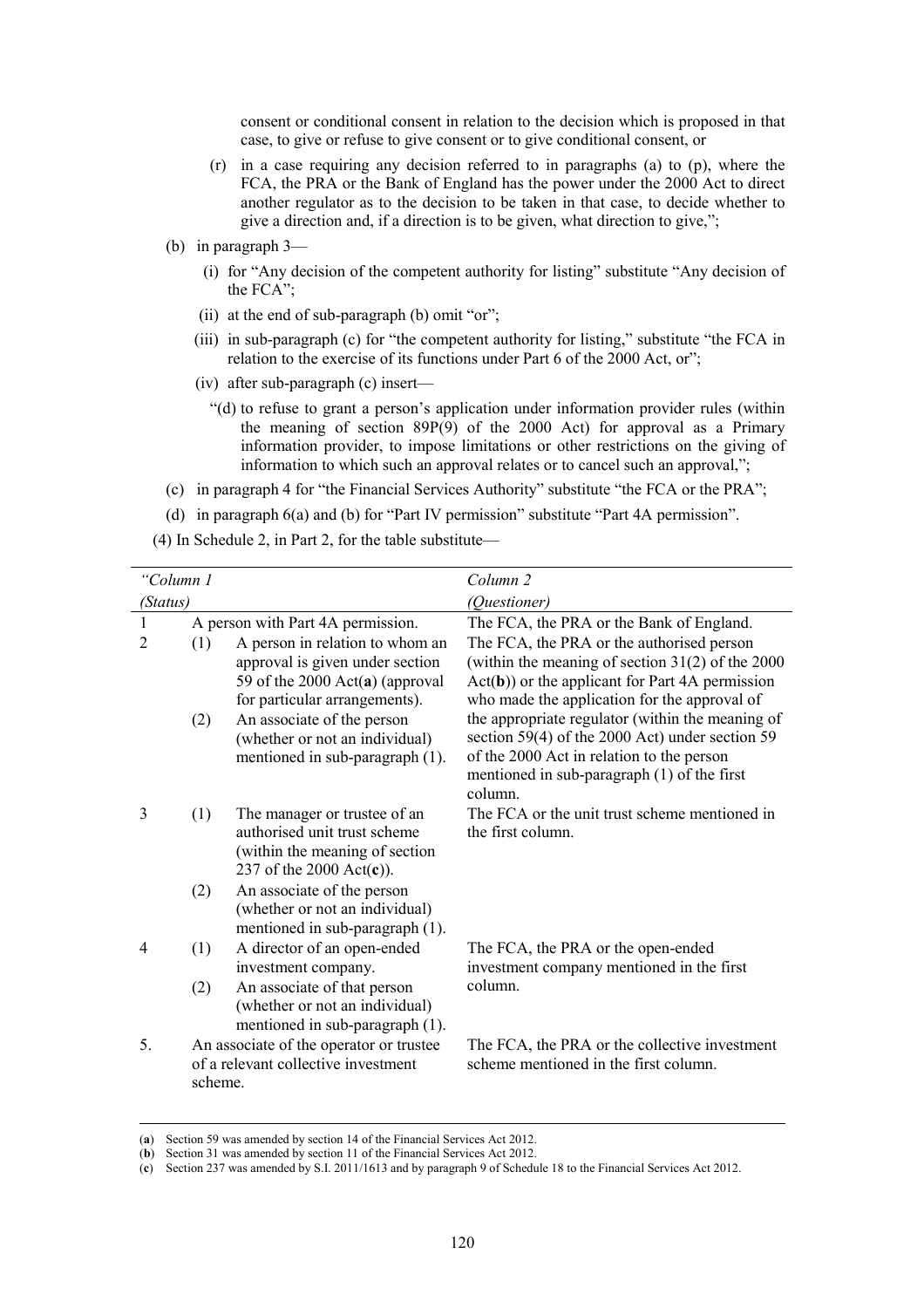consent or conditional consent in relation to the decision which is proposed in that case, to give or refuse to give consent or to give conditional consent, or

(r) in a case requiring any decision referred to in paragraphs (a) to (p), where the FCA, the PRA or the Bank of England has the power under the 2000 Act to direct another regulator as to the decision to be taken in that case, to decide whether to give a direction and, if a direction is to be given, what direction to give,";

(b) in paragraph 3—

(i) for "Any decision of the competent authority for listing" substitute "Any decision of the FCA";

(ii) at the end of sub-paragraph (b) omit "or";

(iii) in sub-paragraph (c) for "the competent authority for listing," substitute "the FCA in relation to the exercise of its functions under Part 6 of the 2000 Act, or";

(iv) after sub-paragraph (c) insert—

"(d) to refuse to grant a person's application under information provider rules (within the meaning of section 89P(9) of the 2000 Act) for approval as a Primary information provider, to impose limitations or other restrictions on the giving of information to which such an approval relates or to cancel such an approval,";

(c) in paragraph 4 for "the Financial Services Authority" substitute "the FCA or the PRA";

(d) in paragraph 6(a) and (b) for "Part IV permission" substitute "Part 4A permission".

(4) In Schedule 2, in Part 2, for the table substitute—

| "*Column 1* (*Status*) | *Column 2* (*Questioner*) |
|---|---|
| 1 A person with Part 4A permission. | The FCA, the PRA or the Bank of England. |
| 2 (1) A person in relation to whom an approval is given under section 59 of the 2000 Act(a) (approval for particular arrangements). (2) An associate of the person (whether or not an individual) mentioned in sub-paragraph (1). | The FCA, the PRA or the authorised person (within the meaning of section 31(2) of the 2000 Act(b)) or the applicant for Part 4A permission who made the application for the approval of the appropriate regulator (within the meaning of section 59(4) of the 2000 Act) under section 59 of the 2000 Act in relation to the person mentioned in sub-paragraph (1) of the first column. |
| 3 (1) The manager or trustee of an authorised unit trust scheme (within the meaning of section 237 of the 2000 Act(c)). (2) An associate of the person (whether or not an individual) mentioned in sub-paragraph (1). | The FCA or the unit trust scheme mentioned in the first column. |
| 4 (1) A director of an open-ended investment company. (2) An associate of that person (whether or not an individual) mentioned in sub-paragraph (1). | The FCA, the PRA or the open-ended investment company mentioned in the first column. |
| 5. An associate of the operator or trustee of a relevant collective investment scheme. | The FCA, the PRA or the collective investment scheme mentioned in the first column. |

(a) Section 59 was amended by section 14 of the Financial Services Act 2012.
(b) Section 31 was amended by section 11 of the Financial Services Act 2012.
(c) Section 237 was amended by S.I. 2011/1613 and by paragraph 9 of Schedule 18 to the Financial Services Act 2012.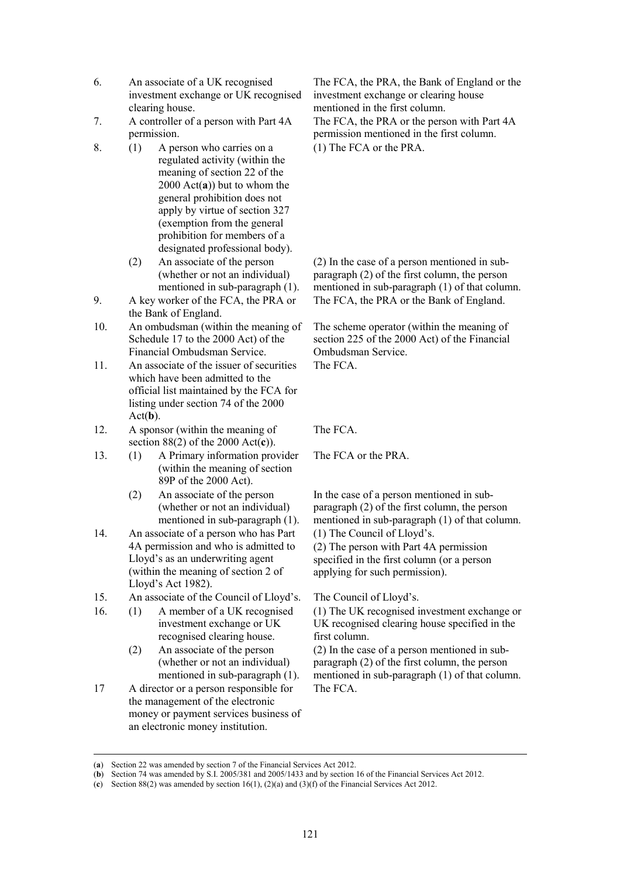| | | |
|---|---|---|
| 6. | An associate of a UK recognised investment exchange or UK recognised clearing house. | The FCA, the PRA, the Bank of England or the investment exchange or clearing house mentioned in the first column. |
| 7. | A controller of a person with Part 4A permission. | The FCA, the PRA or the person with Part 4A permission mentioned in the first column. |
| 8. | (1) A person who carries on a regulated activity (within the meaning of section 22 of the 2000 Act(**a**)) but to whom the general prohibition does not apply by virtue of section 327 (exemption from the general prohibition for members of a designated professional body). | (1) The FCA or the PRA. |
| | (2) An associate of the person (whether or not an individual) mentioned in sub-paragraph (1). | (2) In the case of a person mentioned in sub-paragraph (2) of the first column, the person mentioned in sub-paragraph (1) of that column. |
| 9. | A key worker of the FCA, the PRA or the Bank of England. | The FCA, the PRA or the Bank of England. |
| 10. | An ombudsman (within the meaning of Schedule 17 to the 2000 Act) of the Financial Ombudsman Service. | The scheme operator (within the meaning of section 225 of the 2000 Act) of the Financial Ombudsman Service. |
| 11. | An associate of the issuer of securities which have been admitted to the official list maintained by the FCA for listing under section 74 of the 2000 Act(**b**). | The FCA. |
| 12. | A sponsor (within the meaning of section 88(2) of the 2000 Act(**c**)). | The FCA. |
| 13. | (1) A Primary information provider (within the meaning of section 89P of the 2000 Act). | The FCA or the PRA. |
| | (2) An associate of the person (whether or not an individual) mentioned in sub-paragraph (1). | In the case of a person mentioned in sub-paragraph (2) of the first column, the person mentioned in sub-paragraph (1) of that column. |
| 14. | An associate of a person who has Part 4A permission and who is admitted to Lloyd's as an underwriting agent (within the meaning of section 2 of Lloyd's Act 1982). | (1) The Council of Lloyd's. (2) The person with Part 4A permission specified in the first column (or a person applying for such permission). |
| 15. | An associate of the Council of Lloyd's. | The Council of Lloyd's. |
| 16. | (1) A member of a UK recognised investment exchange or UK recognised clearing house. | (1) The UK recognised investment exchange or UK recognised clearing house specified in the first column. |
| | (2) An associate of the person (whether or not an individual) mentioned in sub-paragraph (1). | (2) In the case of a person mentioned in sub-paragraph (2) of the first column, the person mentioned in sub-paragraph (1) of that column. |
| 17 | A director or a person responsible for the management of the electronic money or payment services business of an electronic money institution. | The FCA. |

---

(**a**) Section 22 was amended by section 7 of the Financial Services Act 2012.

(**b**) Section 74 was amended by S.I. 2005/381 and 2005/1433 and by section 16 of the Financial Services Act 2012.

(**c**) Section 88(2) was amended by section 16(1), (2)(a) and (3)(f) of the Financial Services Act 2012.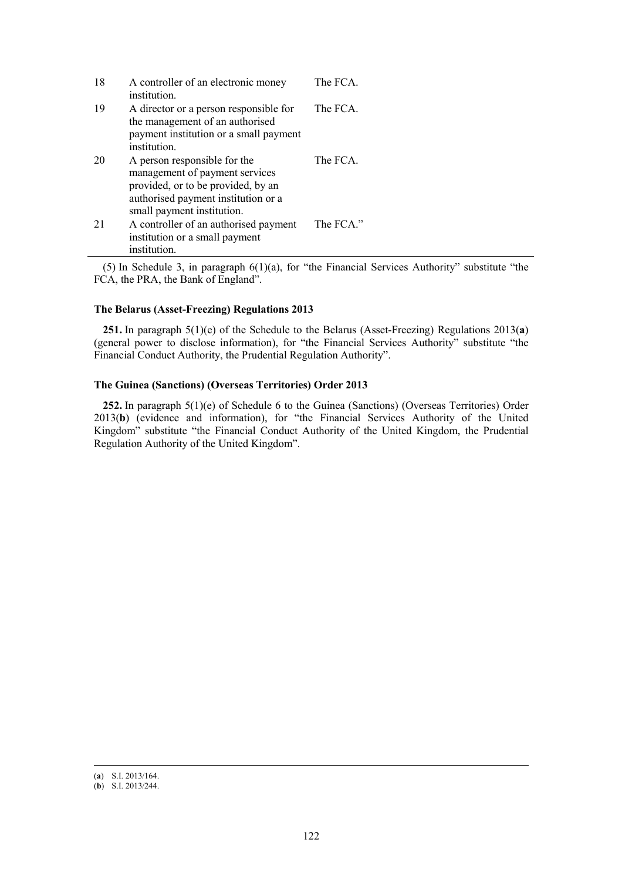| | | |
|---|---|---|
| 18 | A controller of an electronic money institution. | The FCA. |
| 19 | A director or a person responsible for the management of an authorised payment institution or a small payment institution. | The FCA. |
| 20 | A person responsible for the management of payment services provided, or to be provided, by an authorised payment institution or a small payment institution. | The FCA. |
| 21 | A controller of an authorised payment institution or a small payment institution. | The FCA.” |

(5) In Schedule 3, in paragraph 6(1)(a), for “the Financial Services Authority” substitute “the FCA, the PRA, the Bank of England”.

**The Belarus (Asset-Freezing) Regulations 2013**

**251.** In paragraph 5(1)(e) of the Schedule to the Belarus (Asset-Freezing) Regulations 2013(**a**) (general power to disclose information), for “the Financial Services Authority” substitute “the Financial Conduct Authority, the Prudential Regulation Authority”.

**The Guinea (Sanctions) (Overseas Territories) Order 2013**

**252.** In paragraph 5(1)(e) of Schedule 6 to the Guinea (Sanctions) (Overseas Territories) Order 2013(**b**) (evidence and information), for “the Financial Services Authority of the United Kingdom” substitute “the Financial Conduct Authority of the United Kingdom, the Prudential Regulation Authority of the United Kingdom”.

---

(**a**) S.I. 2013/164.
(**b**) S.I. 2013/244.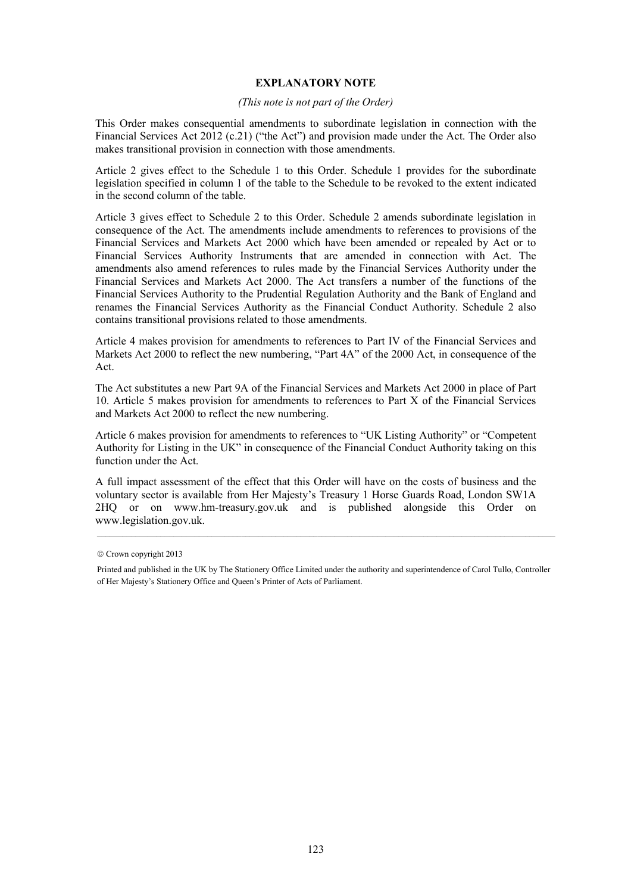## EXPLANATORY NOTE

*(This note is not part of the Order)*

This Order makes consequential amendments to subordinate legislation in connection with the Financial Services Act 2012 (c.21) ("the Act") and provision made under the Act. The Order also makes transitional provision in connection with those amendments.

Article 2 gives effect to the Schedule 1 to this Order. Schedule 1 provides for the subordinate legislation specified in column 1 of the table to the Schedule to be revoked to the extent indicated in the second column of the table.

Article 3 gives effect to Schedule 2 to this Order. Schedule 2 amends subordinate legislation in consequence of the Act. The amendments include amendments to references to provisions of the Financial Services and Markets Act 2000 which have been amended or repealed by Act or to Financial Services Authority Instruments that are amended in connection with Act. The amendments also amend references to rules made by the Financial Services Authority under the Financial Services and Markets Act 2000. The Act transfers a number of the functions of the Financial Services Authority to the Prudential Regulation Authority and the Bank of England and renames the Financial Services Authority as the Financial Conduct Authority. Schedule 2 also contains transitional provisions related to those amendments.

Article 4 makes provision for amendments to references to Part IV of the Financial Services and Markets Act 2000 to reflect the new numbering, "Part 4A" of the 2000 Act, in consequence of the Act.

The Act substitutes a new Part 9A of the Financial Services and Markets Act 2000 in place of Part 10. Article 5 makes provision for amendments to references to Part X of the Financial Services and Markets Act 2000 to reflect the new numbering.

Article 6 makes provision for amendments to references to "UK Listing Authority" or "Competent Authority for Listing in the UK" in consequence of the Financial Conduct Authority taking on this function under the Act.

A full impact assessment of the effect that this Order will have on the costs of business and the voluntary sector is available from Her Majesty's Treasury 1 Horse Guards Road, London SW1A 2HQ or on www.hm-treasury.gov.uk and is published alongside this Order on www.legislation.gov.uk.

---

© Crown copyright 2013

Printed and published in the UK by The Stationery Office Limited under the authority and superintendence of Carol Tullo, Controller of Her Majesty's Stationery Office and Queen's Printer of Acts of Parliament.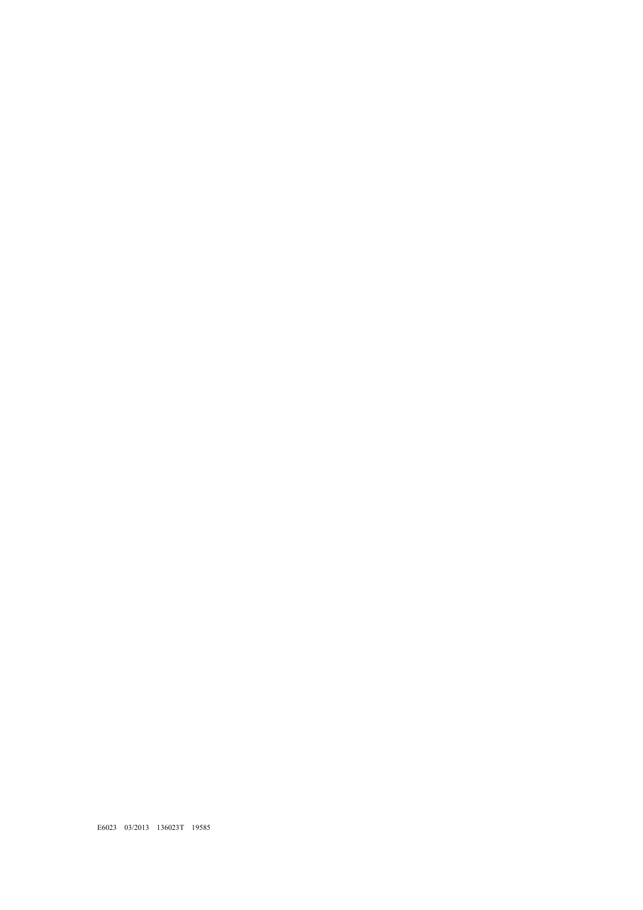E6023 03/2013 136023T 19585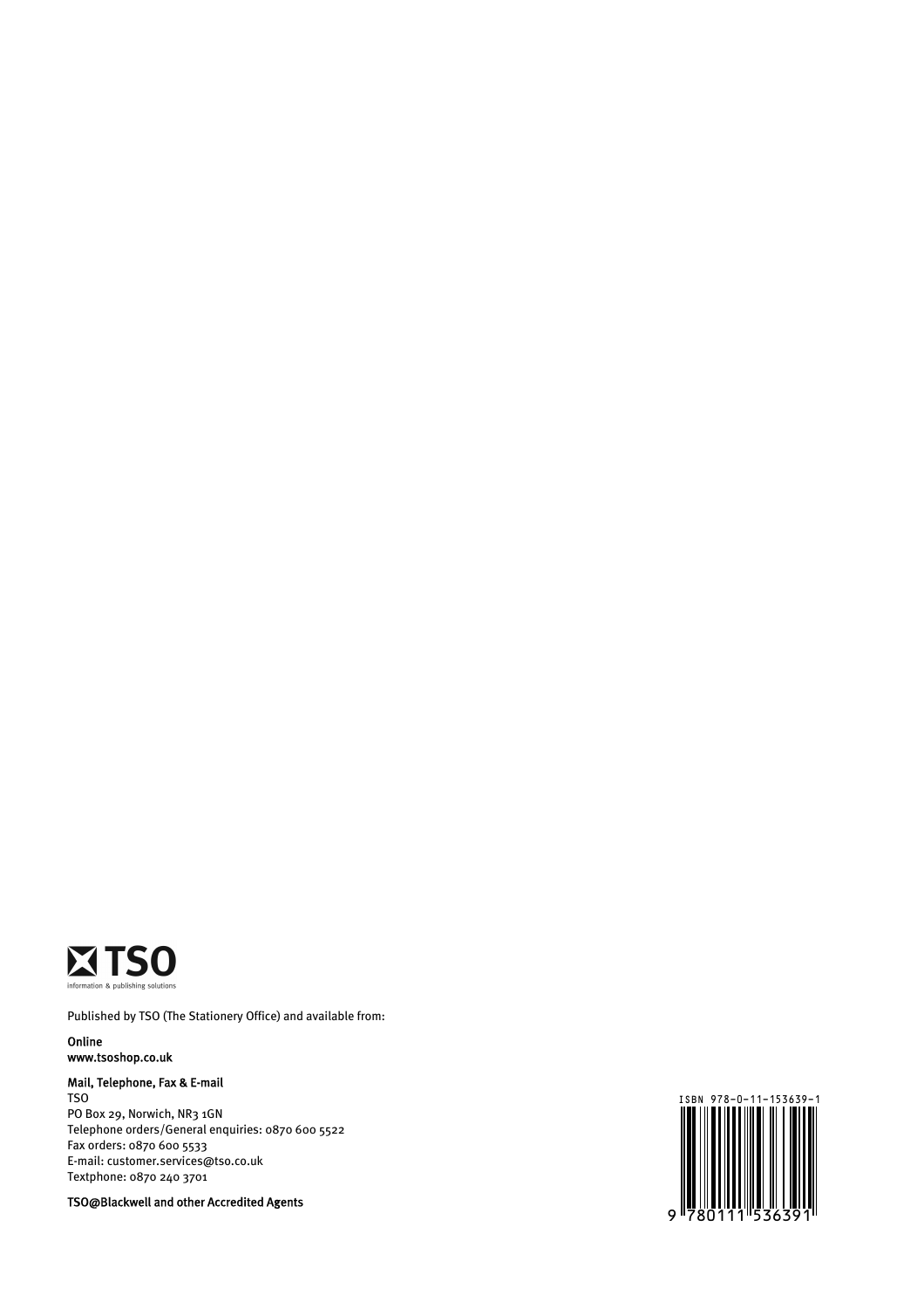TSO

information & publishing solutions

Published by TSO (The Stationery Office) and available from:

**Online**
**www.tsoshop.co.uk**

**Mail, Telephone, Fax & E-mail**
TSO
PO Box 29, Norwich, NR3 1GN
Telephone orders/General enquiries: 0870 600 5522
Fax orders: 0870 600 5533
E-mail: customer.services@tso.co.uk
Textphone: 0870 240 3701

**TSO@Blackwell and other Accredited Agents**

ISBN 978-0-11-153639-1

9 780111 536391